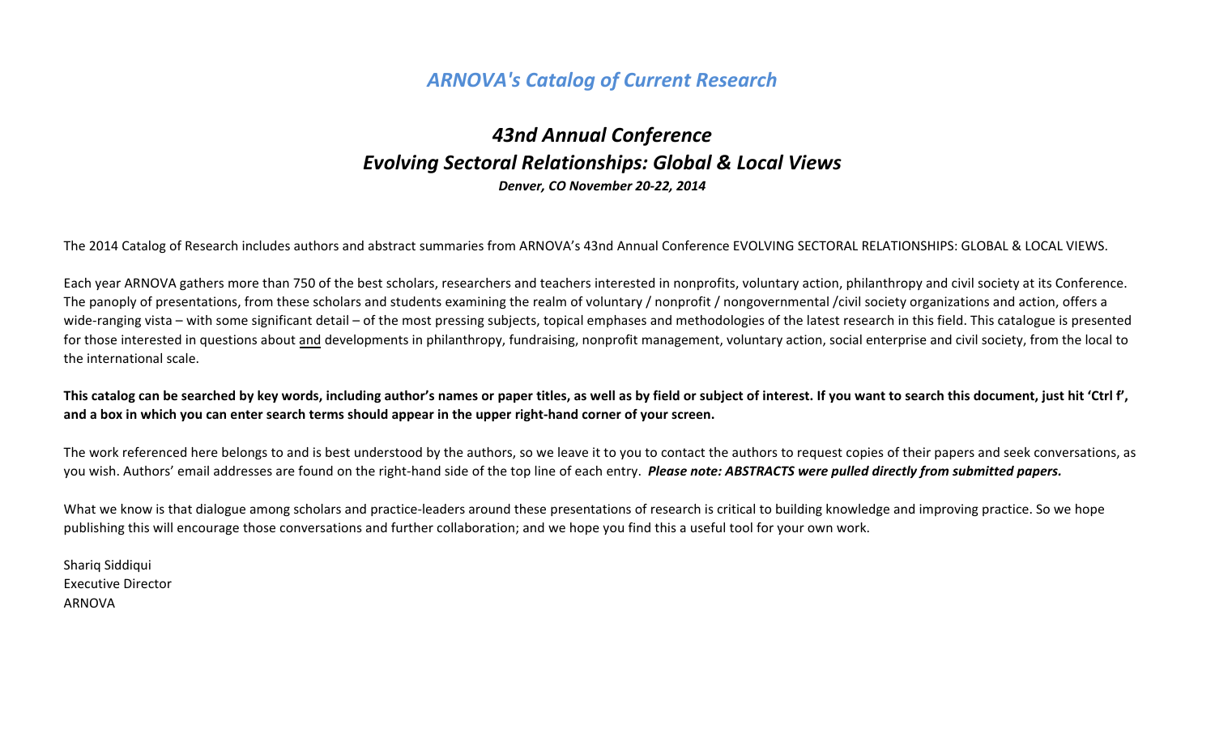# *ARNOVA's Catalog of Current Research*

## *43nd Annual Conference*
## *Evolving Sectoral Relationships: Global & Local Views*

***Denver, CO November 20-22, 2014***

The 2014 Catalog of Research includes authors and abstract summaries from ARNOVA's 43nd Annual Conference EVOLVING SECTORAL RELATIONSHIPS: GLOBAL & LOCAL VIEWS.

Each year ARNOVA gathers more than 750 of the best scholars, researchers and teachers interested in nonprofits, voluntary action, philanthropy and civil society at its Conference. The panoply of presentations, from these scholars and students examining the realm of voluntary / nonprofit / nongovernmental /civil society organizations and action, offers a wide-ranging vista – with some significant detail – of the most pressing subjects, topical emphases and methodologies of the latest research in this field. This catalogue is presented for those interested in questions about <u>and</u> developments in philanthropy, fundraising, nonprofit management, voluntary action, social enterprise and civil society, from the local to the international scale.

**This catalog can be searched by key words, including author's names or paper titles, as well as by field or subject of interest. If you want to search this document, just hit 'Ctrl f', and a box in which you can enter search terms should appear in the upper right-hand corner of your screen.**

The work referenced here belongs to and is best understood by the authors, so we leave it to you to contact the authors to request copies of their papers and seek conversations, as you wish. Authors' email addresses are found on the right-hand side of the top line of each entry. ***Please note: ABSTRACTS were pulled directly from submitted papers.***

What we know is that dialogue among scholars and practice-leaders around these presentations of research is critical to building knowledge and improving practice. So we hope publishing this will encourage those conversations and further collaboration; and we hope you find this a useful tool for your own work.

Shariq Siddiqui
Executive Director
ARNOVA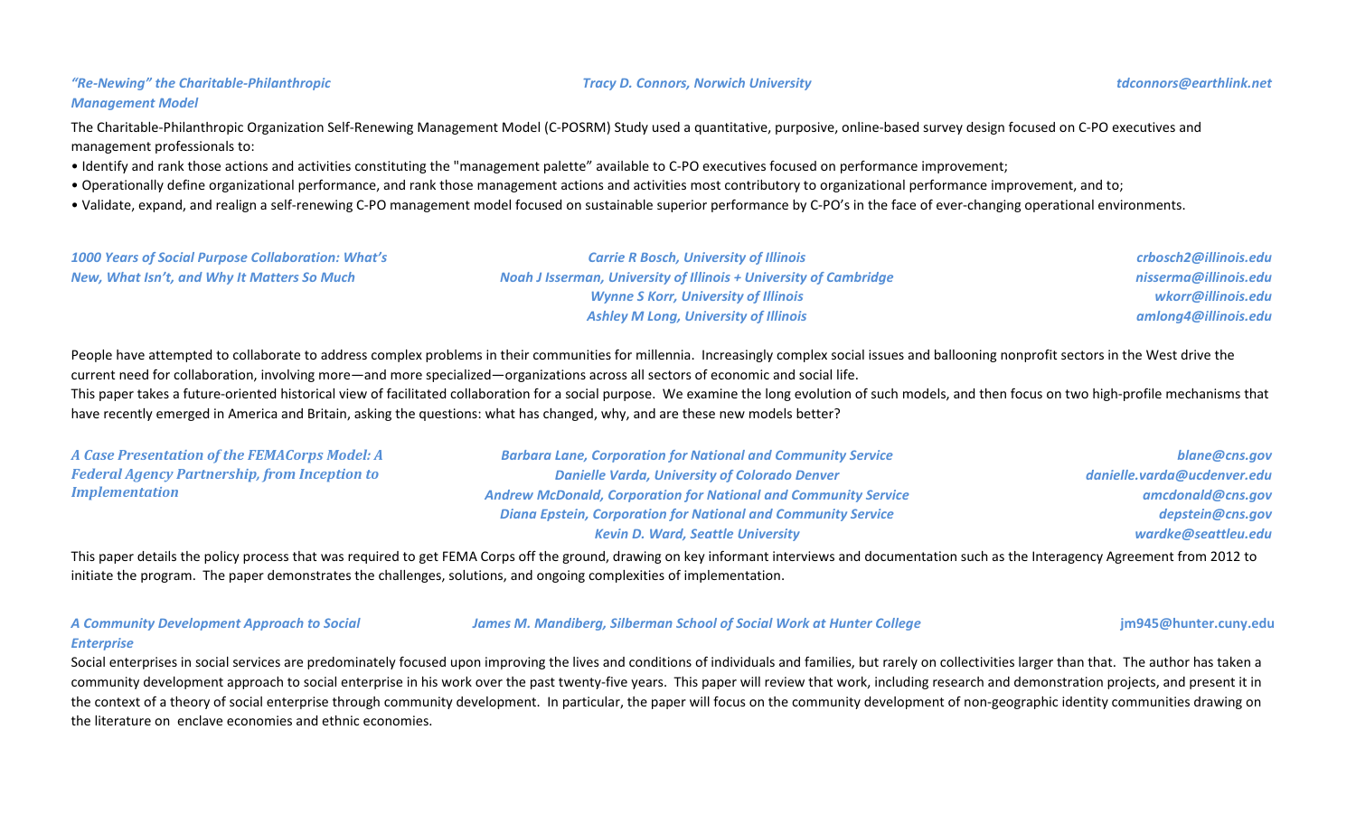### *"Re-Newing" the Charitable-Philanthropic Management Model*

***Tracy D. Connors, Norwich University*** — ***tdconnors@earthlink.net***

The Charitable-Philanthropic Organization Self-Renewing Management Model (C-POSRM) Study used a quantitative, purposive, online-based survey design focused on C-PO executives and management professionals to:

- Identify and rank those actions and activities constituting the "management palette" available to C-PO executives focused on performance improvement;
- Operationally define organizational performance, and rank those management actions and activities most contributory to organizational performance improvement, and to;
- Validate, expand, and realign a self-renewing C-PO management model focused on sustainable superior performance by C-PO's in the face of ever-changing operational environments.

### *1000 Years of Social Purpose Collaboration: What's New, What Isn't, and Why It Matters So Much*

***Carrie R Bosch, University of Illinois*** — ***crbosch2@illinois.edu***
***Noah J Isserman, University of Illinois + University of Cambridge*** — ***nisserma@illinois.edu***
***Wynne S Korr, University of Illinois*** — ***wkorr@illinois.edu***
***Ashley M Long, University of Illinois*** — ***amlong4@illinois.edu***

People have attempted to collaborate to address complex problems in their communities for millennia. Increasingly complex social issues and ballooning nonprofit sectors in the West drive the current need for collaboration, involving more—and more specialized—organizations across all sectors of economic and social life.

This paper takes a future-oriented historical view of facilitated collaboration for a social purpose. We examine the long evolution of such models, and then focus on two high-profile mechanisms that have recently emerged in America and Britain, asking the questions: what has changed, why, and are these new models better?

### *A Case Presentation of the FEMACorps Model: A Federal Agency Partnership, from Inception to Implementation*

***Barbara Lane, Corporation for National and Community Service*** — ***blane@cns.gov***
***Danielle Varda, University of Colorado Denver*** — ***danielle.varda@ucdenver.edu***
***Andrew McDonald, Corporation for National and Community Service*** — ***amcdonald@cns.gov***
***Diana Epstein, Corporation for National and Community Service*** — ***depstein@cns.gov***
***Kevin D. Ward, Seattle University*** — ***wardke@seattleu.edu***

This paper details the policy process that was required to get FEMA Corps off the ground, drawing on key informant interviews and documentation such as the Interagency Agreement from 2012 to initiate the program. The paper demonstrates the challenges, solutions, and ongoing complexities of implementation.

### *A Community Development Approach to Social Enterprise*

***James M. Mandiberg, Silberman School of Social Work at Hunter College*** — ***jm945@hunter.cuny.edu***

Social enterprises in social services are predominately focused upon improving the lives and conditions of individuals and families, but rarely on collectivities larger than that. The author has taken a community development approach to social enterprise in his work over the past twenty-five years. This paper will review that work, including research and demonstration projects, and present it in the context of a theory of social enterprise through community development. In particular, the paper will focus on the community development of non-geographic identity communities drawing on the literature on enclave economies and ethnic economies.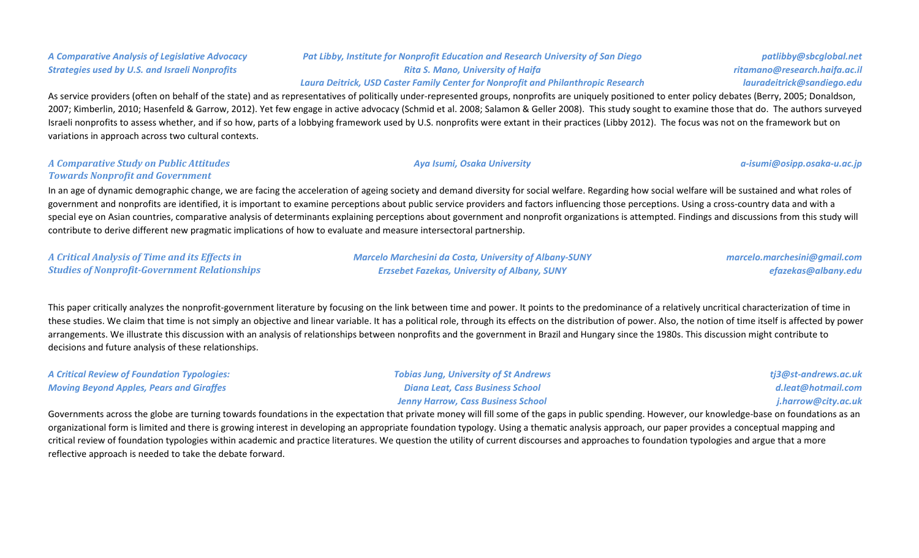### *A Comparative Analysis of Legislative Advocacy Strategies used by U.S. and Israeli Nonprofits*

***Pat Libby, Institute for Nonprofit Education and Research University of San Diego*** — ***patlibby@sbcglobal.net***
***Rita S. Mano, University of Haifa*** — ***ritamano@research.haifa.ac.il***
***Laura Deitrick, USD Caster Family Center for Nonprofit and Philanthropic Research*** — ***lauradeitrick@sandiego.edu***

As service providers (often on behalf of the state) and as representatives of politically under-represented groups, nonprofits are uniquely positioned to enter policy debates (Berry, 2005; Donaldson, 2007; Kimberlin, 2010; Hasenfeld & Garrow, 2012). Yet few engage in active advocacy (Schmid et al. 2008; Salamon & Geller 2008). This study sought to examine those that do. The authors surveyed Israeli nonprofits to assess whether, and if so how, parts of a lobbying framework used by U.S. nonprofits were extant in their practices (Libby 2012). The focus was not on the framework but on variations in approach across two cultural contexts.

### *A Comparative Study on Public Attitudes Towards Nonprofit and Government*

***Aya Isumi, Osaka University*** — ***a-isumi@osipp.osaka-u.ac.jp***

In an age of dynamic demographic change, we are facing the acceleration of ageing society and demand diversity for social welfare. Regarding how social welfare will be sustained and what roles of government and nonprofits are identified, it is important to examine perceptions about public service providers and factors influencing those perceptions. Using a cross-country data and with a special eye on Asian countries, comparative analysis of determinants explaining perceptions about government and nonprofit organizations is attempted. Findings and discussions from this study will contribute to derive different new pragmatic implications of how to evaluate and measure intersectoral partnership.

### *A Critical Analysis of Time and its Effects in Studies of Nonprofit-Government Relationships*

***Marcelo Marchesini da Costa, University of Albany-SUNY*** — ***marcelo.marchesini@gmail.com***
***Erzsebet Fazekas, University of Albany, SUNY*** — ***efazekas@albany.edu***

This paper critically analyzes the nonprofit-government literature by focusing on the link between time and power. It points to the predominance of a relatively uncritical characterization of time in these studies. We claim that time is not simply an objective and linear variable. It has a political role, through its effects on the distribution of power. Also, the notion of time itself is affected by power arrangements. We illustrate this discussion with an analysis of relationships between nonprofits and the government in Brazil and Hungary since the 1980s. This discussion might contribute to decisions and future analysis of these relationships.

### *A Critical Review of Foundation Typologies: Moving Beyond Apples, Pears and Giraffes*

***Tobias Jung, University of St Andrews*** — ***tj3@st-andrews.ac.uk***
***Diana Leat, Cass Business School*** — ***d.leat@hotmail.com***
***Jenny Harrow, Cass Business School*** — ***j.harrow@city.ac.uk***

Governments across the globe are turning towards foundations in the expectation that private money will fill some of the gaps in public spending. However, our knowledge-base on foundations as an organizational form is limited and there is growing interest in developing an appropriate foundation typology. Using a thematic analysis approach, our paper provides a conceptual mapping and critical review of foundation typologies within academic and practice literatures. We question the utility of current discourses and approaches to foundation typologies and argue that a more reflective approach is needed to take the debate forward.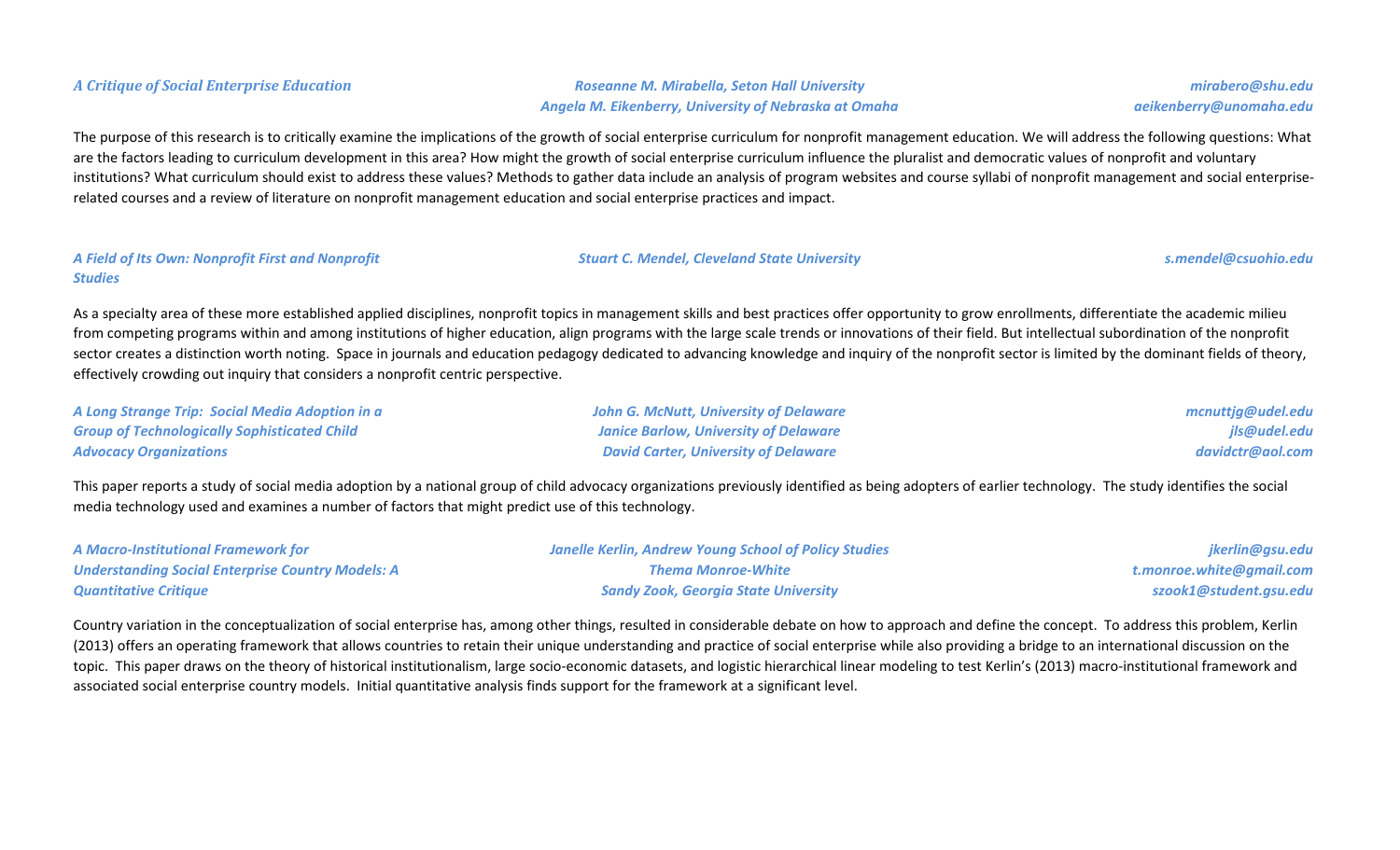***A Critique of Social Enterprise Education***

***Roseanne M. Mirabella, Seton Hall University*** — ***mirabero@shu.edu***
***Angela M. Eikenberry, University of Nebraska at Omaha*** — ***aeikenberry@unomaha.edu***

The purpose of this research is to critically examine the implications of the growth of social enterprise curriculum for nonprofit management education. We will address the following questions: What are the factors leading to curriculum development in this area? How might the growth of social enterprise curriculum influence the pluralist and democratic values of nonprofit and voluntary institutions? What curriculum should exist to address these values? Methods to gather data include an analysis of program websites and course syllabi of nonprofit management and social enterprise-related courses and a review of literature on nonprofit management education and social enterprise practices and impact.

***A Field of Its Own: Nonprofit First and Nonprofit Studies***

***Stuart C. Mendel, Cleveland State University*** — ***s.mendel@csuohio.edu***

As a specialty area of these more established applied disciplines, nonprofit topics in management skills and best practices offer opportunity to grow enrollments, differentiate the academic milieu from competing programs within and among institutions of higher education, align programs with the large scale trends or innovations of their field. But intellectual subordination of the nonprofit sector creates a distinction worth noting. Space in journals and education pedagogy dedicated to advancing knowledge and inquiry of the nonprofit sector is limited by the dominant fields of theory, effectively crowding out inquiry that considers a nonprofit centric perspective.

***A Long Strange Trip: Social Media Adoption in a Group of Technologically Sophisticated Child Advocacy Organizations***

***John G. McNutt, University of Delaware*** — ***mcnuttjg@udel.edu***
***Janice Barlow, University of Delaware*** — ***jls@udel.edu***
***David Carter, University of Delaware*** — ***davidctr@aol.com***

This paper reports a study of social media adoption by a national group of child advocacy organizations previously identified as being adopters of earlier technology. The study identifies the social media technology used and examines a number of factors that might predict use of this technology.

***A Macro-Institutional Framework for Understanding Social Enterprise Country Models: A Quantitative Critique***

***Janelle Kerlin, Andrew Young School of Policy Studies*** — ***jkerlin@gsu.edu***
***Thema Monroe-White*** — ***t.monroe.white@gmail.com***
***Sandy Zook, Georgia State University*** — ***szook1@student.gsu.edu***

Country variation in the conceptualization of social enterprise has, among other things, resulted in considerable debate on how to approach and define the concept. To address this problem, Kerlin (2013) offers an operating framework that allows countries to retain their unique understanding and practice of social enterprise while also providing a bridge to an international discussion on the topic. This paper draws on the theory of historical institutionalism, large socio-economic datasets, and logistic hierarchical linear modeling to test Kerlin's (2013) macro-institutional framework and associated social enterprise country models. Initial quantitative analysis finds support for the framework at a significant level.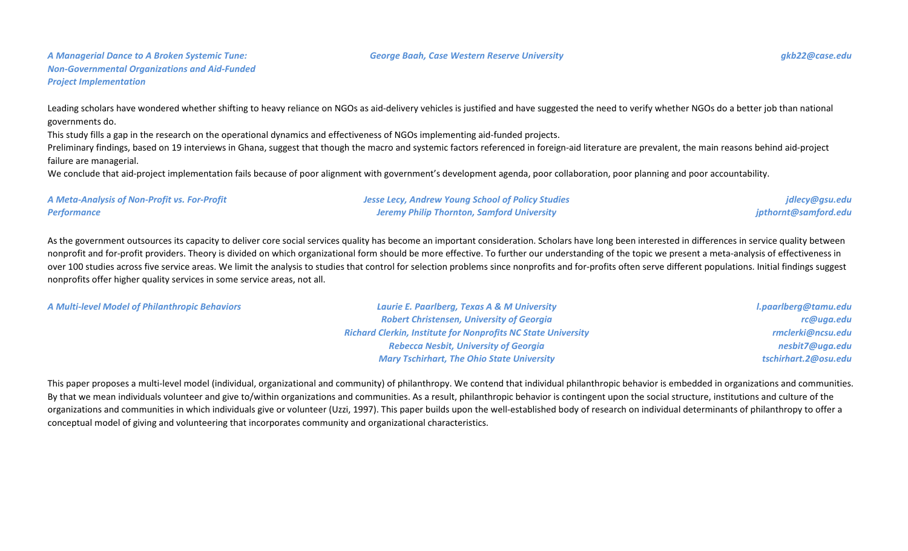### *A Managerial Dance to A Broken Systemic Tune: Non-Governmental Organizations and Aid-Funded Project Implementation*

*George Baah, Case Western Reserve University* — *gkb22@case.edu*

Leading scholars have wondered whether shifting to heavy reliance on NGOs as aid-delivery vehicles is justified and have suggested the need to verify whether NGOs do a better job than national governments do.
This study fills a gap in the research on the operational dynamics and effectiveness of NGOs implementing aid-funded projects.
Preliminary findings, based on 19 interviews in Ghana, suggest that though the macro and systemic factors referenced in foreign-aid literature are prevalent, the main reasons behind aid-project failure are managerial.
We conclude that aid-project implementation fails because of poor alignment with government's development agenda, poor collaboration, poor planning and poor accountability.

### *A Meta-Analysis of Non-Profit vs. For-Profit Performance*

*Jesse Lecy, Andrew Young School of Policy Studies* — *jdlecy@gsu.edu*
*Jeremy Philip Thornton, Samford University* — *jpthornt@samford.edu*

As the government outsources its capacity to deliver core social services quality has become an important consideration. Scholars have long been interested in differences in service quality between nonprofit and for-profit providers. Theory is divided on which organizational form should be more effective. To further our understanding of the topic we present a meta-analysis of effectiveness in over 100 studies across five service areas. We limit the analysis to studies that control for selection problems since nonprofits and for-profits often serve different populations. Initial findings suggest nonprofits offer higher quality services in some service areas, not all.

### *A Multi-level Model of Philanthropic Behaviors*

*Laurie E. Paarlberg, Texas A & M University* — *l.paarlberg@tamu.edu*
*Robert Christensen, University of Georgia* — *rc@uga.edu*
*Richard Clerkin, Institute for Nonprofits NC State University* — *rmclerki@ncsu.edu*
*Rebecca Nesbit, University of Georgia* — *nesbit7@uga.edu*
*Mary Tschirhart, The Ohio State University* — *tschirhart.2@osu.edu*

This paper proposes a multi-level model (individual, organizational and community) of philanthropy. We contend that individual philanthropic behavior is embedded in organizations and communities. By that we mean individuals volunteer and give to/within organizations and communities. As a result, philanthropic behavior is contingent upon the social structure, institutions and culture of the organizations and communities in which individuals give or volunteer (Uzzi, 1997). This paper builds upon the well-established body of research on individual determinants of philanthropy to offer a conceptual model of giving and volunteering that incorporates community and organizational characteristics.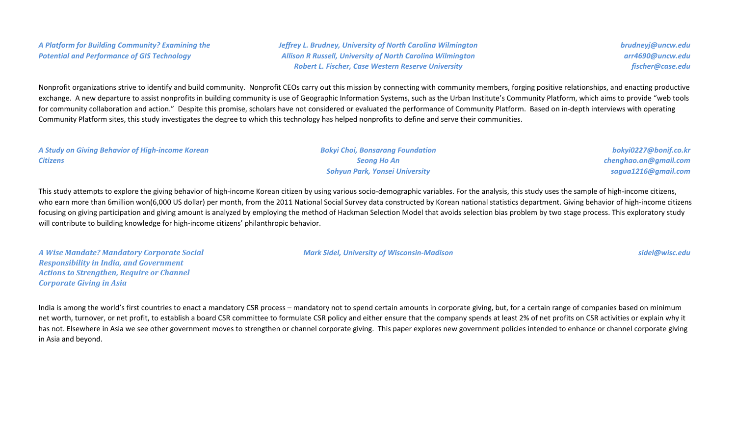***A Platform for Building Community? Examining the Potential and Performance of GIS Technology***

***Jeffrey L. Brudney, University of North Carolina Wilmington***
***Allison R Russell, University of North Carolina Wilmington***
***Robert L. Fischer, Case Western Reserve University***

***brudneyj@uncw.edu***
***arr4690@uncw.edu***
***fischer@case.edu***

Nonprofit organizations strive to identify and build community. Nonprofit CEOs carry out this mission by connecting with community members, forging positive relationships, and enacting productive exchange. A new departure to assist nonprofits in building community is use of Geographic Information Systems, such as the Urban Institute's Community Platform, which aims to provide "web tools for community collaboration and action." Despite this promise, scholars have not considered or evaluated the performance of Community Platform. Based on in-depth interviews with operating Community Platform sites, this study investigates the degree to which this technology has helped nonprofits to define and serve their communities.

***A Study on Giving Behavior of High-income Korean Citizens***

***Bokyi Choi, Bonsarang Foundation***
***Seong Ho An***
***Sohyun Park, Yonsei University***

***bokyi0227@bonif.co.kr***
***chenghao.an@gmail.com***
***sagua1216@gmail.com***

This study attempts to explore the giving behavior of high-income Korean citizen by using various socio-demographic variables. For the analysis, this study uses the sample of high-income citizens, who earn more than 6million won(6,000 US dollar) per month, from the 2011 National Social Survey data constructed by Korean national statistics department. Giving behavior of high-income citizens focusing on giving participation and giving amount is analyzed by employing the method of Hackman Selection Model that avoids selection bias problem by two stage process. This exploratory study will contribute to building knowledge for high-income citizens' philanthropic behavior.

***A Wise Mandate? Mandatory Corporate Social Responsibility in India, and Government Actions to Strengthen, Require or Channel Corporate Giving in Asia***

***Mark Sidel, University of Wisconsin-Madison***

***sidel@wisc.edu***

India is among the world's first countries to enact a mandatory CSR process – mandatory not to spend certain amounts in corporate giving, but, for a certain range of companies based on minimum net worth, turnover, or net profit, to establish a board CSR committee to formulate CSR policy and either ensure that the company spends at least 2% of net profits on CSR activities or explain why it has not. Elsewhere in Asia we see other government moves to strengthen or channel corporate giving. This paper explores new government policies intended to enhance or channel corporate giving in Asia and beyond.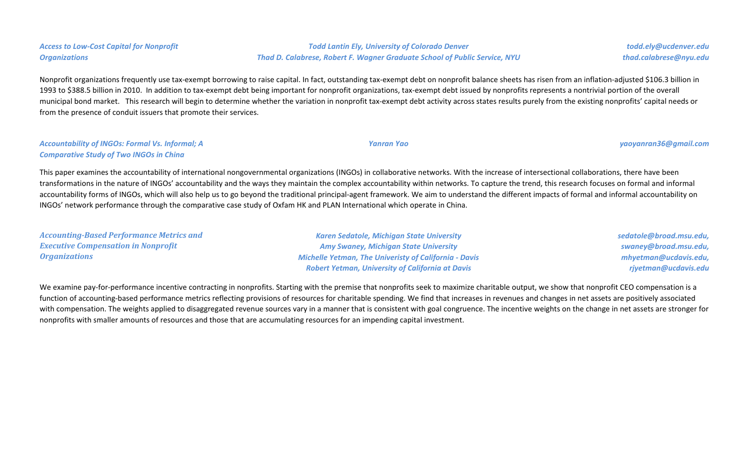### *Access to Low-Cost Capital for Nonprofit Organizations*

***Todd Lantin Ely, University of Colorado Denver***
***Thad D. Calabrese, Robert F. Wagner Graduate School of Public Service, NYU***

***todd.ely@ucdenver.edu***
***thad.calabrese@nyu.edu***

Nonprofit organizations frequently use tax-exempt borrowing to raise capital. In fact, outstanding tax-exempt debt on nonprofit balance sheets has risen from an inflation-adjusted $106.3 billion in 1993 to $388.5 billion in 2010. In addition to tax-exempt debt being important for nonprofit organizations, tax-exempt debt issued by nonprofits represents a nontrivial portion of the overall municipal bond market. This research will begin to determine whether the variation in nonprofit tax-exempt debt activity across states results purely from the existing nonprofits' capital needs or from the presence of conduit issuers that promote their services.

### *Accountability of INGOs: Formal Vs. Informal; A Comparative Study of Two INGOs in China*

***Yanran Yao***

***yaoyanran36@gmail.com***

This paper examines the accountability of international nongovernmental organizations (INGOs) in collaborative networks. With the increase of intersectional collaborations, there have been transformations in the nature of INGOs' accountability and the ways they maintain the complex accountability within networks. To capture the trend, this research focuses on formal and informal accountability forms of INGOs, which will also help us to go beyond the traditional principal-agent framework. We aim to understand the different impacts of formal and informal accountability on INGOs' network performance through the comparative case study of Oxfam HK and PLAN International which operate in China.

### *Accounting-Based Performance Metrics and Executive Compensation in Nonprofit Organizations*

***Karen Sedatole, Michigan State University***
***Amy Swaney, Michigan State University***
***Michelle Yetman, The Univeristy of California - Davis***
***Robert Yetman, University of California at Davis***

***sedatole@broad.msu.edu,***
***swaney@broad.msu.edu,***
***mhyetman@ucdavis.edu,***
***rjyetman@ucdavis.edu***

We examine pay-for-performance incentive contracting in nonprofits. Starting with the premise that nonprofits seek to maximize charitable output, we show that nonprofit CEO compensation is a function of accounting-based performance metrics reflecting provisions of resources for charitable spending. We find that increases in revenues and changes in net assets are positively associated with compensation. The weights applied to disaggregated revenue sources vary in a manner that is consistent with goal congruence. The incentive weights on the change in net assets are stronger for nonprofits with smaller amounts of resources and those that are accumulating resources for an impending capital investment.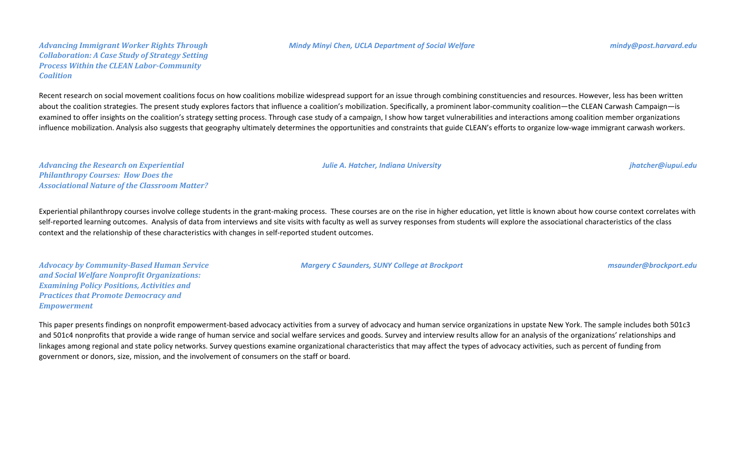***Advancing Immigrant Worker Rights Through Collaboration: A Case Study of Strategy Setting Process Within the CLEAN Labor-Community Coalition***

***Mindy Minyi Chen, UCLA Department of Social Welfare*** — ***mindy@post.harvard.edu***

Recent research on social movement coalitions focus on how coalitions mobilize widespread support for an issue through combining constituencies and resources. However, less has been written about the coalition strategies. The present study explores factors that influence a coalition's mobilization. Specifically, a prominent labor-community coalition—the CLEAN Carwash Campaign—is examined to offer insights on the coalition's strategy setting process. Through case study of a campaign, I show how target vulnerabilities and interactions among coalition member organizations influence mobilization. Analysis also suggests that geography ultimately determines the opportunities and constraints that guide CLEAN's efforts to organize low-wage immigrant carwash workers.

***Advancing the Research on Experiential Philanthropy Courses: How Does the Associational Nature of the Classroom Matter?***

***Julie A. Hatcher, Indiana University*** — ***jhatcher@iupui.edu***

Experiential philanthropy courses involve college students in the grant-making process. These courses are on the rise in higher education, yet little is known about how course context correlates with self-reported learning outcomes. Analysis of data from interviews and site visits with faculty as well as survey responses from students will explore the associational characteristics of the class context and the relationship of these characteristics with changes in self-reported student outcomes.

***Advocacy by Community-Based Human Service and Social Welfare Nonprofit Organizations: Examining Policy Positions, Activities and Practices that Promote Democracy and Empowerment***

***Margery C Saunders, SUNY College at Brockport*** — ***msaunder@brockport.edu***

This paper presents findings on nonprofit empowerment-based advocacy activities from a survey of advocacy and human service organizations in upstate New York. The sample includes both 501c3 and 501c4 nonprofits that provide a wide range of human service and social welfare services and goods. Survey and interview results allow for an analysis of the organizations' relationships and linkages among regional and state policy networks. Survey questions examine organizational characteristics that may affect the types of advocacy activities, such as percent of funding from government or donors, size, mission, and the involvement of consumers on the staff or board.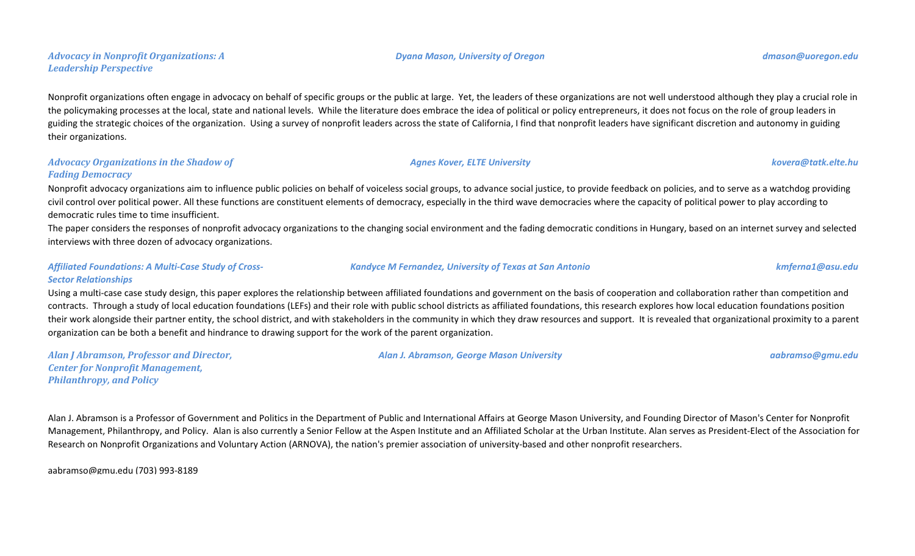***Advocacy in Nonprofit Organizations: A Leadership Perspective***

***Dyana Mason, University of Oregon*** — ***dmason@uoregon.edu***

Nonprofit organizations often engage in advocacy on behalf of specific groups or the public at large. Yet, the leaders of these organizations are not well understood although they play a crucial role in the policymaking processes at the local, state and national levels. While the literature does embrace the idea of political or policy entrepreneurs, it does not focus on the role of group leaders in guiding the strategic choices of the organization. Using a survey of nonprofit leaders across the state of California, I find that nonprofit leaders have significant discretion and autonomy in guiding their organizations.

***Advocacy Organizations in the Shadow of Fading Democracy***

***Agnes Kover, ELTE University*** — ***kovera@tatk.elte.hu***

Nonprofit advocacy organizations aim to influence public policies on behalf of voiceless social groups, to advance social justice, to provide feedback on policies, and to serve as a watchdog providing civil control over political power. All these functions are constituent elements of democracy, especially in the third wave democracies where the capacity of political power to play according to democratic rules time to time insufficient.

The paper considers the responses of nonprofit advocacy organizations to the changing social environment and the fading democratic conditions in Hungary, based on an internet survey and selected interviews with three dozen of advocacy organizations.

***Affiliated Foundations: A Multi-Case Study of Cross-Sector Relationships***

***Kandyce M Fernandez, University of Texas at San Antonio*** — ***kmferna1@asu.edu***

Using a multi-case case study design, this paper explores the relationship between affiliated foundations and government on the basis of cooperation and collaboration rather than competition and contracts. Through a study of local education foundations (LEFs) and their role with public school districts as affiliated foundations, this research explores how local education foundations position their work alongside their partner entity, the school district, and with stakeholders in the community in which they draw resources and support. It is revealed that organizational proximity to a parent organization can be both a benefit and hindrance to drawing support for the work of the parent organization.

***Alan J Abramson, Professor and Director, Center for Nonprofit Management, Philanthropy, and Policy***

***Alan J. Abramson, George Mason University*** — ***aabramso@gmu.edu***

Alan J. Abramson is a Professor of Government and Politics in the Department of Public and International Affairs at George Mason University, and Founding Director of Mason's Center for Nonprofit Management, Philanthropy, and Policy. Alan is also currently a Senior Fellow at the Aspen Institute and an Affiliated Scholar at the Urban Institute. Alan serves as President-Elect of the Association for Research on Nonprofit Organizations and Voluntary Action (ARNOVA), the nation's premier association of university-based and other nonprofit researchers.

aabramso@gmu.edu (703) 993-8189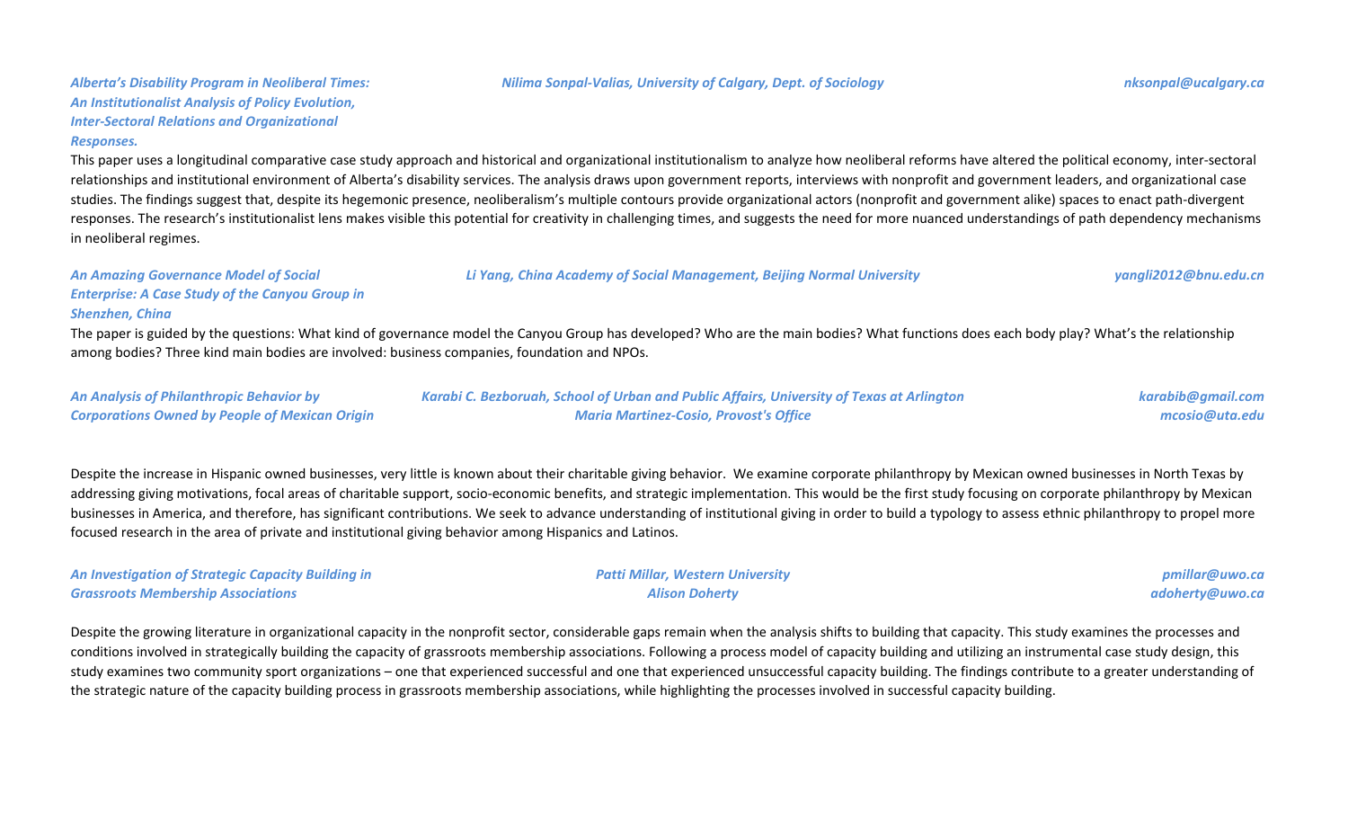***Alberta's Disability Program in Neoliberal Times: An Institutionalist Analysis of Policy Evolution, Inter-Sectoral Relations and Organizational Responses.***

*Nilima Sonpal-Valias, University of Calgary, Dept. of Sociology* — *nksonpal@ucalgary.ca*

This paper uses a longitudinal comparative case study approach and historical and organizational institutionalism to analyze how neoliberal reforms have altered the political economy, inter-sectoral relationships and institutional environment of Alberta's disability services. The analysis draws upon government reports, interviews with nonprofit and government leaders, and organizational case studies. The findings suggest that, despite its hegemonic presence, neoliberalism's multiple contours provide organizational actors (nonprofit and government alike) spaces to enact path-divergent responses. The research's institutionalist lens makes visible this potential for creativity in challenging times, and suggests the need for more nuanced understandings of path dependency mechanisms in neoliberal regimes.

***An Amazing Governance Model of Social Enterprise: A Case Study of the Canyou Group in Shenzhen, China***

*Li Yang, China Academy of Social Management, Beijing Normal University* — *yangli2012@bnu.edu.cn*

The paper is guided by the questions: What kind of governance model the Canyou Group has developed? Who are the main bodies? What functions does each body play? What's the relationship among bodies? Three kind main bodies are involved: business companies, foundation and NPOs.

***An Analysis of Philanthropic Behavior by Corporations Owned by People of Mexican Origin***

*Karabi C. Bezboruah, School of Urban and Public Affairs, University of Texas at Arlington* — *karabib@gmail.com*
*Maria Martinez-Cosio, Provost's Office* — *mcosio@uta.edu*

Despite the increase in Hispanic owned businesses, very little is known about their charitable giving behavior. We examine corporate philanthropy by Mexican owned businesses in North Texas by addressing giving motivations, focal areas of charitable support, socio-economic benefits, and strategic implementation. This would be the first study focusing on corporate philanthropy by Mexican businesses in America, and therefore, has significant contributions. We seek to advance understanding of institutional giving in order to build a typology to assess ethnic philanthropy to propel more focused research in the area of private and institutional giving behavior among Hispanics and Latinos.

***An Investigation of Strategic Capacity Building in Grassroots Membership Associations***

*Patti Millar, Western University* — *pmillar@uwo.ca*
*Alison Doherty* — *adoherty@uwo.ca*

Despite the growing literature in organizational capacity in the nonprofit sector, considerable gaps remain when the analysis shifts to building that capacity. This study examines the processes and conditions involved in strategically building the capacity of grassroots membership associations. Following a process model of capacity building and utilizing an instrumental case study design, this study examines two community sport organizations – one that experienced successful and one that experienced unsuccessful capacity building. The findings contribute to a greater understanding of the strategic nature of the capacity building process in grassroots membership associations, while highlighting the processes involved in successful capacity building.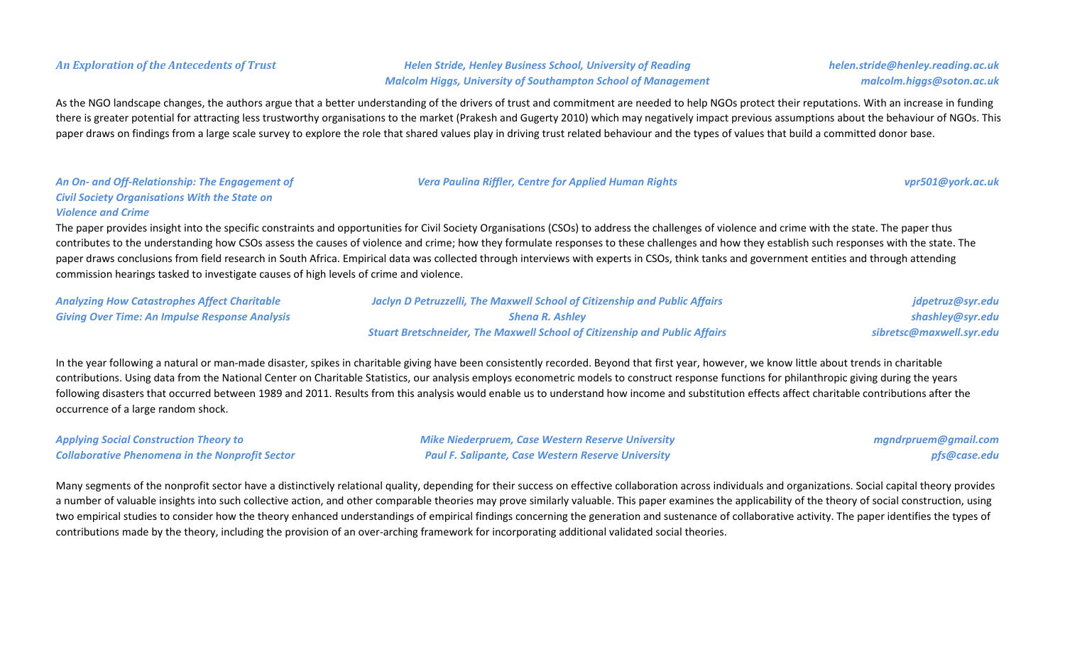### *An Exploration of the Antecedents of Trust*

*Helen Stride, Henley Business School, University of Reading* — *helen.stride@henley.reading.ac.uk*
*Malcolm Higgs, University of Southampton School of Management* — *malcolm.higgs@soton.ac.uk*

As the NGO landscape changes, the authors argue that a better understanding of the drivers of trust and commitment are needed to help NGOs protect their reputations. With an increase in funding there is greater potential for attracting less trustworthy organisations to the market (Prakesh and Gugerty 2010) which may negatively impact previous assumptions about the behaviour of NGOs. This paper draws on findings from a large scale survey to explore the role that shared values play in driving trust related behaviour and the types of values that build a committed donor base.

### *An On- and Off-Relationship: The Engagement of Civil Society Organisations With the State on Violence and Crime*

*Vera Paulina Riffler, Centre for Applied Human Rights* — *vpr501@york.ac.uk*

The paper provides insight into the specific constraints and opportunities for Civil Society Organisations (CSOs) to address the challenges of violence and crime with the state. The paper thus contributes to the understanding how CSOs assess the causes of violence and crime; how they formulate responses to these challenges and how they establish such responses with the state. The paper draws conclusions from field research in South Africa. Empirical data was collected through interviews with experts in CSOs, think tanks and government entities and through attending commission hearings tasked to investigate causes of high levels of crime and violence.

### *Analyzing How Catastrophes Affect Charitable Giving Over Time: An Impulse Response Analysis*

*Jaclyn D Petruzzelli, The Maxwell School of Citizenship and Public Affairs* — *jdpetruz@syr.edu*
*Shena R. Ashley* — *shashley@syr.edu*
*Stuart Bretschneider, The Maxwell School of Citizenship and Public Affairs* — *sibretsc@maxwell.syr.edu*

In the year following a natural or man-made disaster, spikes in charitable giving have been consistently recorded. Beyond that first year, however, we know little about trends in charitable contributions. Using data from the National Center on Charitable Statistics, our analysis employs econometric models to construct response functions for philanthropic giving during the years following disasters that occurred between 1989 and 2011. Results from this analysis would enable us to understand how income and substitution effects affect charitable contributions after the occurrence of a large random shock.

### *Applying Social Construction Theory to Collaborative Phenomena in the Nonprofit Sector*

*Mike Niederpruem, Case Western Reserve University* — *mgndrpruem@gmail.com*
*Paul F. Salipante, Case Western Reserve University* — *pfs@case.edu*

Many segments of the nonprofit sector have a distinctively relational quality, depending for their success on effective collaboration across individuals and organizations. Social capital theory provides a number of valuable insights into such collective action, and other comparable theories may prove similarly valuable. This paper examines the applicability of the theory of social construction, using two empirical studies to consider how the theory enhanced understandings of empirical findings concerning the generation and sustenance of collaborative activity. The paper identifies the types of contributions made by the theory, including the provision of an over-arching framework for incorporating additional validated social theories.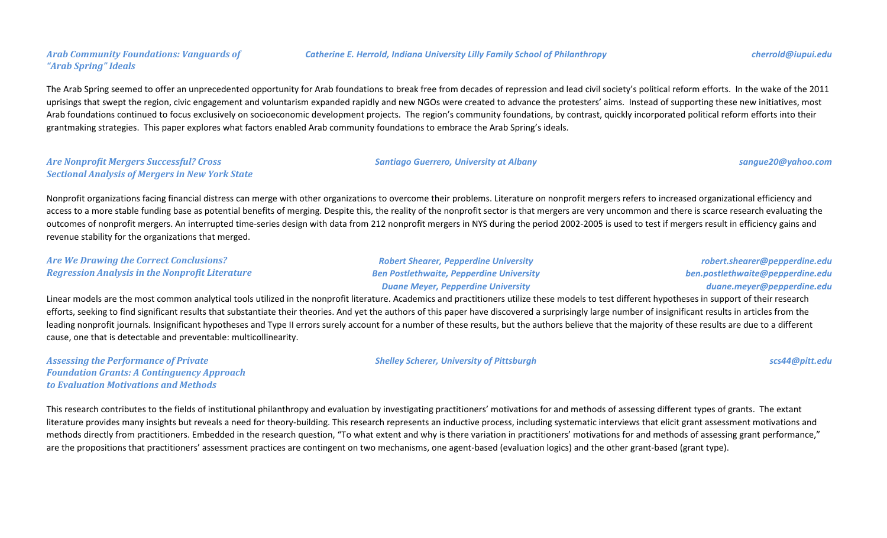### *Arab Community Foundations: Vanguards of "Arab Spring" Ideals*

*Catherine E. Herrold, Indiana University Lilly Family School of Philanthropy* — *cherrold@iupui.edu*

The Arab Spring seemed to offer an unprecedented opportunity for Arab foundations to break free from decades of repression and lead civil society's political reform efforts. In the wake of the 2011 uprisings that swept the region, civic engagement and voluntarism expanded rapidly and new NGOs were created to advance the protesters' aims. Instead of supporting these new initiatives, most Arab foundations continued to focus exclusively on socioeconomic development projects. The region's community foundations, by contrast, quickly incorporated political reform efforts into their grantmaking strategies. This paper explores what factors enabled Arab community foundations to embrace the Arab Spring's ideals.

### *Are Nonprofit Mergers Successful? Cross Sectional Analysis of Mergers in New York State*

*Santiago Guerrero, University at Albany* — *sangue20@yahoo.com*

Nonprofit organizations facing financial distress can merge with other organizations to overcome their problems. Literature on nonprofit mergers refers to increased organizational efficiency and access to a more stable funding base as potential benefits of merging. Despite this, the reality of the nonprofit sector is that mergers are very uncommon and there is scarce research evaluating the outcomes of nonprofit mergers. An interrupted time-series design with data from 212 nonprofit mergers in NYS during the period 2002-2005 is used to test if mergers result in efficiency gains and revenue stability for the organizations that merged.

### *Are We Drawing the Correct Conclusions? Regression Analysis in the Nonprofit Literature*

*Robert Shearer, Pepperdine University* — *robert.shearer@pepperdine.edu*
*Ben Postlethwaite, Pepperdine University* — *ben.postlethwaite@pepperdine.edu*
*Duane Meyer, Pepperdine University* — *duane.meyer@pepperdine.edu*

Linear models are the most common analytical tools utilized in the nonprofit literature. Academics and practitioners utilize these models to test different hypotheses in support of their research efforts, seeking to find significant results that substantiate their theories. And yet the authors of this paper have discovered a surprisingly large number of insignificant results in articles from the leading nonprofit journals. Insignificant hypotheses and Type II errors surely account for a number of these results, but the authors believe that the majority of these results are due to a different cause, one that is detectable and preventable: multicollinearity.

### *Assessing the Performance of Private Foundation Grants: A Contingency Approach to Evaluation Motivations and Methods*

*Shelley Scherer, University of Pittsburgh* — *scs44@pitt.edu*

This research contributes to the fields of institutional philanthropy and evaluation by investigating practitioners' motivations for and methods of assessing different types of grants. The extant literature provides many insights but reveals a need for theory-building. This research represents an inductive process, including systematic interviews that elicit grant assessment motivations and methods directly from practitioners. Embedded in the research question, "To what extent and why is there variation in practitioners' motivations for and methods of assessing grant performance," are the propositions that practitioners' assessment practices are contingent on two mechanisms, one agent-based (evaluation logics) and the other grant-based (grant type).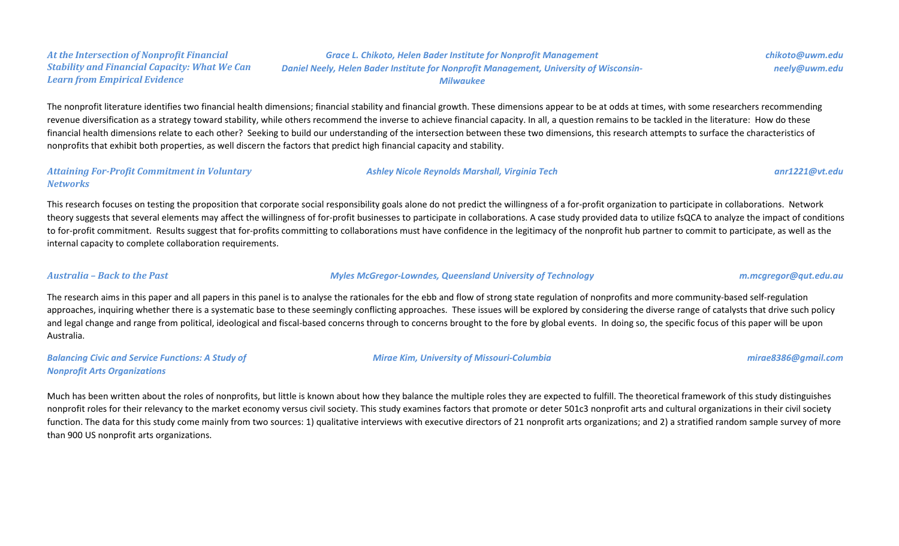***At the Intersection of Nonprofit Financial Stability and Financial Capacity: What We Can Learn from Empirical Evidence***

*Grace L. Chikoto, Helen Bader Institute for Nonprofit Management*
*Daniel Neely, Helen Bader Institute for Nonprofit Management, University of Wisconsin-Milwaukee*

*chikoto@uwm.edu*
*neely@uwm.edu*

The nonprofit literature identifies two financial health dimensions; financial stability and financial growth. These dimensions appear to be at odds at times, with some researchers recommending revenue diversification as a strategy toward stability, while others recommend the inverse to achieve financial capacity. In all, a question remains to be tackled in the literature: How do these financial health dimensions relate to each other? Seeking to build our understanding of the intersection between these two dimensions, this research attempts to surface the characteristics of nonprofits that exhibit both properties, as well discern the factors that predict high financial capacity and stability.

***Attaining For-Profit Commitment in Voluntary Networks***

*Ashley Nicole Reynolds Marshall, Virginia Tech*

*anr1221@vt.edu*

This research focuses on testing the proposition that corporate social responsibility goals alone do not predict the willingness of a for-profit organization to participate in collaborations. Network theory suggests that several elements may affect the willingness of for-profit businesses to participate in collaborations. A case study provided data to utilize fsQCA to analyze the impact of conditions to for-profit commitment. Results suggest that for-profits committing to collaborations must have confidence in the legitimacy of the nonprofit hub partner to commit to participate, as well as the internal capacity to complete collaboration requirements.

***Australia – Back to the Past***

*Myles McGregor-Lowndes, Queensland University of Technology*

*m.mcgregor@qut.edu.au*

The research aims in this paper and all papers in this panel is to analyse the rationales for the ebb and flow of strong state regulation of nonprofits and more community-based self-regulation approaches, inquiring whether there is a systematic base to these seemingly conflicting approaches. These issues will be explored by considering the diverse range of catalysts that drive such policy and legal change and range from political, ideological and fiscal-based concerns through to concerns brought to the fore by global events. In doing so, the specific focus of this paper will be upon Australia.

***Balancing Civic and Service Functions: A Study of Nonprofit Arts Organizations***

*Mirae Kim, University of Missouri-Columbia*

*mirae8386@gmail.com*

Much has been written about the roles of nonprofits, but little is known about how they balance the multiple roles they are expected to fulfill. The theoretical framework of this study distinguishes nonprofit roles for their relevancy to the market economy versus civil society. This study examines factors that promote or deter 501c3 nonprofit arts and cultural organizations in their civil society function. The data for this study come mainly from two sources: 1) qualitative interviews with executive directors of 21 nonprofit arts organizations; and 2) a stratified random sample survey of more than 900 US nonprofit arts organizations.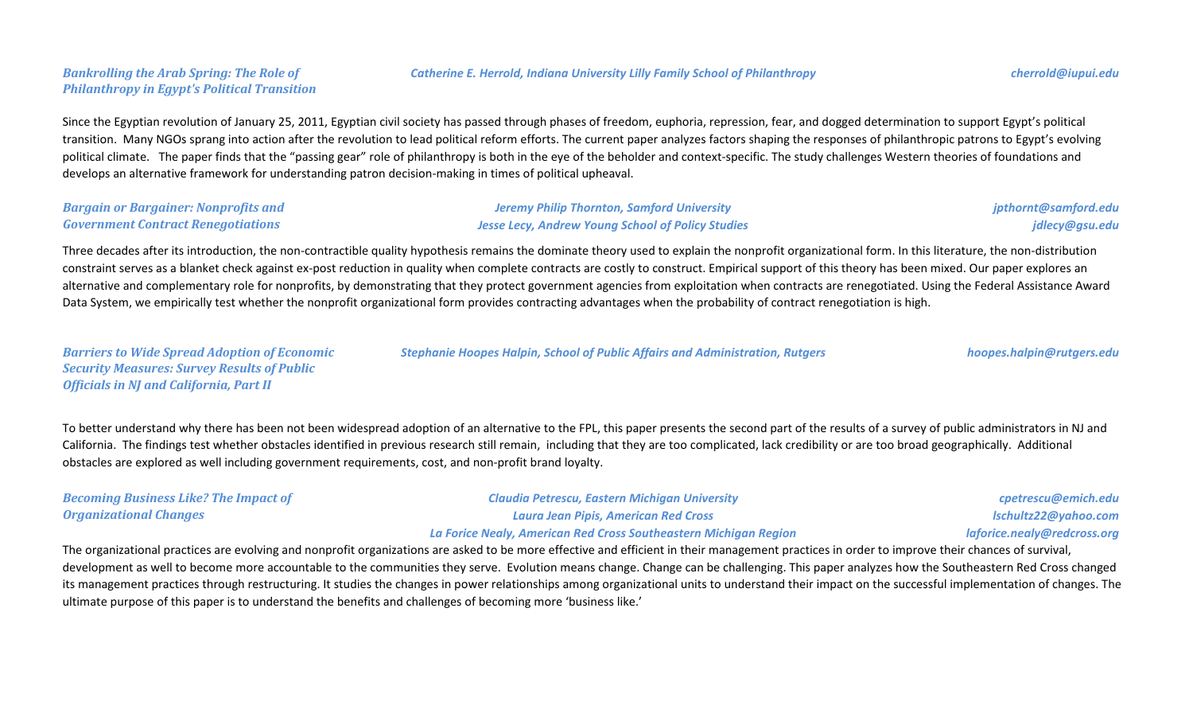***Bankrolling the Arab Spring: The Role of Philanthropy in Egypt's Political Transition***

*Catherine E. Herrold, Indiana University Lilly Family School of Philanthropy* — *cherrold@iupui.edu*

Since the Egyptian revolution of January 25, 2011, Egyptian civil society has passed through phases of freedom, euphoria, repression, fear, and dogged determination to support Egypt's political transition. Many NGOs sprang into action after the revolution to lead political reform efforts. The current paper analyzes factors shaping the responses of philanthropic patrons to Egypt's evolving political climate. The paper finds that the "passing gear" role of philanthropy is both in the eye of the beholder and context-specific. The study challenges Western theories of foundations and develops an alternative framework for understanding patron decision-making in times of political upheaval.

***Bargain or Bargainer: Nonprofits and Government Contract Renegotiations***

*Jeremy Philip Thornton, Samford University* — *jpthornt@samford.edu*
*Jesse Lecy, Andrew Young School of Policy Studies* — *jdlecy@gsu.edu*

Three decades after its introduction, the non-contractible quality hypothesis remains the dominate theory used to explain the nonprofit organizational form. In this literature, the non-distribution constraint serves as a blanket check against ex-post reduction in quality when complete contracts are costly to construct. Empirical support of this theory has been mixed. Our paper explores an alternative and complementary role for nonprofits, by demonstrating that they protect government agencies from exploitation when contracts are renegotiated. Using the Federal Assistance Award Data System, we empirically test whether the nonprofit organizational form provides contracting advantages when the probability of contract renegotiation is high.

***Barriers to Wide Spread Adoption of Economic Security Measures: Survey Results of Public Officials in NJ and California, Part II***

*Stephanie Hoopes Halpin, School of Public Affairs and Administration, Rutgers* — *hoopes.halpin@rutgers.edu*

To better understand why there has been not been widespread adoption of an alternative to the FPL, this paper presents the second part of the results of a survey of public administrators in NJ and California. The findings test whether obstacles identified in previous research still remain, including that they are too complicated, lack credibility or are too broad geographically. Additional obstacles are explored as well including government requirements, cost, and non-profit brand loyalty.

***Becoming Business Like? The Impact of Organizational Changes***

*Claudia Petrescu, Eastern Michigan University* — *cpetrescu@emich.edu*
*Laura Jean Pipis, American Red Cross* — *lschultz22@yahoo.com*
*La Forice Nealy, American Red Cross Southeastern Michigan Region* — *laforice.nealy@redcross.org*

The organizational practices are evolving and nonprofit organizations are asked to be more effective and efficient in their management practices in order to improve their chances of survival, development as well to become more accountable to the communities they serve. Evolution means change. Change can be challenging. This paper analyzes how the Southeastern Red Cross changed its management practices through restructuring. It studies the changes in power relationships among organizational units to understand their impact on the successful implementation of changes. The ultimate purpose of this paper is to understand the benefits and challenges of becoming more 'business like.'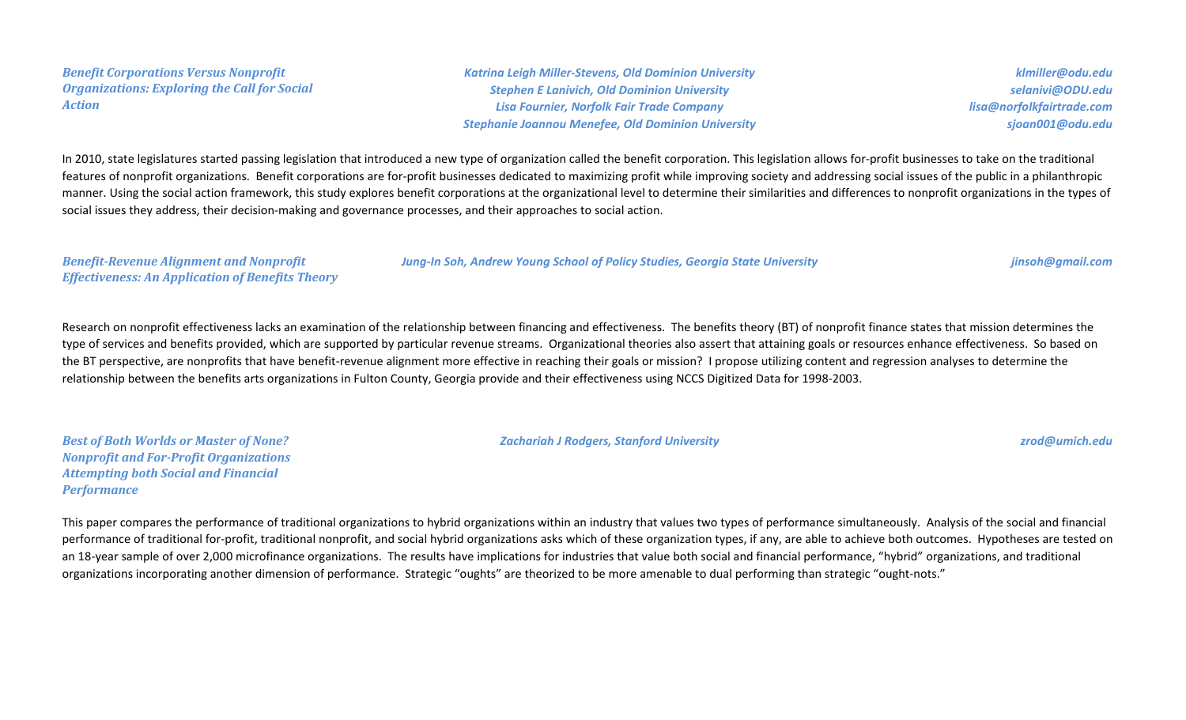***Benefit Corporations Versus Nonprofit Organizations: Exploring the Call for Social Action***

***Katrina Leigh Miller-Stevens, Old Dominion University*** — ***klmiller@odu.edu***
***Stephen E Lanivich, Old Dominion University*** — ***selanivi@ODU.edu***
***Lisa Fournier, Norfolk Fair Trade Company*** — ***lisa@norfolkfairtrade.com***
***Stephanie Joannou Menefee, Old Dominion University*** — ***sjoan001@odu.edu***

In 2010, state legislatures started passing legislation that introduced a new type of organization called the benefit corporation. This legislation allows for-profit businesses to take on the traditional features of nonprofit organizations. Benefit corporations are for-profit businesses dedicated to maximizing profit while improving society and addressing social issues of the public in a philanthropic manner. Using the social action framework, this study explores benefit corporations at the organizational level to determine their similarities and differences to nonprofit organizations in the types of social issues they address, their decision-making and governance processes, and their approaches to social action.

***Benefit-Revenue Alignment and Nonprofit Effectiveness: An Application of Benefits Theory***

***Jung-In Soh, Andrew Young School of Policy Studies, Georgia State University*** — ***jinsoh@gmail.com***

Research on nonprofit effectiveness lacks an examination of the relationship between financing and effectiveness. The benefits theory (BT) of nonprofit finance states that mission determines the type of services and benefits provided, which are supported by particular revenue streams. Organizational theories also assert that attaining goals or resources enhance effectiveness. So based on the BT perspective, are nonprofits that have benefit-revenue alignment more effective in reaching their goals or mission? I propose utilizing content and regression analyses to determine the relationship between the benefits arts organizations in Fulton County, Georgia provide and their effectiveness using NCCS Digitized Data for 1998-2003.

***Best of Both Worlds or Master of None? Nonprofit and For-Profit Organizations Attempting both Social and Financial Performance***

***Zachariah J Rodgers, Stanford University*** — ***zrod@umich.edu***

This paper compares the performance of traditional organizations to hybrid organizations within an industry that values two types of performance simultaneously. Analysis of the social and financial performance of traditional for-profit, traditional nonprofit, and social hybrid organizations asks which of these organization types, if any, are able to achieve both outcomes. Hypotheses are tested on an 18-year sample of over 2,000 microfinance organizations. The results have implications for industries that value both social and financial performance, "hybrid" organizations, and traditional organizations incorporating another dimension of performance. Strategic "oughts" are theorized to be more amenable to dual performing than strategic "ought-nots."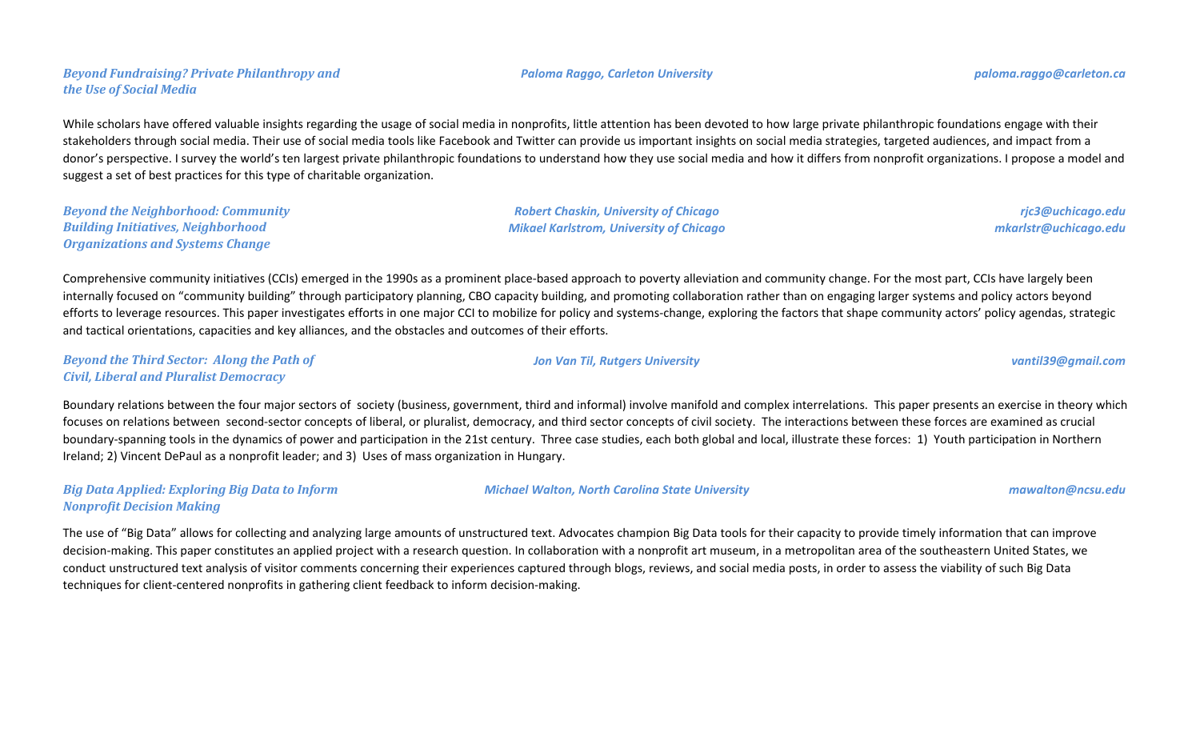***Beyond Fundraising? Private Philanthropy and the Use of Social Media***

***Paloma Raggo, Carleton University*** — *paloma.raggo@carleton.ca*

While scholars have offered valuable insights regarding the usage of social media in nonprofits, little attention has been devoted to how large private philanthropic foundations engage with their stakeholders through social media. Their use of social media tools like Facebook and Twitter can provide us important insights on social media strategies, targeted audiences, and impact from a donor's perspective. I survey the world's ten largest private philanthropic foundations to understand how they use social media and how it differs from nonprofit organizations. I propose a model and suggest a set of best practices for this type of charitable organization.

***Beyond the Neighborhood: Community Building Initiatives, Neighborhood Organizations and Systems Change***

***Robert Chaskin, University of Chicago*** — *rjc3@uchicago.edu*
***Mikael Karlstrom, University of Chicago*** — *mkarlstr@uchicago.edu*

Comprehensive community initiatives (CCIs) emerged in the 1990s as a prominent place-based approach to poverty alleviation and community change. For the most part, CCIs have largely been internally focused on "community building" through participatory planning, CBO capacity building, and promoting collaboration rather than on engaging larger systems and policy actors beyond efforts to leverage resources. This paper investigates efforts in one major CCI to mobilize for policy and systems-change, exploring the factors that shape community actors' policy agendas, strategic and tactical orientations, capacities and key alliances, and the obstacles and outcomes of their efforts.

***Beyond the Third Sector: Along the Path of Civil, Liberal and Pluralist Democracy***

***Jon Van Til, Rutgers University*** — *vantil39@gmail.com*

Boundary relations between the four major sectors of society (business, government, third and informal) involve manifold and complex interrelations. This paper presents an exercise in theory which focuses on relations between second-sector concepts of liberal, or pluralist, democracy, and third sector concepts of civil society. The interactions between these forces are examined as crucial boundary-spanning tools in the dynamics of power and participation in the 21st century. Three case studies, each both global and local, illustrate these forces: 1) Youth participation in Northern Ireland; 2) Vincent DePaul as a nonprofit leader; and 3) Uses of mass organization in Hungary.

***Big Data Applied: Exploring Big Data to Inform Nonprofit Decision Making***

***Michael Walton, North Carolina State University*** — *mawalton@ncsu.edu*

The use of "Big Data" allows for collecting and analyzing large amounts of unstructured text. Advocates champion Big Data tools for their capacity to provide timely information that can improve decision-making. This paper constitutes an applied project with a research question. In collaboration with a nonprofit art museum, in a metropolitan area of the southeastern United States, we conduct unstructured text analysis of visitor comments concerning their experiences captured through blogs, reviews, and social media posts, in order to assess the viability of such Big Data techniques for client-centered nonprofits in gathering client feedback to inform decision-making.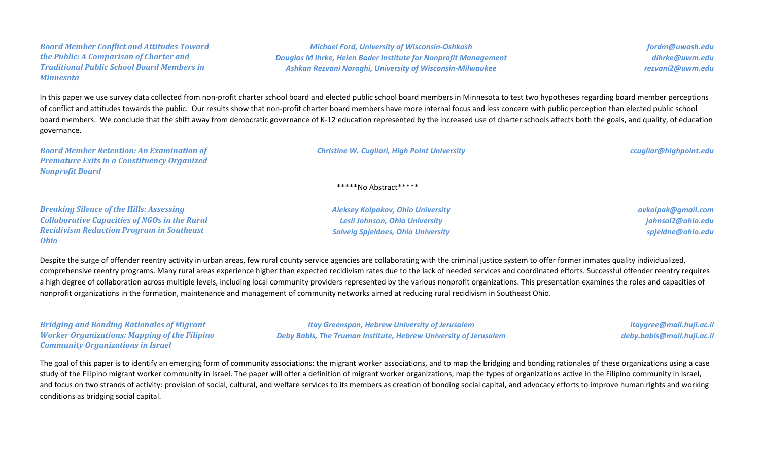***Board Member Conflict and Attitudes Toward the Public: A Comparison of Charter and Traditional Public School Board Members in Minnesota***

*Michael Ford, University of Wisconsin-Oshkosh* — *fordm@uwosh.edu*
*Douglas M Ihrke, Helen Bader Institute for Nonprofit Management* — *dihrke@uwm.edu*
*Ashkan Rezvani Naraghi, University of Wisconsin-Milwaukee* — *rezvani2@uwm.edu*

In this paper we use survey data collected from non-profit charter school board and elected public school board members in Minnesota to test two hypotheses regarding board member perceptions of conflict and attitudes towards the public. Our results show that non-profit charter board members have more internal focus and less concern with public perception than elected public school board members. We conclude that the shift away from democratic governance of K-12 education represented by the increased use of charter schools affects both the goals, and quality, of education governance.

***Board Member Retention: An Examination of Premature Exits in a Constituency Organized Nonprofit Board***

*Christine W. Cugliari, High Point University* — *ccugliar@highpoint.edu*

*****No Abstract*****

***Breaking Silence of the Hills: Assessing Collaborative Capacities of NGOs in the Rural Recidivism Reduction Program in Southeast Ohio***

*Aleksey Kolpakov, Ohio University* — *avkolpak@gmail.com*
*Lesli Johnson, Ohio University* — *johnsol2@ohio.edu*
*Solveig Spjeldnes, Ohio University* — *spjeldne@ohio.edu*

Despite the surge of offender reentry activity in urban areas, few rural county service agencies are collaborating with the criminal justice system to offer former inmates quality individualized, comprehensive reentry programs. Many rural areas experience higher than expected recidivism rates due to the lack of needed services and coordinated efforts. Successful offender reentry requires a high degree of collaboration across multiple levels, including local community providers represented by the various nonprofit organizations. This presentation examines the roles and capacities of nonprofit organizations in the formation, maintenance and management of community networks aimed at reducing rural recidivism in Southeast Ohio.

***Bridging and Bonding Rationales of Migrant Worker Organizations: Mapping of the Filipino Community Organizations in Israel***

*Itay Greenspan, Hebrew University of Jerusalem* — *itaygree@mail.huji.ac.il*
*Deby Babis, The Truman Institute, Hebrew University of Jerusalem* — *deby.babis@mail.huji.ac.il*

The goal of this paper is to identify an emerging form of community associations: the migrant worker associations, and to map the bridging and bonding rationales of these organizations using a case study of the Filipino migrant worker community in Israel. The paper will offer a definition of migrant worker organizations, map the types of organizations active in the Filipino community in Israel, and focus on two strands of activity: provision of social, cultural, and welfare services to its members as creation of bonding social capital, and advocacy efforts to improve human rights and working conditions as bridging social capital.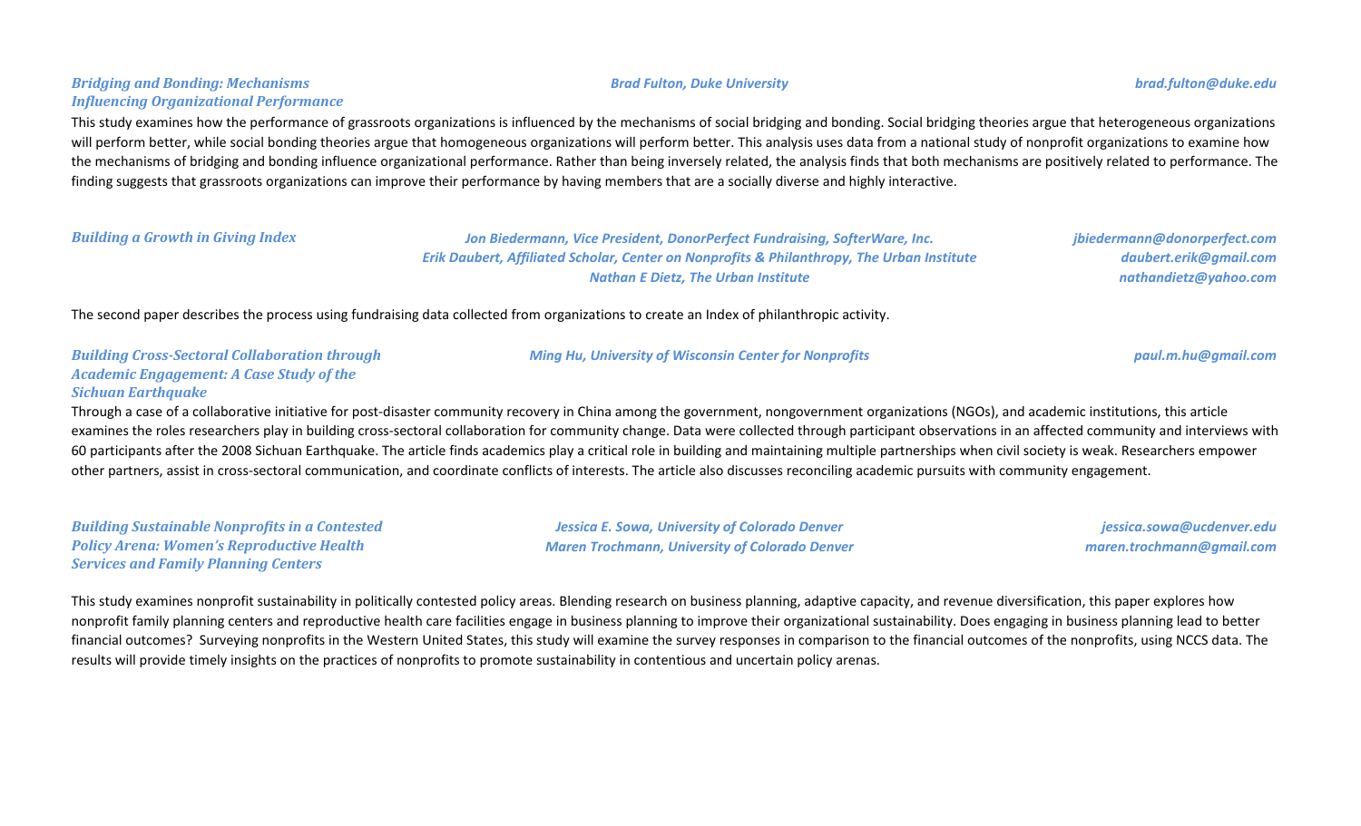### *Bridging and Bonding: Mechanisms Influencing Organizational Performance*

*Brad Fulton, Duke University* — *brad.fulton@duke.edu*

This study examines how the performance of grassroots organizations is influenced by the mechanisms of social bridging and bonding. Social bridging theories argue that heterogeneous organizations will perform better, while social bonding theories argue that homogeneous organizations will perform better. This analysis uses data from a national study of nonprofit organizations to examine how the mechanisms of bridging and bonding influence organizational performance. Rather than being inversely related, the analysis finds that both mechanisms are positively related to performance. The finding suggests that grassroots organizations can improve their performance by having members that are a socially diverse and highly interactive.

### *Building a Growth in Giving Index*

*Jon Biedermann, Vice President, DonorPerfect Fundraising, SofterWare, Inc.* — *jbiedermann@donorperfect.com*
*Erik Daubert, Affiliated Scholar, Center on Nonprofits & Philanthropy, The Urban Institute* — *daubert.erik@gmail.com*
*Nathan E Dietz, The Urban Institute* — *nathandietz@yahoo.com*

The second paper describes the process using fundraising data collected from organizations to create an Index of philanthropic activity.

### *Building Cross-Sectoral Collaboration through Academic Engagement: A Case Study of the Sichuan Earthquake*

*Ming Hu, University of Wisconsin Center for Nonprofits* — *paul.m.hu@gmail.com*

Through a case of a collaborative initiative for post-disaster community recovery in China among the government, nongovernment organizations (NGOs), and academic institutions, this article examines the roles researchers play in building cross-sectoral collaboration for community change. Data were collected through participant observations in an affected community and interviews with 60 participants after the 2008 Sichuan Earthquake. The article finds academics play a critical role in building and maintaining multiple partnerships when civil society is weak. Researchers empower other partners, assist in cross-sectoral communication, and coordinate conflicts of interests. The article also discusses reconciling academic pursuits with community engagement.

### *Building Sustainable Nonprofits in a Contested Policy Arena: Women's Reproductive Health Services and Family Planning Centers*

*Jessica E. Sowa, University of Colorado Denver* — *jessica.sowa@ucdenver.edu*
*Maren Trochmann, University of Colorado Denver* — *maren.trochmann@gmail.com*

This study examines nonprofit sustainability in politically contested policy areas. Blending research on business planning, adaptive capacity, and revenue diversification, this paper explores how nonprofit family planning centers and reproductive health care facilities engage in business planning to improve their organizational sustainability. Does engaging in business planning lead to better financial outcomes? Surveying nonprofits in the Western United States, this study will examine the survey responses in comparison to the financial outcomes of the nonprofits, using NCCS data. The results will provide timely insights on the practices of nonprofits to promote sustainability in contentious and uncertain policy arenas.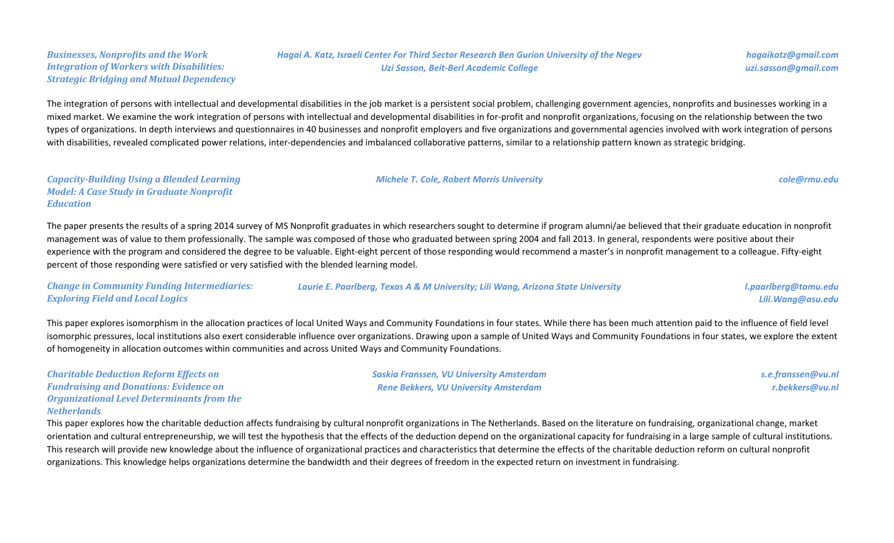### *Businesses, Nonprofits and the Work Integration of Workers with Disabilities: Strategic Bridging and Mutual Dependency*

*Hagai A. Katz, Israeli Center For Third Sector Research Ben Gurion University of the Negev* — *hagaikatz@gmail.com*
*Uzi Sasson, Beit-Berl Academic College* — *uzi.sasson@gmail.com*

The integration of persons with intellectual and developmental disabilities in the job market is a persistent social problem, challenging government agencies, nonprofits and businesses working in a mixed market. We examine the work integration of persons with intellectual and developmental disabilities in for-profit and nonprofit organizations, focusing on the relationship between the two types of organizations. In depth interviews and questionnaires in 40 businesses and nonprofit employers and five organizations and governmental agencies involved with work integration of persons with disabilities, revealed complicated power relations, inter-dependencies and imbalanced collaborative patterns, similar to a relationship pattern known as strategic bridging.

### *Capacity-Building Using a Blended Learning Model: A Case Study in Graduate Nonprofit Education*

*Michele T. Cole, Robert Morris University* — *cole@rmu.edu*

The paper presents the results of a spring 2014 survey of MS Nonprofit graduates in which researchers sought to determine if program alumni/ae believed that their graduate education in nonprofit management was of value to them professionally. The sample was composed of those who graduated between spring 2004 and fall 2013. In general, respondents were positive about their experience with the program and considered the degree to be valuable. Eight-eight percent of those responding would recommend a master's in nonprofit management to a colleague. Fifty-eight percent of those responding were satisfied or very satisfied with the blended learning model.

### *Change in Community Funding Intermediaries: Exploring Field and Local Logics*

*Laurie E. Paarlberg, Texas A & M University; Lili Wang, Arizona State University* — *l.paarlberg@tamu.edu*, *Lili.Wang@asu.edu*

This paper explores isomorphism in the allocation practices of local United Ways and Community Foundations in four states. While there has been much attention paid to the influence of field level isomorphic pressures, local institutions also exert considerable influence over organizations. Drawing upon a sample of United Ways and Community Foundations in four states, we explore the extent of homogeneity in allocation outcomes within communities and across United Ways and Community Foundations.

### *Charitable Deduction Reform Effects on Fundraising and Donations: Evidence on Organizational Level Determinants from the Netherlands*

*Saskia Franssen, VU University Amsterdam* — *s.e.franssen@vu.nl*
*Rene Bekkers, VU University Amsterdam* — *r.bekkers@vu.nl*

This paper explores how the charitable deduction affects fundraising by cultural nonprofit organizations in The Netherlands. Based on the literature on fundraising, organizational change, market orientation and cultural entrepreneurship, we will test the hypothesis that the effects of the deduction depend on the organizational capacity for fundraising in a large sample of cultural institutions. This research will provide new knowledge about the influence of organizational practices and characteristics that determine the effects of the charitable deduction reform on cultural nonprofit organizations. This knowledge helps organizations determine the bandwidth and their degrees of freedom in the expected return on investment in fundraising.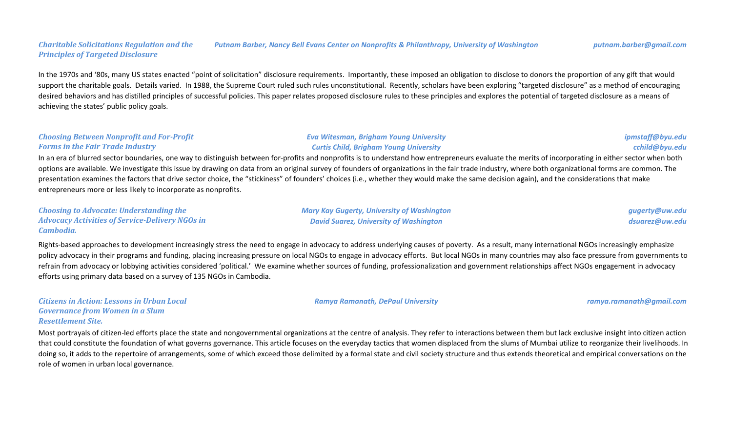### *Charitable Solicitations Regulation and the Principles of Targeted Disclosure*

*Putnam Barber, Nancy Bell Evans Center on Nonprofits & Philanthropy, University of Washington* — *putnam.barber@gmail.com*

In the 1970s and '80s, many US states enacted "point of solicitation" disclosure requirements. Importantly, these imposed an obligation to disclose to donors the proportion of any gift that would support the charitable goals. Details varied. In 1988, the Supreme Court ruled such rules unconstitutional. Recently, scholars have been exploring "targeted disclosure" as a method of encouraging desired behaviors and has distilled principles of successful policies. This paper relates proposed disclosure rules to these principles and explores the potential of targeted disclosure as a means of achieving the states' public policy goals.

### *Choosing Between Nonprofit and For-Profit Forms in the Fair Trade Industry*

*Eva Witesman, Brigham Young University* — *ipmstaff@byu.edu*
*Curtis Child, Brigham Young University* — *cchild@byu.edu*

In an era of blurred sector boundaries, one way to distinguish between for-profits and nonprofits is to understand how entrepreneurs evaluate the merits of incorporating in either sector when both options are available. We investigate this issue by drawing on data from an original survey of founders of organizations in the fair trade industry, where both organizational forms are common. The presentation examines the factors that drive sector choice, the "stickiness" of founders' choices (i.e., whether they would make the same decision again), and the considerations that make entrepreneurs more or less likely to incorporate as nonprofits.

### *Choosing to Advocate: Understanding the Advocacy Activities of Service-Delivery NGOs in Cambodia.*

*Mary Kay Gugerty, University of Washington* — *gugerty@uw.edu*
*David Suarez, University of Washington* — *dsuarez@uw.edu*

Rights-based approaches to development increasingly stress the need to engage in advocacy to address underlying causes of poverty. As a result, many international NGOs increasingly emphasize policy advocacy in their programs and funding, placing increasing pressure on local NGOs to engage in advocacy efforts. But local NGOs in many countries may also face pressure from governments to refrain from advocacy or lobbying activities considered 'political.' We examine whether sources of funding, professionalization and government relationships affect NGOs engagement in advocacy efforts using primary data based on a survey of 135 NGOs in Cambodia.

### *Citizens in Action: Lessons in Urban Local Governance from Women in a Slum Resettlement Site.*

*Ramya Ramanath, DePaul University* — *ramya.ramanath@gmail.com*

Most portrayals of citizen-led efforts place the state and nongovernmental organizations at the centre of analysis. They refer to interactions between them but lack exclusive insight into citizen action that could constitute the foundation of what governs governance. This article focuses on the everyday tactics that women displaced from the slums of Mumbai utilize to reorganize their livelihoods. In doing so, it adds to the repertoire of arrangements, some of which exceed those delimited by a formal state and civil society structure and thus extends theoretical and empirical conversations on the role of women in urban local governance.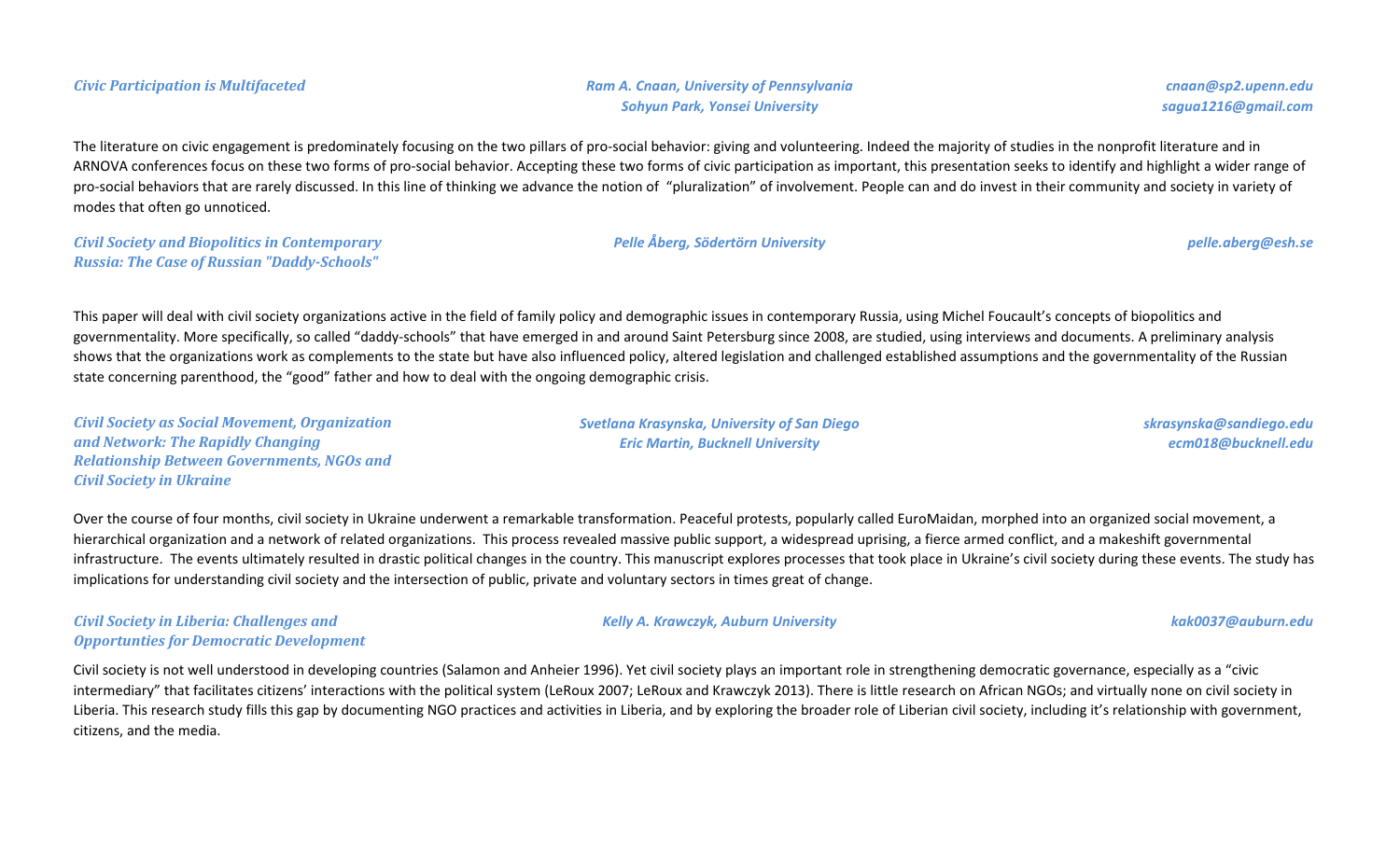### *Civic Participation is Multifaceted*

*Ram A. Cnaan, University of Pennsylvania*
*Sohyun Park, Yonsei University*

*cnaan@sp2.upenn.edu*
*sagua1216@gmail.com*

The literature on civic engagement is predominately focusing on the two pillars of pro-social behavior: giving and volunteering. Indeed the majority of studies in the nonprofit literature and in ARNOVA conferences focus on these two forms of pro-social behavior. Accepting these two forms of civic participation as important, this presentation seeks to identify and highlight a wider range of pro-social behaviors that are rarely discussed. In this line of thinking we advance the notion of "pluralization" of involvement. People can and do invest in their community and society in variety of modes that often go unnoticed.

### *Civil Society and Biopolitics in Contemporary Russia: The Case of Russian "Daddy-Schools"*

*Pelle Åberg, Södertörn University*

*pelle.aberg@esh.se*

This paper will deal with civil society organizations active in the field of family policy and demographic issues in contemporary Russia, using Michel Foucault's concepts of biopolitics and governmentality. More specifically, so called "daddy-schools" that have emerged in and around Saint Petersburg since 2008, are studied, using interviews and documents. A preliminary analysis shows that the organizations work as complements to the state but have also influenced policy, altered legislation and challenged established assumptions and the governmentality of the Russian state concerning parenthood, the "good" father and how to deal with the ongoing demographic crisis.

### *Civil Society as Social Movement, Organization and Network: The Rapidly Changing Relationship Between Governments, NGOs and Civil Society in Ukraine*

*Svetlana Krasynska, University of San Diego*
*Eric Martin, Bucknell University*

*skrasynska@sandiego.edu*
*ecm018@bucknell.edu*

Over the course of four months, civil society in Ukraine underwent a remarkable transformation. Peaceful protests, popularly called EuroMaidan, morphed into an organized social movement, a hierarchical organization and a network of related organizations. This process revealed massive public support, a widespread uprising, a fierce armed conflict, and a makeshift governmental infrastructure. The events ultimately resulted in drastic political changes in the country. This manuscript explores processes that took place in Ukraine's civil society during these events. The study has implications for understanding civil society and the intersection of public, private and voluntary sectors in times great of change.

### *Civil Society in Liberia: Challenges and Opportunties for Democratic Development*

*Kelly A. Krawczyk, Auburn University*

*kak0037@auburn.edu*

Civil society is not well understood in developing countries (Salamon and Anheier 1996). Yet civil society plays an important role in strengthening democratic governance, especially as a "civic intermediary" that facilitates citizens' interactions with the political system (LeRoux 2007; LeRoux and Krawczyk 2013). There is little research on African NGOs; and virtually none on civil society in Liberia. This research study fills this gap by documenting NGO practices and activities in Liberia, and by exploring the broader role of Liberian civil society, including it's relationship with government, citizens, and the media.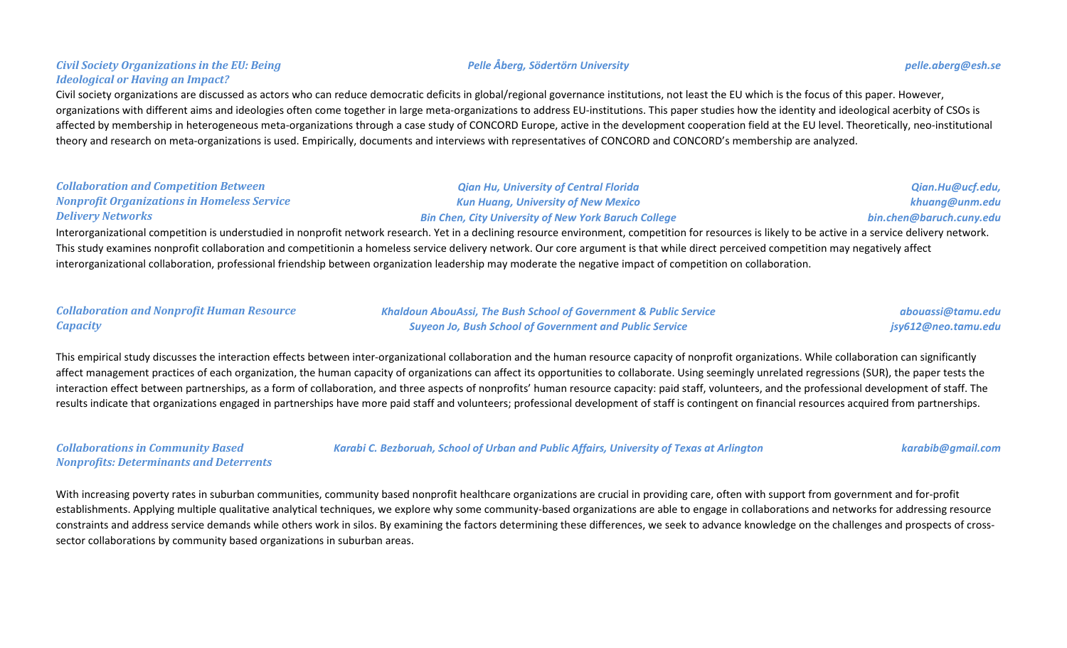### *Civil Society Organizations in the EU: Being Ideological or Having an Impact?*

*Pelle Åberg, Södertörn University* — *pelle.aberg@esh.se*

Civil society organizations are discussed as actors who can reduce democratic deficits in global/regional governance institutions, not least the EU which is the focus of this paper. However, organizations with different aims and ideologies often come together in large meta-organizations to address EU-institutions. This paper studies how the identity and ideological acerbity of CSOs is affected by membership in heterogeneous meta-organizations through a case study of CONCORD Europe, active in the development cooperation field at the EU level. Theoretically, neo-institutional theory and research on meta-organizations is used. Empirically, documents and interviews with representatives of CONCORD and CONCORD's membership are analyzed.

### *Collaboration and Competition Between Nonprofit Organizations in Homeless Service Delivery Networks*

*Qian Hu, University of Central Florida* — *Qian.Hu@ucf.edu,*
*Kun Huang, University of New Mexico* — *khuang@unm.edu*
*Bin Chen, City University of New York Baruch College* — *bin.chen@baruch.cuny.edu*

Interorganizational competition is understudied in nonprofit network research. Yet in a declining resource environment, competition for resources is likely to be active in a service delivery network. This study examines nonprofit collaboration and competitionin a homeless service delivery network. Our core argument is that while direct perceived competition may negatively affect interorganizational collaboration, professional friendship between organization leadership may moderate the negative impact of competition on collaboration.

### *Collaboration and Nonprofit Human Resource Capacity*

*Khaldoun AbouAssi, The Bush School of Government & Public Service* — *abouassi@tamu.edu*
*Suyeon Jo, Bush School of Government and Public Service* — *jsy612@neo.tamu.edu*

This empirical study discusses the interaction effects between inter-organizational collaboration and the human resource capacity of nonprofit organizations. While collaboration can significantly affect management practices of each organization, the human capacity of organizations can affect its opportunities to collaborate. Using seemingly unrelated regressions (SUR), the paper tests the interaction effect between partnerships, as a form of collaboration, and three aspects of nonprofits' human resource capacity: paid staff, volunteers, and the professional development of staff. The results indicate that organizations engaged in partnerships have more paid staff and volunteers; professional development of staff is contingent on financial resources acquired from partnerships.

### *Collaborations in Community Based Nonprofits: Determinants and Deterrents*

*Karabi C. Bezboruah, School of Urban and Public Affairs, University of Texas at Arlington* — *karabib@gmail.com*

With increasing poverty rates in suburban communities, community based nonprofit healthcare organizations are crucial in providing care, often with support from government and for-profit establishments. Applying multiple qualitative analytical techniques, we explore why some community-based organizations are able to engage in collaborations and networks for addressing resource constraints and address service demands while others work in silos. By examining the factors determining these differences, we seek to advance knowledge on the challenges and prospects of cross-sector collaborations by community based organizations in suburban areas.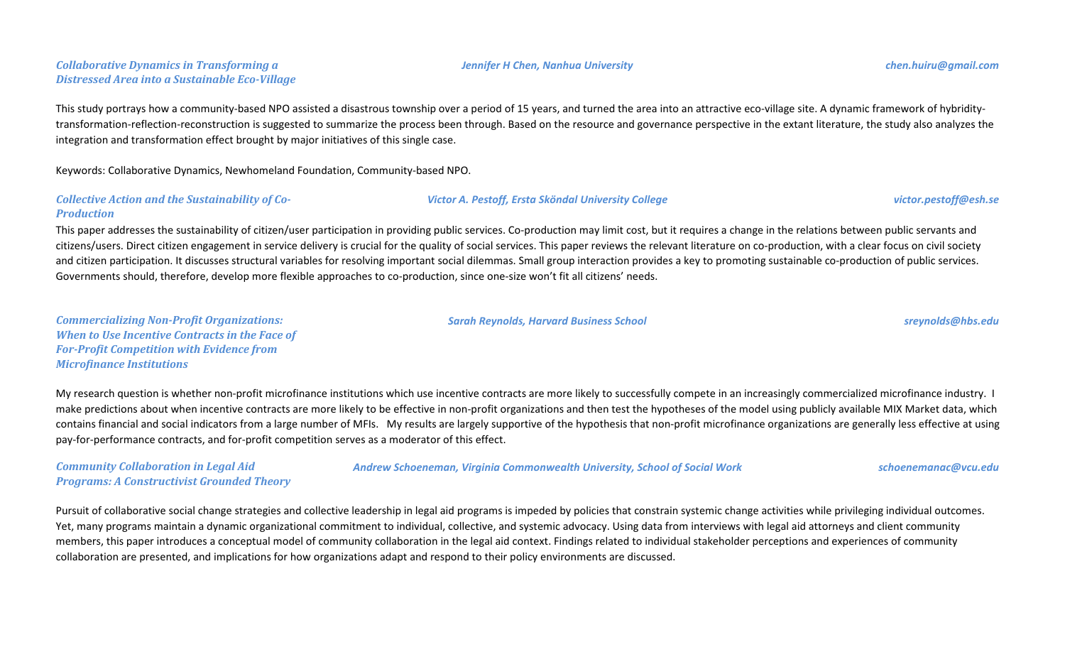### *Collaborative Dynamics in Transforming a Distressed Area into a Sustainable Eco-Village*

*Jennifer H Chen, Nanhua University* — *chen.huiru@gmail.com*

This study portrays how a community-based NPO assisted a disastrous township over a period of 15 years, and turned the area into an attractive eco-village site. A dynamic framework of hybridity-transformation-reflection-reconstruction is suggested to summarize the process been through. Based on the resource and governance perspective in the extant literature, the study also analyzes the integration and transformation effect brought by major initiatives of this single case.

Keywords: Collaborative Dynamics, Newhomeland Foundation, Community-based NPO.

### *Collective Action and the Sustainability of Co-Production*

*Victor A. Pestoff, Ersta Sköndal University College* — *victor.pestoff@esh.se*

This paper addresses the sustainability of citizen/user participation in providing public services. Co-production may limit cost, but it requires a change in the relations between public servants and citizens/users. Direct citizen engagement in service delivery is crucial for the quality of social services. This paper reviews the relevant literature on co-production, with a clear focus on civil society and citizen participation. It discusses structural variables for resolving important social dilemmas. Small group interaction provides a key to promoting sustainable co-production of public services. Governments should, therefore, develop more flexible approaches to co-production, since one-size won't fit all citizens' needs.

### *Commercializing Non-Profit Organizations: When to Use Incentive Contracts in the Face of For-Profit Competition with Evidence from Microfinance Institutions*

*Sarah Reynolds, Harvard Business School* — *sreynolds@hbs.edu*

My research question is whether non-profit microfinance institutions which use incentive contracts are more likely to successfully compete in an increasingly commercialized microfinance industry. I make predictions about when incentive contracts are more likely to be effective in non-profit organizations and then test the hypotheses of the model using publicly available MIX Market data, which contains financial and social indicators from a large number of MFIs. My results are largely supportive of the hypothesis that non-profit microfinance organizations are generally less effective at using pay-for-performance contracts, and for-profit competition serves as a moderator of this effect.

### *Community Collaboration in Legal Aid Programs: A Constructivist Grounded Theory*

*Andrew Schoeneman, Virginia Commonwealth University, School of Social Work* — *schoenemanac@vcu.edu*

Pursuit of collaborative social change strategies and collective leadership in legal aid programs is impeded by policies that constrain systemic change activities while privileging individual outcomes. Yet, many programs maintain a dynamic organizational commitment to individual, collective, and systemic advocacy. Using data from interviews with legal aid attorneys and client community members, this paper introduces a conceptual model of community collaboration in the legal aid context. Findings related to individual stakeholder perceptions and experiences of community collaboration are presented, and implications for how organizations adapt and respond to their policy environments are discussed.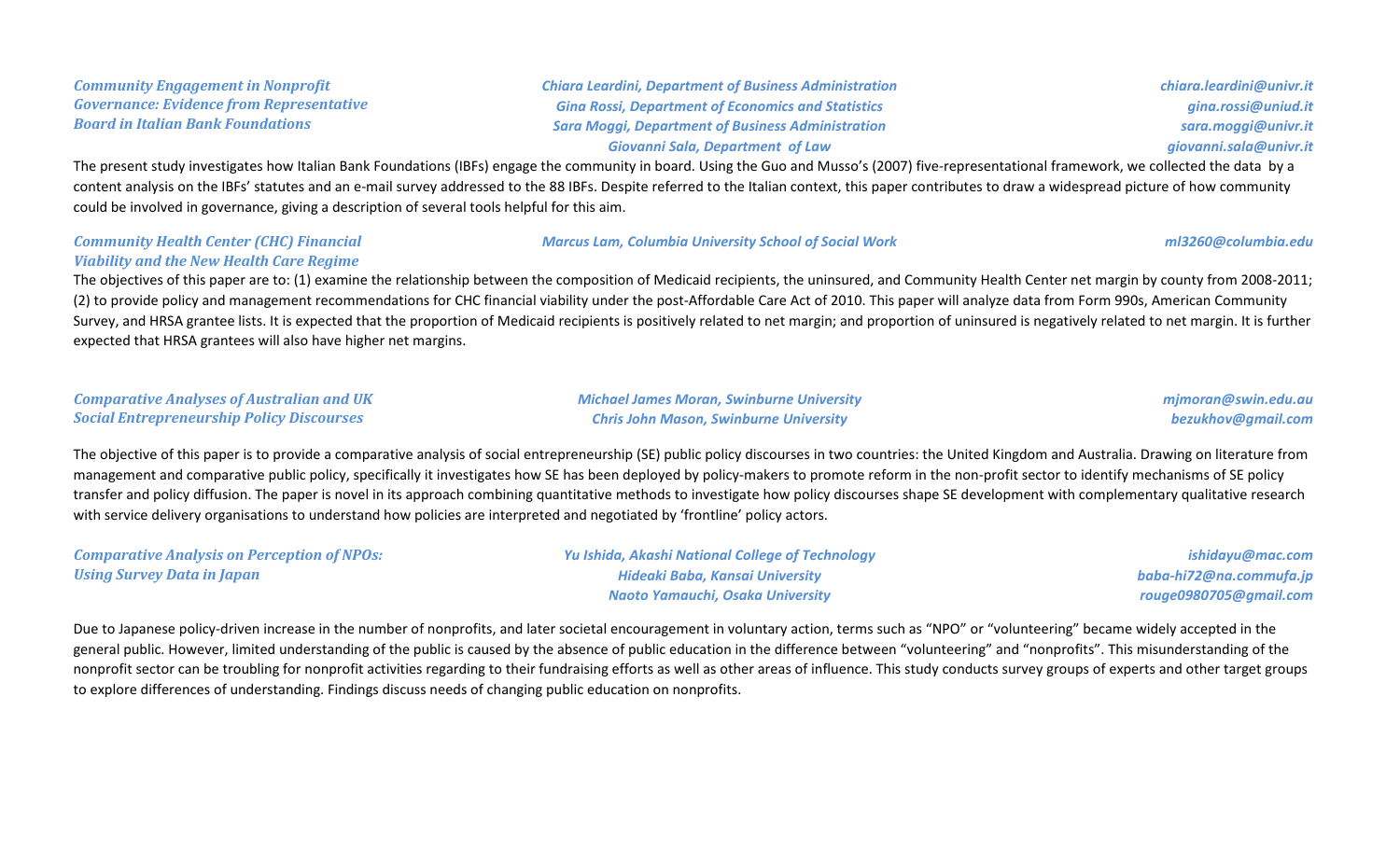### *Community Engagement in Nonprofit Governance: Evidence from Representative Board in Italian Bank Foundations*

*Chiara Leardini, Department of Business Administration* — *chiara.leardini@univr.it*
*Gina Rossi, Department of Economics and Statistics* — *gina.rossi@uniud.it*
*Sara Moggi, Department of Business Administration* — *sara.moggi@univr.it*
*Giovanni Sala, Department of Law* — *giovanni.sala@univr.it*

The present study investigates how Italian Bank Foundations (IBFs) engage the community in board. Using the Guo and Musso's (2007) five-representational framework, we collected the data by a content analysis on the IBFs' statutes and an e-mail survey addressed to the 88 IBFs. Despite referred to the Italian context, this paper contributes to draw a widespread picture of how community could be involved in governance, giving a description of several tools helpful for this aim.

### *Community Health Center (CHC) Financial Viability and the New Health Care Regime*

*Marcus Lam, Columbia University School of Social Work* — *ml3260@columbia.edu*

The objectives of this paper are to: (1) examine the relationship between the composition of Medicaid recipients, the uninsured, and Community Health Center net margin by county from 2008-2011; (2) to provide policy and management recommendations for CHC financial viability under the post-Affordable Care Act of 2010. This paper will analyze data from Form 990s, American Community Survey, and HRSA grantee lists. It is expected that the proportion of Medicaid recipients is positively related to net margin; and proportion of uninsured is negatively related to net margin. It is further expected that HRSA grantees will also have higher net margins.

### *Comparative Analyses of Australian and UK Social Entrepreneurship Policy Discourses*

*Michael James Moran, Swinburne University* — *mjmoran@swin.edu.au*
*Chris John Mason, Swinburne University* — *bezukhov@gmail.com*

The objective of this paper is to provide a comparative analysis of social entrepreneurship (SE) public policy discourses in two countries: the United Kingdom and Australia. Drawing on literature from management and comparative public policy, specifically it investigates how SE has been deployed by policy-makers to promote reform in the non-profit sector to identify mechanisms of SE policy transfer and policy diffusion. The paper is novel in its approach combining quantitative methods to investigate how policy discourses shape SE development with complementary qualitative research with service delivery organisations to understand how policies are interpreted and negotiated by 'frontline' policy actors.

### *Comparative Analysis on Perception of NPOs: Using Survey Data in Japan*

*Yu Ishida, Akashi National College of Technology* — *ishidayu@mac.com*
*Hideaki Baba, Kansai University* — *baba-hi72@na.commufa.jp*
*Naoto Yamauchi, Osaka University* — *rouge0980705@gmail.com*

Due to Japanese policy-driven increase in the number of nonprofits, and later societal encouragement in voluntary action, terms such as "NPO" or "volunteering" became widely accepted in the general public. However, limited understanding of the public is caused by the absence of public education in the difference between "volunteering" and "nonprofits". This misunderstanding of the nonprofit sector can be troubling for nonprofit activities regarding to their fundraising efforts as well as other areas of influence. This study conducts survey groups of experts and other target groups to explore differences of understanding. Findings discuss needs of changing public education on nonprofits.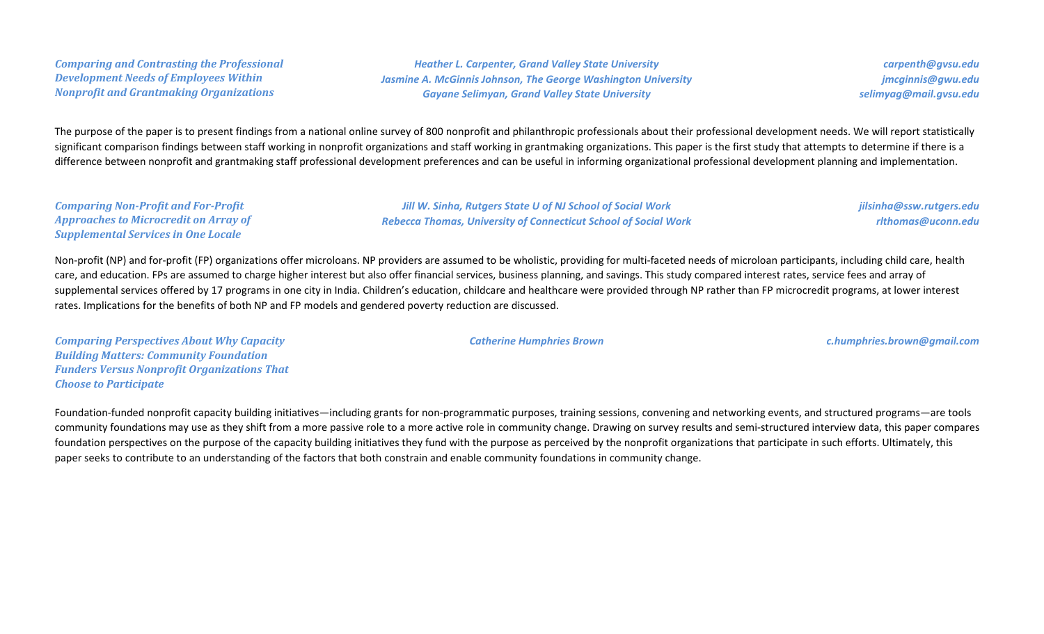### *Comparing and Contrasting the Professional Development Needs of Employees Within Nonprofit and Grantmaking Organizations*

*Heather L. Carpenter, Grand Valley State University* — *carpenth@gvsu.edu*
*Jasmine A. McGinnis Johnson, The George Washington University* — *jmcginnis@gwu.edu*
*Gayane Selimyan, Grand Valley State University* — *selimyag@mail.gvsu.edu*

The purpose of the paper is to present findings from a national online survey of 800 nonprofit and philanthropic professionals about their professional development needs. We will report statistically significant comparison findings between staff working in nonprofit organizations and staff working in grantmaking organizations. This paper is the first study that attempts to determine if there is a difference between nonprofit and grantmaking staff professional development preferences and can be useful in informing organizational professional development planning and implementation.

### *Comparing Non-Profit and For-Profit Approaches to Microcredit on Array of Supplemental Services in One Locale*

*Jill W. Sinha, Rutgers State U of NJ School of Social Work* — *jilsinha@ssw.rutgers.edu*
*Rebecca Thomas, University of Connecticut School of Social Work* — *rlthomas@uconn.edu*

Non-profit (NP) and for-profit (FP) organizations offer microloans. NP providers are assumed to be wholistic, providing for multi-faceted needs of microloan participants, including child care, health care, and education. FPs are assumed to charge higher interest but also offer financial services, business planning, and savings. This study compared interest rates, service fees and array of supplemental services offered by 17 programs in one city in India. Children's education, childcare and healthcare were provided through NP rather than FP microcredit programs, at lower interest rates. Implications for the benefits of both NP and FP models and gendered poverty reduction are discussed.

### *Comparing Perspectives About Why Capacity Building Matters: Community Foundation Funders Versus Nonprofit Organizations That Choose to Participate*

*Catherine Humphries Brown* — *c.humphries.brown@gmail.com*

Foundation-funded nonprofit capacity building initiatives—including grants for non-programmatic purposes, training sessions, convening and networking events, and structured programs—are tools community foundations may use as they shift from a more passive role to a more active role in community change. Drawing on survey results and semi-structured interview data, this paper compares foundation perspectives on the purpose of the capacity building initiatives they fund with the purpose as perceived by the nonprofit organizations that participate in such efforts. Ultimately, this paper seeks to contribute to an understanding of the factors that both constrain and enable community foundations in community change.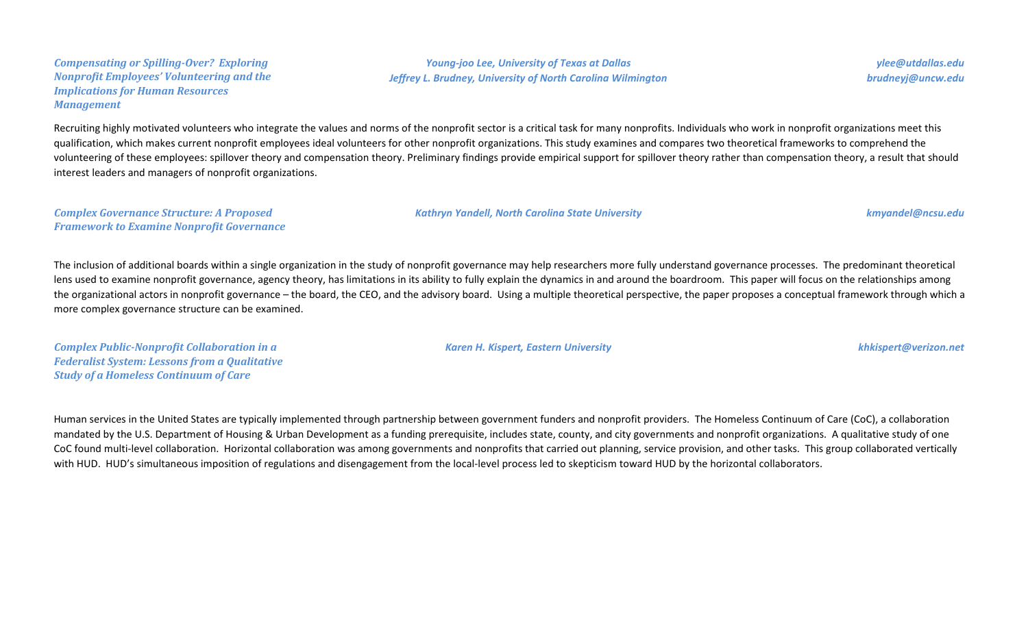***Compensating or Spilling-Over? Exploring Nonprofit Employees' Volunteering and the Implications for Human Resources Management***

*Young-joo Lee, University of Texas at Dallas* — *ylee@utdallas.edu*
*Jeffrey L. Brudney, University of North Carolina Wilmington* — *brudneyj@uncw.edu*

Recruiting highly motivated volunteers who integrate the values and norms of the nonprofit sector is a critical task for many nonprofits. Individuals who work in nonprofit organizations meet this qualification, which makes current nonprofit employees ideal volunteers for other nonprofit organizations. This study examines and compares two theoretical frameworks to comprehend the volunteering of these employees: spillover theory and compensation theory. Preliminary findings provide empirical support for spillover theory rather than compensation theory, a result that should interest leaders and managers of nonprofit organizations.

***Complex Governance Structure: A Proposed Framework to Examine Nonprofit Governance***

*Kathryn Yandell, North Carolina State University* — *kmyandel@ncsu.edu*

The inclusion of additional boards within a single organization in the study of nonprofit governance may help researchers more fully understand governance processes. The predominant theoretical lens used to examine nonprofit governance, agency theory, has limitations in its ability to fully explain the dynamics in and around the boardroom. This paper will focus on the relationships among the organizational actors in nonprofit governance – the board, the CEO, and the advisory board. Using a multiple theoretical perspective, the paper proposes a conceptual framework through which a more complex governance structure can be examined.

***Complex Public-Nonprofit Collaboration in a Federalist System: Lessons from a Qualitative Study of a Homeless Continuum of Care***

*Karen H. Kispert, Eastern University* — *khkispert@verizon.net*

Human services in the United States are typically implemented through partnership between government funders and nonprofit providers. The Homeless Continuum of Care (CoC), a collaboration mandated by the U.S. Department of Housing & Urban Development as a funding prerequisite, includes state, county, and city governments and nonprofit organizations. A qualitative study of one CoC found multi-level collaboration. Horizontal collaboration was among governments and nonprofits that carried out planning, service provision, and other tasks. This group collaborated vertically with HUD. HUD's simultaneous imposition of regulations and disengagement from the local-level process led to skepticism toward HUD by the horizontal collaborators.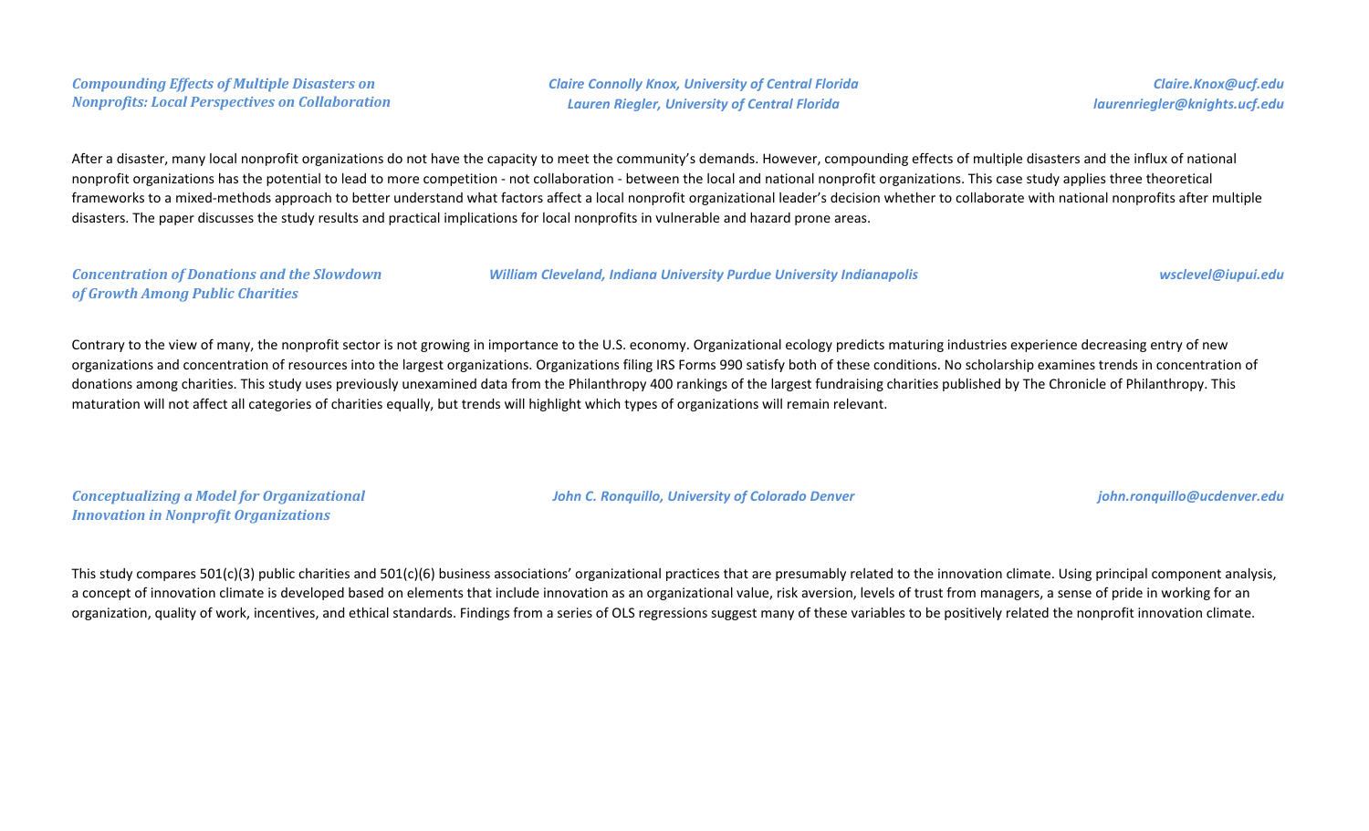### *Compounding Effects of Multiple Disasters on Nonprofits: Local Perspectives on Collaboration*

*Claire Connolly Knox, University of Central Florida*
*Lauren Riegler, University of Central Florida*

*Claire.Knox@ucf.edu*
*laurenriegler@knights.ucf.edu*

After a disaster, many local nonprofit organizations do not have the capacity to meet the community's demands. However, compounding effects of multiple disasters and the influx of national nonprofit organizations has the potential to lead to more competition - not collaboration - between the local and national nonprofit organizations. This case study applies three theoretical frameworks to a mixed-methods approach to better understand what factors affect a local nonprofit organizational leader's decision whether to collaborate with national nonprofits after multiple disasters. The paper discusses the study results and practical implications for local nonprofits in vulnerable and hazard prone areas.

### *Concentration of Donations and the Slowdown of Growth Among Public Charities*

*William Cleveland, Indiana University Purdue University Indianapolis*

*wsclevel@iupui.edu*

Contrary to the view of many, the nonprofit sector is not growing in importance to the U.S. economy. Organizational ecology predicts maturing industries experience decreasing entry of new organizations and concentration of resources into the largest organizations. Organizations filing IRS Forms 990 satisfy both of these conditions. No scholarship examines trends in concentration of donations among charities. This study uses previously unexamined data from the Philanthropy 400 rankings of the largest fundraising charities published by The Chronicle of Philanthropy. This maturation will not affect all categories of charities equally, but trends will highlight which types of organizations will remain relevant.

### *Conceptualizing a Model for Organizational Innovation in Nonprofit Organizations*

*John C. Ronquillo, University of Colorado Denver*

*john.ronquillo@ucdenver.edu*

This study compares 501(c)(3) public charities and 501(c)(6) business associations' organizational practices that are presumably related to the innovation climate. Using principal component analysis, a concept of innovation climate is developed based on elements that include innovation as an organizational value, risk aversion, levels of trust from managers, a sense of pride in working for an organization, quality of work, incentives, and ethical standards. Findings from a series of OLS regressions suggest many of these variables to be positively related the nonprofit innovation climate.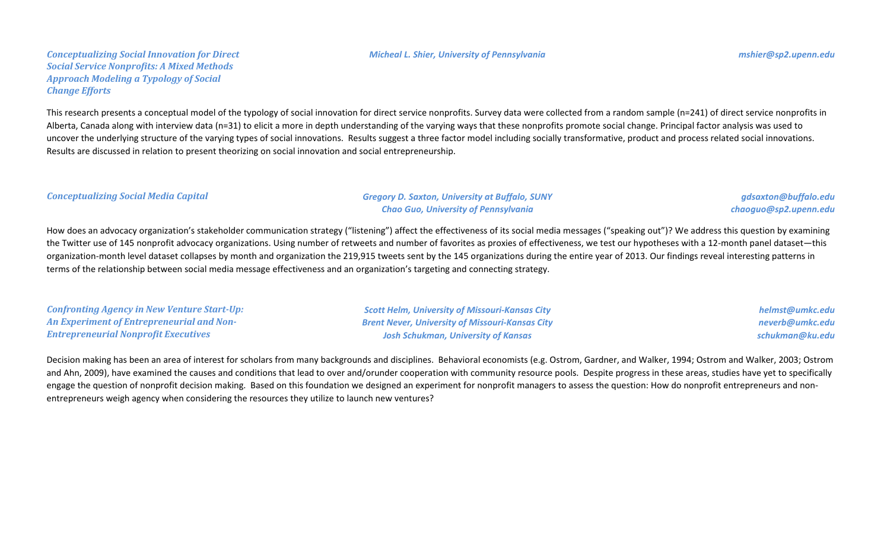### *Conceptualizing Social Innovation for Direct Social Service Nonprofits: A Mixed Methods Approach Modeling a Typology of Social Change Efforts*

*Micheal L. Shier, University of Pennsylvania* — *mshier@sp2.upenn.edu*

This research presents a conceptual model of the typology of social innovation for direct service nonprofits. Survey data were collected from a random sample (n=241) of direct service nonprofits in Alberta, Canada along with interview data (n=31) to elicit a more in depth understanding of the varying ways that these nonprofits promote social change. Principal factor analysis was used to uncover the underlying structure of the varying types of social innovations. Results suggest a three factor model including socially transformative, product and process related social innovations. Results are discussed in relation to present theorizing on social innovation and social entrepreneurship.

### *Conceptualizing Social Media Capital*

*Gregory D. Saxton, University at Buffalo, SUNY* — *gdsaxton@buffalo.edu*
*Chao Guo, University of Pennsylvania* — *chaoguo@sp2.upenn.edu*

How does an advocacy organization's stakeholder communication strategy ("listening") affect the effectiveness of its social media messages ("speaking out")? We address this question by examining the Twitter use of 145 nonprofit advocacy organizations. Using number of retweets and number of favorites as proxies of effectiveness, we test our hypotheses with a 12-month panel dataset—this organization-month level dataset collapses by month and organization the 219,915 tweets sent by the 145 organizations during the entire year of 2013. Our findings reveal interesting patterns in terms of the relationship between social media message effectiveness and an organization's targeting and connecting strategy.

### *Confronting Agency in New Venture Start-Up: An Experiment of Entrepreneurial and Non-Entrepreneurial Nonprofit Executives*

*Scott Helm, University of Missouri-Kansas City* — *helmst@umkc.edu*
*Brent Never, University of Missouri-Kansas City* — *neverb@umkc.edu*
*Josh Schukman, University of Kansas* — *schukman@ku.edu*

Decision making has been an area of interest for scholars from many backgrounds and disciplines. Behavioral economists (e.g. Ostrom, Gardner, and Walker, 1994; Ostrom and Walker, 2003; Ostrom and Ahn, 2009), have examined the causes and conditions that lead to over and/orunder cooperation with community resource pools. Despite progress in these areas, studies have yet to specifically engage the question of nonprofit decision making. Based on this foundation we designed an experiment for nonprofit managers to assess the question: How do nonprofit entrepreneurs and non-entrepreneurs weigh agency when considering the resources they utilize to launch new ventures?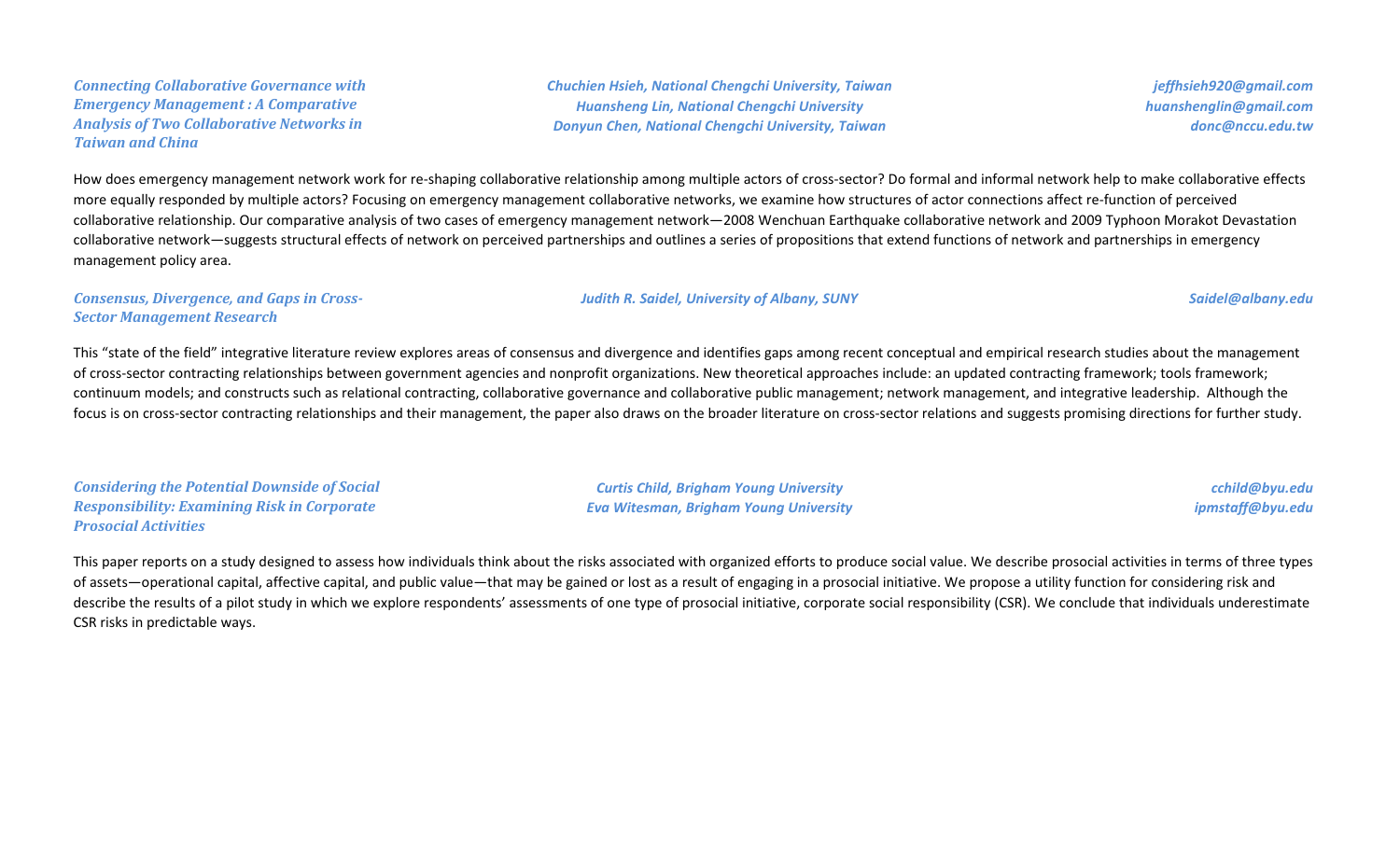### *Connecting Collaborative Governance with Emergency Management : A Comparative Analysis of Two Collaborative Networks in Taiwan and China*

*Chuchien Hsieh, National Chengchi University, Taiwan* — *jeffhsieh920@gmail.com*
*Huansheng Lin, National Chengchi University* — *huanshenglin@gmail.com*
*Donyun Chen, National Chengchi University, Taiwan* — *donc@nccu.edu.tw*

How does emergency management network work for re-shaping collaborative relationship among multiple actors of cross-sector? Do formal and informal network help to make collaborative effects more equally responded by multiple actors? Focusing on emergency management collaborative networks, we examine how structures of actor connections affect re-function of perceived collaborative relationship. Our comparative analysis of two cases of emergency management network—2008 Wenchuan Earthquake collaborative network and 2009 Typhoon Morakot Devastation collaborative network—suggests structural effects of network on perceived partnerships and outlines a series of propositions that extend functions of network and partnerships in emergency management policy area.

### *Consensus, Divergence, and Gaps in Cross-Sector Management Research*

*Judith R. Saidel, University of Albany, SUNY* — *Saidel@albany.edu*

This "state of the field" integrative literature review explores areas of consensus and divergence and identifies gaps among recent conceptual and empirical research studies about the management of cross-sector contracting relationships between government agencies and nonprofit organizations. New theoretical approaches include: an updated contracting framework; tools framework; continuum models; and constructs such as relational contracting, collaborative governance and collaborative public management; network management, and integrative leadership. Although the focus is on cross-sector contracting relationships and their management, the paper also draws on the broader literature on cross-sector relations and suggests promising directions for further study.

### *Considering the Potential Downside of Social Responsibility: Examining Risk in Corporate Prosocial Activities*

*Curtis Child, Brigham Young University* — *cchild@byu.edu*
*Eva Witesman, Brigham Young University* — *ipmstaff@byu.edu*

This paper reports on a study designed to assess how individuals think about the risks associated with organized efforts to produce social value. We describe prosocial activities in terms of three types of assets—operational capital, affective capital, and public value—that may be gained or lost as a result of engaging in a prosocial initiative. We propose a utility function for considering risk and describe the results of a pilot study in which we explore respondents' assessments of one type of prosocial initiative, corporate social responsibility (CSR). We conclude that individuals underestimate CSR risks in predictable ways.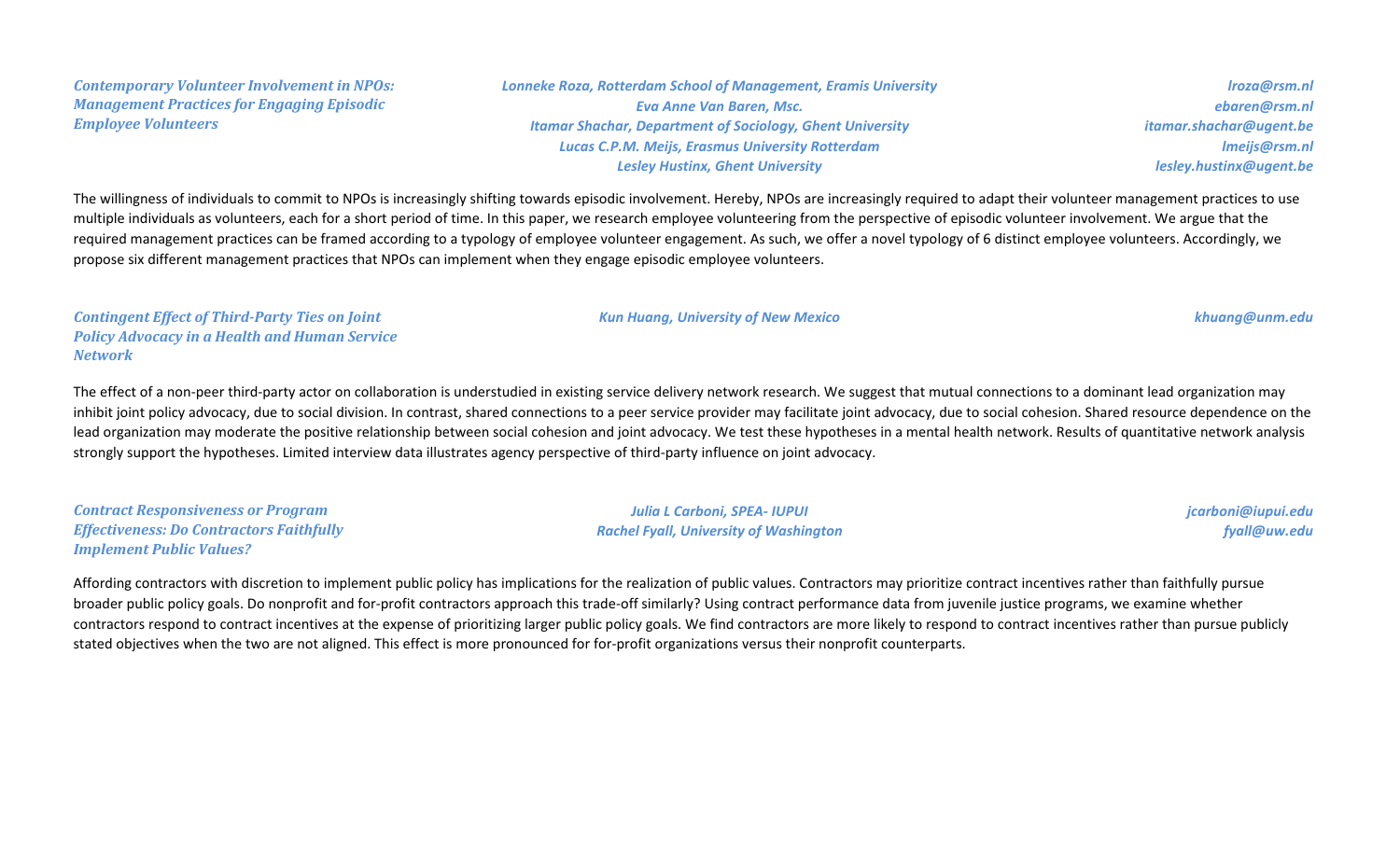### *Contemporary Volunteer Involvement in NPOs: Management Practices for Engaging Episodic Employee Volunteers*

*Lonneke Roza, Rotterdam School of Management, Eramis University* — *lroza@rsm.nl*
*Eva Anne Van Baren, Msc.* — *ebaren@rsm.nl*
*Itamar Shachar, Department of Sociology, Ghent University* — *itamar.shachar@ugent.be*
*Lucas C.P.M. Meijs, Erasmus University Rotterdam* — *lmeijs@rsm.nl*
*Lesley Hustinx, Ghent University* — *lesley.hustinx@ugent.be*

The willingness of individuals to commit to NPOs is increasingly shifting towards episodic involvement. Hereby, NPOs are increasingly required to adapt their volunteer management practices to use multiple individuals as volunteers, each for a short period of time. In this paper, we research employee volunteering from the perspective of episodic volunteer involvement. We argue that the required management practices can be framed according to a typology of employee volunteer engagement. As such, we offer a novel typology of 6 distinct employee volunteers. Accordingly, we propose six different management practices that NPOs can implement when they engage episodic employee volunteers.

### *Contingent Effect of Third-Party Ties on Joint Policy Advocacy in a Health and Human Service Network*

*Kun Huang, University of New Mexico* — *khuang@unm.edu*

The effect of a non-peer third-party actor on collaboration is understudied in existing service delivery network research. We suggest that mutual connections to a dominant lead organization may inhibit joint policy advocacy, due to social division. In contrast, shared connections to a peer service provider may facilitate joint advocacy, due to social cohesion. Shared resource dependence on the lead organization may moderate the positive relationship between social cohesion and joint advocacy. We test these hypotheses in a mental health network. Results of quantitative network analysis strongly support the hypotheses. Limited interview data illustrates agency perspective of third-party influence on joint advocacy.

### *Contract Responsiveness or Program Effectiveness: Do Contractors Faithfully Implement Public Values?*

*Julia L Carboni, SPEA- IUPUI* — *jcarboni@iupui.edu*
*Rachel Fyall, University of Washington* — *fyall@uw.edu*

Affording contractors with discretion to implement public policy has implications for the realization of public values. Contractors may prioritize contract incentives rather than faithfully pursue broader public policy goals. Do nonprofit and for-profit contractors approach this trade-off similarly? Using contract performance data from juvenile justice programs, we examine whether contractors respond to contract incentives at the expense of prioritizing larger public policy goals. We find contractors are more likely to respond to contract incentives rather than pursue publicly stated objectives when the two are not aligned. This effect is more pronounced for for-profit organizations versus their nonprofit counterparts.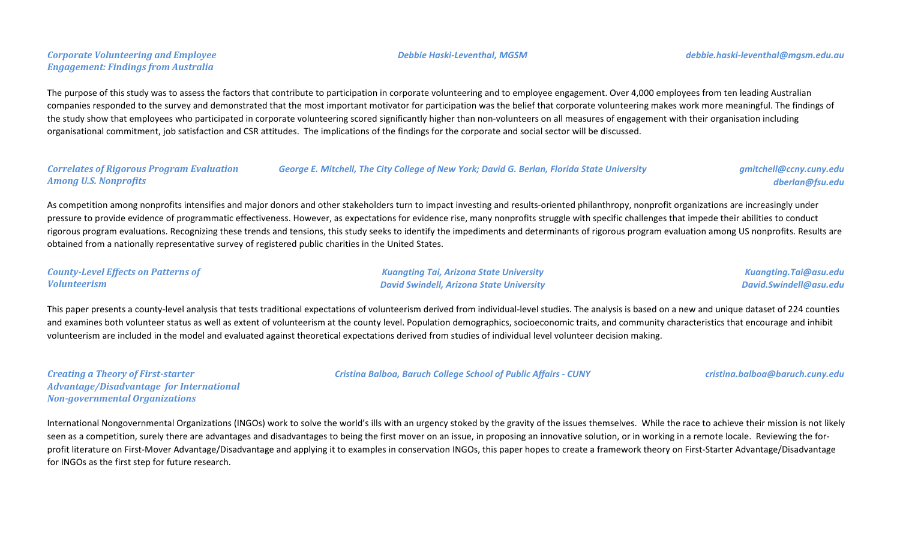***Corporate Volunteering and Employee Engagement: Findings from Australia***

***Debbie Haski-Leventhal, MGSM***

***debbie.haski-leventhal@mgsm.edu.au***

The purpose of this study was to assess the factors that contribute to participation in corporate volunteering and to employee engagement. Over 4,000 employees from ten leading Australian companies responded to the survey and demonstrated that the most important motivator for participation was the belief that corporate volunteering makes work more meaningful. The findings of the study show that employees who participated in corporate volunteering scored significantly higher than non-volunteers on all measures of engagement with their organisation including organisational commitment, job satisfaction and CSR attitudes. The implications of the findings for the corporate and social sector will be discussed.

***Correlates of Rigorous Program Evaluation Among U.S. Nonprofits***

***George E. Mitchell, The City College of New York; David G. Berlan, Florida State University***

***gmitchell@ccny.cuny.edu***
***dberlan@fsu.edu***

As competition among nonprofits intensifies and major donors and other stakeholders turn to impact investing and results-oriented philanthropy, nonprofit organizations are increasingly under pressure to provide evidence of programmatic effectiveness. However, as expectations for evidence rise, many nonprofits struggle with specific challenges that impede their abilities to conduct rigorous program evaluations. Recognizing these trends and tensions, this study seeks to identify the impediments and determinants of rigorous program evaluation among US nonprofits. Results are obtained from a nationally representative survey of registered public charities in the United States.

***County-Level Effects on Patterns of Volunteerism***

***Kuangting Tai, Arizona State University***
***David Swindell, Arizona State University***

***Kuangting.Tai@asu.edu***
***David.Swindell@asu.edu***

This paper presents a county-level analysis that tests traditional expectations of volunteerism derived from individual-level studies. The analysis is based on a new and unique dataset of 224 counties and examines both volunteer status as well as extent of volunteerism at the county level. Population demographics, socioeconomic traits, and community characteristics that encourage and inhibit volunteerism are included in the model and evaluated against theoretical expectations derived from studies of individual level volunteer decision making.

***Creating a Theory of First-starter Advantage/Disadvantage for International Non-governmental Organizations***

***Cristina Balboa, Baruch College School of Public Affairs - CUNY***

***cristina.balboa@baruch.cuny.edu***

International Nongovernmental Organizations (INGOs) work to solve the world's ills with an urgency stoked by the gravity of the issues themselves. While the race to achieve their mission is not likely seen as a competition, surely there are advantages and disadvantages to being the first mover on an issue, in proposing an innovative solution, or in working in a remote locale. Reviewing the for-profit literature on First-Mover Advantage/Disadvantage and applying it to examples in conservation INGOs, this paper hopes to create a framework theory on First-Starter Advantage/Disadvantage for INGOs as the first step for future research.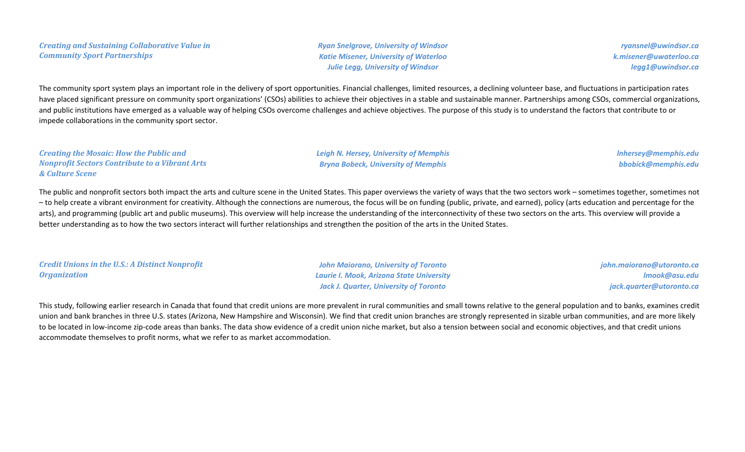### *Creating and Sustaining Collaborative Value in Community Sport Partnerships*

*Ryan Snelgrove, University of Windsor* — *ryansnel@uwindsor.ca*
*Katie Misener, University of Waterloo* — *k.misener@uwaterloo.ca*
*Julie Legg, University of Windsor* — *legg1@uwindsor.ca*

The community sport system plays an important role in the delivery of sport opportunities. Financial challenges, limited resources, a declining volunteer base, and fluctuations in participation rates have placed significant pressure on community sport organizations' (CSOs) abilities to achieve their objectives in a stable and sustainable manner. Partnerships among CSOs, commercial organizations, and public institutions have emerged as a valuable way of helping CSOs overcome challenges and achieve objectives. The purpose of this study is to understand the factors that contribute to or impede collaborations in the community sport sector.

### *Creating the Mosaic: How the Public and Nonprofit Sectors Contribute to a Vibrant Arts & Culture Scene*

*Leigh N. Hersey, University of Memphis* — *lnhersey@memphis.edu*
*Bryna Bobeck, University of Memphis* — *bbobick@memphis.edu*

The public and nonprofit sectors both impact the arts and culture scene in the United States. This paper overviews the variety of ways that the two sectors work – sometimes together, sometimes not – to help create a vibrant environment for creativity. Although the connections are numerous, the focus will be on funding (public, private, and earned), policy (arts education and percentage for the arts), and programming (public art and public museums). This overview will help increase the understanding of the interconnectivity of these two sectors on the arts. This overview will provide a better understanding as to how the two sectors interact will further relationships and strengthen the position of the arts in the United States.

### *Credit Unions in the U.S.: A Distinct Nonprofit Organization*

*John Maiorano, University of Toronto* — *john.maiorano@utoronto.ca*
*Laurie I. Mook, Arizona State University* — *lmook@asu.edu*
*Jack J. Quarter, University of Toronto* — *jack.quarter@utoronto.ca*

This study, following earlier research in Canada that found that credit unions are more prevalent in rural communities and small towns relative to the general population and to banks, examines credit union and bank branches in three U.S. states (Arizona, New Hampshire and Wisconsin). We find that credit union branches are strongly represented in sizable urban communities, and are more likely to be located in low-income zip-code areas than banks. The data show evidence of a credit union niche market, but also a tension between social and economic objectives, and that credit unions accommodate themselves to profit norms, what we refer to as market accommodation.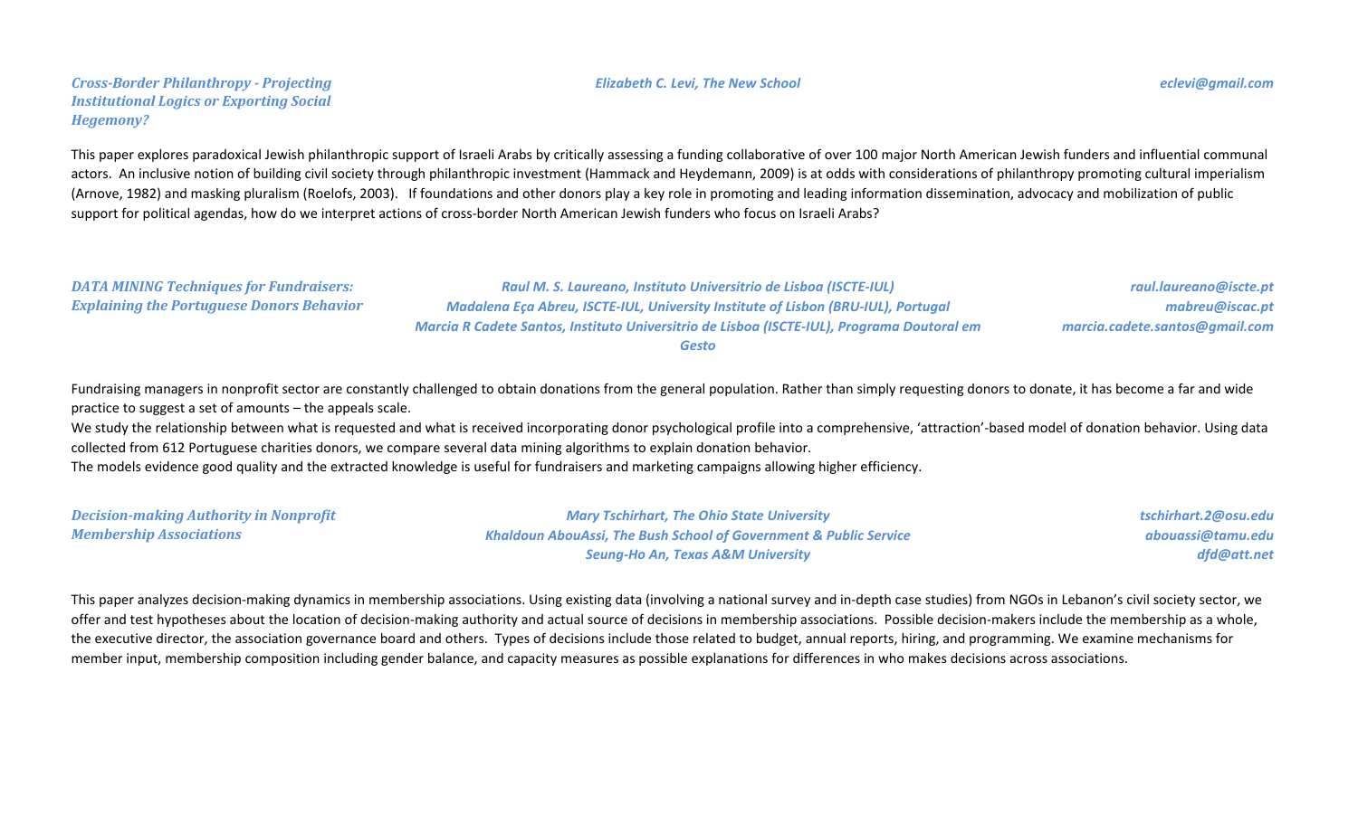### *Cross-Border Philanthropy - Projecting Institutional Logics or Exporting Social Hegemony?*

*Elizabeth C. Levi, The New School* — *eclevi@gmail.com*

This paper explores paradoxical Jewish philanthropic support of Israeli Arabs by critically assessing a funding collaborative of over 100 major North American Jewish funders and influential communal actors. An inclusive notion of building civil society through philanthropic investment (Hammack and Heydemann, 2009) is at odds with considerations of philanthropy promoting cultural imperialism (Arnove, 1982) and masking pluralism (Roelofs, 2003). If foundations and other donors play a key role in promoting and leading information dissemination, advocacy and mobilization of public support for political agendas, how do we interpret actions of cross-border North American Jewish funders who focus on Israeli Arabs?

### *DATA MINING Techniques for Fundraisers: Explaining the Portuguese Donors Behavior*

*Raul M. S. Laureano, Instituto Universitrio de Lisboa (ISCTE-IUL)* — *raul.laureano@iscte.pt*
*Madalena Eça Abreu, ISCTE-IUL, University Institute of Lisbon (BRU-IUL), Portugal* — *mabreu@iscac.pt*
*Marcia R Cadete Santos, Instituto Universitrio de Lisboa (ISCTE-IUL), Programa Doutoral em Gesto* — *marcia.cadete.santos@gmail.com*

Fundraising managers in nonprofit sector are constantly challenged to obtain donations from the general population. Rather than simply requesting donors to donate, it has become a far and wide practice to suggest a set of amounts – the appeals scale.
We study the relationship between what is requested and what is received incorporating donor psychological profile into a comprehensive, 'attraction'-based model of donation behavior. Using data collected from 612 Portuguese charities donors, we compare several data mining algorithms to explain donation behavior.
The models evidence good quality and the extracted knowledge is useful for fundraisers and marketing campaigns allowing higher efficiency.

### *Decision-making Authority in Nonprofit Membership Associations*

*Mary Tschirhart, The Ohio State University* — *tschirhart.2@osu.edu*
*Khaldoun AbouAssi, The Bush School of Government & Public Service* — *abouassi@tamu.edu*
*Seung-Ho An, Texas A&M University* — *dfd@att.net*

This paper analyzes decision-making dynamics in membership associations. Using existing data (involving a national survey and in-depth case studies) from NGOs in Lebanon's civil society sector, we offer and test hypotheses about the location of decision-making authority and actual source of decisions in membership associations. Possible decision-makers include the membership as a whole, the executive director, the association governance board and others. Types of decisions include those related to budget, annual reports, hiring, and programming. We examine mechanisms for member input, membership composition including gender balance, and capacity measures as possible explanations for differences in who makes decisions across associations.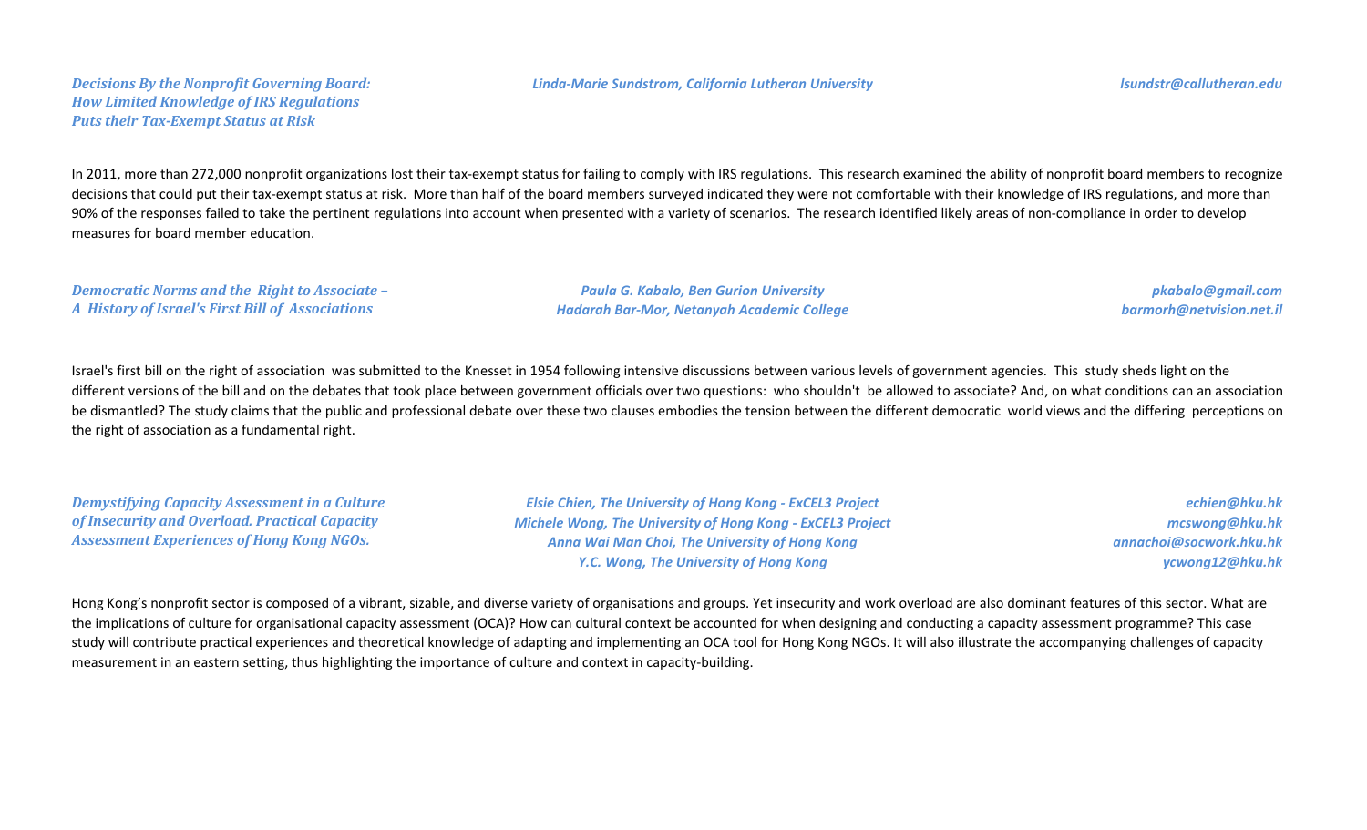***Decisions By the Nonprofit Governing Board: How Limited Knowledge of IRS Regulations Puts their Tax-Exempt Status at Risk***

*Linda-Marie Sundstrom, California Lutheran University* — *lsundstr@callutheran.edu*

In 2011, more than 272,000 nonprofit organizations lost their tax-exempt status for failing to comply with IRS regulations. This research examined the ability of nonprofit board members to recognize decisions that could put their tax-exempt status at risk. More than half of the board members surveyed indicated they were not comfortable with their knowledge of IRS regulations, and more than 90% of the responses failed to take the pertinent regulations into account when presented with a variety of scenarios. The research identified likely areas of non-compliance in order to develop measures for board member education.

***Democratic Norms and the Right to Associate – A History of Israel's First Bill of Associations***

*Paula G. Kabalo, Ben Gurion University* — *pkabalo@gmail.com*
*Hadarah Bar-Mor, Netanyah Academic College* — *barmorh@netvision.net.il*

Israel's first bill on the right of association was submitted to the Knesset in 1954 following intensive discussions between various levels of government agencies. This study sheds light on the different versions of the bill and on the debates that took place between government officials over two questions: who shouldn't be allowed to associate? And, on what conditions can an association be dismantled? The study claims that the public and professional debate over these two clauses embodies the tension between the different democratic world views and the differing perceptions on the right of association as a fundamental right.

***Demystifying Capacity Assessment in a Culture of Insecurity and Overload. Practical Capacity Assessment Experiences of Hong Kong NGOs.***

*Elsie Chien, The University of Hong Kong - ExCEL3 Project* — *echien@hku.hk*
*Michele Wong, The University of Hong Kong - ExCEL3 Project* — *mcswong@hku.hk*
*Anna Wai Man Choi, The University of Hong Kong* — *annachoi@socwork.hku.hk*
*Y.C. Wong, The University of Hong Kong* — *ycwong12@hku.hk*

Hong Kong's nonprofit sector is composed of a vibrant, sizable, and diverse variety of organisations and groups. Yet insecurity and work overload are also dominant features of this sector. What are the implications of culture for organisational capacity assessment (OCA)? How can cultural context be accounted for when designing and conducting a capacity assessment programme? This case study will contribute practical experiences and theoretical knowledge of adapting and implementing an OCA tool for Hong Kong NGOs. It will also illustrate the accompanying challenges of capacity measurement in an eastern setting, thus highlighting the importance of culture and context in capacity-building.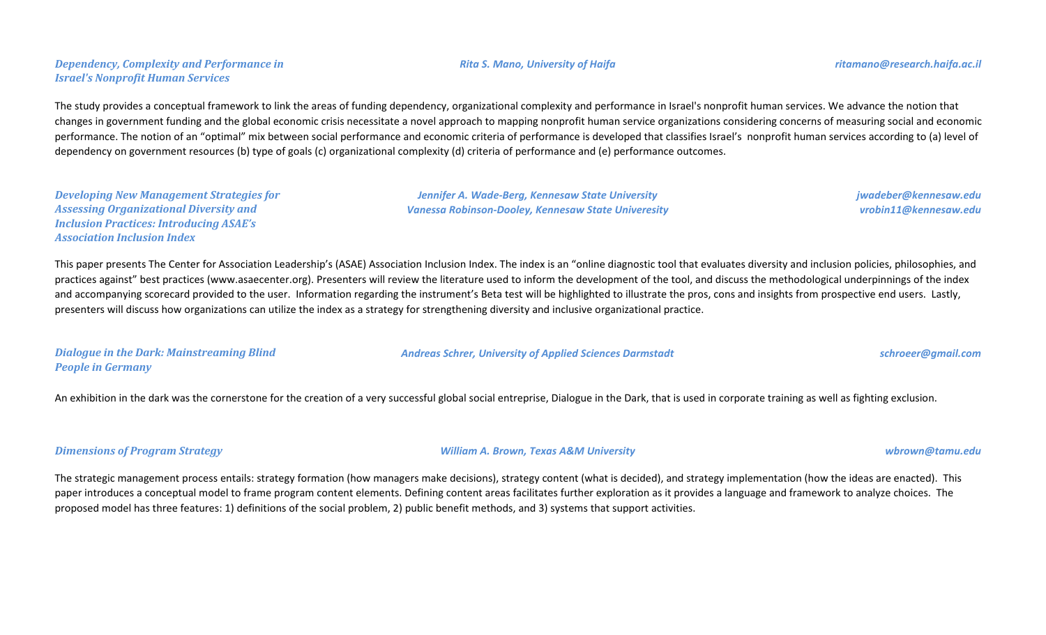***Dependency, Complexity and Performance in Israel's Nonprofit Human Services***

*Rita S. Mano, University of Haifa* — *ritamano@research.haifa.ac.il*

The study provides a conceptual framework to link the areas of funding dependency, organizational complexity and performance in Israel's nonprofit human services. We advance the notion that changes in government funding and the global economic crisis necessitate a novel approach to mapping nonprofit human service organizations considering concerns of measuring social and economic performance. The notion of an "optimal" mix between social performance and economic criteria of performance is developed that classifies Israel's nonprofit human services according to (a) level of dependency on government resources (b) type of goals (c) organizational complexity (d) criteria of performance and (e) performance outcomes.

***Developing New Management Strategies for Assessing Organizational Diversity and Inclusion Practices: Introducing ASAE's Association Inclusion Index***

*Jennifer A. Wade-Berg, Kennesaw State University* — *jwadeber@kennesaw.edu*
*Vanessa Robinson-Dooley, Kennesaw State Univeresity* — *vrobin11@kennesaw.edu*

This paper presents The Center for Association Leadership's (ASAE) Association Inclusion Index. The index is an "online diagnostic tool that evaluates diversity and inclusion policies, philosophies, and practices against" best practices (www.asaecenter.org). Presenters will review the literature used to inform the development of the tool, and discuss the methodological underpinnings of the index and accompanying scorecard provided to the user. Information regarding the instrument's Beta test will be highlighted to illustrate the pros, cons and insights from prospective end users. Lastly, presenters will discuss how organizations can utilize the index as a strategy for strengthening diversity and inclusive organizational practice.

***Dialogue in the Dark: Mainstreaming Blind People in Germany***

*Andreas Schrer, University of Applied Sciences Darmstadt* — *schroeer@gmail.com*

An exhibition in the dark was the cornerstone for the creation of a very successful global social entreprise, Dialogue in the Dark, that is used in corporate training as well as fighting exclusion.

***Dimensions of Program Strategy***

*William A. Brown, Texas A&M University* — *wbrown@tamu.edu*

The strategic management process entails: strategy formation (how managers make decisions), strategy content (what is decided), and strategy implementation (how the ideas are enacted). This paper introduces a conceptual model to frame program content elements. Defining content areas facilitates further exploration as it provides a language and framework to analyze choices. The proposed model has three features: 1) definitions of the social problem, 2) public benefit methods, and 3) systems that support activities.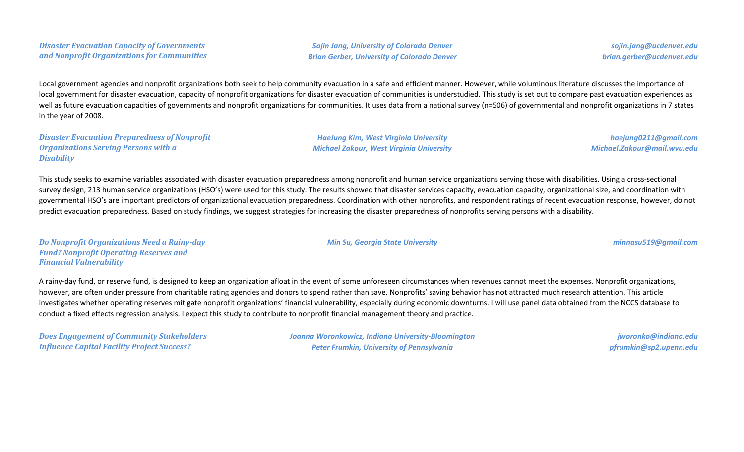### *Disaster Evacuation Capacity of Governments and Nonprofit Organizations for Communities*

*Sojin Jang, University of Colorado Denver*
*Brian Gerber, University of Colorado Denver*

*sojin.jang@ucdenver.edu*
*brian.gerber@ucdenver.edu*

Local government agencies and nonprofit organizations both seek to help community evacuation in a safe and efficient manner. However, while voluminous literature discusses the importance of local government for disaster evacuation, capacity of nonprofit organizations for disaster evacuation of communities is understudied. This study is set out to compare past evacuation experiences as well as future evacuation capacities of governments and nonprofit organizations for communities. It uses data from a national survey (n=506) of governmental and nonprofit organizations in 7 states in the year of 2008.

### *Disaster Evacuation Preparedness of Nonprofit Organizations Serving Persons with a Disability*

*HaeJung Kim, West Virginia University*
*Michael Zakour, West Virginia University*

*haejung0211@gmail.com*
*Michael.Zakour@mail.wvu.edu*

This study seeks to examine variables associated with disaster evacuation preparedness among nonprofit and human service organizations serving those with disabilities. Using a cross-sectional survey design, 213 human service organizations (HSO's) were used for this study. The results showed that disaster services capacity, evacuation capacity, organizational size, and coordination with governmental HSO's are important predictors of organizational evacuation preparedness. Coordination with other nonprofits, and respondent ratings of recent evacuation response, however, do not predict evacuation preparedness. Based on study findings, we suggest strategies for increasing the disaster preparedness of nonprofits serving persons with a disability.

### *Do Nonprofit Organizations Need a Rainy-day Fund? Nonprofit Operating Reserves and Financial Vulnerability*

*Min Su, Georgia State University*

*minnasu519@gmail.com*

A rainy-day fund, or reserve fund, is designed to keep an organization afloat in the event of some unforeseen circumstances when revenues cannot meet the expenses. Nonprofit organizations, however, are often under pressure from charitable rating agencies and donors to spend rather than save. Nonprofits' saving behavior has not attracted much research attention. This article investigates whether operating reserves mitigate nonprofit organizations' financial vulnerability, especially during economic downturns. I will use panel data obtained from the NCCS database to conduct a fixed effects regression analysis. I expect this study to contribute to nonprofit financial management theory and practice.

### *Does Engagement of Community Stakeholders Influence Capital Facility Project Success?*

*Joanna Woronkowicz, Indiana University-Bloomington*
*Peter Frumkin, University of Pennsylvania*

*jworonko@indiana.edu*
*pfrumkin@sp2.upenn.edu*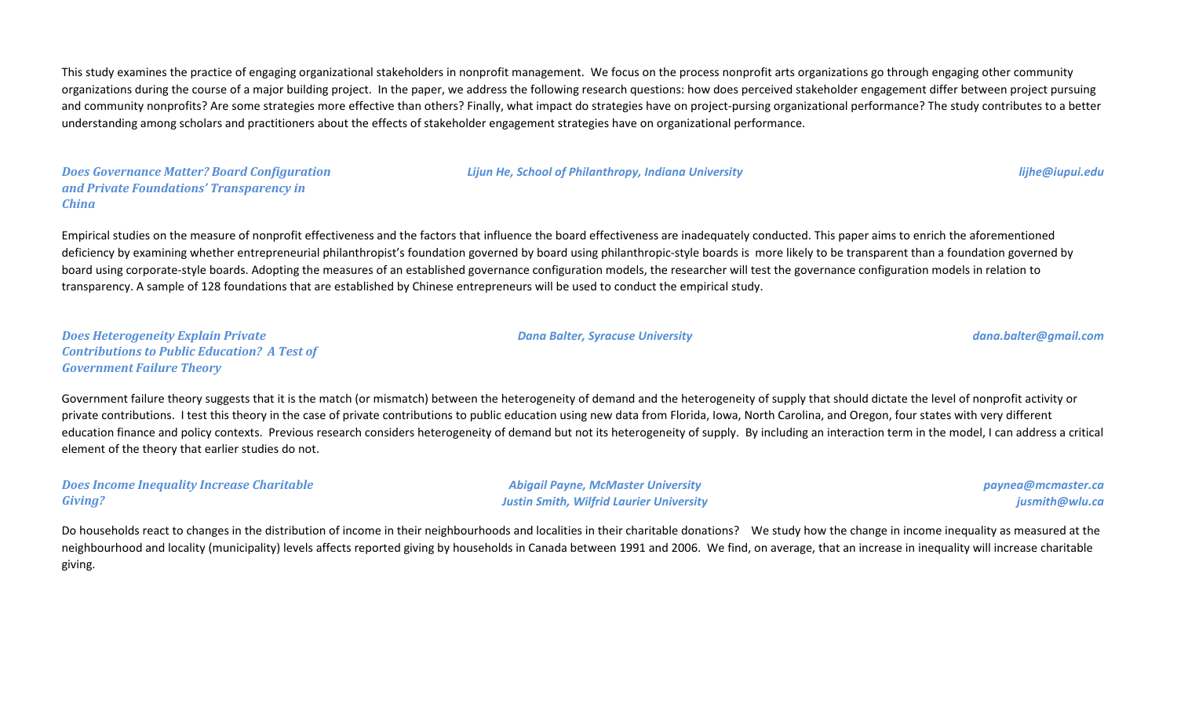This study examines the practice of engaging organizational stakeholders in nonprofit management. We focus on the process nonprofit arts organizations go through engaging other community organizations during the course of a major building project. In the paper, we address the following research questions: how does perceived stakeholder engagement differ between project pursuing and community nonprofits? Are some strategies more effective than others? Finally, what impact do strategies have on project-pursing organizational performance? The study contributes to a better understanding among scholars and practitioners about the effects of stakeholder engagement strategies have on organizational performance.

***Does Governance Matter? Board Configuration and Private Foundations' Transparency in China***

*Lijun He, School of Philanthropy, Indiana University* — *lijhe@iupui.edu*

Empirical studies on the measure of nonprofit effectiveness and the factors that influence the board effectiveness are inadequately conducted. This paper aims to enrich the aforementioned deficiency by examining whether entrepreneurial philanthropist's foundation governed by board using philanthropic-style boards is more likely to be transparent than a foundation governed by board using corporate-style boards. Adopting the measures of an established governance configuration models, the researcher will test the governance configuration models in relation to transparency. A sample of 128 foundations that are established by Chinese entrepreneurs will be used to conduct the empirical study.

***Does Heterogeneity Explain Private Contributions to Public Education? A Test of Government Failure Theory***

*Dana Balter, Syracuse University* — *dana.balter@gmail.com*

Government failure theory suggests that it is the match (or mismatch) between the heterogeneity of demand and the heterogeneity of supply that should dictate the level of nonprofit activity or private contributions. I test this theory in the case of private contributions to public education using new data from Florida, Iowa, North Carolina, and Oregon, four states with very different education finance and policy contexts. Previous research considers heterogeneity of demand but not its heterogeneity of supply. By including an interaction term in the model, I can address a critical element of the theory that earlier studies do not.

***Does Income Inequality Increase Charitable Giving?***

*Abigail Payne, McMaster University* — *paynea@mcmaster.ca*
*Justin Smith, Wilfrid Laurier University* — *jusmith@wlu.ca*

Do households react to changes in the distribution of income in their neighbourhoods and localities in their charitable donations? We study how the change in income inequality as measured at the neighbourhood and locality (municipality) levels affects reported giving by households in Canada between 1991 and 2006. We find, on average, that an increase in inequality will increase charitable giving.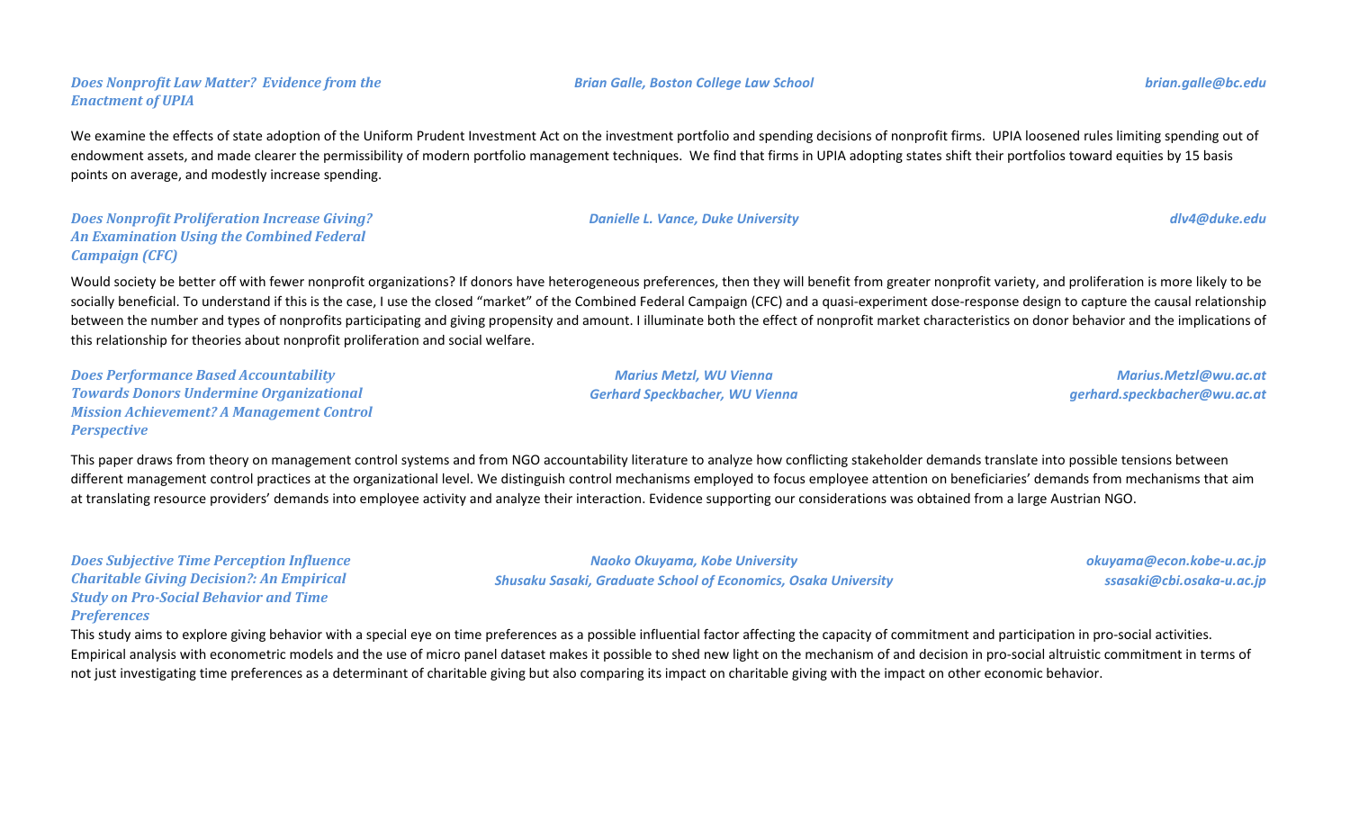***Does Nonprofit Law Matter? Evidence from the Enactment of UPIA***

*Brian Galle, Boston College Law School* — *brian.galle@bc.edu*

We examine the effects of state adoption of the Uniform Prudent Investment Act on the investment portfolio and spending decisions of nonprofit firms. UPIA loosened rules limiting spending out of endowment assets, and made clearer the permissibility of modern portfolio management techniques. We find that firms in UPIA adopting states shift their portfolios toward equities by 15 basis points on average, and modestly increase spending.

***Does Nonprofit Proliferation Increase Giving? An Examination Using the Combined Federal Campaign (CFC)***

*Danielle L. Vance, Duke University* — *dlv4@duke.edu*

Would society be better off with fewer nonprofit organizations? If donors have heterogeneous preferences, then they will benefit from greater nonprofit variety, and proliferation is more likely to be socially beneficial. To understand if this is the case, I use the closed "market" of the Combined Federal Campaign (CFC) and a quasi-experiment dose-response design to capture the causal relationship between the number and types of nonprofits participating and giving propensity and amount. I illuminate both the effect of nonprofit market characteristics on donor behavior and the implications of this relationship for theories about nonprofit proliferation and social welfare.

***Does Performance Based Accountability Towards Donors Undermine Organizational Mission Achievement? A Management Control Perspective***

*Marius Metzl, WU Vienna* — *Marius.Metzl@wu.ac.at*
*Gerhard Speckbacher, WU Vienna* — *gerhard.speckbacher@wu.ac.at*

This paper draws from theory on management control systems and from NGO accountability literature to analyze how conflicting stakeholder demands translate into possible tensions between different management control practices at the organizational level. We distinguish control mechanisms employed to focus employee attention on beneficiaries' demands from mechanisms that aim at translating resource providers' demands into employee activity and analyze their interaction. Evidence supporting our considerations was obtained from a large Austrian NGO.

***Does Subjective Time Perception Influence Charitable Giving Decision?: An Empirical Study on Pro-Social Behavior and Time Preferences***

*Naoko Okuyama, Kobe University* — *okuyama@econ.kobe-u.ac.jp*
*Shusaku Sasaki, Graduate School of Economics, Osaka University* — *ssasaki@cbi.osaka-u.ac.jp*

This study aims to explore giving behavior with a special eye on time preferences as a possible influential factor affecting the capacity of commitment and participation in pro-social activities. Empirical analysis with econometric models and the use of micro panel dataset makes it possible to shed new light on the mechanism of and decision in pro-social altruistic commitment in terms of not just investigating time preferences as a determinant of charitable giving but also comparing its impact on charitable giving with the impact on other economic behavior.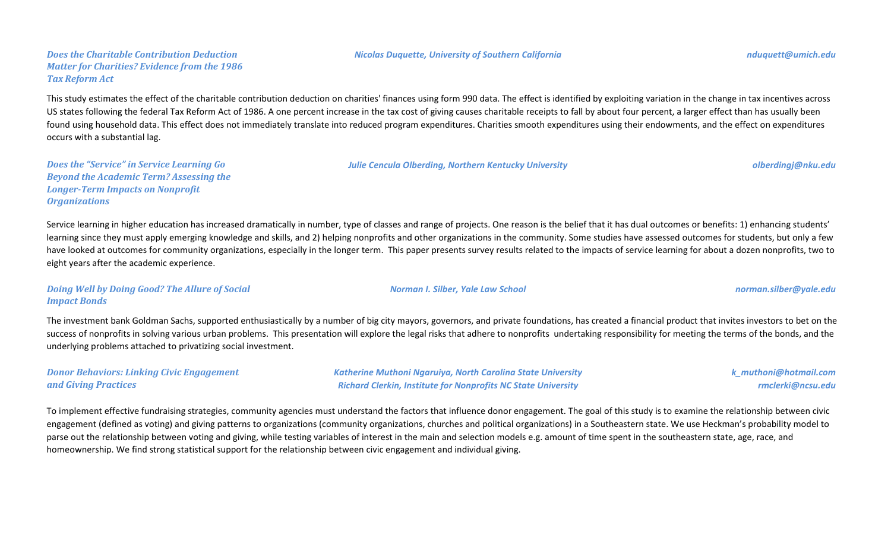### *Does the Charitable Contribution Deduction Matter for Charities? Evidence from the 1986 Tax Reform Act*

*Nicolas Duquette, University of Southern California* — *nduquett@umich.edu*

This study estimates the effect of the charitable contribution deduction on charities' finances using form 990 data. The effect is identified by exploiting variation in the change in tax incentives across US states following the federal Tax Reform Act of 1986. A one percent increase in the tax cost of giving causes charitable receipts to fall by about four percent, a larger effect than has usually been found using household data. This effect does not immediately translate into reduced program expenditures. Charities smooth expenditures using their endowments, and the effect on expenditures occurs with a substantial lag.

### *Does the "Service" in Service Learning Go Beyond the Academic Term? Assessing the Longer-Term Impacts on Nonprofit Organizations*

*Julie Cencula Olberding, Northern Kentucky University* — *olberdingj@nku.edu*

Service learning in higher education has increased dramatically in number, type of classes and range of projects. One reason is the belief that it has dual outcomes or benefits: 1) enhancing students' learning since they must apply emerging knowledge and skills, and 2) helping nonprofits and other organizations in the community. Some studies have assessed outcomes for students, but only a few have looked at outcomes for community organizations, especially in the longer term. This paper presents survey results related to the impacts of service learning for about a dozen nonprofits, two to eight years after the academic experience.

### *Doing Well by Doing Good? The Allure of Social Impact Bonds*

*Norman I. Silber, Yale Law School* — *norman.silber@yale.edu*

The investment bank Goldman Sachs, supported enthusiastically by a number of big city mayors, governors, and private foundations, has created a financial product that invites investors to bet on the success of nonprofits in solving various urban problems. This presentation will explore the legal risks that adhere to nonprofits undertaking responsibility for meeting the terms of the bonds, and the underlying problems attached to privatizing social investment.

### *Donor Behaviors: Linking Civic Engagement and Giving Practices*

*Katherine Muthoni Ngaruiya, North Carolina State University* — *k_muthoni@hotmail.com*
*Richard Clerkin, Institute for Nonprofits NC State University* — *rmclerki@ncsu.edu*

To implement effective fundraising strategies, community agencies must understand the factors that influence donor engagement. The goal of this study is to examine the relationship between civic engagement (defined as voting) and giving patterns to organizations (community organizations, churches and political organizations) in a Southeastern state. We use Heckman's probability model to parse out the relationship between voting and giving, while testing variables of interest in the main and selection models e.g. amount of time spent in the southeastern state, age, race, and homeownership. We find strong statistical support for the relationship between civic engagement and individual giving.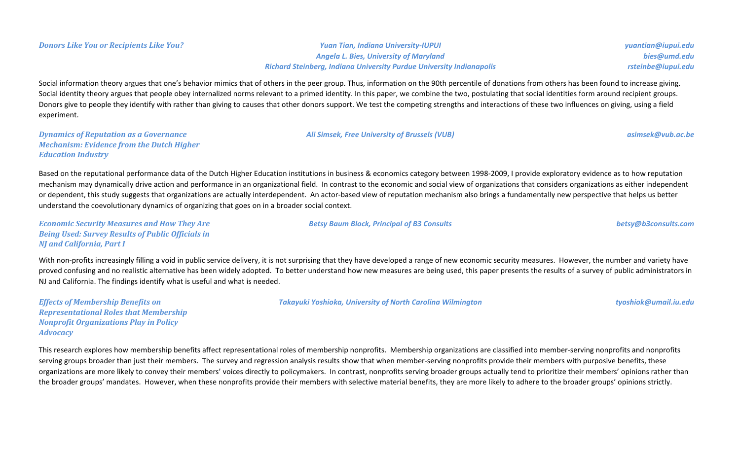### *Donors Like You or Recipients Like You?*

***Yuan Tian, Indiana University-IUPUI*** — *yuantian@iupui.edu*
***Angela L. Bies, University of Maryland*** — *bies@umd.edu*
***Richard Steinberg, Indiana University Purdue University Indianapolis*** — *rsteinbe@iupui.edu*

Social information theory argues that one's behavior mimics that of others in the peer group. Thus, information on the 90th percentile of donations from others has been found to increase giving. Social identity theory argues that people obey internalized norms relevant to a primed identity. In this paper, we combine the two, postulating that social identities form around recipient groups. Donors give to people they identify with rather than giving to causes that other donors support. We test the competing strengths and interactions of these two influences on giving, using a field experiment.

### *Dynamics of Reputation as a Governance Mechanism: Evidence from the Dutch Higher Education Industry*

***Ali Simsek, Free University of Brussels (VUB)*** — *asimsek@vub.ac.be*

Based on the reputational performance data of the Dutch Higher Education institutions in business & economics category between 1998-2009, I provide exploratory evidence as to how reputation mechanism may dynamically drive action and performance in an organizational field. In contrast to the economic and social view of organizations that considers organizations as either independent or dependent, this study suggests that organizations are actually interdependent. An actor-based view of reputation mechanism also brings a fundamentally new perspective that helps us better understand the coevolutionary dynamics of organizing that goes on in a broader social context.

### *Economic Security Measures and How They Are Being Used: Survey Results of Public Officials in NJ and California, Part I*

***Betsy Baum Block, Principal of B3 Consults*** — *betsy@b3consults.com*

With non-profits increasingly filling a void in public service delivery, it is not surprising that they have developed a range of new economic security measures. However, the number and variety have proved confusing and no realistic alternative has been widely adopted. To better understand how new measures are being used, this paper presents the results of a survey of public administrators in NJ and California. The findings identify what is useful and what is needed.

### *Effects of Membership Benefits on Representational Roles that Membership Nonprofit Organizations Play in Policy Advocacy*

***Takayuki Yoshioka, University of North Carolina Wilmington*** — *tyoshiok@umail.iu.edu*

This research explores how membership benefits affect representational roles of membership nonprofits. Membership organizations are classified into member-serving nonprofits and nonprofits serving groups broader than just their members. The survey and regression analysis results show that when member-serving nonprofits provide their members with purposive benefits, these organizations are more likely to convey their members' voices directly to policymakers. In contrast, nonprofits serving broader groups actually tend to prioritize their members' opinions rather than the broader groups' mandates. However, when these nonprofits provide their members with selective material benefits, they are more likely to adhere to the broader groups' opinions strictly.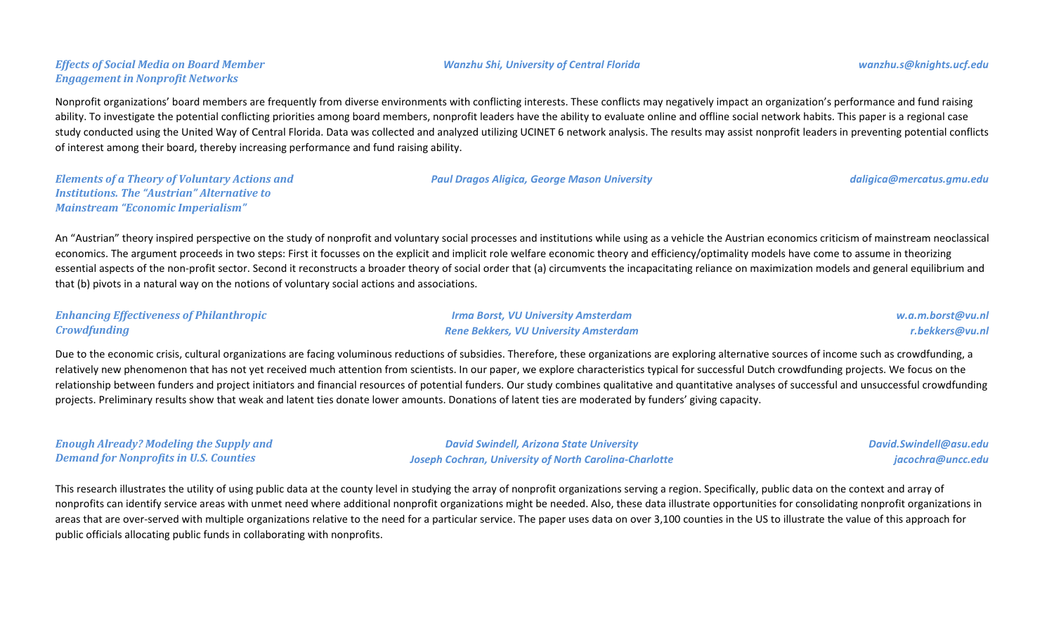### *Effects of Social Media on Board Member Engagement in Nonprofit Networks*

*Wanzhu Shi, University of Central Florida* — *wanzhu.s@knights.ucf.edu*

Nonprofit organizations' board members are frequently from diverse environments with conflicting interests. These conflicts may negatively impact an organization's performance and fund raising ability. To investigate the potential conflicting priorities among board members, nonprofit leaders have the ability to evaluate online and offline social network habits. This paper is a regional case study conducted using the United Way of Central Florida. Data was collected and analyzed utilizing UCINET 6 network analysis. The results may assist nonprofit leaders in preventing potential conflicts of interest among their board, thereby increasing performance and fund raising ability.

### *Elements of a Theory of Voluntary Actions and Institutions. The "Austrian" Alternative to Mainstream "Economic Imperialism"*

*Paul Dragos Aligica, George Mason University* — *daligica@mercatus.gmu.edu*

An "Austrian" theory inspired perspective on the study of nonprofit and voluntary social processes and institutions while using as a vehicle the Austrian economics criticism of mainstream neoclassical economics. The argument proceeds in two steps: First it focusses on the explicit and implicit role welfare economic theory and efficiency/optimality models have come to assume in theorizing essential aspects of the non-profit sector. Second it reconstructs a broader theory of social order that (a) circumvents the incapacitating reliance on maximization models and general equilibrium and that (b) pivots in a natural way on the notions of voluntary social actions and associations.

### *Enhancing Effectiveness of Philanthropic Crowdfunding*

*Irma Borst, VU University Amsterdam* — *w.a.m.borst@vu.nl*
*Rene Bekkers, VU University Amsterdam* — *r.bekkers@vu.nl*

Due to the economic crisis, cultural organizations are facing voluminous reductions of subsidies. Therefore, these organizations are exploring alternative sources of income such as crowdfunding, a relatively new phenomenon that has not yet received much attention from scientists. In our paper, we explore characteristics typical for successful Dutch crowdfunding projects. We focus on the relationship between funders and project initiators and financial resources of potential funders. Our study combines qualitative and quantitative analyses of successful and unsuccessful crowdfunding projects. Preliminary results show that weak and latent ties donate lower amounts. Donations of latent ties are moderated by funders' giving capacity.

### *Enough Already? Modeling the Supply and Demand for Nonprofits in U.S. Counties*

*David Swindell, Arizona State University* — *David.Swindell@asu.edu*
*Joseph Cochran, University of North Carolina-Charlotte* — *jacochra@uncc.edu*

This research illustrates the utility of using public data at the county level in studying the array of nonprofit organizations serving a region. Specifically, public data on the context and array of nonprofits can identify service areas with unmet need where additional nonprofit organizations might be needed. Also, these data illustrate opportunities for consolidating nonprofit organizations in areas that are over-served with multiple organizations relative to the need for a particular service. The paper uses data on over 3,100 counties in the US to illustrate the value of this approach for public officials allocating public funds in collaborating with nonprofits.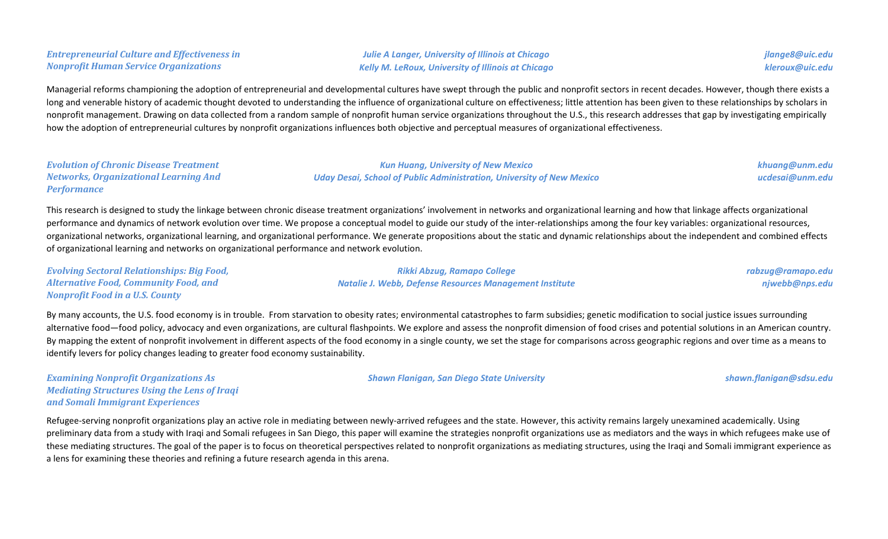### *Entrepreneurial Culture and Effectiveness in Nonprofit Human Service Organizations*

*Julie A Langer, University of Illinois at Chicago* — *jlange8@uic.edu*
*Kelly M. LeRoux, University of Illinois at Chicago* — *kleroux@uic.edu*

Managerial reforms championing the adoption of entrepreneurial and developmental cultures have swept through the public and nonprofit sectors in recent decades. However, though there exists a long and venerable history of academic thought devoted to understanding the influence of organizational culture on effectiveness; little attention has been given to these relationships by scholars in nonprofit management. Drawing on data collected from a random sample of nonprofit human service organizations throughout the U.S., this research addresses that gap by investigating empirically how the adoption of entrepreneurial cultures by nonprofit organizations influences both objective and perceptual measures of organizational effectiveness.

### *Evolution of Chronic Disease Treatment Networks, Organizational Learning And Performance*

*Kun Huang, University of New Mexico* — *khuang@unm.edu*
*Uday Desai, School of Public Administration, University of New Mexico* — *ucdesai@unm.edu*

This research is designed to study the linkage between chronic disease treatment organizations' involvement in networks and organizational learning and how that linkage affects organizational performance and dynamics of network evolution over time. We propose a conceptual model to guide our study of the inter-relationships among the four key variables: organizational resources, organizational networks, organizational learning, and organizational performance. We generate propositions about the static and dynamic relationships about the independent and combined effects of organizational learning and networks on organizational performance and network evolution.

### *Evolving Sectoral Relationships: Big Food, Alternative Food, Community Food, and Nonprofit Food in a U.S. County*

*Rikki Abzug, Ramapo College* — *rabzug@ramapo.edu*
*Natalie J. Webb, Defense Resources Management Institute* — *njwebb@nps.edu*

By many accounts, the U.S. food economy is in trouble. From starvation to obesity rates; environmental catastrophes to farm subsidies; genetic modification to social justice issues surrounding alternative food—food policy, advocacy and even organizations, are cultural flashpoints. We explore and assess the nonprofit dimension of food crises and potential solutions in an American country. By mapping the extent of nonprofit involvement in different aspects of the food economy in a single county, we set the stage for comparisons across geographic regions and over time as a means to identify levers for policy changes leading to greater food economy sustainability.

### *Examining Nonprofit Organizations As Mediating Structures Using the Lens of Iraqi and Somali Immigrant Experiences*

*Shawn Flanigan, San Diego State University* — *shawn.flanigan@sdsu.edu*

Refugee-serving nonprofit organizations play an active role in mediating between newly-arrived refugees and the state. However, this activity remains largely unexamined academically. Using preliminary data from a study with Iraqi and Somali refugees in San Diego, this paper will examine the strategies nonprofit organizations use as mediators and the ways in which refugees make use of these mediating structures. The goal of the paper is to focus on theoretical perspectives related to nonprofit organizations as mediating structures, using the Iraqi and Somali immigrant experience as a lens for examining these theories and refining a future research agenda in this arena.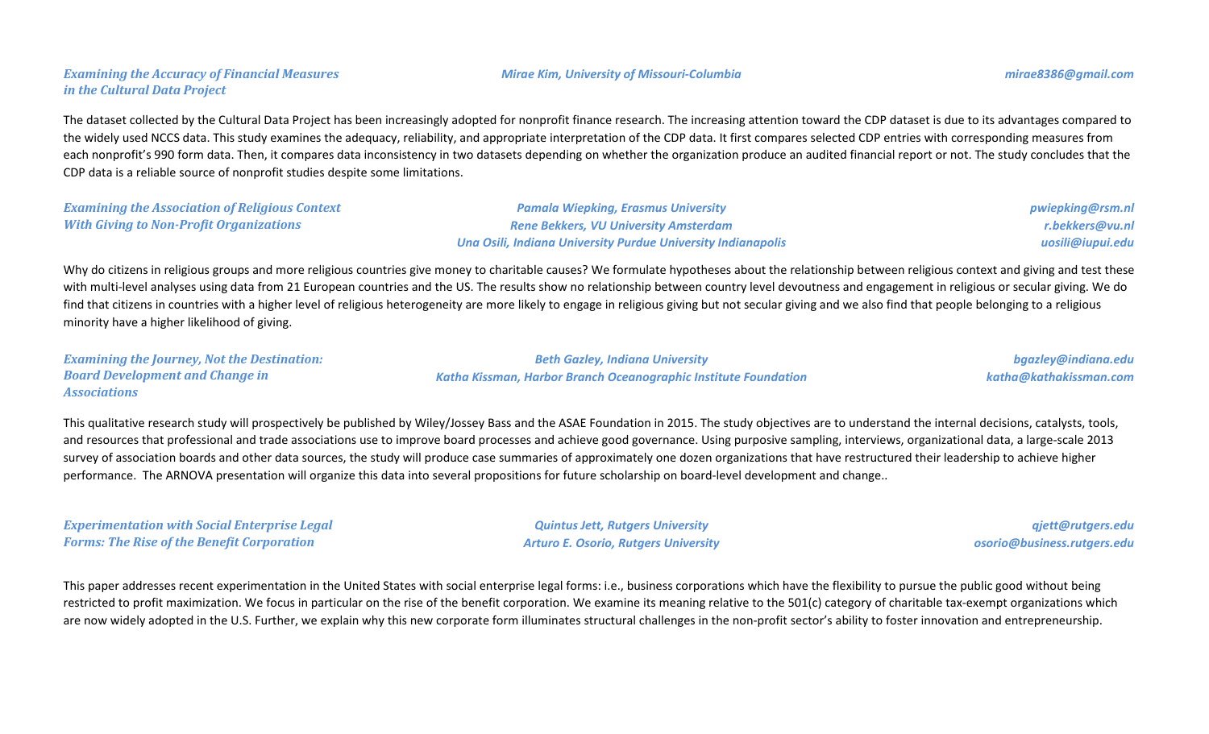### *Examining the Accuracy of Financial Measures in the Cultural Data Project*

***Mirae Kim, University of Missouri-Columbia*** — ***mirae8386@gmail.com***

The dataset collected by the Cultural Data Project has been increasingly adopted for nonprofit finance research. The increasing attention toward the CDP dataset is due to its advantages compared to the widely used NCCS data. This study examines the adequacy, reliability, and appropriate interpretation of the CDP data. It first compares selected CDP entries with corresponding measures from each nonprofit's 990 form data. Then, it compares data inconsistency in two datasets depending on whether the organization produce an audited financial report or not. The study concludes that the CDP data is a reliable source of nonprofit studies despite some limitations.

### *Examining the Association of Religious Context With Giving to Non-Profit Organizations*

***Pamala Wiepking, Erasmus University*** — ***pwiepking@rsm.nl***
***Rene Bekkers, VU University Amsterdam*** — ***r.bekkers@vu.nl***
***Una Osili, Indiana University Purdue University Indianapolis*** — ***uosili@iupui.edu***

Why do citizens in religious groups and more religious countries give money to charitable causes? We formulate hypotheses about the relationship between religious context and giving and test these with multi-level analyses using data from 21 European countries and the US. The results show no relationship between country level devoutness and engagement in religious or secular giving. We do find that citizens in countries with a higher level of religious heterogeneity are more likely to engage in religious giving but not secular giving and we also find that people belonging to a religious minority have a higher likelihood of giving.

### *Examining the Journey, Not the Destination: Board Development and Change in Associations*

***Beth Gazley, Indiana University*** — ***bgazley@indiana.edu***
***Katha Kissman, Harbor Branch Oceanographic Institute Foundation*** — ***katha@kathakissman.com***

This qualitative research study will prospectively be published by Wiley/Jossey Bass and the ASAE Foundation in 2015. The study objectives are to understand the internal decisions, catalysts, tools, and resources that professional and trade associations use to improve board processes and achieve good governance. Using purposive sampling, interviews, organizational data, a large-scale 2013 survey of association boards and other data sources, the study will produce case summaries of approximately one dozen organizations that have restructured their leadership to achieve higher performance. The ARNOVA presentation will organize this data into several propositions for future scholarship on board-level development and change..

### *Experimentation with Social Enterprise Legal Forms: The Rise of the Benefit Corporation*

***Quintus Jett, Rutgers University*** — ***qjett@rutgers.edu***
***Arturo E. Osorio, Rutgers University*** — ***osorio@business.rutgers.edu***

This paper addresses recent experimentation in the United States with social enterprise legal forms: i.e., business corporations which have the flexibility to pursue the public good without being restricted to profit maximization. We focus in particular on the rise of the benefit corporation. We examine its meaning relative to the 501(c) category of charitable tax-exempt organizations which are now widely adopted in the U.S. Further, we explain why this new corporate form illuminates structural challenges in the non-profit sector's ability to foster innovation and entrepreneurship.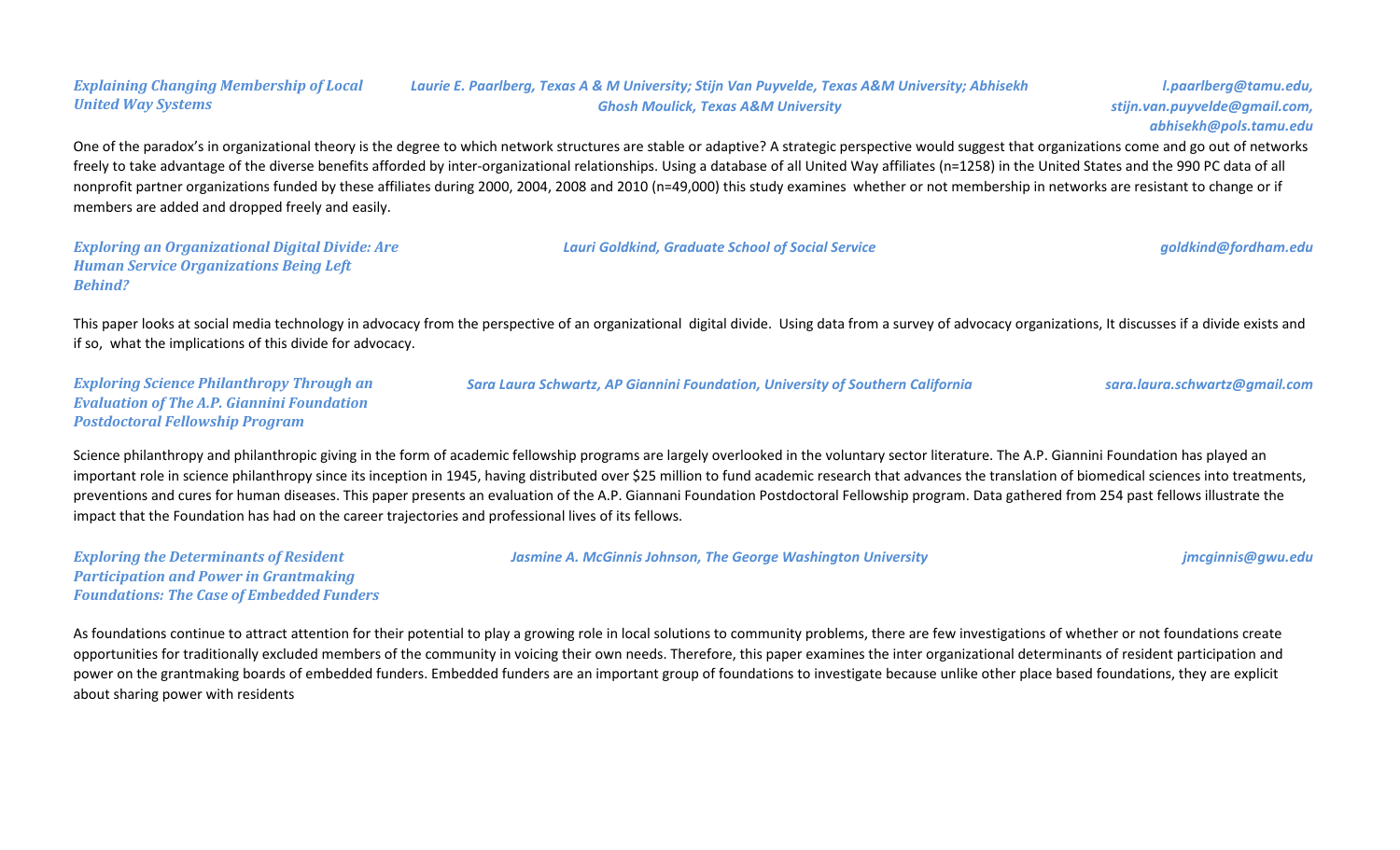### *Explaining Changing Membership of Local United Way Systems*

*Laurie E. Paarlberg, Texas A & M University; Stijn Van Puyvelde, Texas A&M University; Abhisekh Ghosh Moulick, Texas A&M University*

*l.paarlberg@tamu.edu, stijn.van.puyvelde@gmail.com, abhisekh@pols.tamu.edu*

One of the paradox's in organizational theory is the degree to which network structures are stable or adaptive? A strategic perspective would suggest that organizations come and go out of networks freely to take advantage of the diverse benefits afforded by inter-organizational relationships. Using a database of all United Way affiliates (n=1258) in the United States and the 990 PC data of all nonprofit partner organizations funded by these affiliates during 2000, 2004, 2008 and 2010 (n=49,000) this study examines whether or not membership in networks are resistant to change or if members are added and dropped freely and easily.

### *Exploring an Organizational Digital Divide: Are Human Service Organizations Being Left Behind?*

*Lauri Goldkind, Graduate School of Social Service*

*goldkind@fordham.edu*

This paper looks at social media technology in advocacy from the perspective of an organizational digital divide. Using data from a survey of advocacy organizations, It discusses if a divide exists and if so, what the implications of this divide for advocacy.

### *Exploring Science Philanthropy Through an Evaluation of The A.P. Giannini Foundation Postdoctoral Fellowship Program*

*Sara Laura Schwartz, AP Giannini Foundation, University of Southern California*

*sara.laura.schwartz@gmail.com*

Science philanthropy and philanthropic giving in the form of academic fellowship programs are largely overlooked in the voluntary sector literature. The A.P. Giannini Foundation has played an important role in science philanthropy since its inception in 1945, having distributed over $25 million to fund academic research that advances the translation of biomedical sciences into treatments, preventions and cures for human diseases. This paper presents an evaluation of the A.P. Giannani Foundation Postdoctoral Fellowship program. Data gathered from 254 past fellows illustrate the impact that the Foundation has had on the career trajectories and professional lives of its fellows.

### *Exploring the Determinants of Resident Participation and Power in Grantmaking Foundations: The Case of Embedded Funders*

*Jasmine A. McGinnis Johnson, The George Washington University*

*jmcginnis@gwu.edu*

As foundations continue to attract attention for their potential to play a growing role in local solutions to community problems, there are few investigations of whether or not foundations create opportunities for traditionally excluded members of the community in voicing their own needs. Therefore, this paper examines the inter organizational determinants of resident participation and power on the grantmaking boards of embedded funders. Embedded funders are an important group of foundations to investigate because unlike other place based foundations, they are explicit about sharing power with residents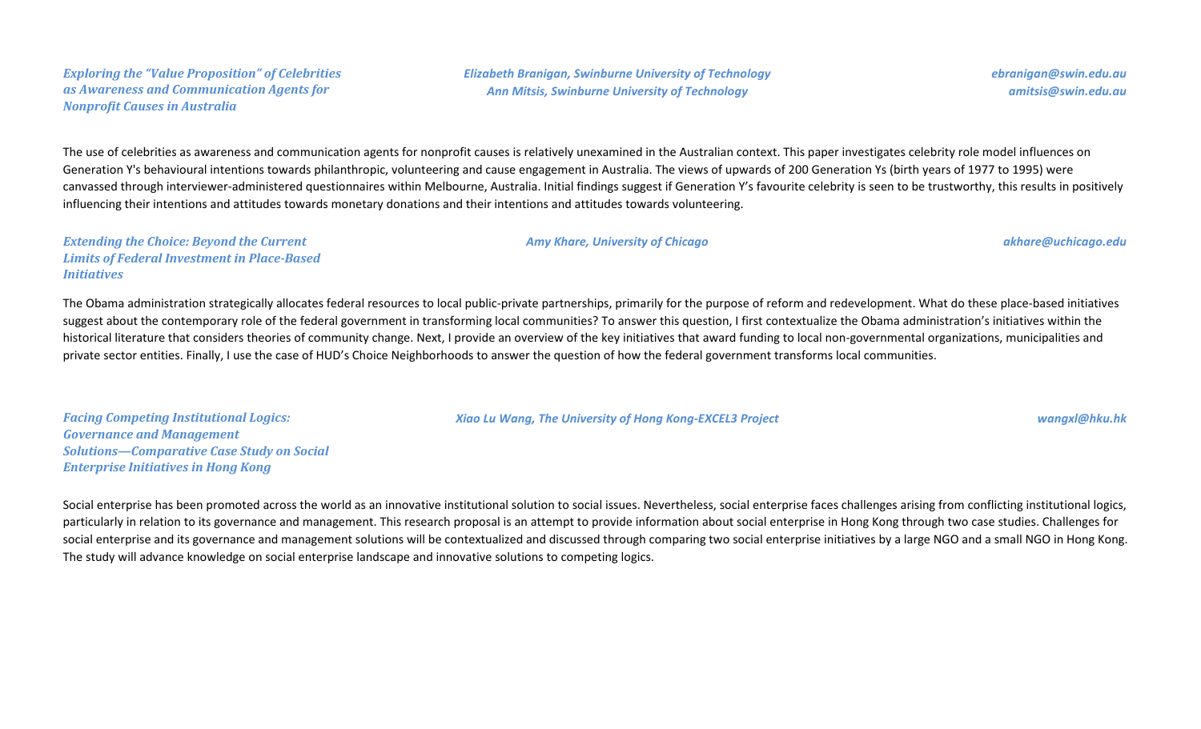***Exploring the "Value Proposition" of Celebrities as Awareness and Communication Agents for Nonprofit Causes in Australia***

***Elizabeth Branigan, Swinburne University of Technology***
***Ann Mitsis, Swinburne University of Technology***

***ebranigan@swin.edu.au***
***amitsis@swin.edu.au***

The use of celebrities as awareness and communication agents for nonprofit causes is relatively unexamined in the Australian context. This paper investigates celebrity role model influences on Generation Y's behavioural intentions towards philanthropic, volunteering and cause engagement in Australia. The views of upwards of 200 Generation Ys (birth years of 1977 to 1995) were canvassed through interviewer-administered questionnaires within Melbourne, Australia. Initial findings suggest if Generation Y's favourite celebrity is seen to be trustworthy, this results in positively influencing their intentions and attitudes towards monetary donations and their intentions and attitudes towards volunteering.

***Extending the Choice: Beyond the Current Limits of Federal Investment in Place-Based Initiatives***

***Amy Khare, University of Chicago***

***akhare@uchicago.edu***

The Obama administration strategically allocates federal resources to local public-private partnerships, primarily for the purpose of reform and redevelopment. What do these place-based initiatives suggest about the contemporary role of the federal government in transforming local communities? To answer this question, I first contextualize the Obama administration's initiatives within the historical literature that considers theories of community change. Next, I provide an overview of the key initiatives that award funding to local non-governmental organizations, municipalities and private sector entities. Finally, I use the case of HUD's Choice Neighborhoods to answer the question of how the federal government transforms local communities.

***Facing Competing Institutional Logics: Governance and Management Solutions—Comparative Case Study on Social Enterprise Initiatives in Hong Kong***

***Xiao Lu Wang, The University of Hong Kong-EXCEL3 Project***

***wangxl@hku.hk***

Social enterprise has been promoted across the world as an innovative institutional solution to social issues. Nevertheless, social enterprise faces challenges arising from conflicting institutional logics, particularly in relation to its governance and management. This research proposal is an attempt to provide information about social enterprise in Hong Kong through two case studies. Challenges for social enterprise and its governance and management solutions will be contextualized and discussed through comparing two social enterprise initiatives by a large NGO and a small NGO in Hong Kong. The study will advance knowledge on social enterprise landscape and innovative solutions to competing logics.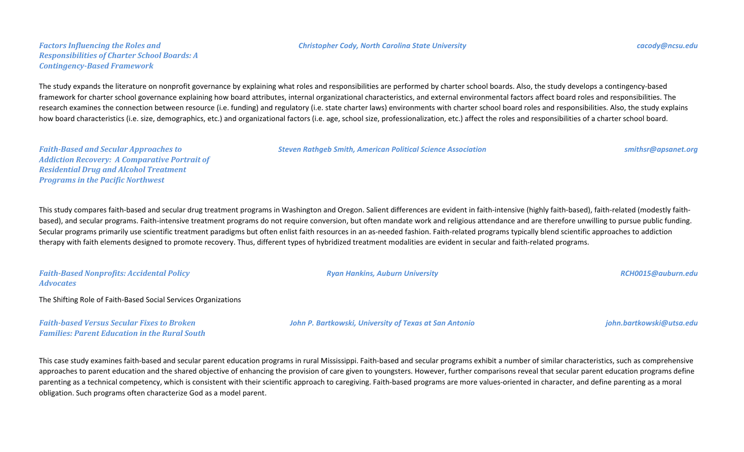***Factors Influencing the Roles and Responsibilities of Charter School Boards: A Contingency-Based Framework***

***Christopher Cody, North Carolina State University*** — ***cacody@ncsu.edu***

The study expands the literature on nonprofit governance by explaining what roles and responsibilities are performed by charter school boards. Also, the study develops a contingency-based framework for charter school governance explaining how board attributes, internal organizational characteristics, and external environmental factors affect board roles and responsibilities. The research examines the connection between resource (i.e. funding) and regulatory (i.e. state charter laws) environments with charter school board roles and responsibilities. Also, the study explains how board characteristics (i.e. size, demographics, etc.) and organizational factors (i.e. age, school size, professionalization, etc.) affect the roles and responsibilities of a charter school board.

***Faith-Based and Secular Approaches to Addiction Recovery: A Comparative Portrait of Residential Drug and Alcohol Treatment Programs in the Pacific Northwest***

***Steven Rathgeb Smith, American Political Science Association*** — ***smithsr@apsanet.org***

This study compares faith-based and secular drug treatment programs in Washington and Oregon. Salient differences are evident in faith-intensive (highly faith-based), faith-related (modestly faith-based), and secular programs. Faith-intensive treatment programs do not require conversion, but often mandate work and religious attendance and are therefore unwilling to pursue public funding. Secular programs primarily use scientific treatment paradigms but often enlist faith resources in an as-needed fashion. Faith-related programs typically blend scientific approaches to addiction therapy with faith elements designed to promote recovery. Thus, different types of hybridized treatment modalities are evident in secular and faith-related programs.

***Faith-Based Nonprofits: Accidental Policy Advocates***

***Ryan Hankins, Auburn University*** — ***RCH0015@auburn.edu***

The Shifting Role of Faith-Based Social Services Organizations

***Faith-based Versus Secular Fixes to Broken Families: Parent Education in the Rural South***

***John P. Bartkowski, University of Texas at San Antonio*** — ***john.bartkowski@utsa.edu***

This case study examines faith-based and secular parent education programs in rural Mississippi. Faith-based and secular programs exhibit a number of similar characteristics, such as comprehensive approaches to parent education and the shared objective of enhancing the provision of care given to youngsters. However, further comparisons reveal that secular parent education programs define parenting as a technical competency, which is consistent with their scientific approach to caregiving. Faith-based programs are more values-oriented in character, and define parenting as a moral obligation. Such programs often characterize God as a model parent.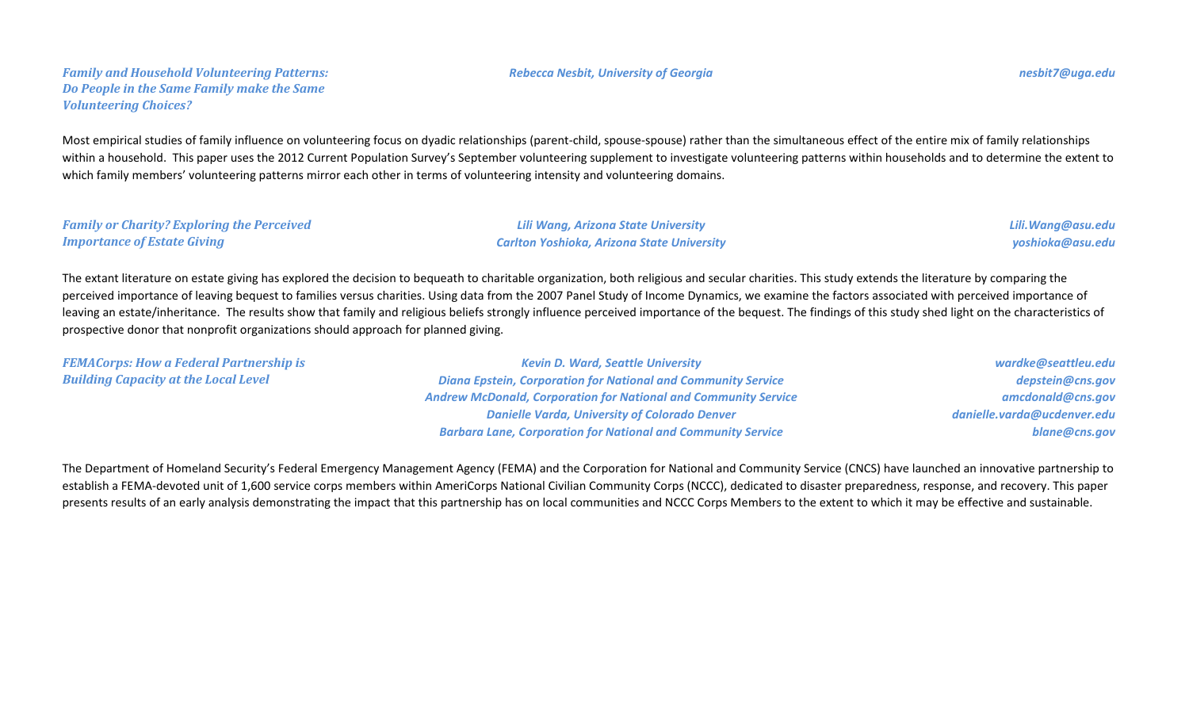***Family and Household Volunteering Patterns: Do People in the Same Family make the Same Volunteering Choices?***

***Rebecca Nesbit, University of Georgia*** — ***nesbit7@uga.edu***

Most empirical studies of family influence on volunteering focus on dyadic relationships (parent-child, spouse-spouse) rather than the simultaneous effect of the entire mix of family relationships within a household. This paper uses the 2012 Current Population Survey's September volunteering supplement to investigate volunteering patterns within households and to determine the extent to which family members' volunteering patterns mirror each other in terms of volunteering intensity and volunteering domains.

***Family or Charity? Exploring the Perceived Importance of Estate Giving***

***Lili Wang, Arizona State University*** — ***Lili.Wang@asu.edu***
***Carlton Yoshioka, Arizona State University*** — ***yoshioka@asu.edu***

The extant literature on estate giving has explored the decision to bequeath to charitable organization, both religious and secular charities. This study extends the literature by comparing the perceived importance of leaving bequest to families versus charities. Using data from the 2007 Panel Study of Income Dynamics, we examine the factors associated with perceived importance of leaving an estate/inheritance. The results show that family and religious beliefs strongly influence perceived importance of the bequest. The findings of this study shed light on the characteristics of prospective donor that nonprofit organizations should approach for planned giving.

***FEMACorps: How a Federal Partnership is Building Capacity at the Local Level***

***Kevin D. Ward, Seattle University*** — ***wardke@seattleu.edu***
***Diana Epstein, Corporation for National and Community Service*** — ***depstein@cns.gov***
***Andrew McDonald, Corporation for National and Community Service*** — ***amcdonald@cns.gov***
***Danielle Varda, University of Colorado Denver*** — ***danielle.varda@ucdenver.edu***
***Barbara Lane, Corporation for National and Community Service*** — ***blane@cns.gov***

The Department of Homeland Security's Federal Emergency Management Agency (FEMA) and the Corporation for National and Community Service (CNCS) have launched an innovative partnership to establish a FEMA-devoted unit of 1,600 service corps members within AmeriCorps National Civilian Community Corps (NCCC), dedicated to disaster preparedness, response, and recovery. This paper presents results of an early analysis demonstrating the impact that this partnership has on local communities and NCCC Corps Members to the extent to which it may be effective and sustainable.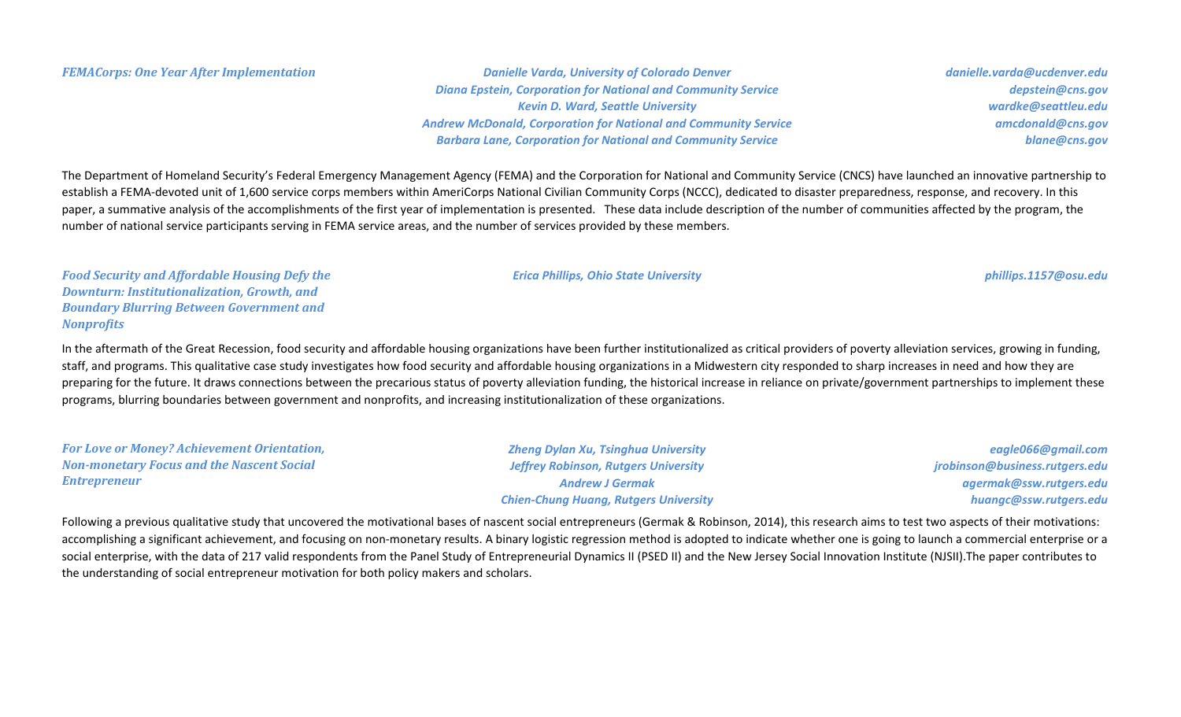### *FEMACorps: One Year After Implementation*

*Danielle Varda, University of Colorado Denver* — *danielle.varda@ucdenver.edu*
*Diana Epstein, Corporation for National and Community Service* — *depstein@cns.gov*
*Kevin D. Ward, Seattle University* — *wardke@seattleu.edu*
*Andrew McDonald, Corporation for National and Community Service* — *amcdonald@cns.gov*
*Barbara Lane, Corporation for National and Community Service* — *blane@cns.gov*

The Department of Homeland Security's Federal Emergency Management Agency (FEMA) and the Corporation for National and Community Service (CNCS) have launched an innovative partnership to establish a FEMA-devoted unit of 1,600 service corps members within AmeriCorps National Civilian Community Corps (NCCC), dedicated to disaster preparedness, response, and recovery. In this paper, a summative analysis of the accomplishments of the first year of implementation is presented. These data include description of the number of communities affected by the program, the number of national service participants serving in FEMA service areas, and the number of services provided by these members.

### *Food Security and Affordable Housing Defy the Downturn: Institutionalization, Growth, and Boundary Blurring Between Government and Nonprofits*

*Erica Phillips, Ohio State University* — *phillips.1157@osu.edu*

In the aftermath of the Great Recession, food security and affordable housing organizations have been further institutionalized as critical providers of poverty alleviation services, growing in funding, staff, and programs. This qualitative case study investigates how food security and affordable housing organizations in a Midwestern city responded to sharp increases in need and how they are preparing for the future. It draws connections between the precarious status of poverty alleviation funding, the historical increase in reliance on private/government partnerships to implement these programs, blurring boundaries between government and nonprofits, and increasing institutionalization of these organizations.

### *For Love or Money? Achievement Orientation, Non-monetary Focus and the Nascent Social Entrepreneur*

*Zheng Dylan Xu, Tsinghua University* — *eagle066@gmail.com*
*Jeffrey Robinson, Rutgers University* — *jrobinson@business.rutgers.edu*
*Andrew J Germak* — *agermak@ssw.rutgers.edu*
*Chien-Chung Huang, Rutgers University* — *huangc@ssw.rutgers.edu*

Following a previous qualitative study that uncovered the motivational bases of nascent social entrepreneurs (Germak & Robinson, 2014), this research aims to test two aspects of their motivations: accomplishing a significant achievement, and focusing on non-monetary results. A binary logistic regression method is adopted to indicate whether one is going to launch a commercial enterprise or a social enterprise, with the data of 217 valid respondents from the Panel Study of Entrepreneurial Dynamics II (PSED II) and the New Jersey Social Innovation Institute (NJSII).The paper contributes to the understanding of social entrepreneur motivation for both policy makers and scholars.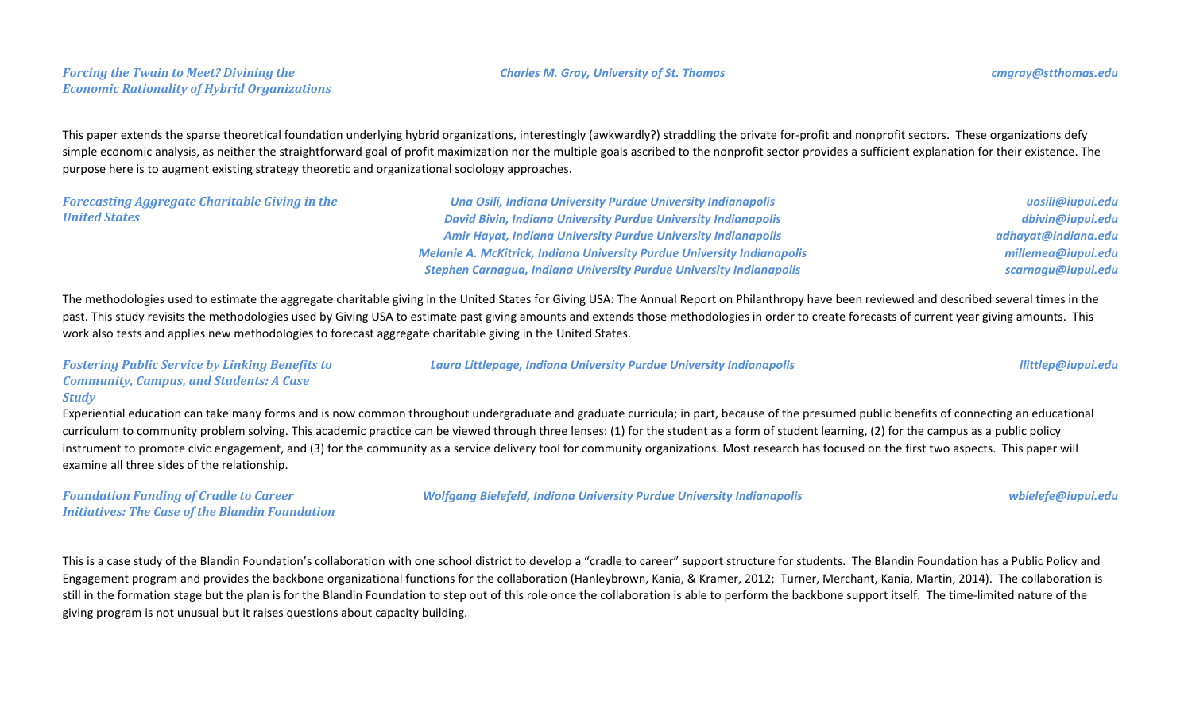***Forcing the Twain to Meet? Divining the Economic Rationality of Hybrid Organizations***

*Charles M. Gray, University of St. Thomas* — *cmgray@stthomas.edu*

This paper extends the sparse theoretical foundation underlying hybrid organizations, interestingly (awkwardly?) straddling the private for-profit and nonprofit sectors. These organizations defy simple economic analysis, as neither the straightforward goal of profit maximization nor the multiple goals ascribed to the nonprofit sector provides a sufficient explanation for their existence. The purpose here is to augment existing strategy theoretic and organizational sociology approaches.

***Forecasting Aggregate Charitable Giving in the United States***

*Una Osili, Indiana University Purdue University Indianapolis* — *uosili@iupui.edu*
*David Bivin, Indiana University Purdue University Indianapolis* — *dbivin@iupui.edu*
*Amir Hayat, Indiana University Purdue University Indianapolis* — *adhayat@indiana.edu*
*Melanie A. McKitrick, Indiana University Purdue University Indianapolis* — *millemea@iupui.edu*
*Stephen Carnagua, Indiana University Purdue University Indianapolis* — *scarnagu@iupui.edu*

The methodologies used to estimate the aggregate charitable giving in the United States for Giving USA: The Annual Report on Philanthropy have been reviewed and described several times in the past. This study revisits the methodologies used by Giving USA to estimate past giving amounts and extends those methodologies in order to create forecasts of current year giving amounts. This work also tests and applies new methodologies to forecast aggregate charitable giving in the United States.

***Fostering Public Service by Linking Benefits to Community, Campus, and Students: A Case Study***

*Laura Littlepage, Indiana University Purdue University Indianapolis* — *llittlep@iupui.edu*

Experiential education can take many forms and is now common throughout undergraduate and graduate curricula; in part, because of the presumed public benefits of connecting an educational curriculum to community problem solving. This academic practice can be viewed through three lenses: (1) for the student as a form of student learning, (2) for the campus as a public policy instrument to promote civic engagement, and (3) for the community as a service delivery tool for community organizations. Most research has focused on the first two aspects. This paper will examine all three sides of the relationship.

***Foundation Funding of Cradle to Career Initiatives: The Case of the Blandin Foundation***

*Wolfgang Bielefeld, Indiana University Purdue University Indianapolis* — *wbielefe@iupui.edu*

This is a case study of the Blandin Foundation's collaboration with one school district to develop a "cradle to career" support structure for students. The Blandin Foundation has a Public Policy and Engagement program and provides the backbone organizational functions for the collaboration (Hanleybrown, Kania, & Kramer, 2012; Turner, Merchant, Kania, Martin, 2014). The collaboration is still in the formation stage but the plan is for the Blandin Foundation to step out of this role once the collaboration is able to perform the backbone support itself. The time-limited nature of the giving program is not unusual but it raises questions about capacity building.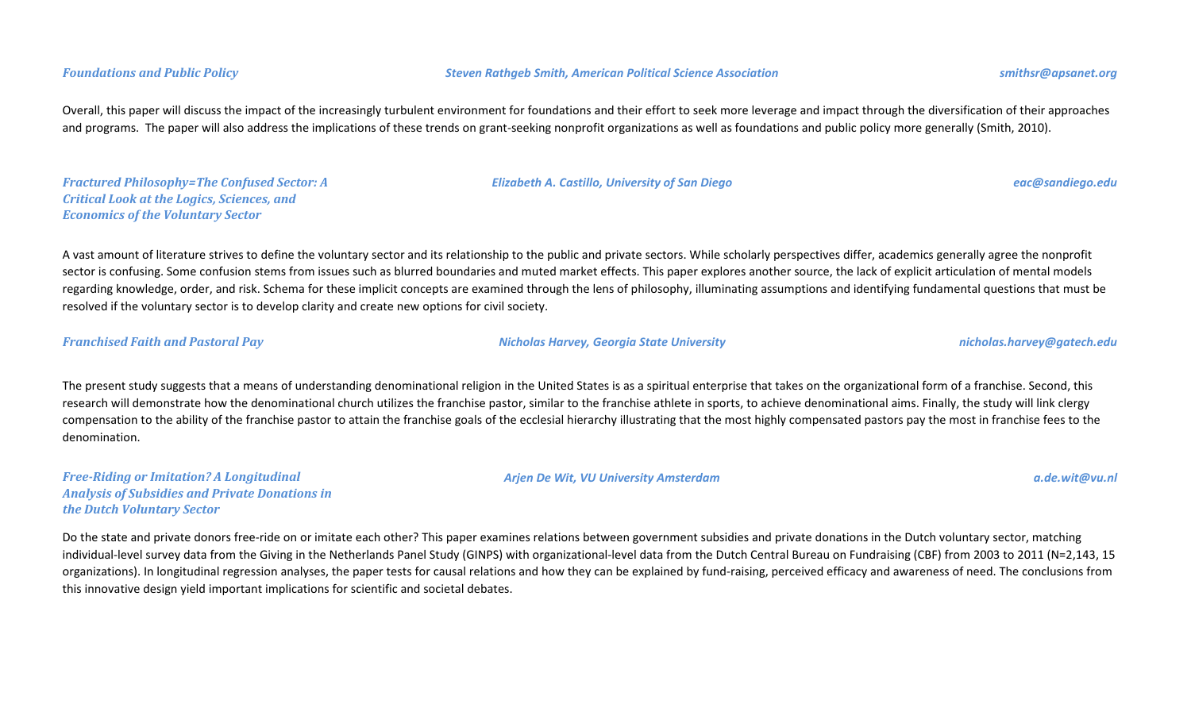***Foundations and Public Policy*** — ***Steven Rathgeb Smith, American Political Science Association*** — ***smithsr@apsanet.org***

Overall, this paper will discuss the impact of the increasingly turbulent environment for foundations and their effort to seek more leverage and impact through the diversification of their approaches and programs. The paper will also address the implications of these trends on grant-seeking nonprofit organizations as well as foundations and public policy more generally (Smith, 2010).

***Fractured Philosophy=The Confused Sector: A Critical Look at the Logics, Sciences, and Economics of the Voluntary Sector*** — ***Elizabeth A. Castillo, University of San Diego*** — ***eac@sandiego.edu***

A vast amount of literature strives to define the voluntary sector and its relationship to the public and private sectors. While scholarly perspectives differ, academics generally agree the nonprofit sector is confusing. Some confusion stems from issues such as blurred boundaries and muted market effects. This paper explores another source, the lack of explicit articulation of mental models regarding knowledge, order, and risk. Schema for these implicit concepts are examined through the lens of philosophy, illuminating assumptions and identifying fundamental questions that must be resolved if the voluntary sector is to develop clarity and create new options for civil society.

***Franchised Faith and Pastoral Pay*** — ***Nicholas Harvey, Georgia State University*** — ***nicholas.harvey@gatech.edu***

The present study suggests that a means of understanding denominational religion in the United States is as a spiritual enterprise that takes on the organizational form of a franchise. Second, this research will demonstrate how the denominational church utilizes the franchise pastor, similar to the franchise athlete in sports, to achieve denominational aims. Finally, the study will link clergy compensation to the ability of the franchise pastor to attain the franchise goals of the ecclesial hierarchy illustrating that the most highly compensated pastors pay the most in franchise fees to the denomination.

***Free-Riding or Imitation? A Longitudinal Analysis of Subsidies and Private Donations in the Dutch Voluntary Sector*** — ***Arjen De Wit, VU University Amsterdam*** — ***a.de.wit@vu.nl***

Do the state and private donors free-ride on or imitate each other? This paper examines relations between government subsidies and private donations in the Dutch voluntary sector, matching individual-level survey data from the Giving in the Netherlands Panel Study (GINPS) with organizational-level data from the Dutch Central Bureau on Fundraising (CBF) from 2003 to 2011 (N=2,143, 15 organizations). In longitudinal regression analyses, the paper tests for causal relations and how they can be explained by fund-raising, perceived efficacy and awareness of need. The conclusions from this innovative design yield important implications for scientific and societal debates.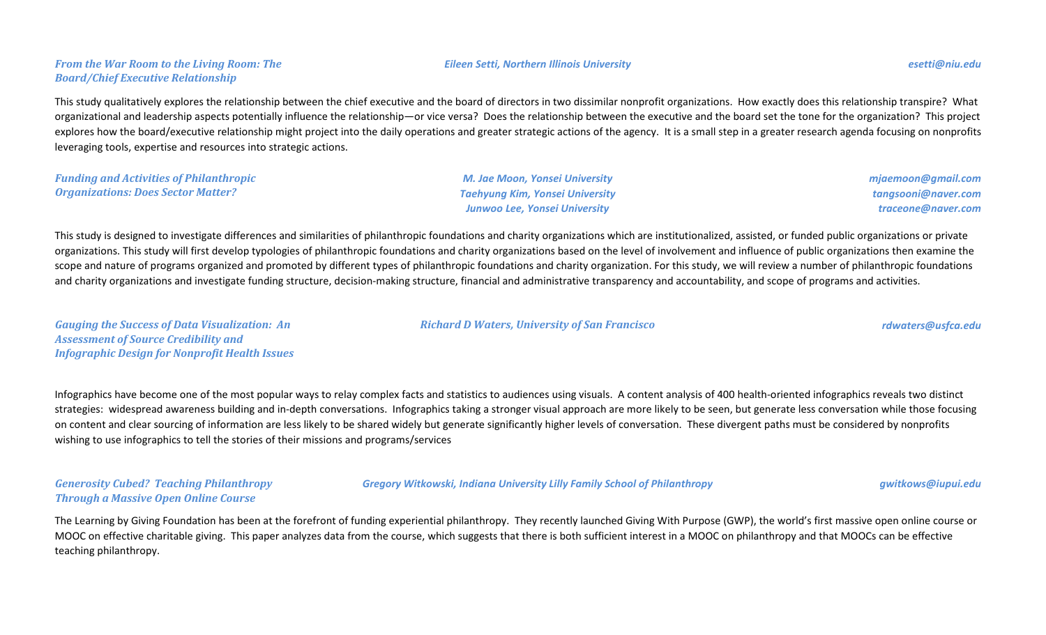### *From the War Room to the Living Room: The Board/Chief Executive Relationship*

*Eileen Setti, Northern Illinois University* — *esetti@niu.edu*

This study qualitatively explores the relationship between the chief executive and the board of directors in two dissimilar nonprofit organizations. How exactly does this relationship transpire? What organizational and leadership aspects potentially influence the relationship—or vice versa? Does the relationship between the executive and the board set the tone for the organization? This project explores how the board/executive relationship might project into the daily operations and greater strategic actions of the agency. It is a small step in a greater research agenda focusing on nonprofits leveraging tools, expertise and resources into strategic actions.

### *Funding and Activities of Philanthropic Organizations: Does Sector Matter?*

*M. Jae Moon, Yonsei University* — *mjaemoon@gmail.com*
*Taehyung Kim, Yonsei University* — *tangsooni@naver.com*
*Junwoo Lee, Yonsei University* — *traceone@naver.com*

This study is designed to investigate differences and similarities of philanthropic foundations and charity organizations which are institutionalized, assisted, or funded public organizations or private organizations. This study will first develop typologies of philanthropic foundations and charity organizations based on the level of involvement and influence of public organizations then examine the scope and nature of programs organized and promoted by different types of philanthropic foundations and charity organization. For this study, we will review a number of philanthropic foundations and charity organizations and investigate funding structure, decision-making structure, financial and administrative transparency and accountability, and scope of programs and activities.

### *Gauging the Success of Data Visualization: An Assessment of Source Credibility and Infographic Design for Nonprofit Health Issues*

*Richard D Waters, University of San Francisco* — *rdwaters@usfca.edu*

Infographics have become one of the most popular ways to relay complex facts and statistics to audiences using visuals. A content analysis of 400 health-oriented infographics reveals two distinct strategies: widespread awareness building and in-depth conversations. Infographics taking a stronger visual approach are more likely to be seen, but generate less conversation while those focusing on content and clear sourcing of information are less likely to be shared widely but generate significantly higher levels of conversation. These divergent paths must be considered by nonprofits wishing to use infographics to tell the stories of their missions and programs/services

### *Generosity Cubed? Teaching Philanthropy Through a Massive Open Online Course*

*Gregory Witkowski, Indiana University Lilly Family School of Philanthropy* — *gwitkows@iupui.edu*

The Learning by Giving Foundation has been at the forefront of funding experiential philanthropy. They recently launched Giving With Purpose (GWP), the world's first massive open online course or MOOC on effective charitable giving. This paper analyzes data from the course, which suggests that there is both sufficient interest in a MOOC on philanthropy and that MOOCs can be effective teaching philanthropy.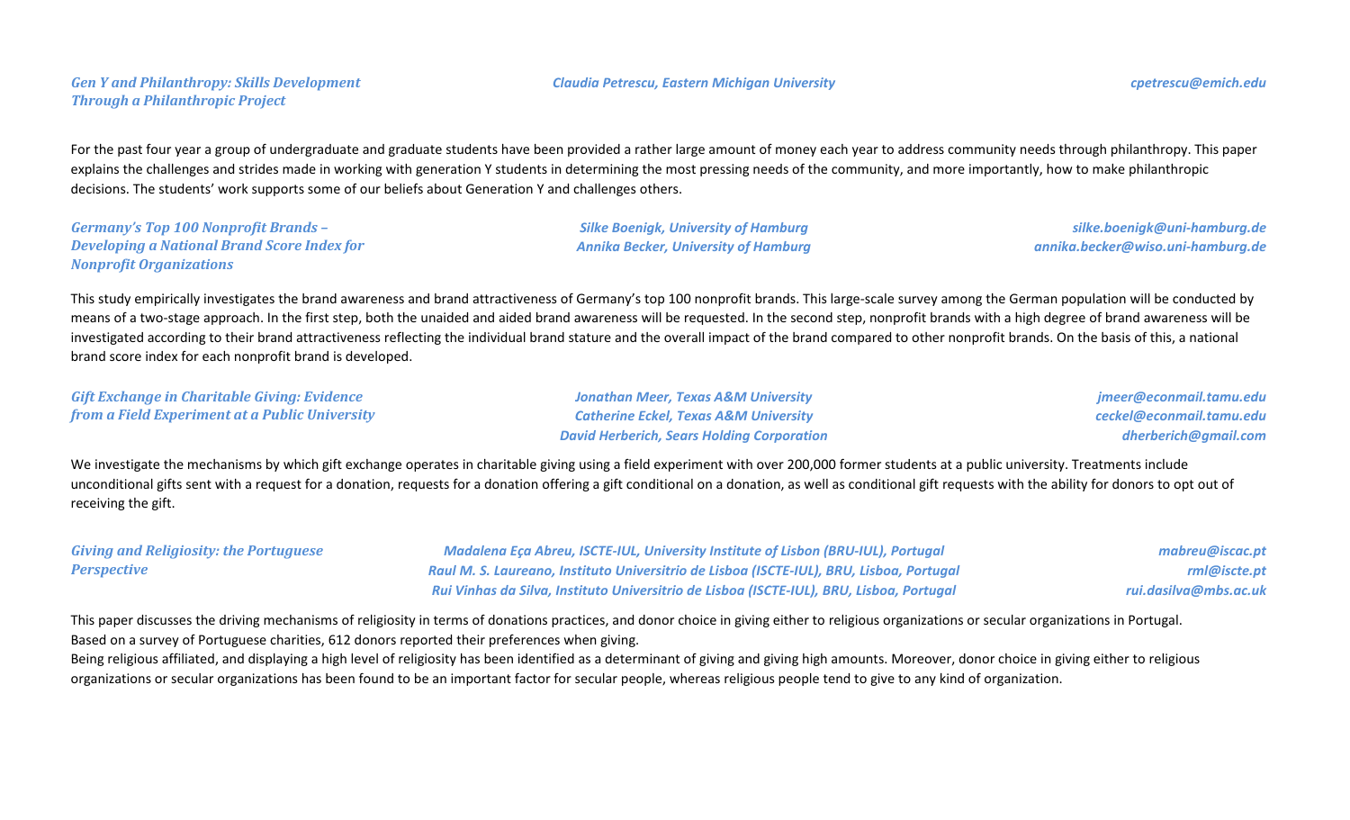### *Gen Y and Philanthropy: Skills Development Through a Philanthropic Project*

*Claudia Petrescu, Eastern Michigan University* — *cpetrescu@emich.edu*

For the past four year a group of undergraduate and graduate students have been provided a rather large amount of money each year to address community needs through philanthropy. This paper explains the challenges and strides made in working with generation Y students in determining the most pressing needs of the community, and more importantly, how to make philanthropic decisions. The students' work supports some of our beliefs about Generation Y and challenges others.

### *Germany's Top 100 Nonprofit Brands – Developing a National Brand Score Index for Nonprofit Organizations*

*Silke Boenigk, University of Hamburg* — *silke.boenigk@uni-hamburg.de*
*Annika Becker, University of Hamburg* — *annika.becker@wiso.uni-hamburg.de*

This study empirically investigates the brand awareness and brand attractiveness of Germany's top 100 nonprofit brands. This large-scale survey among the German population will be conducted by means of a two-stage approach. In the first step, both the unaided and aided brand awareness will be requested. In the second step, nonprofit brands with a high degree of brand awareness will be investigated according to their brand attractiveness reflecting the individual brand stature and the overall impact of the brand compared to other nonprofit brands. On the basis of this, a national brand score index for each nonprofit brand is developed.

### *Gift Exchange in Charitable Giving: Evidence from a Field Experiment at a Public University*

*Jonathan Meer, Texas A&M University* — *jmeer@econmail.tamu.edu*
*Catherine Eckel, Texas A&M University* — *ceckel@econmail.tamu.edu*
*David Herberich, Sears Holding Corporation* — *dherberich@gmail.com*

We investigate the mechanisms by which gift exchange operates in charitable giving using a field experiment with over 200,000 former students at a public university. Treatments include unconditional gifts sent with a request for a donation, requests for a donation offering a gift conditional on a donation, as well as conditional gift requests with the ability for donors to opt out of receiving the gift.

### *Giving and Religiosity: the Portuguese Perspective*

*Madalena Eça Abreu, ISCTE-IUL, University Institute of Lisbon (BRU-IUL), Portugal* — *mabreu@iscac.pt*
*Raul M. S. Laureano, Instituto Universitrio de Lisboa (ISCTE-IUL), BRU, Lisboa, Portugal* — *rml@iscte.pt*
*Rui Vinhas da Silva, Instituto Universitrio de Lisboa (ISCTE-IUL), BRU, Lisboa, Portugal* — *rui.dasilva@mbs.ac.uk*

This paper discusses the driving mechanisms of religiosity in terms of donations practices, and donor choice in giving either to religious organizations or secular organizations in Portugal. Based on a survey of Portuguese charities, 612 donors reported their preferences when giving.
Being religious affiliated, and displaying a high level of religiosity has been identified as a determinant of giving and giving high amounts. Moreover, donor choice in giving either to religious organizations or secular organizations has been found to be an important factor for secular people, whereas religious people tend to give to any kind of organization.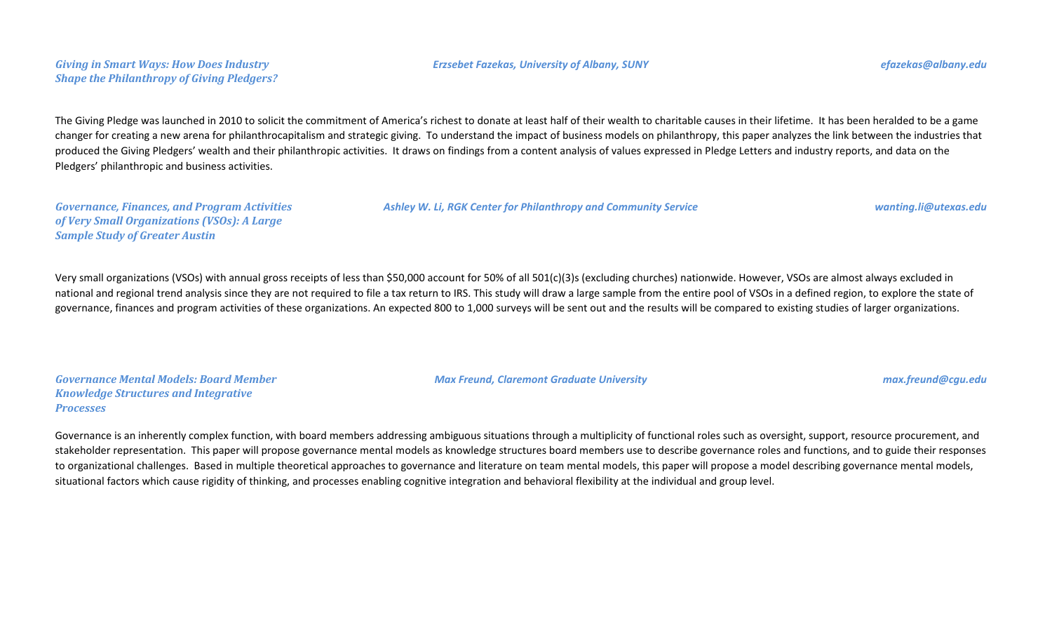***Giving in Smart Ways: How Does Industry Shape the Philanthropy of Giving Pledgers?***

*Erzsebet Fazekas, University of Albany, SUNY*

*efazekas@albany.edu*

The Giving Pledge was launched in 2010 to solicit the commitment of America's richest to donate at least half of their wealth to charitable causes in their lifetime. It has been heralded to be a game changer for creating a new arena for philanthrocapitalism and strategic giving. To understand the impact of business models on philanthropy, this paper analyzes the link between the industries that produced the Giving Pledgers' wealth and their philanthropic activities. It draws on findings from a content analysis of values expressed in Pledge Letters and industry reports, and data on the Pledgers' philanthropic and business activities.

***Governance, Finances, and Program Activities of Very Small Organizations (VSOs): A Large Sample Study of Greater Austin***

*Ashley W. Li, RGK Center for Philanthropy and Community Service*

*wanting.li@utexas.edu*

Very small organizations (VSOs) with annual gross receipts of less than $50,000 account for 50% of all 501(c)(3)s (excluding churches) nationwide. However, VSOs are almost always excluded in national and regional trend analysis since they are not required to file a tax return to IRS. This study will draw a large sample from the entire pool of VSOs in a defined region, to explore the state of governance, finances and program activities of these organizations. An expected 800 to 1,000 surveys will be sent out and the results will be compared to existing studies of larger organizations.

***Governance Mental Models: Board Member Knowledge Structures and Integrative Processes***

*Max Freund, Claremont Graduate University*

*max.freund@cgu.edu*

Governance is an inherently complex function, with board members addressing ambiguous situations through a multiplicity of functional roles such as oversight, support, resource procurement, and stakeholder representation. This paper will propose governance mental models as knowledge structures board members use to describe governance roles and functions, and to guide their responses to organizational challenges. Based in multiple theoretical approaches to governance and literature on team mental models, this paper will propose a model describing governance mental models, situational factors which cause rigidity of thinking, and processes enabling cognitive integration and behavioral flexibility at the individual and group level.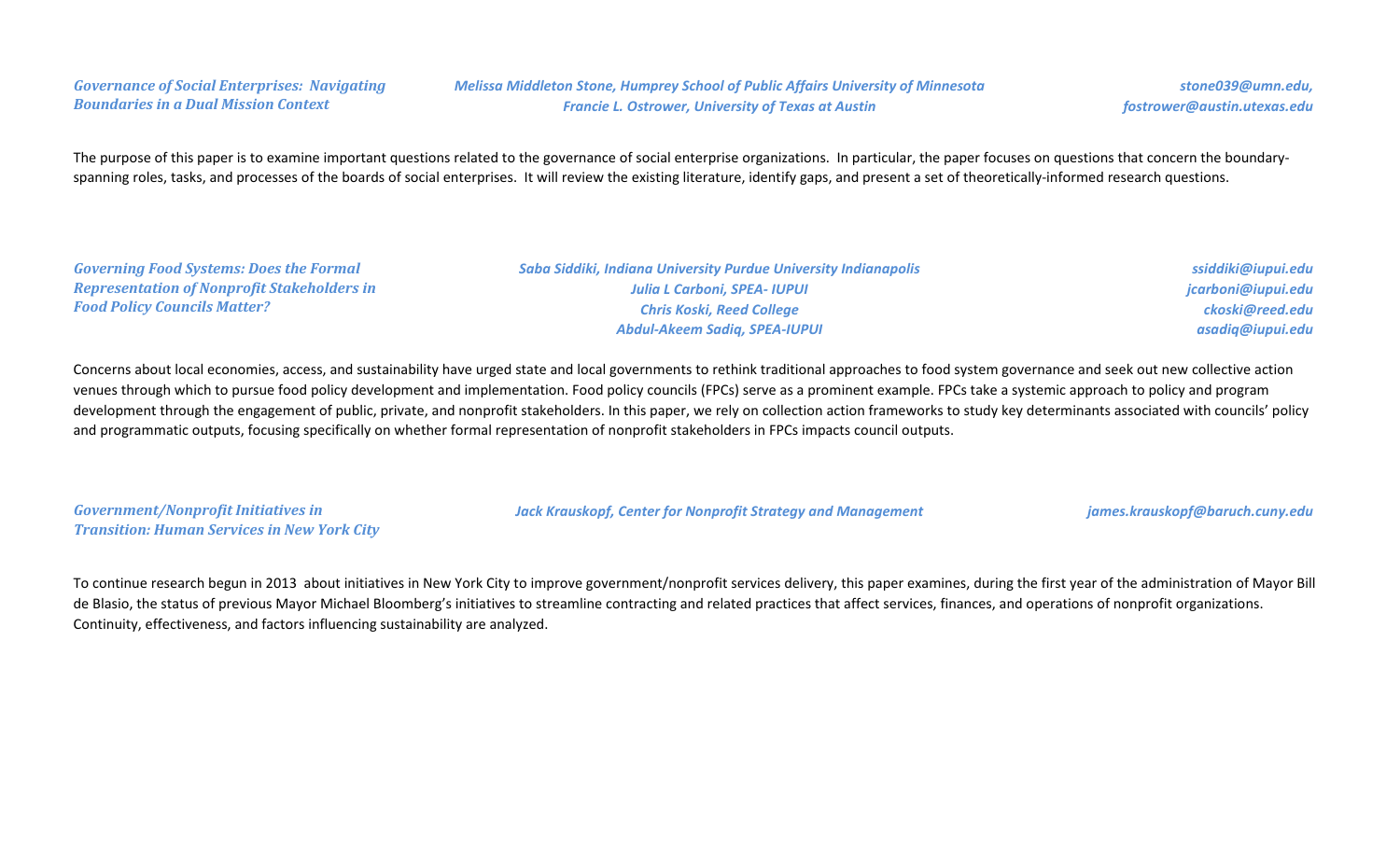***Governance of Social Enterprises: Navigating Boundaries in a Dual Mission Context***

*Melissa Middleton Stone, Humprey School of Public Affairs University of Minnesota* — *stone039@umn.edu,*
*Francie L. Ostrower, University of Texas at Austin* — *fostrower@austin.utexas.edu*

The purpose of this paper is to examine important questions related to the governance of social enterprise organizations. In particular, the paper focuses on questions that concern the boundary-spanning roles, tasks, and processes of the boards of social enterprises. It will review the existing literature, identify gaps, and present a set of theoretically-informed research questions.

***Governing Food Systems: Does the Formal Representation of Nonprofit Stakeholders in Food Policy Councils Matter?***

*Saba Siddiki, Indiana University Purdue University Indianapolis* — *ssiddiki@iupui.edu*
*Julia L Carboni, SPEA- IUPUI* — *jcarboni@iupui.edu*
*Chris Koski, Reed College* — *ckoski@reed.edu*
*Abdul-Akeem Sadiq, SPEA-IUPUI* — *asadiq@iupui.edu*

Concerns about local economies, access, and sustainability have urged state and local governments to rethink traditional approaches to food system governance and seek out new collective action venues through which to pursue food policy development and implementation. Food policy councils (FPCs) serve as a prominent example. FPCs take a systemic approach to policy and program development through the engagement of public, private, and nonprofit stakeholders. In this paper, we rely on collection action frameworks to study key determinants associated with councils' policy and programmatic outputs, focusing specifically on whether formal representation of nonprofit stakeholders in FPCs impacts council outputs.

***Government/Nonprofit Initiatives in Transition: Human Services in New York City***

*Jack Krauskopf, Center for Nonprofit Strategy and Management* — *james.krauskopf@baruch.cuny.edu*

To continue research begun in 2013 about initiatives in New York City to improve government/nonprofit services delivery, this paper examines, during the first year of the administration of Mayor Bill de Blasio, the status of previous Mayor Michael Bloomberg's initiatives to streamline contracting and related practices that affect services, finances, and operations of nonprofit organizations. Continuity, effectiveness, and factors influencing sustainability are analyzed.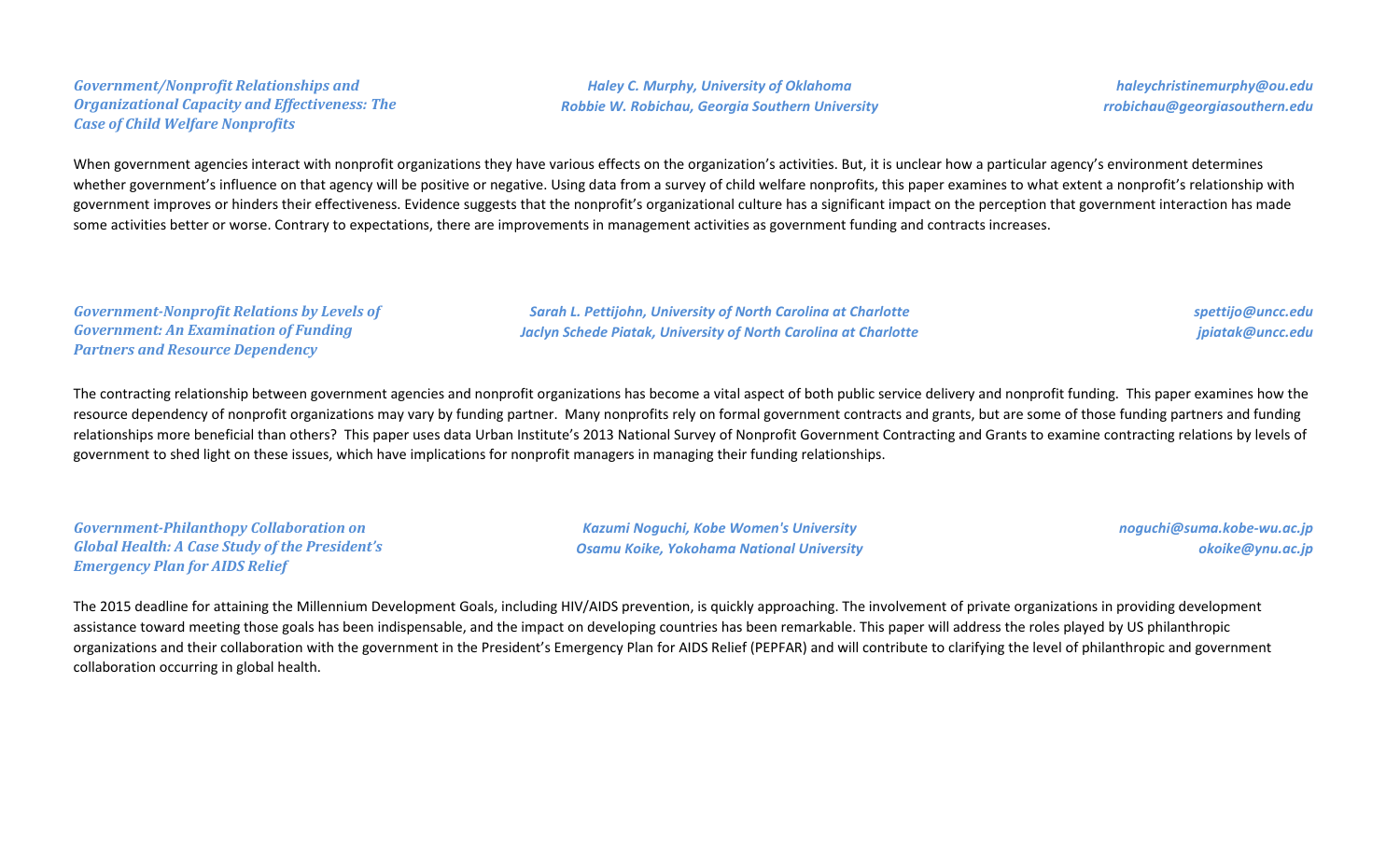### *Government/Nonprofit Relationships and Organizational Capacity and Effectiveness: The Case of Child Welfare Nonprofits*

*Haley C. Murphy, University of Oklahoma* — *haleychristinemurphy@ou.edu*
*Robbie W. Robichau, Georgia Southern University* — *rrobichau@georgiasouthern.edu*

When government agencies interact with nonprofit organizations they have various effects on the organization's activities. But, it is unclear how a particular agency's environment determines whether government's influence on that agency will be positive or negative. Using data from a survey of child welfare nonprofits, this paper examines to what extent a nonprofit's relationship with government improves or hinders their effectiveness. Evidence suggests that the nonprofit's organizational culture has a significant impact on the perception that government interaction has made some activities better or worse. Contrary to expectations, there are improvements in management activities as government funding and contracts increases.

### *Government-Nonprofit Relations by Levels of Government: An Examination of Funding Partners and Resource Dependency*

*Sarah L. Pettijohn, University of North Carolina at Charlotte* — *spettijo@uncc.edu*
*Jaclyn Schede Piatak, University of North Carolina at Charlotte* — *jpiatak@uncc.edu*

The contracting relationship between government agencies and nonprofit organizations has become a vital aspect of both public service delivery and nonprofit funding. This paper examines how the resource dependency of nonprofit organizations may vary by funding partner. Many nonprofits rely on formal government contracts and grants, but are some of those funding partners and funding relationships more beneficial than others? This paper uses data Urban Institute's 2013 National Survey of Nonprofit Government Contracting and Grants to examine contracting relations by levels of government to shed light on these issues, which have implications for nonprofit managers in managing their funding relationships.

### *Government-Philanthopy Collaboration on Global Health: A Case Study of the President's Emergency Plan for AIDS Relief*

*Kazumi Noguchi, Kobe Women's University* — *noguchi@suma.kobe-wu.ac.jp*
*Osamu Koike, Yokohama National University* — *okoike@ynu.ac.jp*

The 2015 deadline for attaining the Millennium Development Goals, including HIV/AIDS prevention, is quickly approaching. The involvement of private organizations in providing development assistance toward meeting those goals has been indispensable, and the impact on developing countries has been remarkable. This paper will address the roles played by US philanthropic organizations and their collaboration with the government in the President's Emergency Plan for AIDS Relief (PEPFAR) and will contribute to clarifying the level of philanthropic and government collaboration occurring in global health.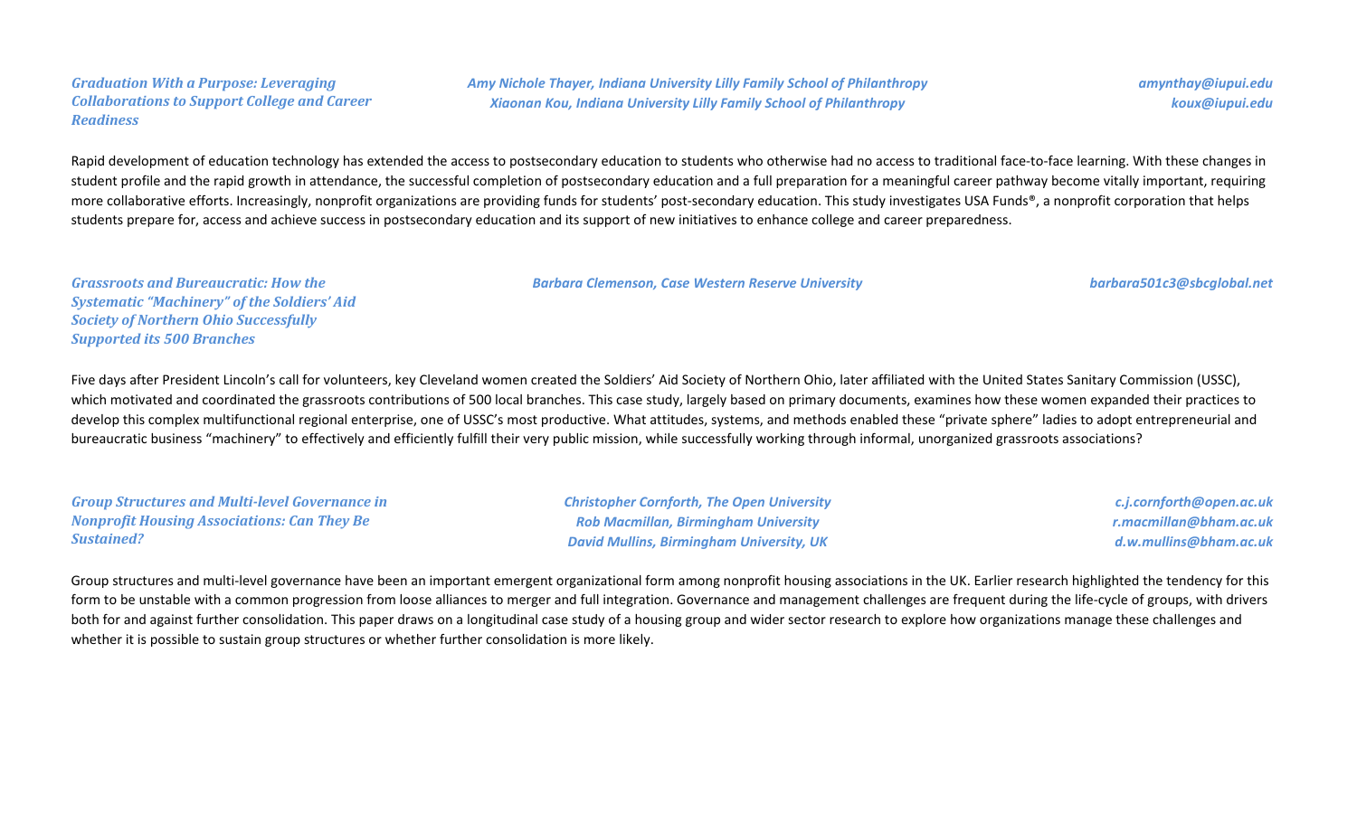***Graduation With a Purpose: Leveraging Collaborations to Support College and Career Readiness***

*Amy Nichole Thayer, Indiana University Lilly Family School of Philanthropy* — *amynthay@iupui.edu*
*Xiaonan Kou, Indiana University Lilly Family School of Philanthropy* — *koux@iupui.edu*

Rapid development of education technology has extended the access to postsecondary education to students who otherwise had no access to traditional face-to-face learning. With these changes in student profile and the rapid growth in attendance, the successful completion of postsecondary education and a full preparation for a meaningful career pathway become vitally important, requiring more collaborative efforts. Increasingly, nonprofit organizations are providing funds for students' post-secondary education. This study investigates USA Funds®, a nonprofit corporation that helps students prepare for, access and achieve success in postsecondary education and its support of new initiatives to enhance college and career preparedness.

***Grassroots and Bureaucratic: How the Systematic "Machinery" of the Soldiers' Aid Society of Northern Ohio Successfully Supported its 500 Branches***

*Barbara Clemenson, Case Western Reserve University* — *barbara501c3@sbcglobal.net*

Five days after President Lincoln's call for volunteers, key Cleveland women created the Soldiers' Aid Society of Northern Ohio, later affiliated with the United States Sanitary Commission (USSC), which motivated and coordinated the grassroots contributions of 500 local branches. This case study, largely based on primary documents, examines how these women expanded their practices to develop this complex multifunctional regional enterprise, one of USSC's most productive. What attitudes, systems, and methods enabled these "private sphere" ladies to adopt entrepreneurial and bureaucratic business "machinery" to effectively and efficiently fulfill their very public mission, while successfully working through informal, unorganized grassroots associations?

***Group Structures and Multi-level Governance in Nonprofit Housing Associations: Can They Be Sustained?***

*Christopher Cornforth, The Open University* — *c.j.cornforth@open.ac.uk*
*Rob Macmillan, Birmingham University* — *r.macmillan@bham.ac.uk*
*David Mullins, Birmingham University, UK* — *d.w.mullins@bham.ac.uk*

Group structures and multi-level governance have been an important emergent organizational form among nonprofit housing associations in the UK. Earlier research highlighted the tendency for this form to be unstable with a common progression from loose alliances to merger and full integration. Governance and management challenges are frequent during the life-cycle of groups, with drivers both for and against further consolidation. This paper draws on a longitudinal case study of a housing group and wider sector research to explore how organizations manage these challenges and whether it is possible to sustain group structures or whether further consolidation is more likely.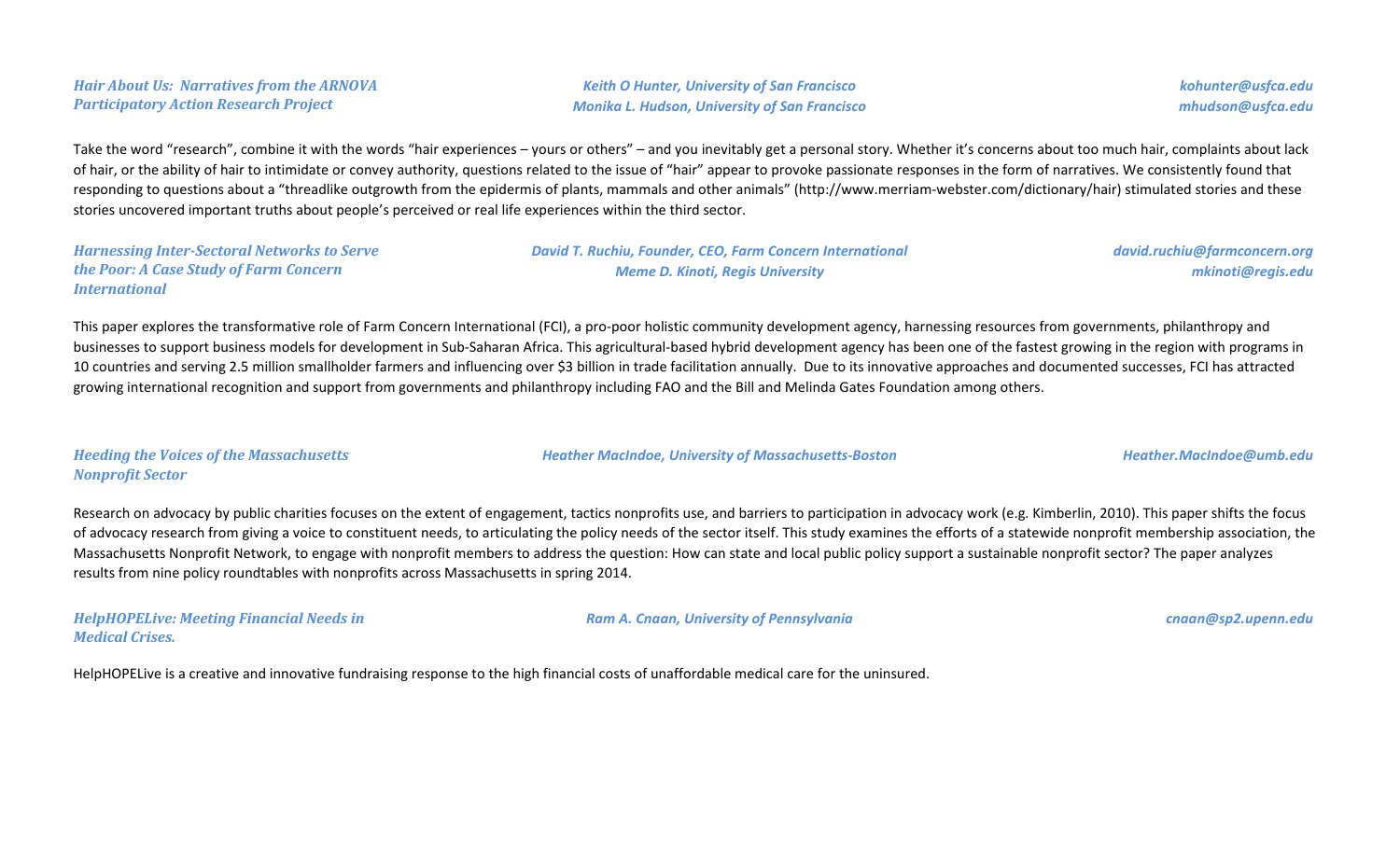### *Hair About Us: Narratives from the ARNOVA Participatory Action Research Project*

***Keith O Hunter, University of San Francisco*** — ***kohunter@usfca.edu***
***Monika L. Hudson, University of San Francisco*** — ***mhudson@usfca.edu***

Take the word "research", combine it with the words "hair experiences – yours or others" – and you inevitably get a personal story. Whether it's concerns about too much hair, complaints about lack of hair, or the ability of hair to intimidate or convey authority, questions related to the issue of "hair" appear to provoke passionate responses in the form of narratives. We consistently found that responding to questions about a "threadlike outgrowth from the epidermis of plants, mammals and other animals" (http://www.merriam-webster.com/dictionary/hair) stimulated stories and these stories uncovered important truths about people's perceived or real life experiences within the third sector.

### *Harnessing Inter-Sectoral Networks to Serve the Poor: A Case Study of Farm Concern International*

***David T. Ruchiu, Founder, CEO, Farm Concern International*** — ***david.ruchiu@farmconcern.org***
***Meme D. Kinoti, Regis University*** — ***mkinoti@regis.edu***

This paper explores the transformative role of Farm Concern International (FCI), a pro-poor holistic community development agency, harnessing resources from governments, philanthropy and businesses to support business models for development in Sub-Saharan Africa. This agricultural-based hybrid development agency has been one of the fastest growing in the region with programs in 10 countries and serving 2.5 million smallholder farmers and influencing over $3 billion in trade facilitation annually. Due to its innovative approaches and documented successes, FCI has attracted growing international recognition and support from governments and philanthropy including FAO and the Bill and Melinda Gates Foundation among others.

### *Heeding the Voices of the Massachusetts Nonprofit Sector*

***Heather MacIndoe, University of Massachusetts-Boston*** — ***Heather.MacIndoe@umb.edu***

Research on advocacy by public charities focuses on the extent of engagement, tactics nonprofits use, and barriers to participation in advocacy work (e.g. Kimberlin, 2010). This paper shifts the focus of advocacy research from giving a voice to constituent needs, to articulating the policy needs of the sector itself. This study examines the efforts of a statewide nonprofit membership association, the Massachusetts Nonprofit Network, to engage with nonprofit members to address the question: How can state and local public policy support a sustainable nonprofit sector? The paper analyzes results from nine policy roundtables with nonprofits across Massachusetts in spring 2014.

### *HelpHOPELive: Meeting Financial Needs in Medical Crises.*

***Ram A. Cnaan, University of Pennsylvania*** — ***cnaan@sp2.upenn.edu***

HelpHOPELive is a creative and innovative fundraising response to the high financial costs of unaffordable medical care for the uninsured.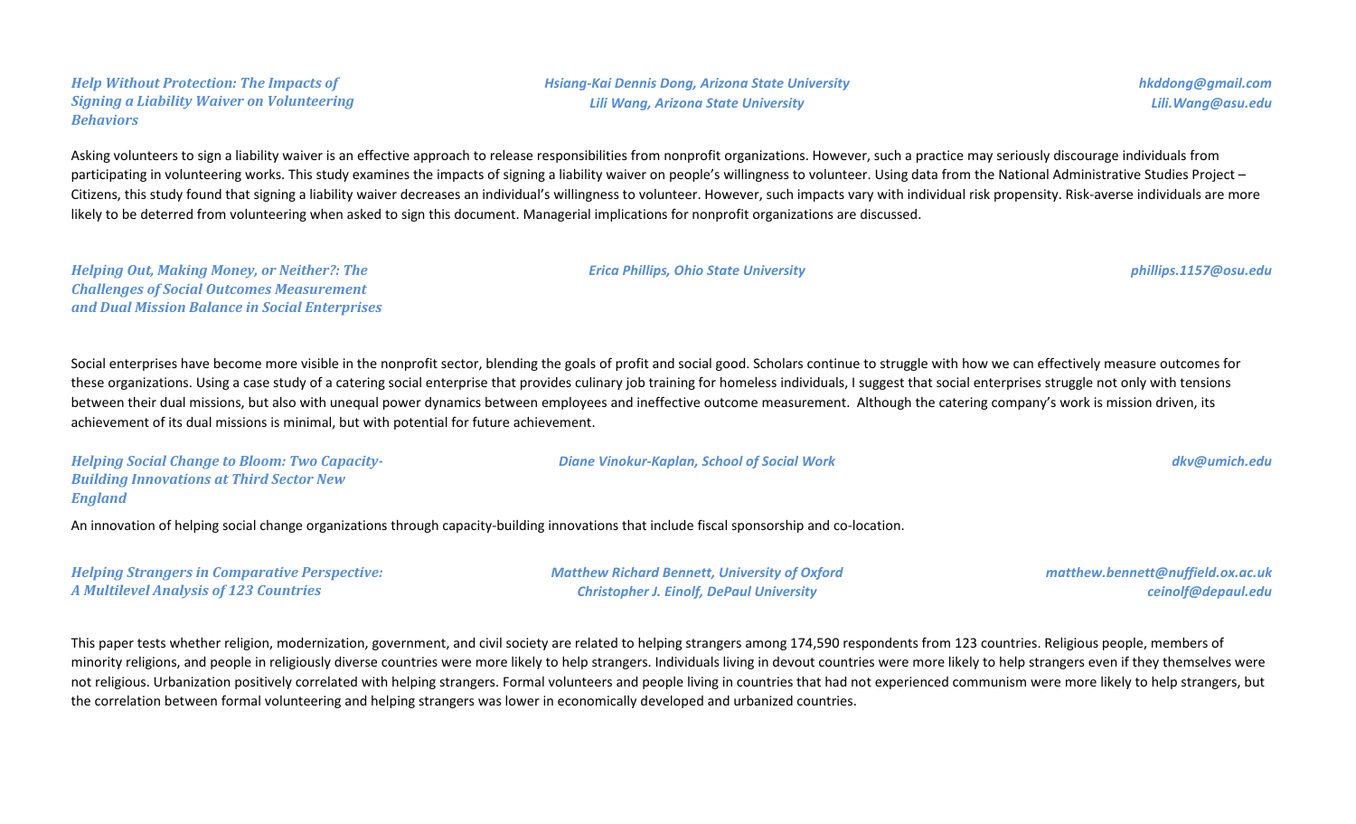### *Help Without Protection: The Impacts of Signing a Liability Waiver on Volunteering Behaviors*

*Hsiang-Kai Dennis Dong, Arizona State University* — *hkddong@gmail.com*
*Lili Wang, Arizona State University* — *Lili.Wang@asu.edu*

Asking volunteers to sign a liability waiver is an effective approach to release responsibilities from nonprofit organizations. However, such a practice may seriously discourage individuals from participating in volunteering works. This study examines the impacts of signing a liability waiver on people's willingness to volunteer. Using data from the National Administrative Studies Project – Citizens, this study found that signing a liability waiver decreases an individual's willingness to volunteer. However, such impacts vary with individual risk propensity. Risk-averse individuals are more likely to be deterred from volunteering when asked to sign this document. Managerial implications for nonprofit organizations are discussed.

### *Helping Out, Making Money, or Neither?: The Challenges of Social Outcomes Measurement and Dual Mission Balance in Social Enterprises*

*Erica Phillips, Ohio State University* — *phillips.1157@osu.edu*

Social enterprises have become more visible in the nonprofit sector, blending the goals of profit and social good. Scholars continue to struggle with how we can effectively measure outcomes for these organizations. Using a case study of a catering social enterprise that provides culinary job training for homeless individuals, I suggest that social enterprises struggle not only with tensions between their dual missions, but also with unequal power dynamics between employees and ineffective outcome measurement. Although the catering company's work is mission driven, its achievement of its dual missions is minimal, but with potential for future achievement.

### *Helping Social Change to Bloom: Two Capacity-Building Innovations at Third Sector New England*

*Diane Vinokur-Kaplan, School of Social Work* — *dkv@umich.edu*

An innovation of helping social change organizations through capacity-building innovations that include fiscal sponsorship and co-location.

### *Helping Strangers in Comparative Perspective: A Multilevel Analysis of 123 Countries*

*Matthew Richard Bennett, University of Oxford* — *matthew.bennett@nuffield.ox.ac.uk*
*Christopher J. Einolf, DePaul University* — *ceinolf@depaul.edu*

This paper tests whether religion, modernization, government, and civil society are related to helping strangers among 174,590 respondents from 123 countries. Religious people, members of minority religions, and people in religiously diverse countries were more likely to help strangers. Individuals living in devout countries were more likely to help strangers even if they themselves were not religious. Urbanization positively correlated with helping strangers. Formal volunteers and people living in countries that had not experienced communism were more likely to help strangers, but the correlation between formal volunteering and helping strangers was lower in economically developed and urbanized countries.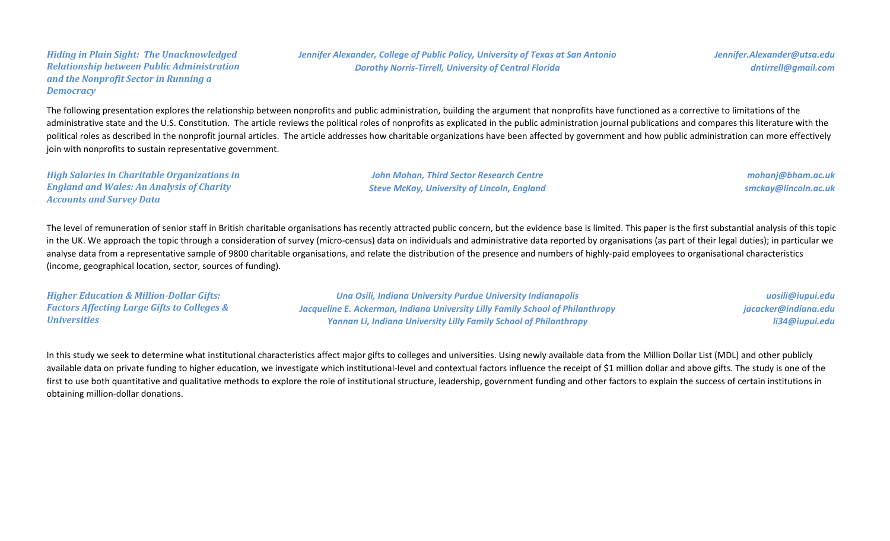### *Hiding in Plain Sight: The Unacknowledged Relationship between Public Administration and the Nonprofit Sector in Running a Democracy*

*Jennifer Alexander, College of Public Policy, University of Texas at San Antonio* — *Jennifer.Alexander@utsa.edu*
*Dorothy Norris-Tirrell, University of Central Florida* — *dntirrell@gmail.com*

The following presentation explores the relationship between nonprofits and public administration, building the argument that nonprofits have functioned as a corrective to limitations of the administrative state and the U.S. Constitution. The article reviews the political roles of nonprofits as explicated in the public administration journal publications and compares this literature with the political roles as described in the nonprofit journal articles. The article addresses how charitable organizations have been affected by government and how public administration can more effectively join with nonprofits to sustain representative government.

### *High Salaries in Charitable Organizations in England and Wales: An Analysis of Charity Accounts and Survey Data*

*John Mohan, Third Sector Research Centre* — *mohanj@bham.ac.uk*
*Steve McKay, University of Lincoln, England* — *smckay@lincoln.ac.uk*

The level of remuneration of senior staff in British charitable organisations has recently attracted public concern, but the evidence base is limited. This paper is the first substantial analysis of this topic in the UK. We approach the topic through a consideration of survey (micro-census) data on individuals and administrative data reported by organisations (as part of their legal duties); in particular we analyse data from a representative sample of 9800 charitable organisations, and relate the distribution of the presence and numbers of highly-paid employees to organisational characteristics (income, geographical location, sector, sources of funding).

### *Higher Education & Million-Dollar Gifts: Factors Affecting Large Gifts to Colleges & Universities*

*Una Osili, Indiana University Purdue University Indianapolis* — *uosili@iupui.edu*
*Jacqueline E. Ackerman, Indiana University Lilly Family School of Philanthropy* — *jacacker@indiana.edu*
*Yannan Li, Indiana University Lilly Family School of Philanthropy* — *li34@iupui.edu*

In this study we seek to determine what institutional characteristics affect major gifts to colleges and universities. Using newly available data from the Million Dollar List (MDL) and other publicly available data on private funding to higher education, we investigate which institutional-level and contextual factors influence the receipt of $1 million dollar and above gifts. The study is one of the first to use both quantitative and qualitative methods to explore the role of institutional structure, leadership, government funding and other factors to explain the success of certain institutions in obtaining million-dollar donations.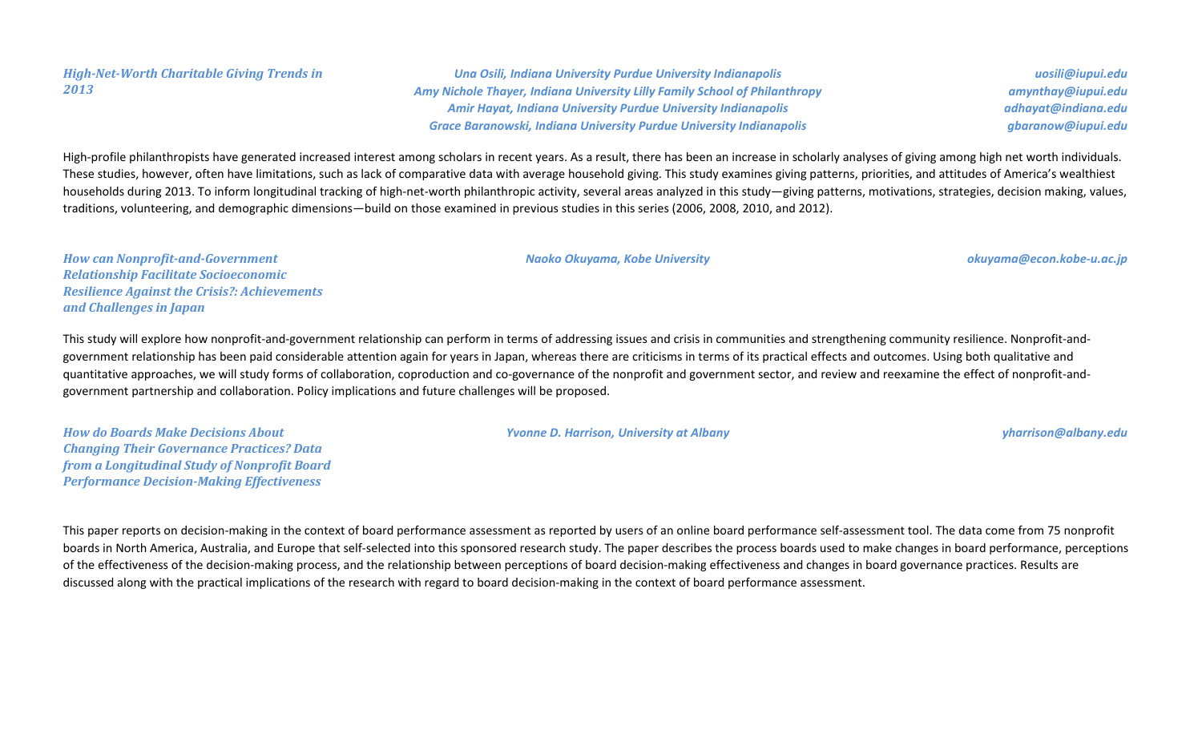### *High-Net-Worth Charitable Giving Trends in 2013*

*Una Osili, Indiana University Purdue University Indianapolis* — *uosili@iupui.edu*
*Amy Nichole Thayer, Indiana University Lilly Family School of Philanthropy* — *amynthay@iupui.edu*
*Amir Hayat, Indiana University Purdue University Indianapolis* — *adhayat@indiana.edu*
*Grace Baranowski, Indiana University Purdue University Indianapolis* — *gbaranow@iupui.edu*

High-profile philanthropists have generated increased interest among scholars in recent years. As a result, there has been an increase in scholarly analyses of giving among high net worth individuals. These studies, however, often have limitations, such as lack of comparative data with average household giving. This study examines giving patterns, priorities, and attitudes of America's wealthiest households during 2013. To inform longitudinal tracking of high-net-worth philanthropic activity, several areas analyzed in this study—giving patterns, motivations, strategies, decision making, values, traditions, volunteering, and demographic dimensions—build on those examined in previous studies in this series (2006, 2008, 2010, and 2012).

### *How can Nonprofit-and-Government Relationship Facilitate Socioeconomic Resilience Against the Crisis?: Achievements and Challenges in Japan*

*Naoko Okuyama, Kobe University* — *okuyama@econ.kobe-u.ac.jp*

This study will explore how nonprofit-and-government relationship can perform in terms of addressing issues and crisis in communities and strengthening community resilience. Nonprofit-and-government relationship has been paid considerable attention again for years in Japan, whereas there are criticisms in terms of its practical effects and outcomes. Using both qualitative and quantitative approaches, we will study forms of collaboration, coproduction and co-governance of the nonprofit and government sector, and review and reexamine the effect of nonprofit-and-government partnership and collaboration. Policy implications and future challenges will be proposed.

### *How do Boards Make Decisions About Changing Their Governance Practices? Data from a Longitudinal Study of Nonprofit Board Performance Decision-Making Effectiveness*

*Yvonne D. Harrison, University at Albany* — *yharrison@albany.edu*

This paper reports on decision-making in the context of board performance assessment as reported by users of an online board performance self-assessment tool. The data come from 75 nonprofit boards in North America, Australia, and Europe that self-selected into this sponsored research study. The paper describes the process boards used to make changes in board performance, perceptions of the effectiveness of the decision-making process, and the relationship between perceptions of board decision-making effectiveness and changes in board governance practices. Results are discussed along with the practical implications of the research with regard to board decision-making in the context of board performance assessment.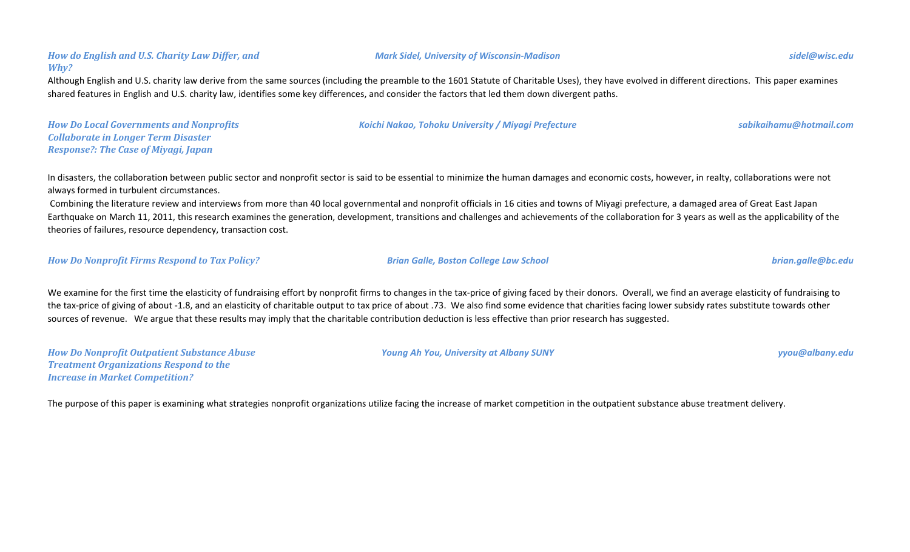### *How do English and U.S. Charity Law Differ, and Why?*

***Mark Sidel, University of Wisconsin-Madison*** — ***sidel@wisc.edu***

Although English and U.S. charity law derive from the same sources (including the preamble to the 1601 Statute of Charitable Uses), they have evolved in different directions. This paper examines shared features in English and U.S. charity law, identifies some key differences, and consider the factors that led them down divergent paths.

### *How Do Local Governments and Nonprofits Collaborate in Longer Term Disaster Response?: The Case of Miyagi, Japan*

***Koichi Nakao, Tohoku University / Miyagi Prefecture*** — ***sabikaihamu@hotmail.com***

In disasters, the collaboration between public sector and nonprofit sector is said to be essential to minimize the human damages and economic costs, however, in realty, collaborations were not always formed in turbulent circumstances.

Combining the literature review and interviews from more than 40 local governmental and nonprofit officials in 16 cities and towns of Miyagi prefecture, a damaged area of Great East Japan Earthquake on March 11, 2011, this research examines the generation, development, transitions and challenges and achievements of the collaboration for 3 years as well as the applicability of the theories of failures, resource dependency, transaction cost.

### *How Do Nonprofit Firms Respond to Tax Policy?*

***Brian Galle, Boston College Law School*** — ***brian.galle@bc.edu***

We examine for the first time the elasticity of fundraising effort by nonprofit firms to changes in the tax-price of giving faced by their donors. Overall, we find an average elasticity of fundraising to the tax-price of giving of about -1.8, and an elasticity of charitable output to tax price of about .73. We also find some evidence that charities facing lower subsidy rates substitute towards other sources of revenue. We argue that these results may imply that the charitable contribution deduction is less effective than prior research has suggested.

### *How Do Nonprofit Outpatient Substance Abuse Treatment Organizations Respond to the Increase in Market Competition?*

***Young Ah You, University at Albany SUNY*** — ***yyou@albany.edu***

The purpose of this paper is examining what strategies nonprofit organizations utilize facing the increase of market competition in the outpatient substance abuse treatment delivery.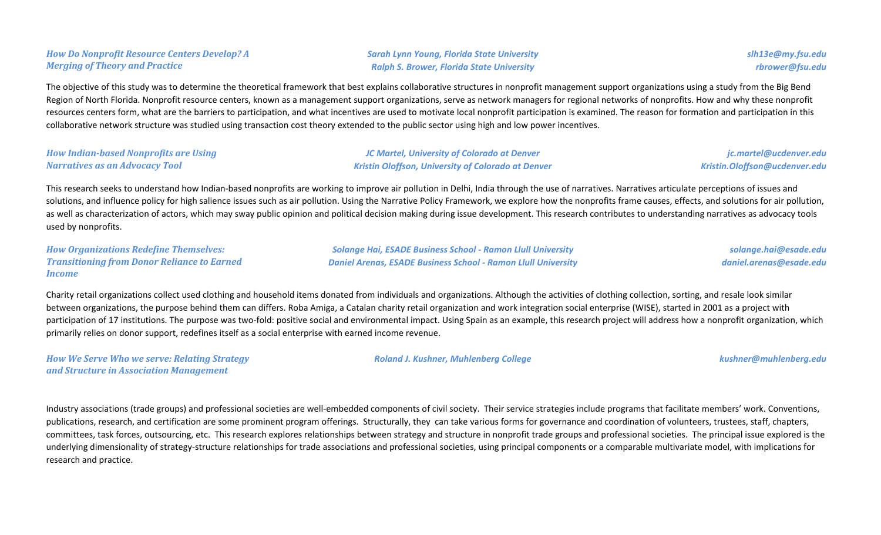### *How Do Nonprofit Resource Centers Develop? A Merging of Theory and Practice*

*Sarah Lynn Young, Florida State University* — *slh13e@my.fsu.edu*
*Ralph S. Brower, Florida State University* — *rbrower@fsu.edu*

The objective of this study was to determine the theoretical framework that best explains collaborative structures in nonprofit management support organizations using a study from the Big Bend Region of North Florida. Nonprofit resource centers, known as a management support organizations, serve as network managers for regional networks of nonprofits. How and why these nonprofit resources centers form, what are the barriers to participation, and what incentives are used to motivate local nonprofit participation is examined. The reason for formation and participation in this collaborative network structure was studied using transaction cost theory extended to the public sector using high and low power incentives.

### *How Indian-based Nonprofits are Using Narratives as an Advocacy Tool*

*JC Martel, University of Colorado at Denver* — *jc.martel@ucdenver.edu*
*Kristin Oloffson, University of Colorado at Denver* — *Kristin.Oloffson@ucdenver.edu*

This research seeks to understand how Indian-based nonprofits are working to improve air pollution in Delhi, India through the use of narratives. Narratives articulate perceptions of issues and solutions, and influence policy for high salience issues such as air pollution. Using the Narrative Policy Framework, we explore how the nonprofits frame causes, effects, and solutions for air pollution, as well as characterization of actors, which may sway public opinion and political decision making during issue development. This research contributes to understanding narratives as advocacy tools used by nonprofits.

### *How Organizations Redefine Themselves: Transitioning from Donor Reliance to Earned Income*

*Solange Hai, ESADE Business School - Ramon Llull University* — *solange.hai@esade.edu*
*Daniel Arenas, ESADE Business School - Ramon Llull University* — *daniel.arenas@esade.edu*

Charity retail organizations collect used clothing and household items donated from individuals and organizations. Although the activities of clothing collection, sorting, and resale look similar between organizations, the purpose behind them can differs. Roba Amiga, a Catalan charity retail organization and work integration social enterprise (WISE), started in 2001 as a project with participation of 17 institutions. The purpose was two-fold: positive social and environmental impact. Using Spain as an example, this research project will address how a nonprofit organization, which primarily relies on donor support, redefines itself as a social enterprise with earned income revenue.

### *How We Serve Who we serve: Relating Strategy and Structure in Association Management*

*Roland J. Kushner, Muhlenberg College* — *kushner@muhlenberg.edu*

Industry associations (trade groups) and professional societies are well-embedded components of civil society. Their service strategies include programs that facilitate members' work. Conventions, publications, research, and certification are some prominent program offerings. Structurally, they can take various forms for governance and coordination of volunteers, trustees, staff, chapters, committees, task forces, outsourcing, etc. This research explores relationships between strategy and structure in nonprofit trade groups and professional societies. The principal issue explored is the underlying dimensionality of strategy-structure relationships for trade associations and professional societies, using principal components or a comparable multivariate model, with implications for research and practice.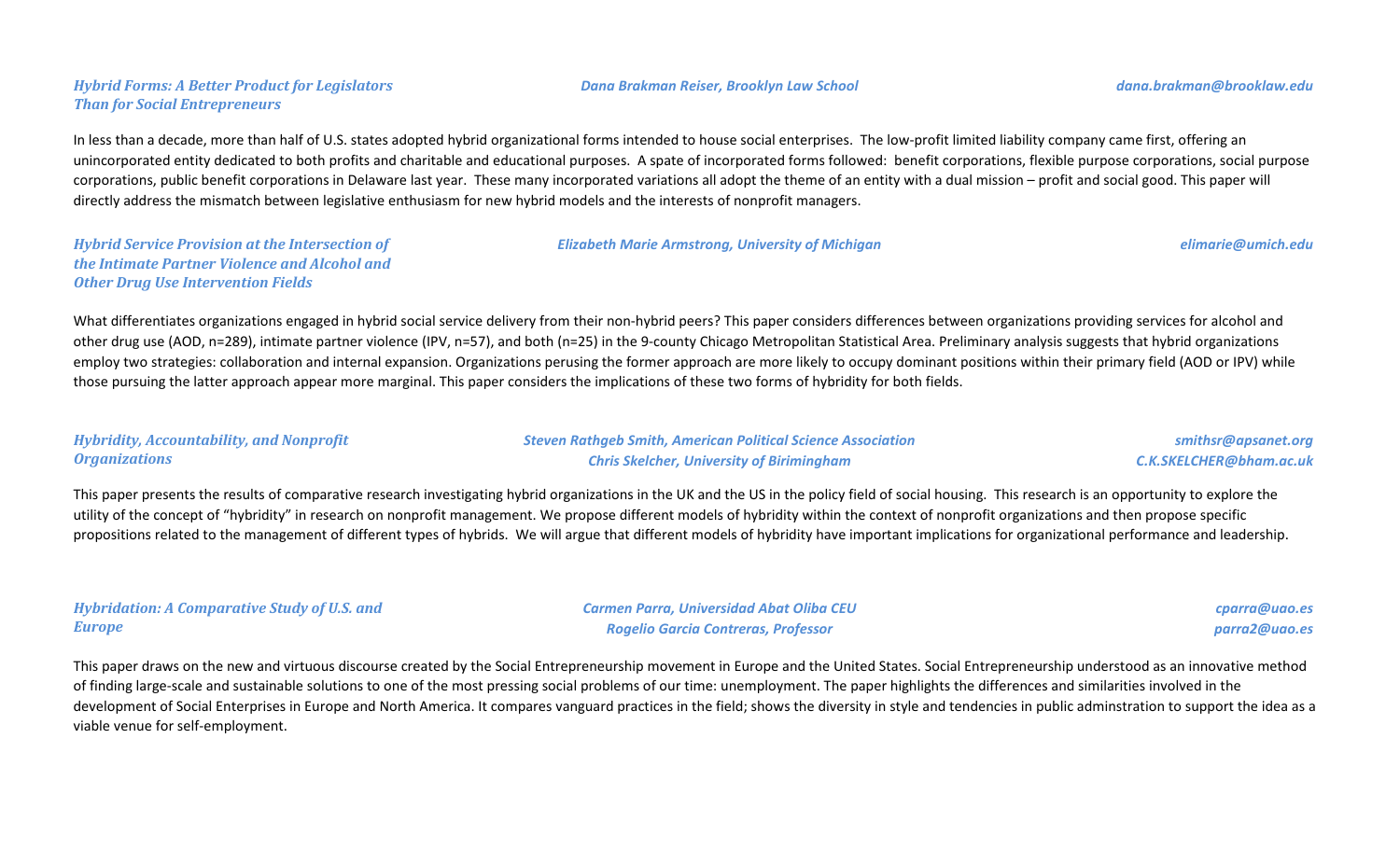### *Hybrid Forms: A Better Product for Legislators Than for Social Entrepreneurs*

***Dana Brakman Reiser, Brooklyn Law School*** — ***dana.brakman@brooklaw.edu***

In less than a decade, more than half of U.S. states adopted hybrid organizational forms intended to house social enterprises. The low-profit limited liability company came first, offering an unincorporated entity dedicated to both profits and charitable and educational purposes. A spate of incorporated forms followed: benefit corporations, flexible purpose corporations, social purpose corporations, public benefit corporations in Delaware last year. These many incorporated variations all adopt the theme of an entity with a dual mission – profit and social good. This paper will directly address the mismatch between legislative enthusiasm for new hybrid models and the interests of nonprofit managers.

### *Hybrid Service Provision at the Intersection of the Intimate Partner Violence and Alcohol and Other Drug Use Intervention Fields*

***Elizabeth Marie Armstrong, University of Michigan*** — ***elimarie@umich.edu***

What differentiates organizations engaged in hybrid social service delivery from their non-hybrid peers? This paper considers differences between organizations providing services for alcohol and other drug use (AOD, n=289), intimate partner violence (IPV, n=57), and both (n=25) in the 9-county Chicago Metropolitan Statistical Area. Preliminary analysis suggests that hybrid organizations employ two strategies: collaboration and internal expansion. Organizations perusing the former approach are more likely to occupy dominant positions within their primary field (AOD or IPV) while those pursuing the latter approach appear more marginal. This paper considers the implications of these two forms of hybridity for both fields.

### *Hybridity, Accountability, and Nonprofit Organizations*

***Steven Rathgeb Smith, American Political Science Association*** — ***smithsr@apsanet.org***
***Chris Skelcher, University of Biriminghan*** — ***C.K.SKELCHER@bham.ac.uk***

This paper presents the results of comparative research investigating hybrid organizations in the UK and the US in the policy field of social housing. This research is an opportunity to explore the utility of the concept of "hybridity" in research on nonprofit management. We propose different models of hybridity within the context of nonprofit organizations and then propose specific propositions related to the management of different types of hybrids. We will argue that different models of hybridity have important implications for organizational performance and leadership.

### *Hybridation: A Comparative Study of U.S. and Europe*

***Carmen Parra, Universidad Abat Oliba CEU*** — ***cparra@uao.es***
***Rogelio Garcia Contreras, Professor*** — ***parra2@uao.es***

This paper draws on the new and virtuous discourse created by the Social Entrepreneurship movement in Europe and the United States. Social Entrepreneurship understood as an innovative method of finding large-scale and sustainable solutions to one of the most pressing social problems of our time: unemployment. The paper highlights the differences and similarities involved in the development of Social Enterprises in Europe and North America. It compares vanguard practices in the field; shows the diversity in style and tendencies in public adminstration to support the idea as a viable venue for self-employment.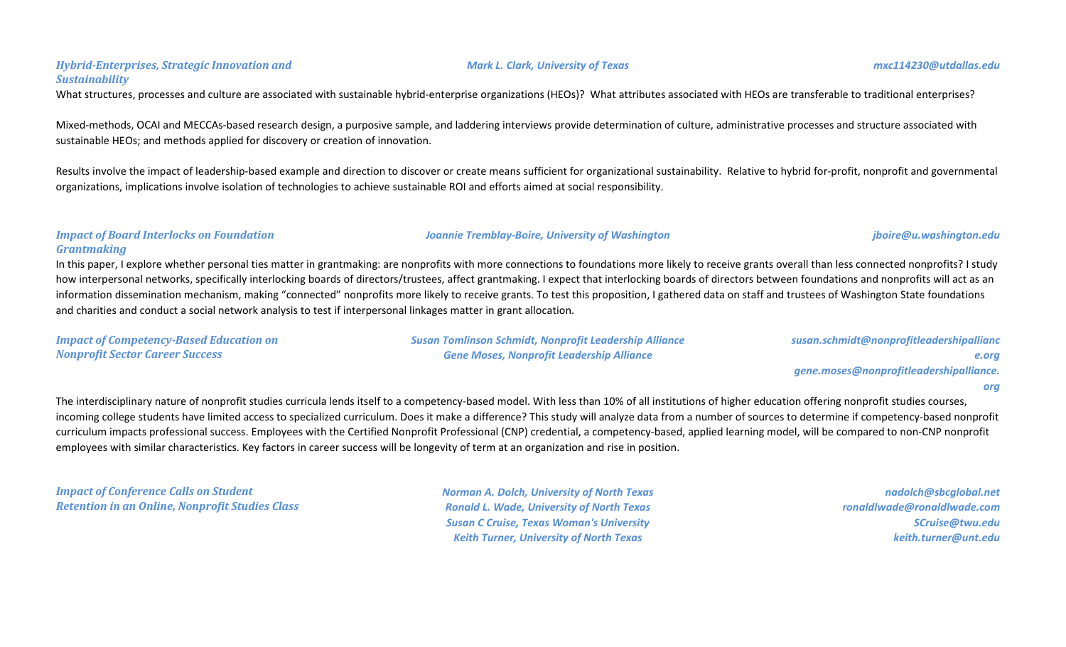### *Hybrid-Enterprises, Strategic Innovation and Sustainability*

*Mark L. Clark, University of Texas* — *mxc114230@utdallas.edu*

What structures, processes and culture are associated with sustainable hybrid-enterprise organizations (HEOs)? What attributes associated with HEOs are transferable to traditional enterprises?

Mixed-methods, OCAI and MECCAs-based research design, a purposive sample, and laddering interviews provide determination of culture, administrative processes and structure associated with sustainable HEOs; and methods applied for discovery or creation of innovation.

Results involve the impact of leadership-based example and direction to discover or create means sufficient for organizational sustainability. Relative to hybrid for-profit, nonprofit and governmental organizations, implications involve isolation of technologies to achieve sustainable ROI and efforts aimed at social responsibility.

### *Impact of Board Interlocks on Foundation Grantmaking*

*Joannie Tremblay-Boire, University of Washington* — *jboire@u.washington.edu*

In this paper, I explore whether personal ties matter in grantmaking: are nonprofits with more connections to foundations more likely to receive grants overall than less connected nonprofits? I study how interpersonal networks, specifically interlocking boards of directors/trustees, affect grantmaking. I expect that interlocking boards of directors between foundations and nonprofits will act as an information dissemination mechanism, making "connected" nonprofits more likely to receive grants. To test this proposition, I gathered data on staff and trustees of Washington State foundations and charities and conduct a social network analysis to test if interpersonal linkages matter in grant allocation.

### *Impact of Competency-Based Education on Nonprofit Sector Career Success*

*Susan Tomlinson Schmidt, Nonprofit Leadership Alliance* — *susan.schmidt@nonprofitleadershipalliance.org*
*Gene Moses, Nonprofit Leadership Alliance* — *gene.moses@nonprofitleadershipalliance.org*

The interdisciplinary nature of nonprofit studies curricula lends itself to a competency-based model. With less than 10% of all institutions of higher education offering nonprofit studies courses, incoming college students have limited access to specialized curriculum. Does it make a difference? This study will analyze data from a number of sources to determine if competency-based nonprofit curriculum impacts professional success. Employees with the Certified Nonprofit Professional (CNP) credential, a competency-based, applied learning model, will be compared to non-CNP nonprofit employees with similar characteristics. Key factors in career success will be longevity of term at an organization and rise in position.

### *Impact of Conference Calls on Student Retention in an Online, Nonprofit Studies Class*

*Norman A. Dolch, University of North Texas* — *nadolch@sbcglobal.net*
*Ronald L. Wade, University of North Texas* — *ronaldlwade@ronaldlwade.com*
*Susan C Cruise, Texas Woman's University* — *SCruise@twu.edu*
*Keith Turner, University of North Texas* — *keith.turner@unt.edu*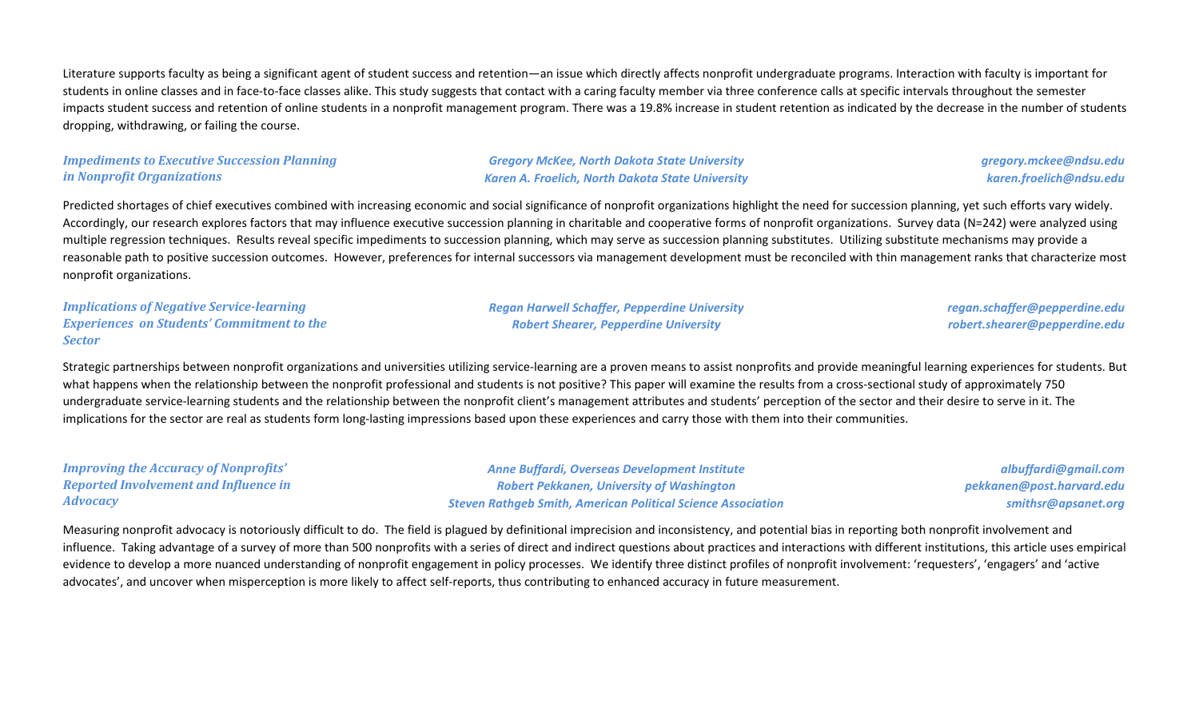Literature supports faculty as being a significant agent of student success and retention—an issue which directly affects nonprofit undergraduate programs. Interaction with faculty is important for students in online classes and in face-to-face classes alike. This study suggests that contact with a caring faculty member via three conference calls at specific intervals throughout the semester impacts student success and retention of online students in a nonprofit management program. There was a 19.8% increase in student retention as indicated by the decrease in the number of students dropping, withdrawing, or failing the course.

### *Impediments to Executive Succession Planning in Nonprofit Organizations*

*Gregory McKee, North Dakota State University* — *gregory.mckee@ndsu.edu*
*Karen A. Froelich, North Dakota State University* — *karen.froelich@ndsu.edu*

Predicted shortages of chief executives combined with increasing economic and social significance of nonprofit organizations highlight the need for succession planning, yet such efforts vary widely. Accordingly, our research explores factors that may influence executive succession planning in charitable and cooperative forms of nonprofit organizations. Survey data (N=242) were analyzed using multiple regression techniques. Results reveal specific impediments to succession planning, which may serve as succession planning substitutes. Utilizing substitute mechanisms may provide a reasonable path to positive succession outcomes. However, preferences for internal successors via management development must be reconciled with thin management ranks that characterize most nonprofit organizations.

### *Implications of Negative Service-learning Experiences on Students' Commitment to the Sector*

*Regan Harwell Schaffer, Pepperdine University* — *regan.schaffer@pepperdine.edu*
*Robert Shearer, Pepperdine University* — *robert.shearer@pepperdine.edu*

Strategic partnerships between nonprofit organizations and universities utilizing service-learning are a proven means to assist nonprofits and provide meaningful learning experiences for students. But what happens when the relationship between the nonprofit professional and students is not positive? This paper will examine the results from a cross-sectional study of approximately 750 undergraduate service-learning students and the relationship between the nonprofit client's management attributes and students' perception of the sector and their desire to serve in it. The implications for the sector are real as students form long-lasting impressions based upon these experiences and carry those with them into their communities.

### *Improving the Accuracy of Nonprofits' Reported Involvement and Influence in Advocacy*

*Anne Buffardi, Overseas Development Institute* — *albuffardi@gmail.com*
*Robert Pekkanen, University of Washington* — *pekkanen@post.harvard.edu*
*Steven Rathgeb Smith, American Political Science Association* — *smithsr@apsanet.org*

Measuring nonprofit advocacy is notoriously difficult to do. The field is plagued by definitional imprecision and inconsistency, and potential bias in reporting both nonprofit involvement and influence. Taking advantage of a survey of more than 500 nonprofits with a series of direct and indirect questions about practices and interactions with different institutions, this article uses empirical evidence to develop a more nuanced understanding of nonprofit engagement in policy processes. We identify three distinct profiles of nonprofit involvement: 'requesters', 'engagers' and 'active advocates', and uncover when misperception is more likely to affect self-reports, thus contributing to enhanced accuracy in future measurement.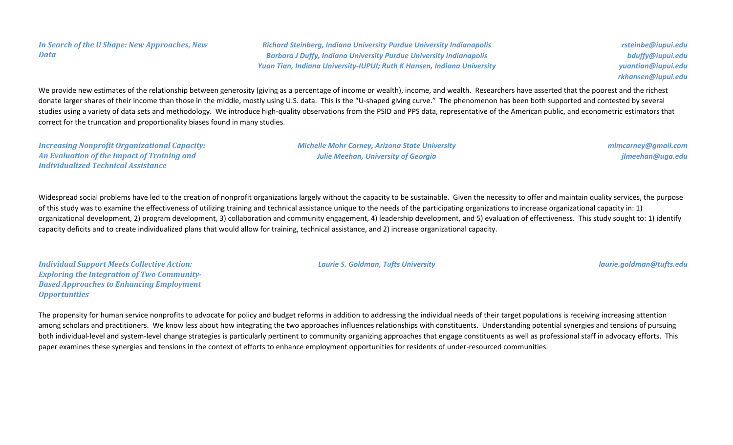***In Search of the U Shape: New Approaches, New Data***

*Richard Steinberg, Indiana University Purdue University Indianapolis* — *rsteinbe@iupui.edu*
*Barbara J Duffy, Indiana University Purdue University Indianapolis* — *bduffy@iupui.edu*
*Yuan Tian, Indiana University-IUPUI* — *yuantian@iupui.edu*
*Ruth K Hansen, Indiana University* — *rkhansen@iupui.edu*

We provide new estimates of the relationship between generosity (giving as a percentage of income or wealth), income, and wealth. Researchers have asserted that the poorest and the richest donate larger shares of their income than those in the middle, mostly using U.S. data. This is the "U-shaped giving curve." The phenomenon has been both supported and contested by several studies using a variety of data sets and methodology. We introduce high-quality observations from the PSID and PPS data, representative of the American public, and econometric estimators that correct for the truncation and proportionality biases found in many studies.

***Increasing Nonprofit Organizational Capacity: An Evaluation of the Impact of Training and Individualized Technical Assistance***

*Michelle Mohr Carney, Arizona State University* — *mlmcarney@gmail.com*
*Julie Meehan, University of Georgia* — *jlmeehan@uga.edu*

Widespread social problems have led to the creation of nonprofit organizations largely without the capacity to be sustainable. Given the necessity to offer and maintain quality services, the purpose of this study was to examine the effectiveness of utilizing training and technical assistance unique to the needs of the participating organizations to increase organizational capacity in: 1) organizational development, 2) program development, 3) collaboration and community engagement, 4) leadership development, and 5) evaluation of effectiveness. This study sought to: 1) identify capacity deficits and to create individualized plans that would allow for training, technical assistance, and 2) increase organizational capacity.

***Individual Support Meets Collective Action: Exploring the Integration of Two Community-Based Approaches to Enhancing Employment Opportunities***

*Laurie S. Goldman, Tufts University* — *laurie.goldman@tufts.edu*

The propensity for human service nonprofits to advocate for policy and budget reforms in addition to addressing the individual needs of their target populations is receiving increasing attention among scholars and practitioners. We know less about how integrating the two approaches influences relationships with constituents. Understanding potential synergies and tensions of pursuing both individual-level and system-level change strategies is particularly pertinent to community organizing approaches that engage constituents as well as professional staff in advocacy efforts. This paper examines these synergies and tensions in the context of efforts to enhance employment opportunities for residents of under-resourced communities.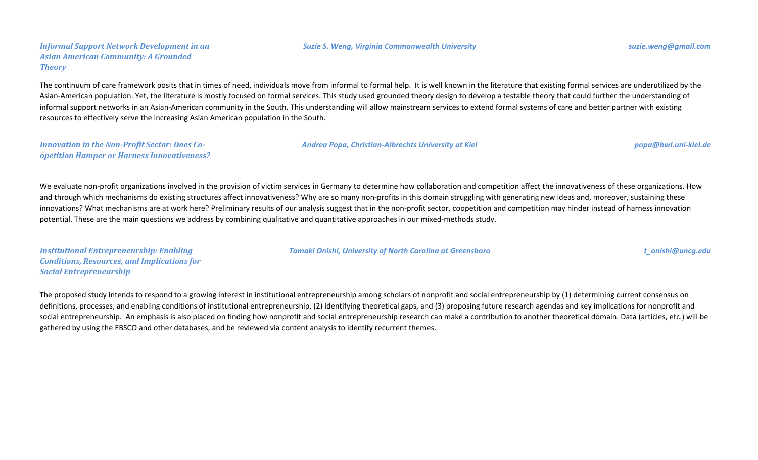***Informal Support Network Development in an Asian American Community: A Grounded Theory***

***Suzie S. Weng, Virginia Commonwealth University***

***suzie.weng@gmail.com***

The continuum of care framework posits that in times of need, individuals move from informal to formal help. It is well known in the literature that existing formal services are underutilized by the Asian-American population. Yet, the literature is mostly focused on formal services. This study used grounded theory design to develop a testable theory that could further the understanding of informal support networks in an Asian-American community in the South. This understanding will allow mainstream services to extend formal systems of care and better partner with existing resources to effectively serve the increasing Asian American population in the South.

***Innovation in the Non-Profit Sector: Does Co-opetition Hamper or Harness Innovativeness?***

***Andrea Popa, Christian-Albrechts University at Kiel***

***popa@bwl.uni-kiel.de***

We evaluate non-profit organizations involved in the provision of victim services in Germany to determine how collaboration and competition affect the innovativeness of these organizations. How and through which mechanisms do existing structures affect innovativeness? Why are so many non-profits in this domain struggling with generating new ideas and, moreover, sustaining these innovations? What mechanisms are at work here? Preliminary results of our analysis suggest that in the non-profit sector, coopetition and competition may hinder instead of harness innovation potential. These are the main questions we address by combining qualitative and quantitative approaches in our mixed-methods study.

***Institutional Entrepreneurship: Enabling Conditions, Resources, and Implications for Social Entrepreneurship***

***Tamaki Onishi, University of North Carolina at Greensboro***

***t_onishi@uncg.edu***

The proposed study intends to respond to a growing interest in institutional entrepreneurship among scholars of nonprofit and social entrepreneurship by (1) determining current consensus on definitions, processes, and enabling conditions of institutional entrepreneurship, (2) identifying theoretical gaps, and (3) proposing future research agendas and key implications for nonprofit and social entrepreneurship. An emphasis is also placed on finding how nonprofit and social entrepreneurship research can make a contribution to another theoretical domain. Data (articles, etc.) will be gathered by using the EBSCO and other databases, and be reviewed via content analysis to identify recurrent themes.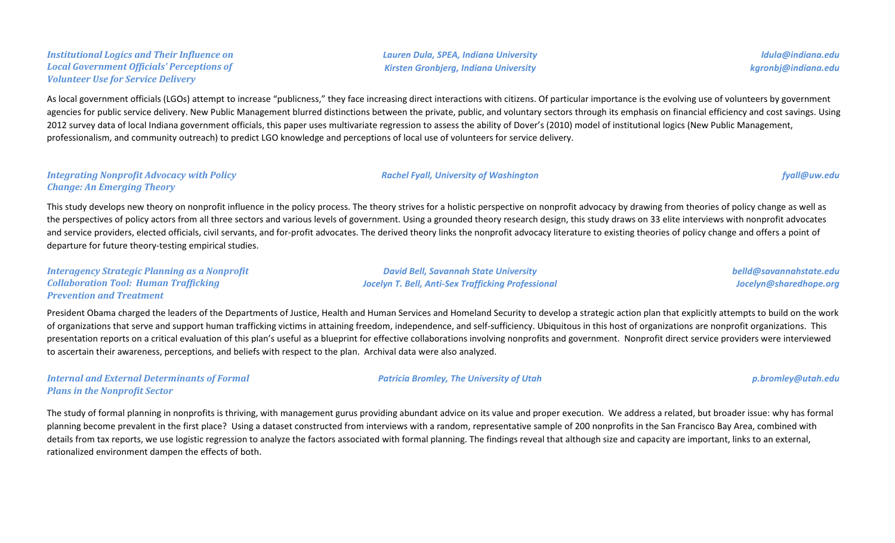### *Institutional Logics and Their Influence on Local Government Officials' Perceptions of Volunteer Use for Service Delivery*

*Lauren Dula, SPEA, Indiana University* — *ldula@indiana.edu*
*Kirsten Gronbjerg, Indiana University* — *kgronbj@indiana.edu*

As local government officials (LGOs) attempt to increase "publicness," they face increasing direct interactions with citizens. Of particular importance is the evolving use of volunteers by government agencies for public service delivery. New Public Management blurred distinctions between the private, public, and voluntary sectors through its emphasis on financial efficiency and cost savings. Using 2012 survey data of local Indiana government officials, this paper uses multivariate regression to assess the ability of Dover's (2010) model of institutional logics (New Public Management, professionalism, and community outreach) to predict LGO knowledge and perceptions of local use of volunteers for service delivery.

### *Integrating Nonprofit Advocacy with Policy Change: An Emerging Theory*

*Rachel Fyall, University of Washington* — *fyall@uw.edu*

This study develops new theory on nonprofit influence in the policy process. The theory strives for a holistic perspective on nonprofit advocacy by drawing from theories of policy change as well as the perspectives of policy actors from all three sectors and various levels of government. Using a grounded theory research design, this study draws on 33 elite interviews with nonprofit advocates and service providers, elected officials, civil servants, and for-profit advocates. The derived theory links the nonprofit advocacy literature to existing theories of policy change and offers a point of departure for future theory-testing empirical studies.

### *Interagency Strategic Planning as a Nonprofit Collaboration Tool: Human Trafficking Prevention and Treatment*

*David Bell, Savannah State University* — *belld@savannahstate.edu*
*Jocelyn T. Bell, Anti-Sex Trafficking Professional* — *Jocelyn@sharedhope.org*

President Obama charged the leaders of the Departments of Justice, Health and Human Services and Homeland Security to develop a strategic action plan that explicitly attempts to build on the work of organizations that serve and support human trafficking victims in attaining freedom, independence, and self-sufficiency. Ubiquitous in this host of organizations are nonprofit organizations. This presentation reports on a critical evaluation of this plan's useful as a blueprint for effective collaborations involving nonprofits and government. Nonprofit direct service providers were interviewed to ascertain their awareness, perceptions, and beliefs with respect to the plan. Archival data were also analyzed.

### *Internal and External Determinants of Formal Plans in the Nonprofit Sector*

*Patricia Bromley, The University of Utah* — *p.bromley@utah.edu*

The study of formal planning in nonprofits is thriving, with management gurus providing abundant advice on its value and proper execution. We address a related, but broader issue: why has formal planning become prevalent in the first place? Using a dataset constructed from interviews with a random, representative sample of 200 nonprofits in the San Francisco Bay Area, combined with details from tax reports, we use logistic regression to analyze the factors associated with formal planning. The findings reveal that although size and capacity are important, links to an external, rationalized environment dampen the effects of both.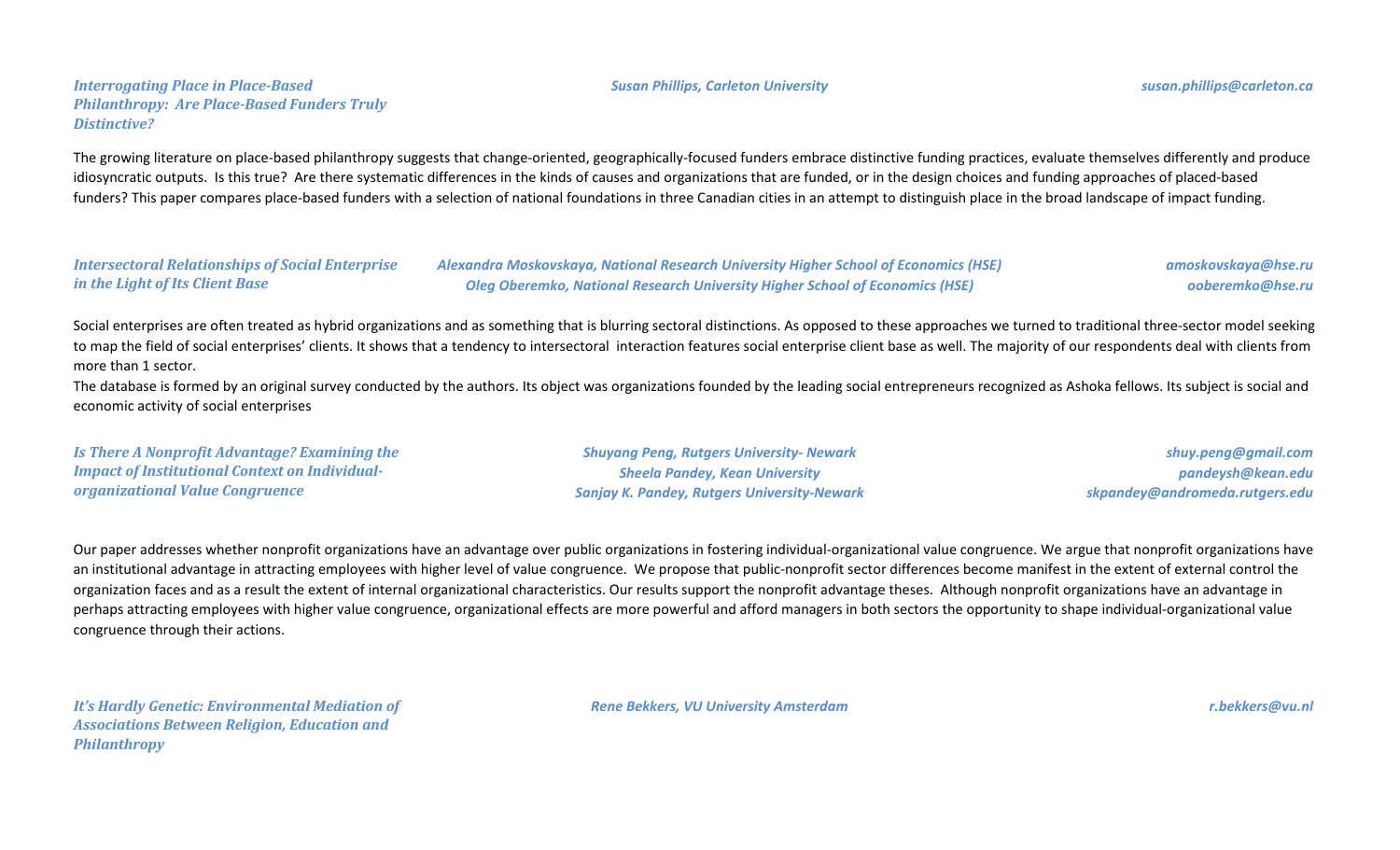***Interrogating Place in Place-Based Philanthropy: Are Place-Based Funders Truly Distinctive?***

*Susan Phillips, Carleton University* — *susan.phillips@carleton.ca*

The growing literature on place-based philanthropy suggests that change-oriented, geographically-focused funders embrace distinctive funding practices, evaluate themselves differently and produce idiosyncratic outputs. Is this true? Are there systematic differences in the kinds of causes and organizations that are funded, or in the design choices and funding approaches of placed-based funders? This paper compares place-based funders with a selection of national foundations in three Canadian cities in an attempt to distinguish place in the broad landscape of impact funding.

***Intersectoral Relationships of Social Enterprise in the Light of Its Client Base***

*Alexandra Moskovskaya, National Research University Higher School of Economics (HSE)* — *amoskovskaya@hse.ru*
*Oleg Oberemko, National Research University Higher School of Economics (HSE)* — *ooberemko@hse.ru*

Social enterprises are often treated as hybrid organizations and as something that is blurring sectoral distinctions. As opposed to these approaches we turned to traditional three-sector model seeking to map the field of social enterprises' clients. It shows that a tendency to intersectoral interaction features social enterprise client base as well. The majority of our respondents deal with clients from more than 1 sector.
The database is formed by an original survey conducted by the authors. Its object was organizations founded by the leading social entrepreneurs recognized as Ashoka fellows. Its subject is social and economic activity of social enterprises

***Is There A Nonprofit Advantage? Examining the Impact of Institutional Context on Individual-organizational Value Congruence***

*Shuyang Peng, Rutgers University- Newark* — *shuy.peng@gmail.com*
*Sheela Pandey, Kean University* — *pandeysh@kean.edu*
*Sanjay K. Pandey, Rutgers University-Newark* — *skpandey@andromeda.rutgers.edu*

Our paper addresses whether nonprofit organizations have an advantage over public organizations in fostering individual-organizational value congruence. We argue that nonprofit organizations have an institutional advantage in attracting employees with higher level of value congruence. We propose that public-nonprofit sector differences become manifest in the extent of external control the organization faces and as a result the extent of internal organizational characteristics. Our results support the nonprofit advantage theses. Although nonprofit organizations have an advantage in perhaps attracting employees with higher value congruence, organizational effects are more powerful and afford managers in both sectors the opportunity to shape individual-organizational value congruence through their actions.

***It's Hardly Genetic: Environmental Mediation of Associations Between Religion, Education and Philanthropy***

*Rene Bekkers, VU University Amsterdam* — *r.bekkers@vu.nl*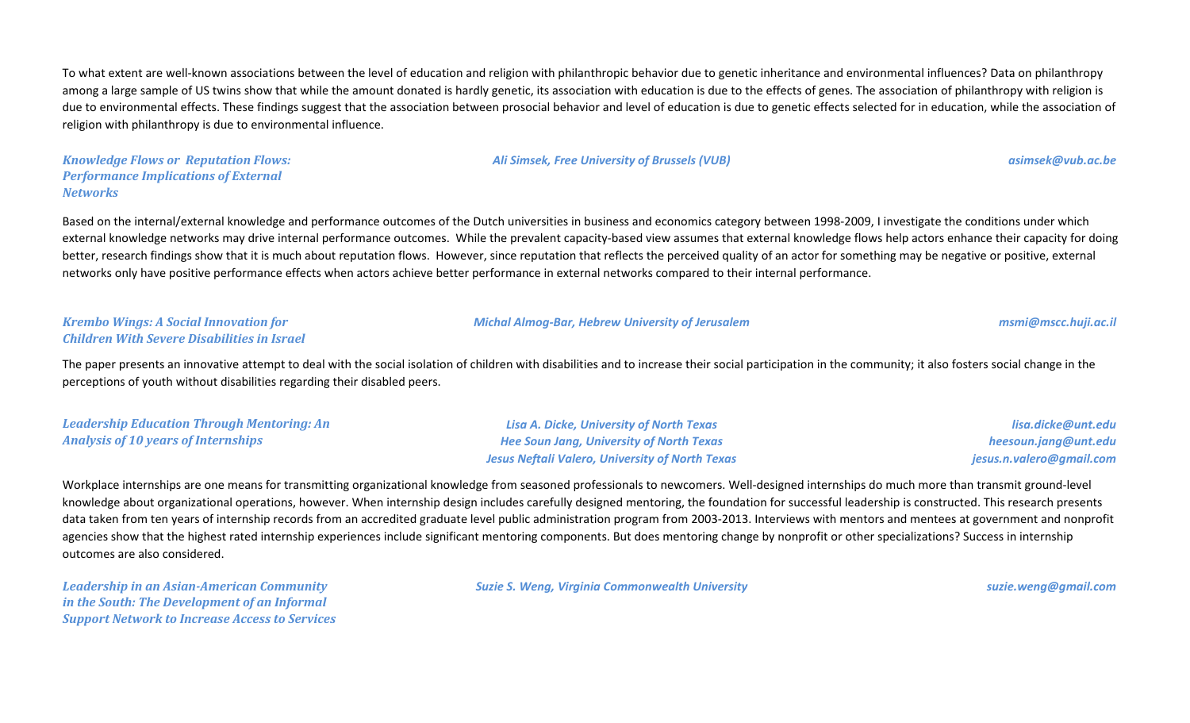To what extent are well-known associations between the level of education and religion with philanthropic behavior due to genetic inheritance and environmental influences? Data on philanthropy among a large sample of US twins show that while the amount donated is hardly genetic, its association with education is due to the effects of genes. The association of philanthropy with religion is due to environmental effects. These findings suggest that the association between prosocial behavior and level of education is due to genetic effects selected for in education, while the association of religion with philanthropy is due to environmental influence.

***Knowledge Flows or Reputation Flows: Performance Implications of External Networks***

*Ali Simsek, Free University of Brussels (VUB)* — *asimsek@vub.ac.be*

Based on the internal/external knowledge and performance outcomes of the Dutch universities in business and economics category between 1998-2009, I investigate the conditions under which external knowledge networks may drive internal performance outcomes. While the prevalent capacity-based view assumes that external knowledge flows help actors enhance their capacity for doing better, research findings show that it is much about reputation flows. However, since reputation that reflects the perceived quality of an actor for something may be negative or positive, external networks only have positive performance effects when actors achieve better performance in external networks compared to their internal performance.

***Krembo Wings: A Social Innovation for Children With Severe Disabilities in Israel***

*Michal Almog-Bar, Hebrew University of Jerusalem* — *msmi@mscc.huji.ac.il*

The paper presents an innovative attempt to deal with the social isolation of children with disabilities and to increase their social participation in the community; it also fosters social change in the perceptions of youth without disabilities regarding their disabled peers.

***Leadership Education Through Mentoring: An Analysis of 10 years of Internships***

*Lisa A. Dicke, University of North Texas* — *lisa.dicke@unt.edu*
*Hee Soun Jang, University of North Texas* — *heesoun.jang@unt.edu*
*Jesus Neftali Valero, University of North Texas* — *jesus.n.valero@gmail.com*

Workplace internships are one means for transmitting organizational knowledge from seasoned professionals to newcomers. Well-designed internships do much more than transmit ground-level knowledge about organizational operations, however. When internship design includes carefully designed mentoring, the foundation for successful leadership is constructed. This research presents data taken from ten years of internship records from an accredited graduate level public administration program from 2003-2013. Interviews with mentors and mentees at government and nonprofit agencies show that the highest rated internship experiences include significant mentoring components. But does mentoring change by nonprofit or other specializations? Success in internship outcomes are also considered.

***Leadership in an Asian-American Community in the South: The Development of an Informal Support Network to Increase Access to Services***

*Suzie S. Weng, Virginia Commonwealth University* — *suzie.weng@gmail.com*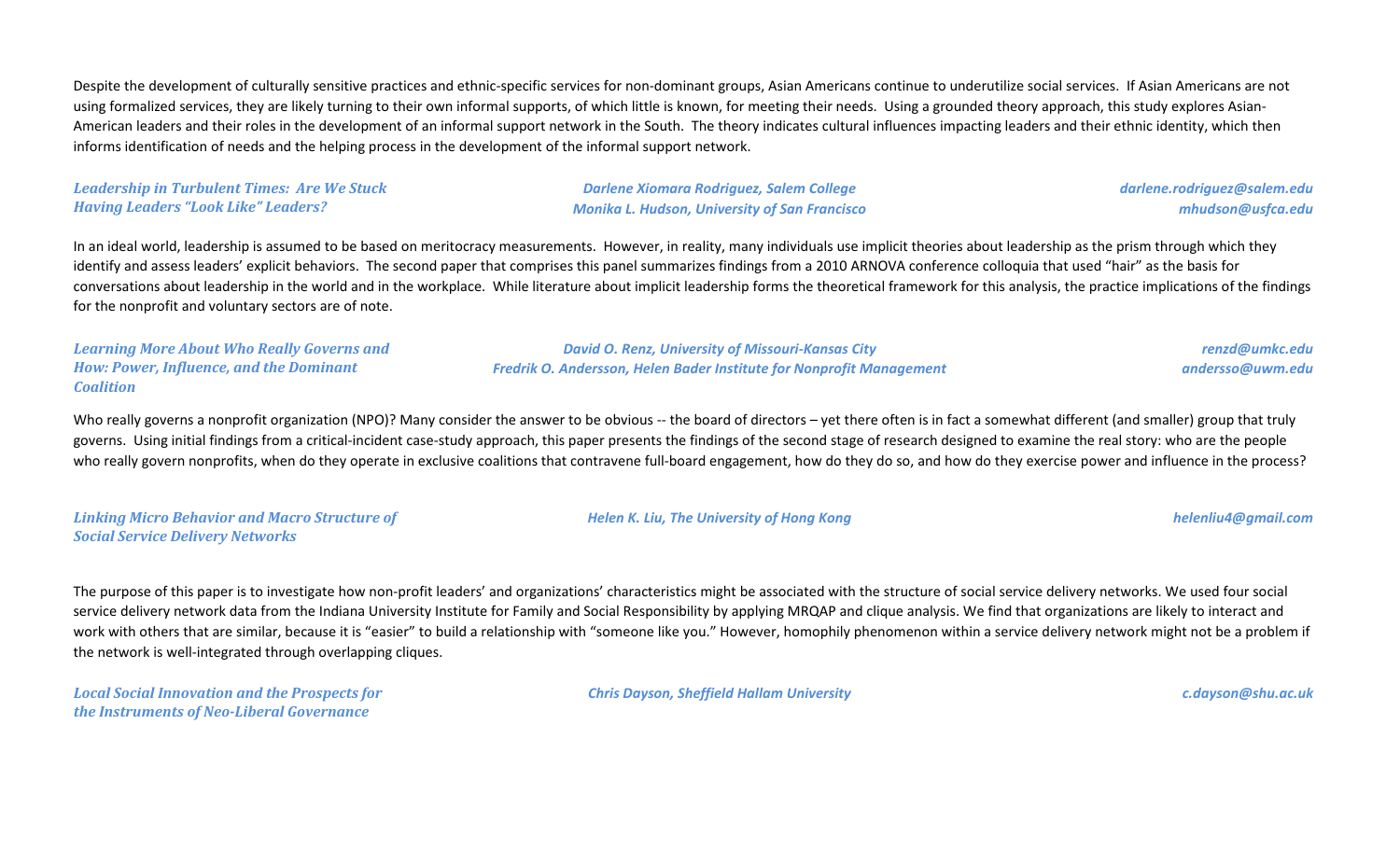Despite the development of culturally sensitive practices and ethnic-specific services for non-dominant groups, Asian Americans continue to underutilize social services. If Asian Americans are not using formalized services, they are likely turning to their own informal supports, of which little is known, for meeting their needs. Using a grounded theory approach, this study explores Asian-American leaders and their roles in the development of an informal support network in the South. The theory indicates cultural influences impacting leaders and their ethnic identity, which then informs identification of needs and the helping process in the development of the informal support network.

***Leadership in Turbulent Times: Are We Stuck Having Leaders "Look Like" Leaders?***

*Darlene Xiomara Rodriguez, Salem College* — *darlene.rodriguez@salem.edu*
*Monika L. Hudson, University of San Francisco* — *mhudson@usfca.edu*

In an ideal world, leadership is assumed to be based on meritocracy measurements. However, in reality, many individuals use implicit theories about leadership as the prism through which they identify and assess leaders' explicit behaviors. The second paper that comprises this panel summarizes findings from a 2010 ARNOVA conference colloquia that used "hair" as the basis for conversations about leadership in the world and in the workplace. While literature about implicit leadership forms the theoretical framework for this analysis, the practice implications of the findings for the nonprofit and voluntary sectors are of note.

***Learning More About Who Really Governs and How: Power, Influence, and the Dominant Coalition***

*David O. Renz, University of Missouri-Kansas City* — *renzd@umkc.edu*
*Fredrik O. Andersson, Helen Bader Institute for Nonprofit Management* — *andersso@uwm.edu*

Who really governs a nonprofit organization (NPO)? Many consider the answer to be obvious -- the board of directors – yet there often is in fact a somewhat different (and smaller) group that truly governs. Using initial findings from a critical-incident case-study approach, this paper presents the findings of the second stage of research designed to examine the real story: who are the people who really govern nonprofits, when do they operate in exclusive coalitions that contravene full-board engagement, how do they do so, and how do they exercise power and influence in the process?

***Linking Micro Behavior and Macro Structure of Social Service Delivery Networks***

*Helen K. Liu, The University of Hong Kong* — *helenliu4@gmail.com*

The purpose of this paper is to investigate how non-profit leaders' and organizations' characteristics might be associated with the structure of social service delivery networks. We used four social service delivery network data from the Indiana University Institute for Family and Social Responsibility by applying MRQAP and clique analysis. We find that organizations are likely to interact and work with others that are similar, because it is "easier" to build a relationship with "someone like you." However, homophily phenomenon within a service delivery network might not be a problem if the network is well-integrated through overlapping cliques.

***Local Social Innovation and the Prospects for the Instruments of Neo-Liberal Governance***

*Chris Dayson, Sheffield Hallam University* — *c.dayson@shu.ac.uk*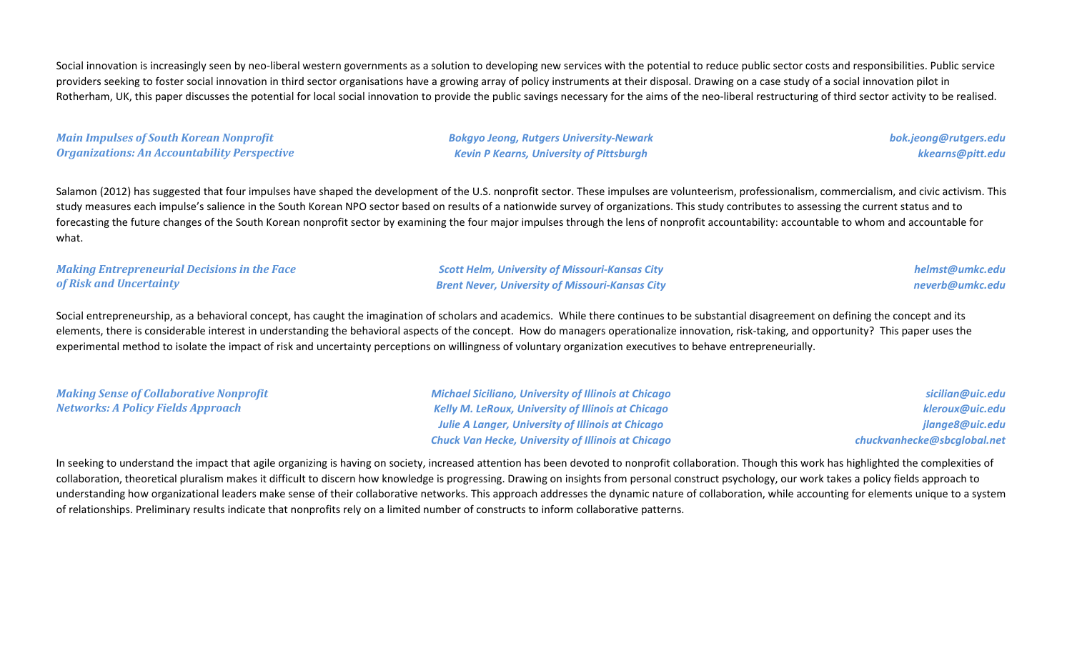Social innovation is increasingly seen by neo-liberal western governments as a solution to developing new services with the potential to reduce public sector costs and responsibilities. Public service providers seeking to foster social innovation in third sector organisations have a growing array of policy instruments at their disposal. Drawing on a case study of a social innovation pilot in Rotherham, UK, this paper discusses the potential for local social innovation to provide the public savings necessary for the aims of the neo-liberal restructuring of third sector activity to be realised.

| *Main Impulses of South Korean Nonprofit Organizations: An Accountability Perspective* | *Bokgyo Jeong, Rutgers University-Newark* | *bok.jeong@rutgers.edu* |
|---|---|---|
| | *Kevin P Kearns, University of Pittsburgh* | *kkearns@pitt.edu* |

Salamon (2012) has suggested that four impulses have shaped the development of the U.S. nonprofit sector. These impulses are volunteerism, professionalism, commercialism, and civic activism. This study measures each impulse's salience in the South Korean NPO sector based on results of a nationwide survey of organizations. This study contributes to assessing the current status and to forecasting the future changes of the South Korean nonprofit sector by examining the four major impulses through the lens of nonprofit accountability: accountable to whom and accountable for what.

| *Making Entrepreneurial Decisions in the Face of Risk and Uncertainty* | *Scott Helm, University of Missouri-Kansas City* | *helmst@umkc.edu* |
|---|---|---|
| | *Brent Never, University of Missouri-Kansas City* | *neverb@umkc.edu* |

Social entrepreneurship, as a behavioral concept, has caught the imagination of scholars and academics. While there continues to be substantial disagreement on defining the concept and its elements, there is considerable interest in understanding the behavioral aspects of the concept. How do managers operationalize innovation, risk-taking, and opportunity? This paper uses the experimental method to isolate the impact of risk and uncertainty perceptions on willingness of voluntary organization executives to behave entrepreneurially.

| *Making Sense of Collaborative Nonprofit Networks: A Policy Fields Approach* | *Michael Siciliano, University of Illinois at Chicago* | *sicilian@uic.edu* |
|---|---|---|
| | *Kelly M. LeRoux, University of Illinois at Chicago* | *kleroux@uic.edu* |
| | *Julie A Langer, University of Illinois at Chicago* | *jlange8@uic.edu* |
| | *Chuck Van Hecke, University of Illinois at Chicago* | *chuckvanhecke@sbcglobal.net* |

In seeking to understand the impact that agile organizing is having on society, increased attention has been devoted to nonprofit collaboration. Though this work has highlighted the complexities of collaboration, theoretical pluralism makes it difficult to discern how knowledge is progressing. Drawing on insights from personal construct psychology, our work takes a policy fields approach to understanding how organizational leaders make sense of their collaborative networks. This approach addresses the dynamic nature of collaboration, while accounting for elements unique to a system of relationships. Preliminary results indicate that nonprofits rely on a limited number of constructs to inform collaborative patterns.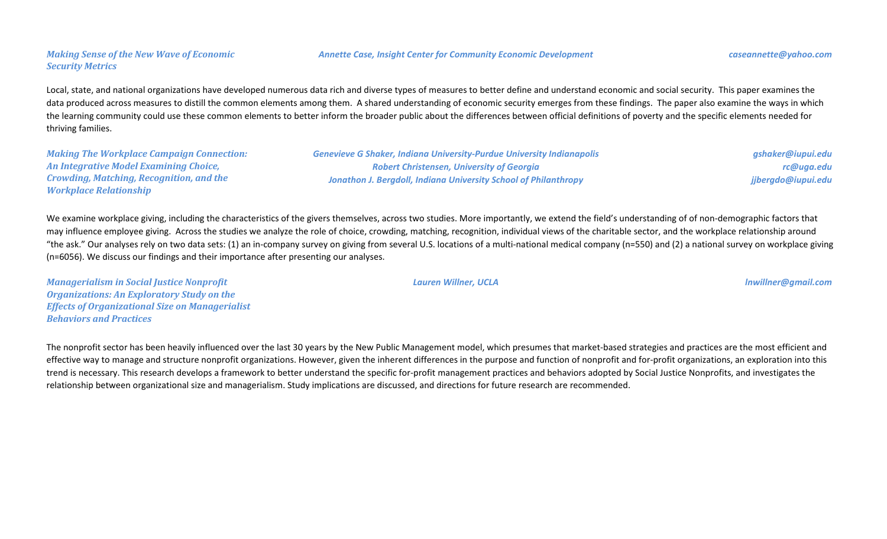***Making Sense of the New Wave of Economic Security Metrics***

***Annette Case, Insight Center for Community Economic Development***

***caseannette@yahoo.com***

Local, state, and national organizations have developed numerous data rich and diverse types of measures to better define and understand economic and social security. This paper examines the data produced across measures to distill the common elements among them. A shared understanding of economic security emerges from these findings. The paper also examine the ways in which the learning community could use these common elements to better inform the broader public about the differences between official definitions of poverty and the specific elements needed for thriving families.

***Making The Workplace Campaign Connection: An Integrative Model Examining Choice, Crowding, Matching, Recognition, and the Workplace Relationship***

***Genevieve G Shaker, Indiana University-Purdue University Indianapolis*** — ***gshaker@iupui.edu***
***Robert Christensen, University of Georgia*** — ***rc@uga.edu***
***Jonathon J. Bergdoll, Indiana University School of Philanthropy*** — ***jjbergdo@iupui.edu***

We examine workplace giving, including the characteristics of the givers themselves, across two studies. More importantly, we extend the field's understanding of of of non-demographic factors that may influence employee giving. Across the studies we analyze the role of choice, crowding, matching, recognition, individual views of the charitable sector, and the workplace relationship around "the ask." Our analyses rely on two data sets: (1) an in-company survey on giving from several U.S. locations of a multi-national medical company (n=550) and (2) a national survey on workplace giving (n=6056). We discuss our findings and their importance after presenting our analyses.

***Managerialism in Social Justice Nonprofit Organizations: An Exploratory Study on the Effects of Organizational Size on Managerialist Behaviors and Practices***

***Lauren Willner, UCLA***

***lnwillner@gmail.com***

The nonprofit sector has been heavily influenced over the last 30 years by the New Public Management model, which presumes that market-based strategies and practices are the most efficient and effective way to manage and structure nonprofit organizations. However, given the inherent differences in the purpose and function of nonprofit and for-profit organizations, an exploration into this trend is necessary. This research develops a framework to better understand the specific for-profit management practices and behaviors adopted by Social Justice Nonprofits, and investigates the relationship between organizational size and managerialism. Study implications are discussed, and directions for future research are recommended.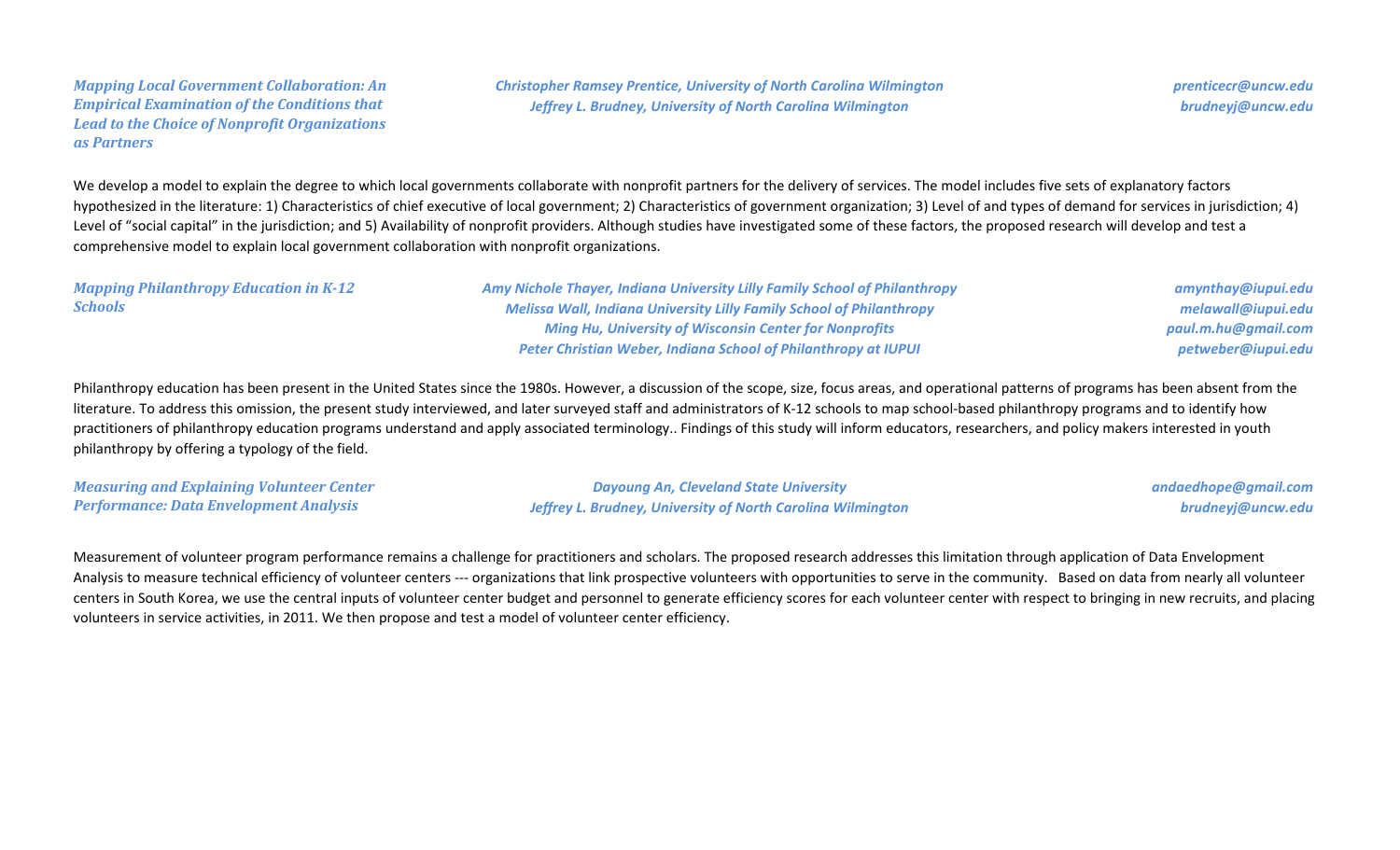***Mapping Local Government Collaboration: An Empirical Examination of the Conditions that Lead to the Choice of Nonprofit Organizations as Partners***

*Christopher Ramsey Prentice, University of North Carolina Wilmington* — *prenticecr@uncw.edu*
*Jeffrey L. Brudney, University of North Carolina Wilmington* — *brudneyj@uncw.edu*

We develop a model to explain the degree to which local governments collaborate with nonprofit partners for the delivery of services. The model includes five sets of explanatory factors hypothesized in the literature: 1) Characteristics of chief executive of local government; 2) Characteristics of government organization; 3) Level of and types of demand for services in jurisdiction; 4) Level of "social capital" in the jurisdiction; and 5) Availability of nonprofit providers. Although studies have investigated some of these factors, the proposed research will develop and test a comprehensive model to explain local government collaboration with nonprofit organizations.

***Mapping Philanthropy Education in K-12 Schools***

*Amy Nichole Thayer, Indiana University Lilly Family School of Philanthropy* — *amynthay@iupui.edu*
*Melissa Wall, Indiana University Lilly Family School of Philanthropy* — *melawall@iupui.edu*
*Ming Hu, University of Wisconsin Center for Nonprofits* — *paul.m.hu@gmail.com*
*Peter Christian Weber, Indiana School of Philanthropy at IUPUI* — *petweber@iupui.edu*

Philanthropy education has been present in the United States since the 1980s. However, a discussion of the scope, size, focus areas, and operational patterns of programs has been absent from the literature. To address this omission, the present study interviewed, and later surveyed staff and administrators of K-12 schools to map school-based philanthropy programs and to identify how practitioners of philanthropy education programs understand and apply associated terminology.. Findings of this study will inform educators, researchers, and policy makers interested in youth philanthropy by offering a typology of the field.

***Measuring and Explaining Volunteer Center Performance: Data Envelopment Analysis***

*Dayoung An, Cleveland State University* — *andaedhope@gmail.com*
*Jeffrey L. Brudney, University of North Carolina Wilmington* — *brudneyj@uncw.edu*

Measurement of volunteer program performance remains a challenge for practitioners and scholars. The proposed research addresses this limitation through application of Data Envelopment Analysis to measure technical efficiency of volunteer centers --- organizations that link prospective volunteers with opportunities to serve in the community. Based on data from nearly all volunteer centers in South Korea, we use the central inputs of volunteer center budget and personnel to generate efficiency scores for each volunteer center with respect to bringing in new recruits, and placing volunteers in service activities, in 2011. We then propose and test a model of volunteer center efficiency.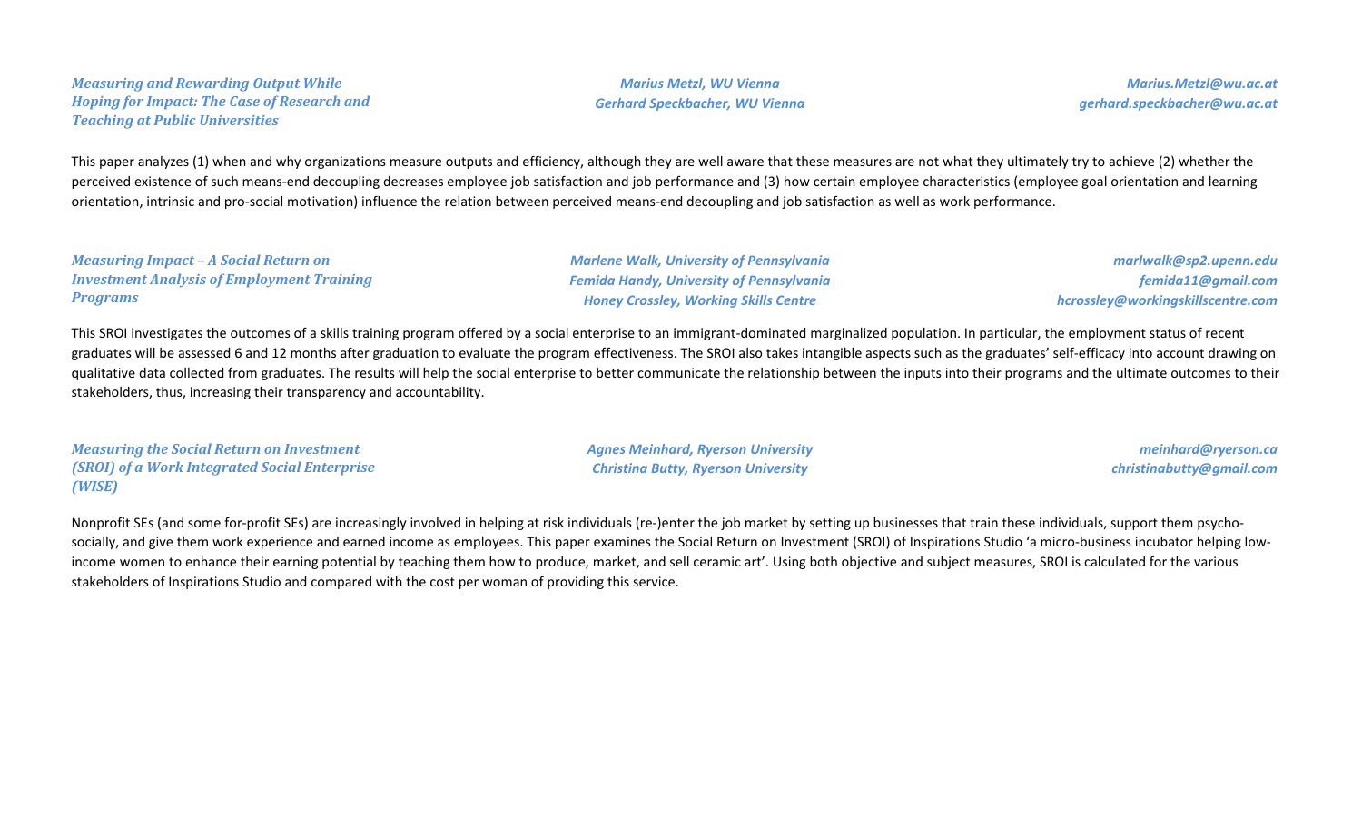### *Measuring and Rewarding Output While Hoping for Impact: The Case of Research and Teaching at Public Universities*

*Marius Metzl, WU Vienna*
*Gerhard Speckbacher, WU Vienna*

*Marius.Metzl@wu.ac.at*
*gerhard.speckbacher@wu.ac.at*

This paper analyzes (1) when and why organizations measure outputs and efficiency, although they are well aware that these measures are not what they ultimately try to achieve (2) whether the perceived existence of such means-end decoupling decreases employee job satisfaction and job performance and (3) how certain employee characteristics (employee goal orientation and learning orientation, intrinsic and pro-social motivation) influence the relation between perceived means-end decoupling and job satisfaction as well as work performance.

### *Measuring Impact – A Social Return on Investment Analysis of Employment Training Programs*

*Marlene Walk, University of Pennsylvania*
*Femida Handy, University of Pennsylvania*
*Honey Crossley, Working Skills Centre*

*marlwalk@sp2.upenn.edu*
*femida11@gmail.com*
*hcrossley@workingskillscentre.com*

This SROI investigates the outcomes of a skills training program offered by a social enterprise to an immigrant-dominated marginalized population. In particular, the employment status of recent graduates will be assessed 6 and 12 months after graduation to evaluate the program effectiveness. The SROI also takes intangible aspects such as the graduates' self-efficacy into account drawing on qualitative data collected from graduates. The results will help the social enterprise to better communicate the relationship between the inputs into their programs and the ultimate outcomes to their stakeholders, thus, increasing their transparency and accountability.

### *Measuring the Social Return on Investment (SROI) of a Work Integrated Social Enterprise (WISE)*

*Agnes Meinhard, Ryerson University*
*Christina Butty, Ryerson University*

*meinhard@ryerson.ca*
*christinabutty@gmail.com*

Nonprofit SEs (and some for-profit SEs) are increasingly involved in helping at risk individuals (re-)enter the job market by setting up businesses that train these individuals, support them psycho-socially, and give them work experience and earned income as employees. This paper examines the Social Return on Investment (SROI) of Inspirations Studio 'a micro-business incubator helping low-income women to enhance their earning potential by teaching them how to produce, market, and sell ceramic art'. Using both objective and subject measures, SROI is calculated for the various stakeholders of Inspirations Studio and compared with the cost per woman of providing this service.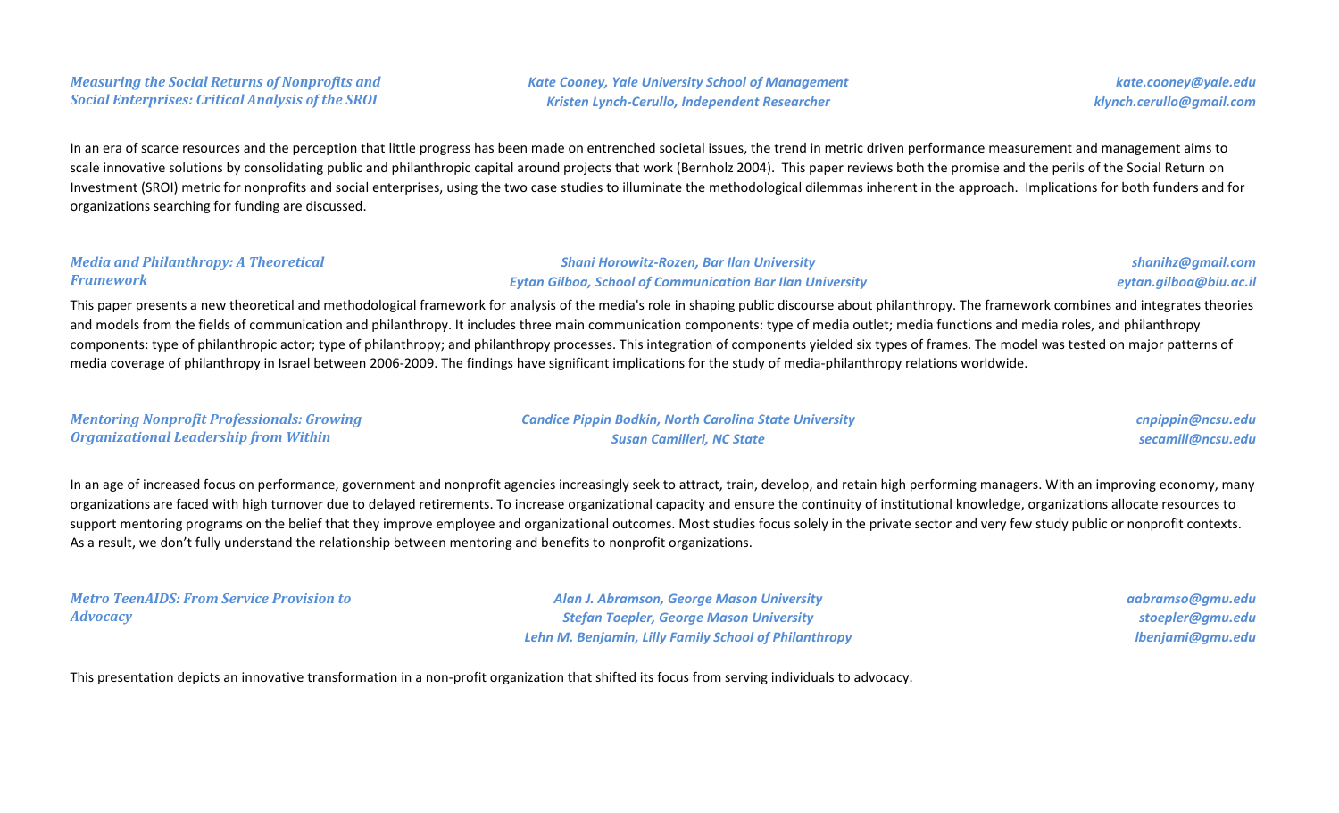### *Measuring the Social Returns of Nonprofits and Social Enterprises: Critical Analysis of the SROI*

*Kate Cooney, Yale University School of Management* — *kate.cooney@yale.edu*
*Kristen Lynch-Cerullo, Independent Researcher* — *klynch.cerullo@gmail.com*

In an era of scarce resources and the perception that little progress has been made on entrenched societal issues, the trend in metric driven performance measurement and management aims to scale innovative solutions by consolidating public and philanthropic capital around projects that work (Bernholz 2004). This paper reviews both the promise and the perils of the Social Return on Investment (SROI) metric for nonprofits and social enterprises, using the two case studies to illuminate the methodological dilemmas inherent in the approach. Implications for both funders and for organizations searching for funding are discussed.

### *Media and Philanthropy: A Theoretical Framework*

*Shani Horowitz-Rozen, Bar Ilan University* — *shanihz@gmail.com*
*Eytan Gilboa, School of Communication Bar Ilan University* — *eytan.gilboa@biu.ac.il*

This paper presents a new theoretical and methodological framework for analysis of the media's role in shaping public discourse about philanthropy. The framework combines and integrates theories and models from the fields of communication and philanthropy. It includes three main communication components: type of media outlet; media functions and media roles, and philanthropy components: type of philanthropic actor; type of philanthropy; and philanthropy processes. This integration of components yielded six types of frames. The model was tested on major patterns of media coverage of philanthropy in Israel between 2006-2009. The findings have significant implications for the study of media-philanthropy relations worldwide.

### *Mentoring Nonprofit Professionals: Growing Organizational Leadership from Within*

*Candice Pippin Bodkin, North Carolina State University* — *cnpippin@ncsu.edu*
*Susan Camilleri, NC State* — *secamill@ncsu.edu*

In an age of increased focus on performance, government and nonprofit agencies increasingly seek to attract, train, develop, and retain high performing managers. With an improving economy, many organizations are faced with high turnover due to delayed retirements. To increase organizational capacity and ensure the continuity of institutional knowledge, organizations allocate resources to support mentoring programs on the belief that they improve employee and organizational outcomes. Most studies focus solely in the private sector and very few study public or nonprofit contexts. As a result, we don't fully understand the relationship between mentoring and benefits to nonprofit organizations.

### *Metro TeenAIDS: From Service Provision to Advocacy*

*Alan J. Abramson, George Mason University* — *aabramso@gmu.edu*
*Stefan Toepler, George Mason University* — *stoepler@gmu.edu*
*Lehn M. Benjamin, Lilly Family School of Philanthropy* — *lbenjami@gmu.edu*

This presentation depicts an innovative transformation in a non-profit organization that shifted its focus from serving individuals to advocacy.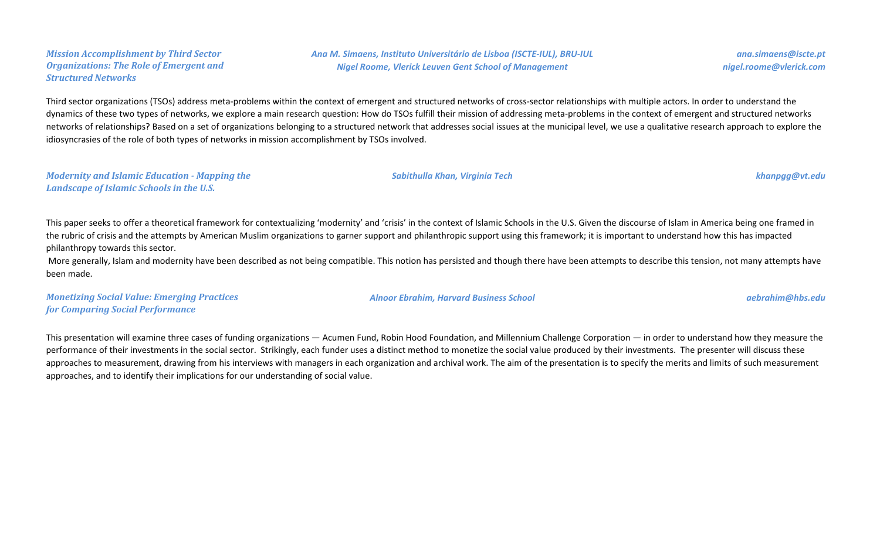### *Mission Accomplishment by Third Sector Organizations: The Role of Emergent and Structured Networks*

*Ana M. Simaens, Instituto Universitário de Lisboa (ISCTE-IUL), BRU-IUL* — *ana.simaens@iscte.pt*
*Nigel Roome, Vlerick Leuven Gent School of Management* — *nigel.roome@vlerick.com*

Third sector organizations (TSOs) address meta-problems within the context of emergent and structured networks of cross-sector relationships with multiple actors. In order to understand the dynamics of these two types of networks, we explore a main research question: How do TSOs fulfill their mission of addressing meta-problems in the context of emergent and structured networks networks of relationships? Based on a set of organizations belonging to a structured network that addresses social issues at the municipal level, we use a qualitative research approach to explore the idiosyncrasies of the role of both types of networks in mission accomplishment by TSOs involved.

### *Modernity and Islamic Education - Mapping the Landscape of Islamic Schools in the U.S.*

*Sabithulla Khan, Virginia Tech* — *khanpgg@vt.edu*

This paper seeks to offer a theoretical framework for contextualizing 'modernity' and 'crisis' in the context of Islamic Schools in the U.S. Given the discourse of Islam in America being one framed in the rubric of crisis and the attempts by American Muslim organizations to garner support and philanthropic support using this framework; it is important to understand how this has impacted philanthropy towards this sector.

More generally, Islam and modernity have been described as not being compatible. This notion has persisted and though there have been attempts to describe this tension, not many attempts have been made.

### *Monetizing Social Value: Emerging Practices for Comparing Social Performance*

*Alnoor Ebrahim, Harvard Business School* — *aebrahim@hbs.edu*

This presentation will examine three cases of funding organizations — Acumen Fund, Robin Hood Foundation, and Millennium Challenge Corporation — in order to understand how they measure the performance of their investments in the social sector. Strikingly, each funder uses a distinct method to monetize the social value produced by their investments. The presenter will discuss these approaches to measurement, drawing from his interviews with managers in each organization and archival work. The aim of the presentation is to specify the merits and limits of such measurement approaches, and to identify their implications for our understanding of social value.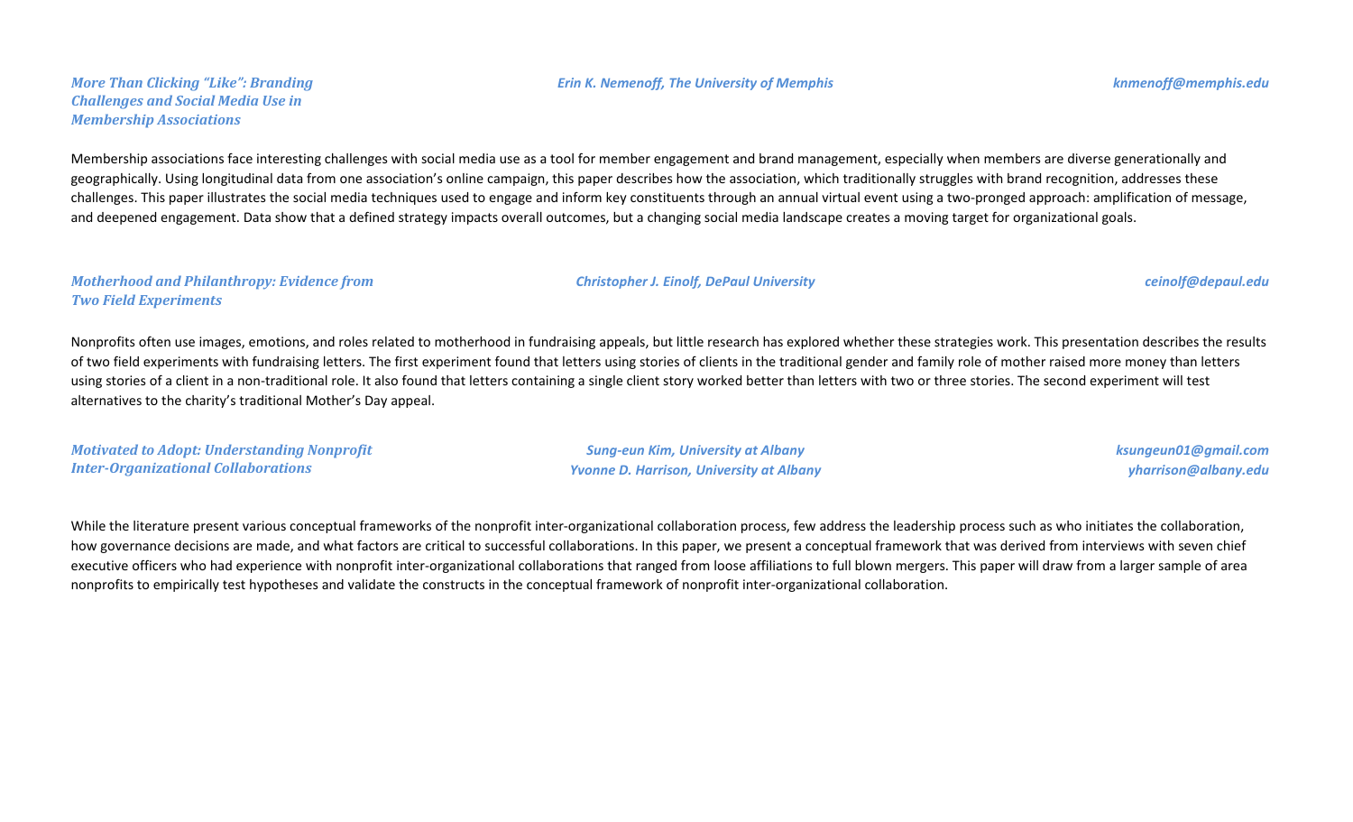### *More Than Clicking "Like": Branding Challenges and Social Media Use in Membership Associations*

*Erin K. Nemenoff, The University of Memphis* — *knmenoff@memphis.edu*

Membership associations face interesting challenges with social media use as a tool for member engagement and brand management, especially when members are diverse generationally and geographically. Using longitudinal data from one association's online campaign, this paper describes how the association, which traditionally struggles with brand recognition, addresses these challenges. This paper illustrates the social media techniques used to engage and inform key constituents through an annual virtual event using a two-pronged approach: amplification of message, and deepened engagement. Data show that a defined strategy impacts overall outcomes, but a changing social media landscape creates a moving target for organizational goals.

### *Motherhood and Philanthropy: Evidence from Two Field Experiments*

*Christopher J. Einolf, DePaul University* — *ceinolf@depaul.edu*

Nonprofits often use images, emotions, and roles related to motherhood in fundraising appeals, but little research has explored whether these strategies work. This presentation describes the results of two field experiments with fundraising letters. The first experiment found that letters using stories of clients in the traditional gender and family role of mother raised more money than letters using stories of a client in a non-traditional role. It also found that letters containing a single client story worked better than letters with two or three stories. The second experiment will test alternatives to the charity's traditional Mother's Day appeal.

### *Motivated to Adopt: Understanding Nonprofit Inter-Organizational Collaborations*

*Sung-eun Kim, University at Albany* — *ksungeun01@gmail.com*
*Yvonne D. Harrison, University at Albany* — *yharrison@albany.edu*

While the literature present various conceptual frameworks of the nonprofit inter-organizational collaboration process, few address the leadership process such as who initiates the collaboration, how governance decisions are made, and what factors are critical to successful collaborations. In this paper, we present a conceptual framework that was derived from interviews with seven chief executive officers who had experience with nonprofit inter-organizational collaborations that ranged from loose affiliations to full blown mergers. This paper will draw from a larger sample of area nonprofits to empirically test hypotheses and validate the constructs in the conceptual framework of nonprofit inter-organizational collaboration.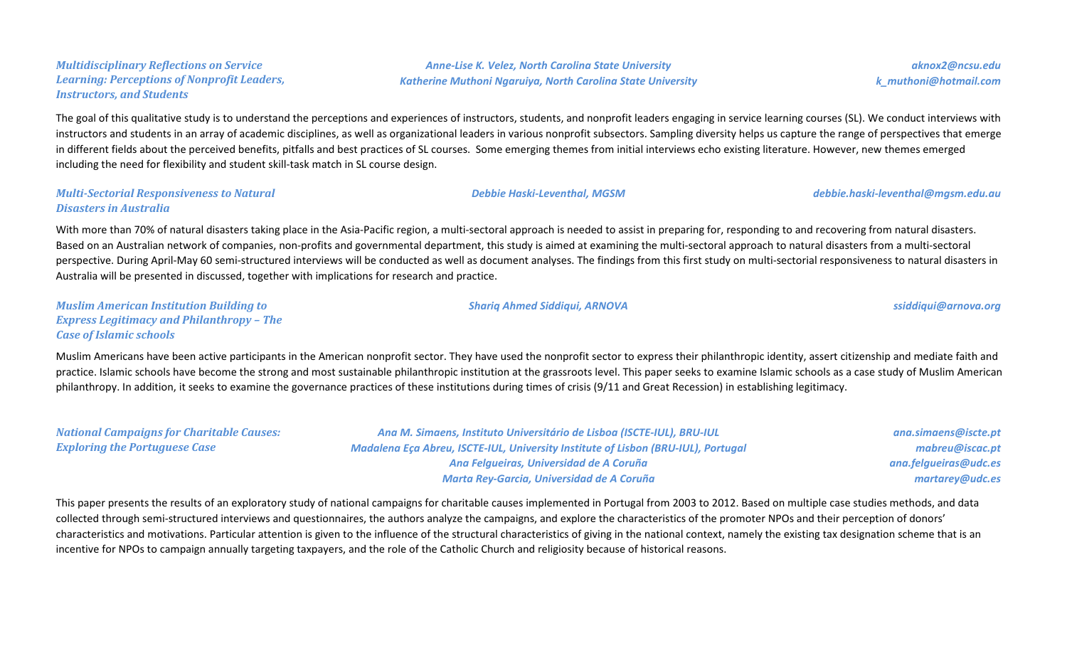### *Multidisciplinary Reflections on Service Learning: Perceptions of Nonprofit Leaders, Instructors, and Students*

*Anne-Lise K. Velez, North Carolina State University* — *aknox2@ncsu.edu*
*Katherine Muthoni Ngaruiya, North Carolina State University* — *k_muthoni@hotmail.com*

The goal of this qualitative study is to understand the perceptions and experiences of instructors, students, and nonprofit leaders engaging in service learning courses (SL). We conduct interviews with instructors and students in an array of academic disciplines, as well as organizational leaders in various nonprofit subsectors. Sampling diversity helps us capture the range of perspectives that emerge in different fields about the perceived benefits, pitfalls and best practices of SL courses. Some emerging themes from initial interviews echo existing literature. However, new themes emerged including the need for flexibility and student skill-task match in SL course design.

### *Multi-Sectorial Responsiveness to Natural Disasters in Australia*

*Debbie Haski-Leventhal, MGSM* — *debbie.haski-leventhal@mgsm.edu.au*

With more than 70% of natural disasters taking place in the Asia-Pacific region, a multi-sectoral approach is needed to assist in preparing for, responding to and recovering from natural disasters. Based on an Australian network of companies, non-profits and governmental department, this study is aimed at examining the multi-sectoral approach to natural disasters from a multi-sectoral perspective. During April-May 60 semi-structured interviews will be conducted as well as document analyses. The findings from this first study on multi-sectorial responsiveness to natural disasters in Australia will be presented in discussed, together with implications for research and practice.

### *Muslim American Institution Building to Express Legitimacy and Philanthropy – The Case of Islamic schools*

*Shariq Ahmed Siddiqui, ARNOVA* — *ssiddiqui@arnova.org*

Muslim Americans have been active participants in the American nonprofit sector. They have used the nonprofit sector to express their philanthropic identity, assert citizenship and mediate faith and practice. Islamic schools have become the strong and most sustainable philanthropic institution at the grassroots level. This paper seeks to examine Islamic schools as a case study of Muslim American philanthropy. In addition, it seeks to examine the governance practices of these institutions during times of crisis (9/11 and Great Recession) in establishing legitimacy.

### *National Campaigns for Charitable Causes: Exploring the Portuguese Case*

*Ana M. Simaens, Instituto Universitário de Lisboa (ISCTE-IUL), BRU-IUL* — *ana.simaens@iscte.pt*
*Madalena Eça Abreu, ISCTE-IUL, University Institute of Lisbon (BRU-IUL), Portugal* — *mabreu@iscac.pt*
*Ana Felgueiras, Universidad de A Coruña* — *ana.felgueiras@udc.es*
*Marta Rey-Garcia, Universidad de A Coruña* — *martarey@udc.es*

This paper presents the results of an exploratory study of national campaigns for charitable causes implemented in Portugal from 2003 to 2012. Based on multiple case studies methods, and data collected through semi-structured interviews and questionnaires, the authors analyze the campaigns, and explore the characteristics of the promoter NPOs and their perception of donors' characteristics and motivations. Particular attention is given to the influence of the structural characteristics of giving in the national context, namely the existing tax designation scheme that is an incentive for NPOs to campaign annually targeting taxpayers, and the role of the Catholic Church and religiosity because of historical reasons.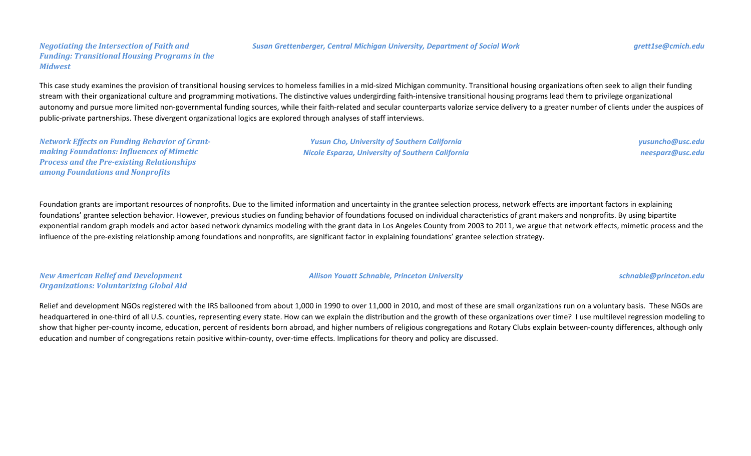***Negotiating the Intersection of Faith and Funding: Transitional Housing Programs in the Midwest***

***Susan Grettenberger, Central Michigan University, Department of Social Work***

***grett1se@cmich.edu***

This case study examines the provision of transitional housing services to homeless families in a mid-sized Michigan community. Transitional housing organizations often seek to align their funding stream with their organizational culture and programming motivations. The distinctive values undergirding faith-intensive transitional housing programs lead them to privilege organizational autonomy and pursue more limited non-governmental funding sources, while their faith-related and secular counterparts valorize service delivery to a greater number of clients under the auspices of public-private partnerships. These divergent organizational logics are explored through analyses of staff interviews.

***Network Effects on Funding Behavior of Grant-making Foundations: Influences of Mimetic Process and the Pre-existing Relationships among Foundations and Nonprofits***

***Yusun Cho, University of Southern California***
***Nicole Esparza, University of Southern California***

***yusuncho@usc.edu***
***neesparz@usc.edu***

Foundation grants are important resources of nonprofits. Due to the limited information and uncertainty in the grantee selection process, network effects are important factors in explaining foundations' grantee selection behavior. However, previous studies on funding behavior of foundations focused on individual characteristics of grant makers and nonprofits. By using bipartite exponential random graph models and actor based network dynamics modeling with the grant data in Los Angeles County from 2003 to 2011, we argue that network effects, mimetic process and the influence of the pre-existing relationship among foundations and nonprofits, are significant factor in explaining foundations' grantee selection strategy.

***New American Relief and Development Organizations: Voluntarizing Global Aid***

***Allison Youatt Schnable, Princeton University***

***schnable@princeton.edu***

Relief and development NGOs registered with the IRS ballooned from about 1,000 in 1990 to over 11,000 in 2010, and most of these are small organizations run on a voluntary basis. These NGOs are headquartered in one-third of all U.S. counties, representing every state. How can we explain the distribution and the growth of these organizations over time? I use multilevel regression modeling to show that higher per-county income, education, percent of residents born abroad, and higher numbers of religious congregations and Rotary Clubs explain between-county differences, although only education and number of congregations retain positive within-county, over-time effects. Implications for theory and policy are discussed.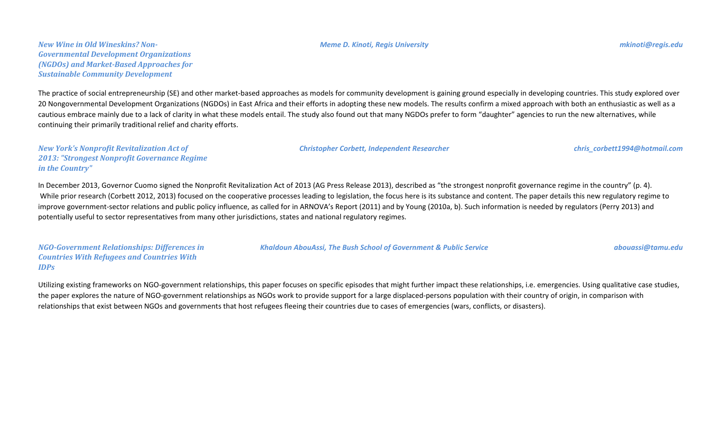### *New Wine in Old Wineskins? Non-Governmental Development Organizations (NGDOs) and Market-Based Approaches for Sustainable Community Development*

*Meme D. Kinoti, Regis University* — *mkinoti@regis.edu*

The practice of social entrepreneurship (SE) and other market-based approaches as models for community development is gaining ground especially in developing countries. This study explored over 20 Nongovernmental Development Organizations (NGDOs) in East Africa and their efforts in adopting these new models. The results confirm a mixed approach with both an enthusiastic as well as a cautious embrace mainly due to a lack of clarity in what these models entail. The study also found out that many NGDOs prefer to form "daughter" agencies to run the new alternatives, while continuing their primarily traditional relief and charity efforts.

### *New York's Nonprofit Revitalization Act of 2013: "Strongest Nonprofit Governance Regime in the Country"*

*Christopher Corbett, Independent Researcher* — *chris_corbett1994@hotmail.com*

In December 2013, Governor Cuomo signed the Nonprofit Revitalization Act of 2013 (AG Press Release 2013), described as "the strongest nonprofit governance regime in the country" (p. 4). While prior research (Corbett 2012, 2013) focused on the cooperative processes leading to legislation, the focus here is its substance and content. The paper details this new regulatory regime to improve government-sector relations and public policy influence, as called for in ARNOVA's Report (2011) and by Young (2010a, b). Such information is needed by regulators (Perry 2013) and potentially useful to sector representatives from many other jurisdictions, states and national regulatory regimes.

### *NGO-Government Relationships: Differences in Countries With Refugees and Countries With IDPs*

*Khaldoun AbouAssi, The Bush School of Government & Public Service* — *abouassi@tamu.edu*

Utilizing existing frameworks on NGO-government relationships, this paper focuses on specific episodes that might further impact these relationships, i.e. emergencies. Using qualitative case studies, the paper explores the nature of NGO-government relationships as NGOs work to provide support for a large displaced-persons population with their country of origin, in comparison with relationships that exist between NGOs and governments that host refugees fleeing their countries due to cases of emergencies (wars, conflicts, or disasters).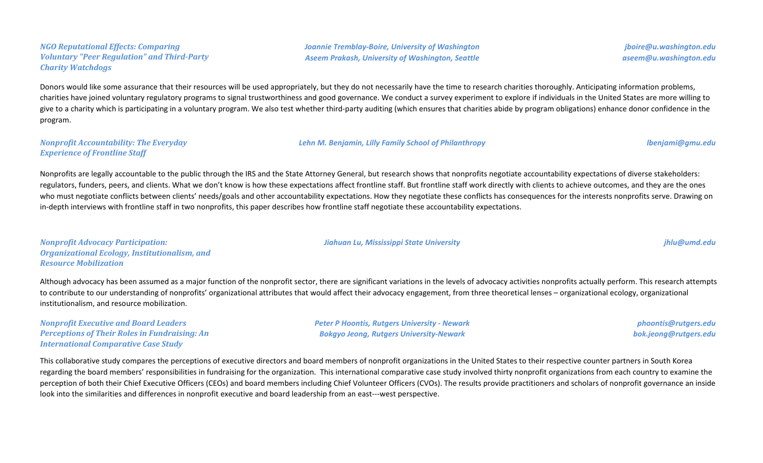### *NGO Reputational Effects: Comparing Voluntary "Peer Regulation" and Third-Party Charity Watchdogs*

*Joannie Tremblay-Boire, University of Washington* — *jboire@u.washington.edu*
*Aseem Prakash, University of Washington, Seattle* — *aseem@u.washington.edu*

Donors would like some assurance that their resources will be used appropriately, but they do not necessarily have the time to research charities thoroughly. Anticipating information problems, charities have joined voluntary regulatory programs to signal trustworthiness and good governance. We conduct a survey experiment to explore if individuals in the United States are more willing to give to a charity which is participating in a voluntary program. We also test whether third-party auditing (which ensures that charities abide by program obligations) enhance donor confidence in the program.

### *Nonprofit Accountability: The Everyday Experience of Frontline Staff*

*Lehn M. Benjamin, Lilly Family School of Philanthropy* — *lbenjami@gmu.edu*

Nonprofits are legally accountable to the public through the IRS and the State Attorney General, but research shows that nonprofits negotiate accountability expectations of diverse stakeholders: regulators, funders, peers, and clients. What we don't know is how these expectations affect frontline staff. But frontline staff work directly with clients to achieve outcomes, and they are the ones who must negotiate conflicts between clients' needs/goals and other accountability expectations. How they negotiate these conflicts has consequences for the interests nonprofits serve. Drawing on in-depth interviews with frontline staff in two nonprofits, this paper describes how frontline staff negotiate these accountability expectations.

### *Nonprofit Advocacy Participation: Organizational Ecology, Institutionalism, and Resource Mobilization*

*Jiahuan Lu, Mississippi State University* — *jhlu@umd.edu*

Although advocacy has been assumed as a major function of the nonprofit sector, there are significant variations in the levels of advocacy activities nonprofits actually perform. This research attempts to contribute to our understanding of nonprofits' organizational attributes that would affect their advocacy engagement, from three theoretical lenses – organizational ecology, organizational institutionalism, and resource mobilization.

### *Nonprofit Executive and Board Leaders Perceptions of Their Roles in Fundraising: An International Comparative Case Study*

*Peter P Hoontis, Rutgers University - Newark* — *phoontis@rutgers.edu*
*Bokgyo Jeong, Rutgers University-Newark* — *bok.jeong@rutgers.edu*

This collaborative study compares the perceptions of executive directors and board members of nonprofit organizations in the United States to their respective counter partners in South Korea regarding the board members' responsibilities in fundraising for the organization. This international comparative case study involved thirty nonprofit organizations from each country to examine the perception of both their Chief Executive Officers (CEOs) and board members including Chief Volunteer Officers (CVOs). The results provide practitioners and scholars of nonprofit governance an inside look into the similarities and differences in nonprofit executive and board leadership from an east---west perspective.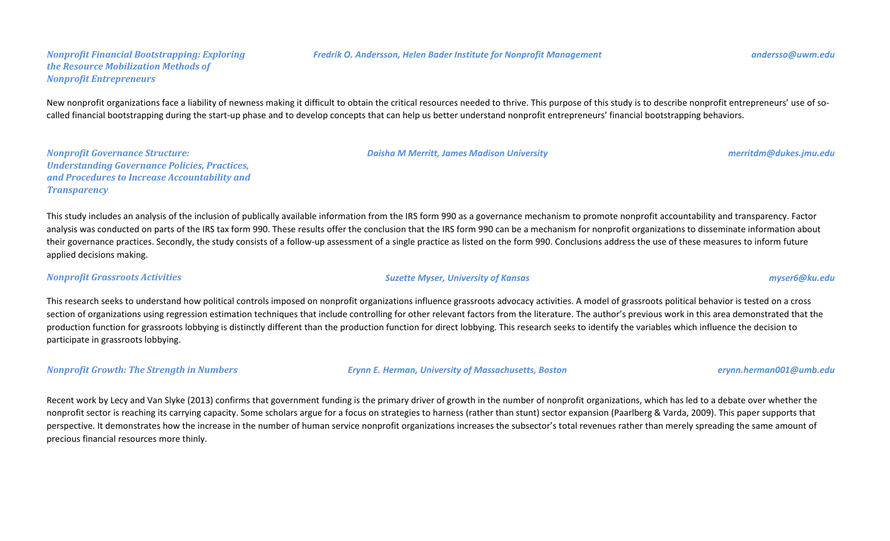### *Nonprofit Financial Bootstrapping: Exploring the Resource Mobilization Methods of Nonprofit Entrepreneurs*

*Fredrik O. Andersson, Helen Bader Institute for Nonprofit Management* — *andersso@uwm.edu*

New nonprofit organizations face a liability of newness making it difficult to obtain the critical resources needed to thrive. This purpose of this study is to describe nonprofit entrepreneurs' use of so-called financial bootstrapping during the start-up phase and to develop concepts that can help us better understand nonprofit entrepreneurs' financial bootstrapping behaviors.

### *Nonprofit Governance Structure: Understanding Governance Policies, Practices, and Procedures to Increase Accountability and Transparency*

*Daisha M Merritt, James Madison University* — *merritdm@dukes.jmu.edu*

This study includes an analysis of the inclusion of publically available information from the IRS form 990 as a governance mechanism to promote nonprofit accountability and transparency. Factor analysis was conducted on parts of the IRS tax form 990. These results offer the conclusion that the IRS form 990 can be a mechanism for nonprofit organizations to disseminate information about their governance practices. Secondly, the study consists of a follow-up assessment of a single practice as listed on the form 990. Conclusions address the use of these measures to inform future applied decisions making.

### *Nonprofit Grassroots Activities*

*Suzette Myser, University of Kansas* — *myser6@ku.edu*

This research seeks to understand how political controls imposed on nonprofit organizations influence grassroots advocacy activities. A model of grassroots political behavior is tested on a cross section of organizations using regression estimation techniques that include controlling for other relevant factors from the literature. The author's previous work in this area demonstrated that the production function for grassroots lobbying is distinctly different than the production function for direct lobbying. This research seeks to identify the variables which influence the decision to participate in grassroots lobbying.

### *Nonprofit Growth: The Strength in Numbers*

*Erynn E. Herman, University of Massachusetts, Boston* — *erynn.herman001@umb.edu*

Recent work by Lecy and Van Slyke (2013) confirms that government funding is the primary driver of growth in the number of nonprofit organizations, which has led to a debate over whether the nonprofit sector is reaching its carrying capacity. Some scholars argue for a focus on strategies to harness (rather than stunt) sector expansion (Paarlberg & Varda, 2009). This paper supports that perspective. It demonstrates how the increase in the number of human service nonprofit organizations increases the subsector's total revenues rather than merely spreading the same amount of precious financial resources more thinly.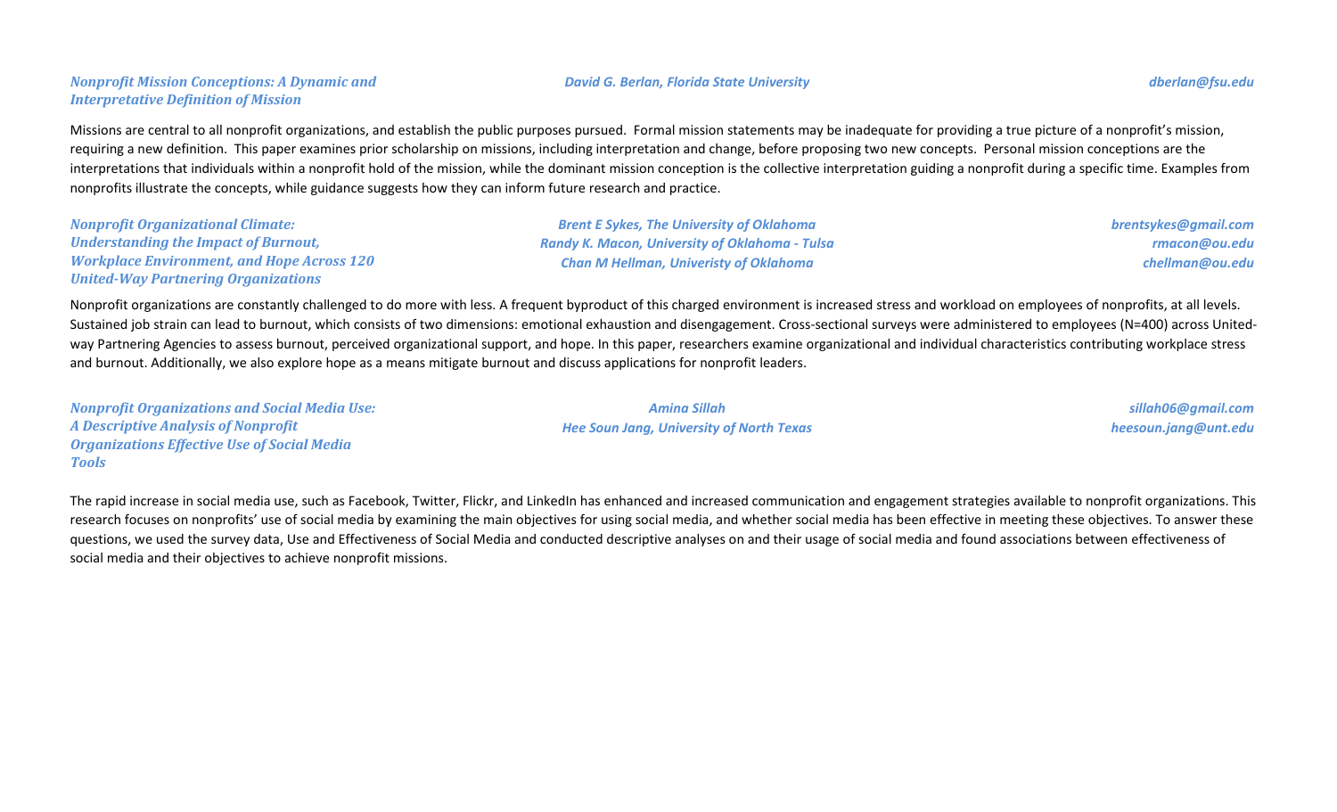***Nonprofit Mission Conceptions: A Dynamic and Interpretative Definition of Mission***

***David G. Berlan, Florida State University*** — *dberlan@fsu.edu*

Missions are central to all nonprofit organizations, and establish the public purposes pursued. Formal mission statements may be inadequate for providing a true picture of a nonprofit's mission, requiring a new definition. This paper examines prior scholarship on missions, including interpretation and change, before proposing two new concepts. Personal mission conceptions are the interpretations that individuals within a nonprofit hold of the mission, while the dominant mission conception is the collective interpretation guiding a nonprofit during a specific time. Examples from nonprofits illustrate the concepts, while guidance suggests how they can inform future research and practice.

***Nonprofit Organizational Climate: Understanding the Impact of Burnout, Workplace Environment, and Hope Across 120 United-Way Partnering Organizations***

***Brent E Sykes, The University of Oklahoma*** — *brentsykes@gmail.com*
***Randy K. Macon, University of Oklahoma - Tulsa*** — *rmacon@ou.edu*
***Chan M Hellman, Univeristy of Oklahoma*** — *chellman@ou.edu*

Nonprofit organizations are constantly challenged to do more with less. A frequent byproduct of this charged environment is increased stress and workload on employees of nonprofits, at all levels. Sustained job strain can lead to burnout, which consists of two dimensions: emotional exhaustion and disengagement. Cross-sectional surveys were administered to employees (N=400) across United-way Partnering Agencies to assess burnout, perceived organizational support, and hope. In this paper, researchers examine organizational and individual characteristics contributing workplace stress and burnout. Additionally, we also explore hope as a means mitigate burnout and discuss applications for nonprofit leaders.

***Nonprofit Organizations and Social Media Use: A Descriptive Analysis of Nonprofit Organizations Effective Use of Social Media Tools***

***Amina Sillah*** — *sillah06@gmail.com*
***Hee Soun Jang, University of North Texas*** — *heesoun.jang@unt.edu*

The rapid increase in social media use, such as Facebook, Twitter, Flickr, and LinkedIn has enhanced and increased communication and engagement strategies available to nonprofit organizations. This research focuses on nonprofits' use of social media by examining the main objectives for using social media, and whether social media has been effective in meeting these objectives. To answer these questions, we used the survey data, Use and Effectiveness of Social Media and conducted descriptive analyses on and their usage of social media and found associations between effectiveness of social media and their objectives to achieve nonprofit missions.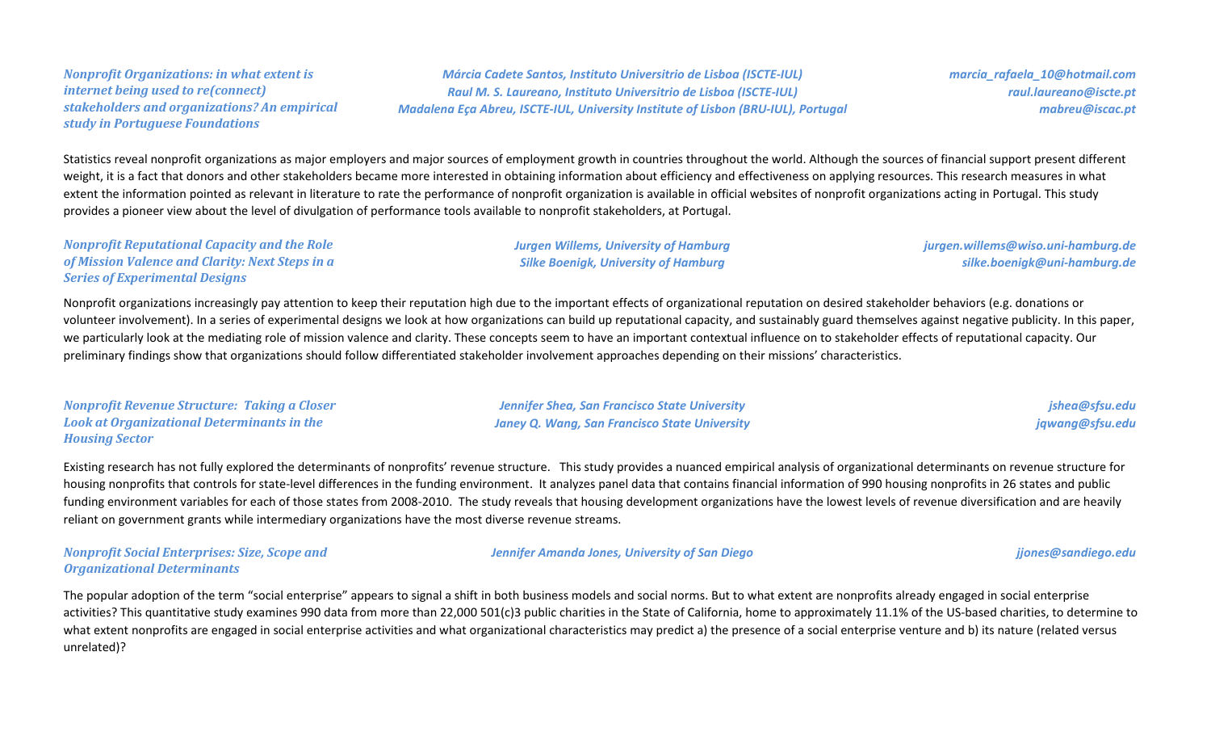### *Nonprofit Organizations: in what extent is internet being used to re(connect) stakeholders and organizations? An empirical study in Portuguese Foundations*

*Márcia Cadete Santos, Instituto Universitrio de Lisboa (ISCTE-IUL)* — *marcia_rafaela_10@hotmail.com*
*Raul M. S. Laureano, Instituto Universitrio de Lisboa (ISCTE-IUL)* — *raul.laureano@iscte.pt*
*Madalena Eça Abreu, ISCTE-IUL, University Institute of Lisbon (BRU-IUL), Portugal* — *mabreu@iscac.pt*

Statistics reveal nonprofit organizations as major employers and major sources of employment growth in countries throughout the world. Although the sources of financial support present different weight, it is a fact that donors and other stakeholders became more interested in obtaining information about efficiency and effectiveness on applying resources. This research measures in what extent the information pointed as relevant in literature to rate the performance of nonprofit organization is available in official websites of nonprofit organizations acting in Portugal. This study provides a pioneer view about the level of divulgation of performance tools available to nonprofit stakeholders, at Portugal.

### *Nonprofit Reputational Capacity and the Role of Mission Valence and Clarity: Next Steps in a Series of Experimental Designs*

*Jurgen Willems, University of Hamburg* — *jurgen.willems@wiso.uni-hamburg.de*
*Silke Boenigk, University of Hamburg* — *silke.boenigk@uni-hamburg.de*

Nonprofit organizations increasingly pay attention to keep their reputation high due to the important effects of organizational reputation on desired stakeholder behaviors (e.g. donations or volunteer involvement). In a series of experimental designs we look at how organizations can build up reputational capacity, and sustainably guard themselves against negative publicity. In this paper, we particularly look at the mediating role of mission valence and clarity. These concepts seem to have an important contextual influence on to stakeholder effects of reputational capacity. Our preliminary findings show that organizations should follow differentiated stakeholder involvement approaches depending on their missions' characteristics.

### *Nonprofit Revenue Structure: Taking a Closer Look at Organizational Determinants in the Housing Sector*

*Jennifer Shea, San Francisco State University* — *jshea@sfsu.edu*
*Janey Q. Wang, San Francisco State University* — *jqwang@sfsu.edu*

Existing research has not fully explored the determinants of nonprofits' revenue structure. This study provides a nuanced empirical analysis of organizational determinants on revenue structure for housing nonprofits that controls for state-level differences in the funding environment. It analyzes panel data that contains financial information of 990 housing nonprofits in 26 states and public funding environment variables for each of those states from 2008-2010. The study reveals that housing development organizations have the lowest levels of revenue diversification and are heavily reliant on government grants while intermediary organizations have the most diverse revenue streams.

### *Nonprofit Social Enterprises: Size, Scope and Organizational Determinants*

*Jennifer Amanda Jones, University of San Diego* — *jjones@sandiego.edu*

The popular adoption of the term "social enterprise" appears to signal a shift in both business models and social norms. But to what extent are nonprofits already engaged in social enterprise activities? This quantitative study examines 990 data from more than 22,000 501(c)3 public charities in the State of California, home to approximately 11.1% of the US-based charities, to determine to what extent nonprofits are engaged in social enterprise activities and what organizational characteristics may predict a) the presence of a social enterprise venture and b) its nature (related versus unrelated)?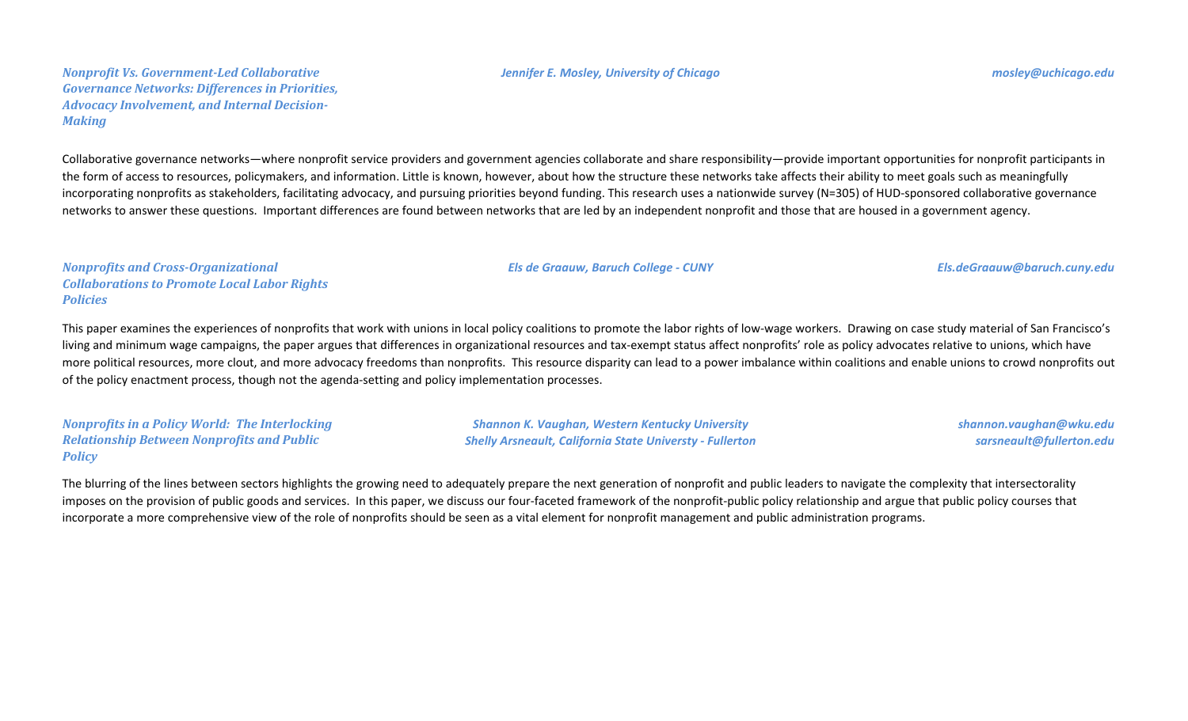***Nonprofit Vs. Government-Led Collaborative Governance Networks: Differences in Priorities, Advocacy Involvement, and Internal Decision-Making***

***Jennifer E. Mosley, University of Chicago***

***mosley@uchicago.edu***

Collaborative governance networks—where nonprofit service providers and government agencies collaborate and share responsibility—provide important opportunities for nonprofit participants in the form of access to resources, policymakers, and information. Little is known, however, about how the structure these networks take affects their ability to meet goals such as meaningfully incorporating nonprofits as stakeholders, facilitating advocacy, and pursuing priorities beyond funding. This research uses a nationwide survey (N=305) of HUD-sponsored collaborative governance networks to answer these questions. Important differences are found between networks that are led by an independent nonprofit and those that are housed in a government agency.

***Nonprofits and Cross-Organizational Collaborations to Promote Local Labor Rights Policies***

***Els de Graauw, Baruch College - CUNY***

***Els.deGraauw@baruch.cuny.edu***

This paper examines the experiences of nonprofits that work with unions in local policy coalitions to promote the labor rights of low-wage workers. Drawing on case study material of San Francisco's living and minimum wage campaigns, the paper argues that differences in organizational resources and tax-exempt status affect nonprofits' role as policy advocates relative to unions, which have more political resources, more clout, and more advocacy freedoms than nonprofits. This resource disparity can lead to a power imbalance within coalitions and enable unions to crowd nonprofits out of the policy enactment process, though not the agenda-setting and policy implementation processes.

***Nonprofits in a Policy World: The Interlocking Relationship Between Nonprofits and Public Policy***

***Shannon K. Vaughan, Western Kentucky University***
***Shelly Arsneault, California State Universty - Fullerton***

***shannon.vaughan@wku.edu***
***sarsneault@fullerton.edu***

The blurring of the lines between sectors highlights the growing need to adequately prepare the next generation of nonprofit and public leaders to navigate the complexity that intersectorality imposes on the provision of public goods and services. In this paper, we discuss our four-faceted framework of the nonprofit-public policy relationship and argue that public policy courses that incorporate a more comprehensive view of the role of nonprofits should be seen as a vital element for nonprofit management and public administration programs.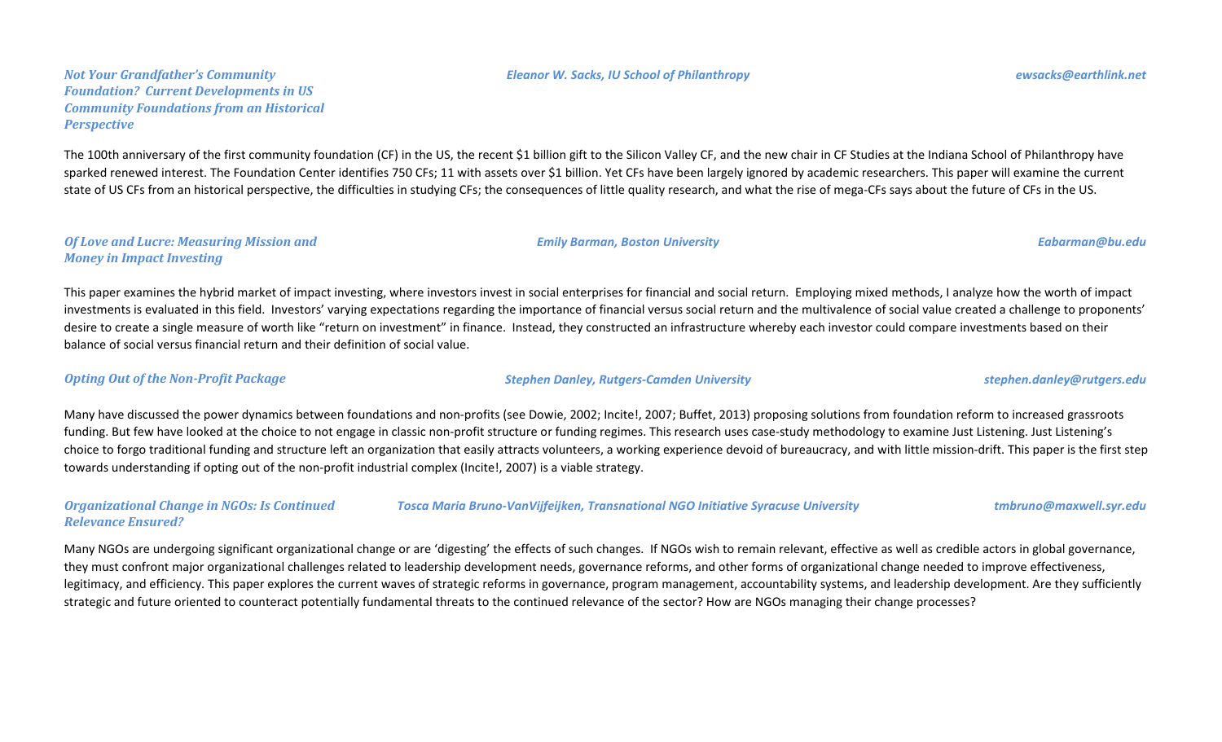### *Not Your Grandfather's Community Foundation? Current Developments in US Community Foundations from an Historical Perspective*

***Eleanor W. Sacks, IU School of Philanthropy*** — ***ewsacks@earthlink.net***

The 100th anniversary of the first community foundation (CF) in the US, the recent $1 billion gift to the Silicon Valley CF, and the new chair in CF Studies at the Indiana School of Philanthropy have sparked renewed interest. The Foundation Center identifies 750 CFs; 11 with assets over $1 billion. Yet CFs have been largely ignored by academic researchers. This paper will examine the current state of US CFs from an historical perspective, the difficulties in studying CFs; the consequences of little quality research, and what the rise of mega-CFs says about the future of CFs in the US.

### *Of Love and Lucre: Measuring Mission and Money in Impact Investing*

***Emily Barman, Boston University*** — ***Eabarman@bu.edu***

This paper examines the hybrid market of impact investing, where investors invest in social enterprises for financial and social return. Employing mixed methods, I analyze how the worth of impact investments is evaluated in this field. Investors' varying expectations regarding the importance of financial versus social return and the multivalence of social value created a challenge to proponents' desire to create a single measure of worth like "return on investment" in finance. Instead, they constructed an infrastructure whereby each investor could compare investments based on their balance of social versus financial return and their definition of social value.

### *Opting Out of the Non-Profit Package*

***Stephen Danley, Rutgers-Camden University*** — ***stephen.danley@rutgers.edu***

Many have discussed the power dynamics between foundations and non-profits (see Dowie, 2002; Incite!, 2007; Buffet, 2013) proposing solutions from foundation reform to increased grassroots funding. But few have looked at the choice to not engage in classic non-profit structure or funding regimes. This research uses case-study methodology to examine Just Listening. Just Listening's choice to forgo traditional funding and structure left an organization that easily attracts volunteers, a working experience devoid of bureaucracy, and with little mission-drift. This paper is the first step towards understanding if opting out of the non-profit industrial complex (Incite!, 2007) is a viable strategy.

### *Organizational Change in NGOs: Is Continued Relevance Ensured?*

***Tosca Maria Bruno-VanVijfeijken, Transnational NGO Initiative Syracuse University*** — ***tmbruno@maxwell.syr.edu***

Many NGOs are undergoing significant organizational change or are 'digesting' the effects of such changes. If NGOs wish to remain relevant, effective as well as credible actors in global governance, they must confront major organizational challenges related to leadership development needs, governance reforms, and other forms of organizational change needed to improve effectiveness, legitimacy, and efficiency. This paper explores the current waves of strategic reforms in governance, program management, accountability systems, and leadership development. Are they sufficiently strategic and future oriented to counteract potentially fundamental threats to the continued relevance of the sector? How are NGOs managing their change processes?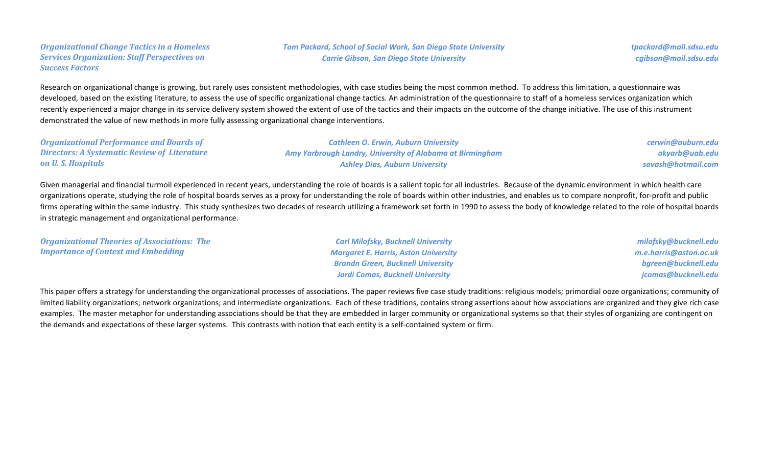### *Organizational Change Tactics in a Homeless Services Organization: Staff Perspectives on Success Factors*

*Tom Packard, School of Social Work, San Diego State University* — *tpackard@mail.sdsu.edu*
*Carrie Gibson, San Diego State University* — *cgibson@mail.sdsu.edu*

Research on organizational change is growing, but rarely uses consistent methodologies, with case studies being the most common method. To address this limitation, a questionnaire was developed, based on the existing literature, to assess the use of specific organizational change tactics. An administration of the questionnaire to staff of a homeless services organization which recently experienced a major change in its service delivery system showed the extent of use of the tactics and their impacts on the outcome of the change initiative. The use of this instrument demonstrated the value of new methods in more fully assessing organizational change interventions.

### *Organizational Performance and Boards of Directors: A Systematic Review of Literature on U. S. Hospitals*

*Cathleen O. Erwin, Auburn University* — *cerwin@auburn.edu*
*Amy Yarbrough Landry, University of Alabama at Birmingham* — *akyarb@uab.edu*
*Ashley Dias, Auburn University* — *savash@hotmail.com*

Given managerial and financial turmoil experienced in recent years, understanding the role of boards is a salient topic for all industries. Because of the dynamic environment in which health care organizations operate, studying the role of hospital boards serves as a proxy for understanding the role of boards within other industries, and enables us to compare nonprofit, for-profit and public firms operating within the same industry. This study synthesizes two decades of research utilizing a framework set forth in 1990 to assess the body of knowledge related to the role of hospital boards in strategic management and organizational performance.

### *Organizational Theories of Associations: The Importance of Context and Embedding*

*Carl Milofsky, Bucknell University* — *milofsky@bucknell.edu*
*Margaret E. Harris, Aston University* — *m.e.harris@aston.ac.uk*
*Brandn Green, Bucknell University* — *bgreen@bucknell.edu*
*Jordi Comas, Bucknell University* — *jcomas@bucknell.edu*

This paper offers a strategy for understanding the organizational processes of associations. The paper reviews five case study traditions: religious models; primordial ooze organizations; community of limited liability organizations; network organizations; and intermediate organizations. Each of these traditions, contains strong assertions about how associations are organized and they give rich case examples. The master metaphor for understanding associations should be that they are embedded in larger community or organizational systems so that their styles of organizing are contingent on the demands and expectations of these larger systems. This contrasts with notion that each entity is a self-contained system or firm.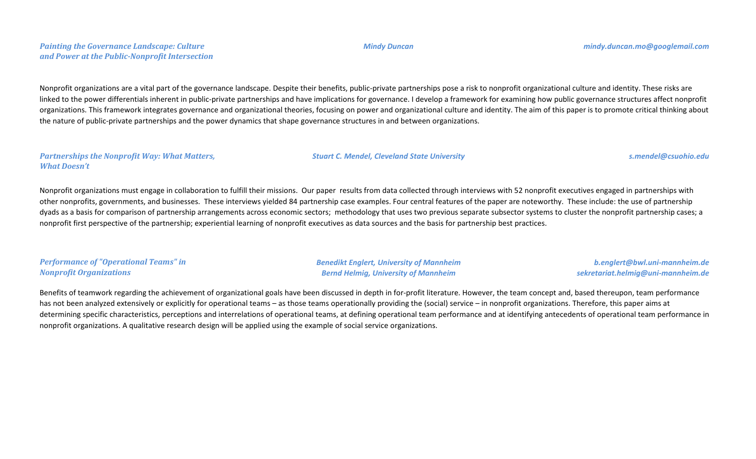***Painting the Governance Landscape: Culture and Power at the Public-Nonprofit Intersection***

***Mindy Duncan***

***mindy.duncan.mo@googlemail.com***

Nonprofit organizations are a vital part of the governance landscape. Despite their benefits, public-private partnerships pose a risk to nonprofit organizational culture and identity. These risks are linked to the power differentials inherent in public-private partnerships and have implications for governance. I develop a framework for examining how public governance structures affect nonprofit organizations. This framework integrates governance and organizational theories, focusing on power and organizational culture and identity. The aim of this paper is to promote critical thinking about the nature of public-private partnerships and the power dynamics that shape governance structures in and between organizations.

***Partnerships the Nonprofit Way: What Matters, What Doesn't***

***Stuart C. Mendel, Cleveland State University***

***s.mendel@csuohio.edu***

Nonprofit organizations must engage in collaboration to fulfill their missions. Our paper results from data collected through interviews with 52 nonprofit executives engaged in partnerships with other nonprofits, governments, and businesses. These interviews yielded 84 partnership case examples. Four central features of the paper are noteworthy. These include: the use of partnership dyads as a basis for comparison of partnership arrangements across economic sectors; methodology that uses two previous separate subsector systems to cluster the nonprofit partnership cases; a nonprofit first perspective of the partnership; experiential learning of nonprofit executives as data sources and the basis for partnership best practices.

***Performance of "Operational Teams" in Nonprofit Organizations***

***Benedikt Englert, University of Mannheim***
***Bernd Helmig, University of Mannheim***

***b.englert@bwl.uni-mannheim.de***
***sekretariat.helmig@uni-mannheim.de***

Benefits of teamwork regarding the achievement of organizational goals have been discussed in depth in for-profit literature. However, the team concept and, based thereupon, team performance has not been analyzed extensively or explicitly for operational teams – as those teams operationally providing the (social) service – in nonprofit organizations. Therefore, this paper aims at determining specific characteristics, perceptions and interrelations of operational teams, at defining operational team performance and at identifying antecedents of operational team performance in nonprofit organizations. A qualitative research design will be applied using the example of social service organizations.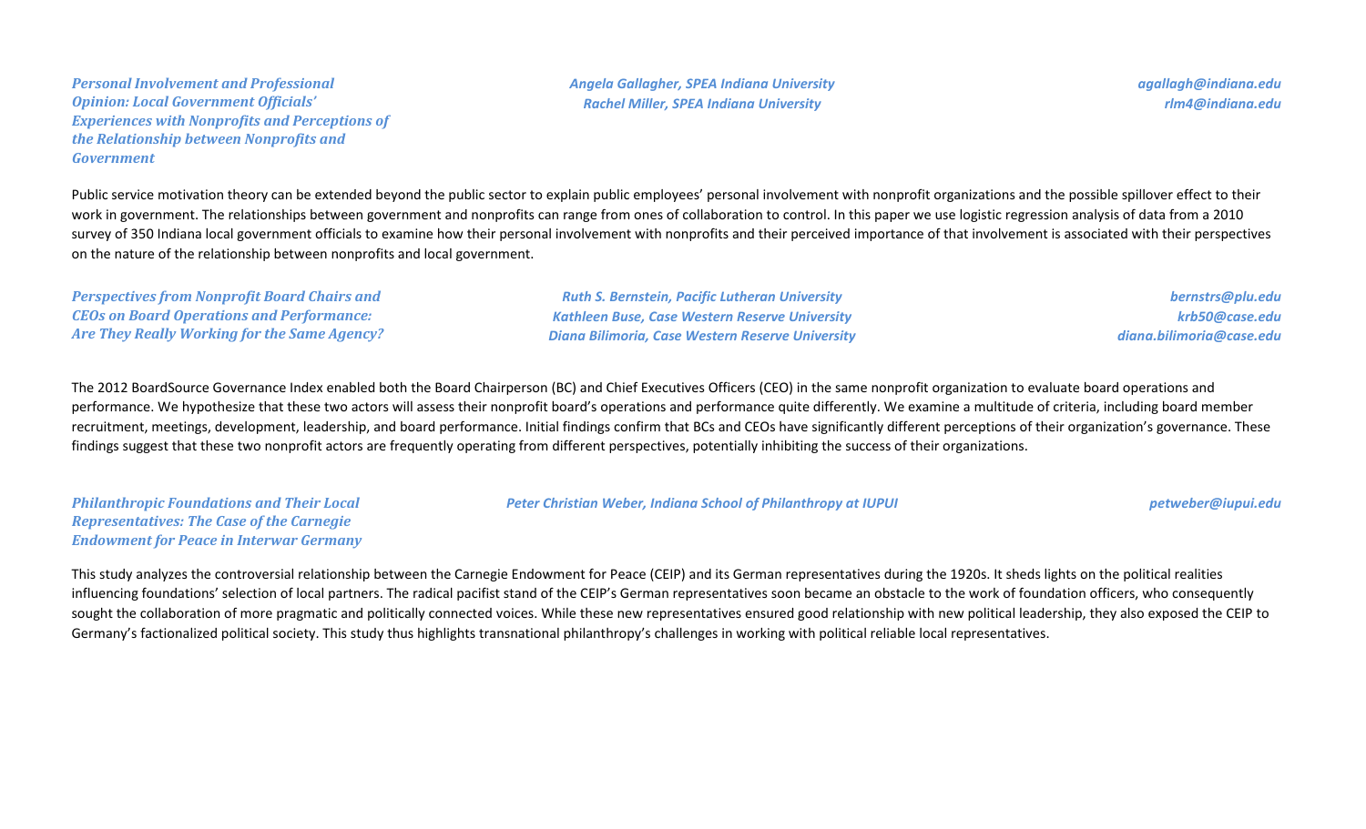***Personal Involvement and Professional Opinion: Local Government Officials' Experiences with Nonprofits and Perceptions of the Relationship between Nonprofits and Government***

*Angela Gallagher, SPEA Indiana University* — *agallagh@indiana.edu*
*Rachel Miller, SPEA Indiana University* — *rlm4@indiana.edu*

Public service motivation theory can be extended beyond the public sector to explain public employees' personal involvement with nonprofit organizations and the possible spillover effect to their work in government. The relationships between government and nonprofits can range from ones of collaboration to control. In this paper we use logistic regression analysis of data from a 2010 survey of 350 Indiana local government officials to examine how their personal involvement with nonprofits and their perceived importance of that involvement is associated with their perspectives on the nature of the relationship between nonprofits and local government.

***Perspectives from Nonprofit Board Chairs and CEOs on Board Operations and Performance: Are They Really Working for the Same Agency?***

*Ruth S. Bernstein, Pacific Lutheran University* — *bernstrs@plu.edu*
*Kathleen Buse, Case Western Reserve University* — *krb50@case.edu*
*Diana Bilimoria, Case Western Reserve University* — *diana.bilimoria@case.edu*

The 2012 BoardSource Governance Index enabled both the Board Chairperson (BC) and Chief Executives Officers (CEO) in the same nonprofit organization to evaluate board operations and performance. We hypothesize that these two actors will assess their nonprofit board's operations and performance quite differently. We examine a multitude of criteria, including board member recruitment, meetings, development, leadership, and board performance. Initial findings confirm that BCs and CEOs have significantly different perceptions of their organization's governance. These findings suggest that these two nonprofit actors are frequently operating from different perspectives, potentially inhibiting the success of their organizations.

***Philanthropic Foundations and Their Local Representatives: The Case of the Carnegie Endowment for Peace in Interwar Germany***

*Peter Christian Weber, Indiana School of Philanthropy at IUPUI* — *petweber@iupui.edu*

This study analyzes the controversial relationship between the Carnegie Endowment for Peace (CEIP) and its German representatives during the 1920s. It sheds lights on the political realities influencing foundations' selection of local partners. The radical pacifist stand of the CEIP's German representatives soon became an obstacle to the work of foundation officers, who consequently sought the collaboration of more pragmatic and politically connected voices. While these new representatives ensured good relationship with new political leadership, they also exposed the CEIP to Germany's factionalized political society. This study thus highlights transnational philanthropy's challenges in working with political reliable local representatives.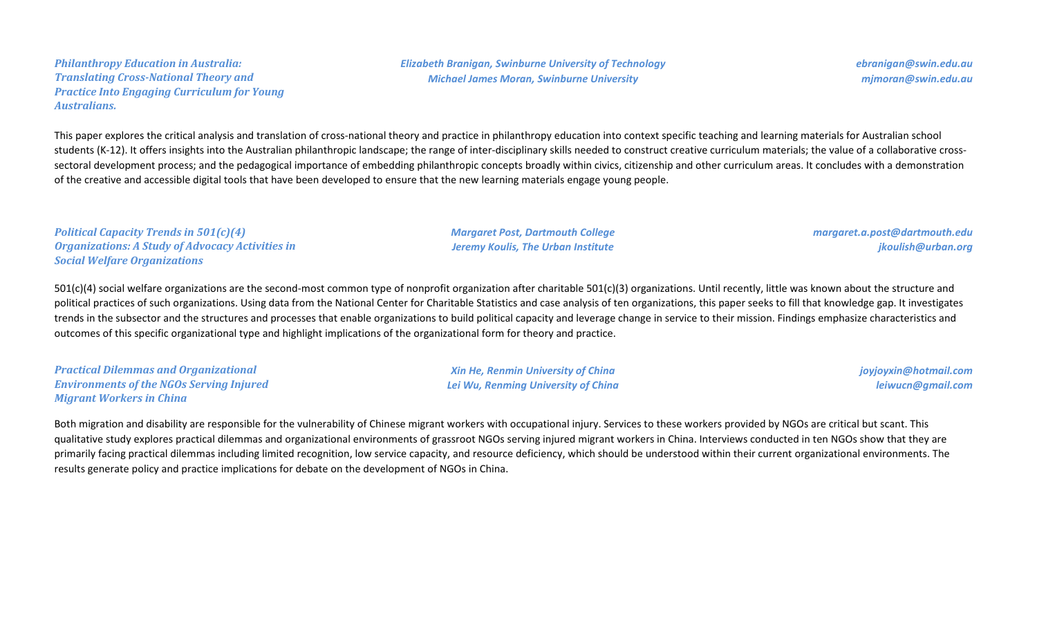### *Philanthropy Education in Australia: Translating Cross-National Theory and Practice Into Engaging Curriculum for Young Australians.*

*Elizabeth Branigan, Swinburne University of Technology* — *ebranigan@swin.edu.au*
*Michael James Moran, Swinburne University* — *mjmoran@swin.edu.au*

This paper explores the critical analysis and translation of cross-national theory and practice in philanthropy education into context specific teaching and learning materials for Australian school students (K-12). It offers insights into the Australian philanthropic landscape; the range of inter-disciplinary skills needed to construct creative curriculum materials; the value of a collaborative cross-sectoral development process; and the pedagogical importance of embedding philanthropic concepts broadly within civics, citizenship and other curriculum areas. It concludes with a demonstration of the creative and accessible digital tools that have been developed to ensure that the new learning materials engage young people.

### *Political Capacity Trends in 501(c)(4) Organizations: A Study of Advocacy Activities in Social Welfare Organizations*

*Margaret Post, Dartmouth College* — *margaret.a.post@dartmouth.edu*
*Jeremy Koulis, The Urban Institute* — *jkoulish@urban.org*

501(c)(4) social welfare organizations are the second-most common type of nonprofit organization after charitable 501(c)(3) organizations. Until recently, little was known about the structure and political practices of such organizations. Using data from the National Center for Charitable Statistics and case analysis of ten organizations, this paper seeks to fill that knowledge gap. It investigates trends in the subsector and the structures and processes that enable organizations to build political capacity and leverage change in service to their mission. Findings emphasize characteristics and outcomes of this specific organizational type and highlight implications of the organizational form for theory and practice.

### *Practical Dilemmas and Organizational Environments of the NGOs Serving Injured Migrant Workers in China*

*Xin He, Renmin University of China* — *joyjoyxin@hotmail.com*
*Lei Wu, Renming University of China* — *leiwucn@gmail.com*

Both migration and disability are responsible for the vulnerability of Chinese migrant workers with occupational injury. Services to these workers provided by NGOs are critical but scant. This qualitative study explores practical dilemmas and organizational environments of grassroot NGOs serving injured migrant workers in China. Interviews conducted in ten NGOs show that they are primarily facing practical dilemmas including limited recognition, low service capacity, and resource deficiency, which should be understood within their current organizational environments. The results generate policy and practice implications for debate on the development of NGOs in China.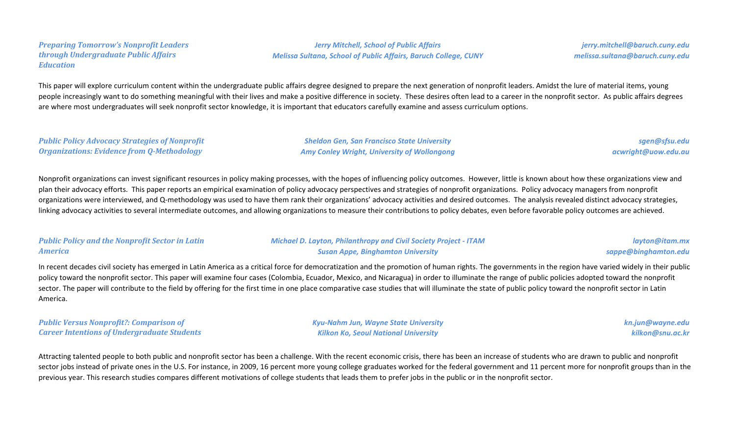### *Preparing Tomorrow's Nonprofit Leaders through Undergraduate Public Affairs Education*

*Jerry Mitchell, School of Public Affairs* — *jerry.mitchell@baruch.cuny.edu*
*Melissa Sultana, School of Public Affairs, Baruch College, CUNY* — *melissa.sultana@baruch.cuny.edu*

This paper will explore curriculum content within the undergraduate public affairs degree designed to prepare the next generation of nonprofit leaders. Amidst the lure of material items, young people increasingly want to do something meaningful with their lives and make a positive difference in society. These desires often lead to a career in the nonprofit sector. As public affairs degrees are where most undergraduates will seek nonprofit sector knowledge, it is important that educators carefully examine and assess curriculum options.

### *Public Policy Advocacy Strategies of Nonprofit Organizations: Evidence from Q-Methodology*

*Sheldon Gen, San Francisco State University* — *sgen@sfsu.edu*
*Amy Conley Wright, University of Wollongong* — *acwright@uow.edu.au*

Nonprofit organizations can invest significant resources in policy making processes, with the hopes of influencing policy outcomes. However, little is known about how these organizations view and plan their advocacy efforts. This paper reports an empirical examination of policy advocacy perspectives and strategies of nonprofit organizations. Policy advocacy managers from nonprofit organizations were interviewed, and Q-methodology was used to have them rank their organizations' advocacy activities and desired outcomes. The analysis revealed distinct advocacy strategies, linking advocacy activities to several intermediate outcomes, and allowing organizations to measure their contributions to policy debates, even before favorable policy outcomes are achieved.

### *Public Policy and the Nonprofit Sector in Latin America*

*Michael D. Layton, Philanthropy and Civil Society Project - ITAM* — *layton@itam.mx*
*Susan Appe, Binghamton University* — *sappe@binghamton.edu*

In recent decades civil society has emerged in Latin America as a critical force for democratization and the promotion of human rights. The governments in the region have varied widely in their public policy toward the nonprofit sector. This paper will examine four cases (Colombia, Ecuador, Mexico, and Nicaragua) in order to illuminate the range of public policies adopted toward the nonprofit sector. The paper will contribute to the field by offering for the first time in one place comparative case studies that will illuminate the state of public policy toward the nonprofit sector in Latin America.

### *Public Versus Nonprofit?: Comparison of Career Intentions of Undergraduate Students*

*Kyu-Nahm Jun, Wayne State University* — *kn.jun@wayne.edu*
*Kilkon Ko, Seoul National University* — *kilkon@snu.ac.kr*

Attracting talented people to both public and nonprofit sector has been a challenge. With the recent economic crisis, there has been an increase of students who are drawn to public and nonprofit sector jobs instead of private ones in the U.S. For instance, in 2009, 16 percent more young college graduates worked for the federal government and 11 percent more for nonprofit groups than in the previous year. This research studies compares different motivations of college students that leads them to prefer jobs in the public or in the nonprofit sector.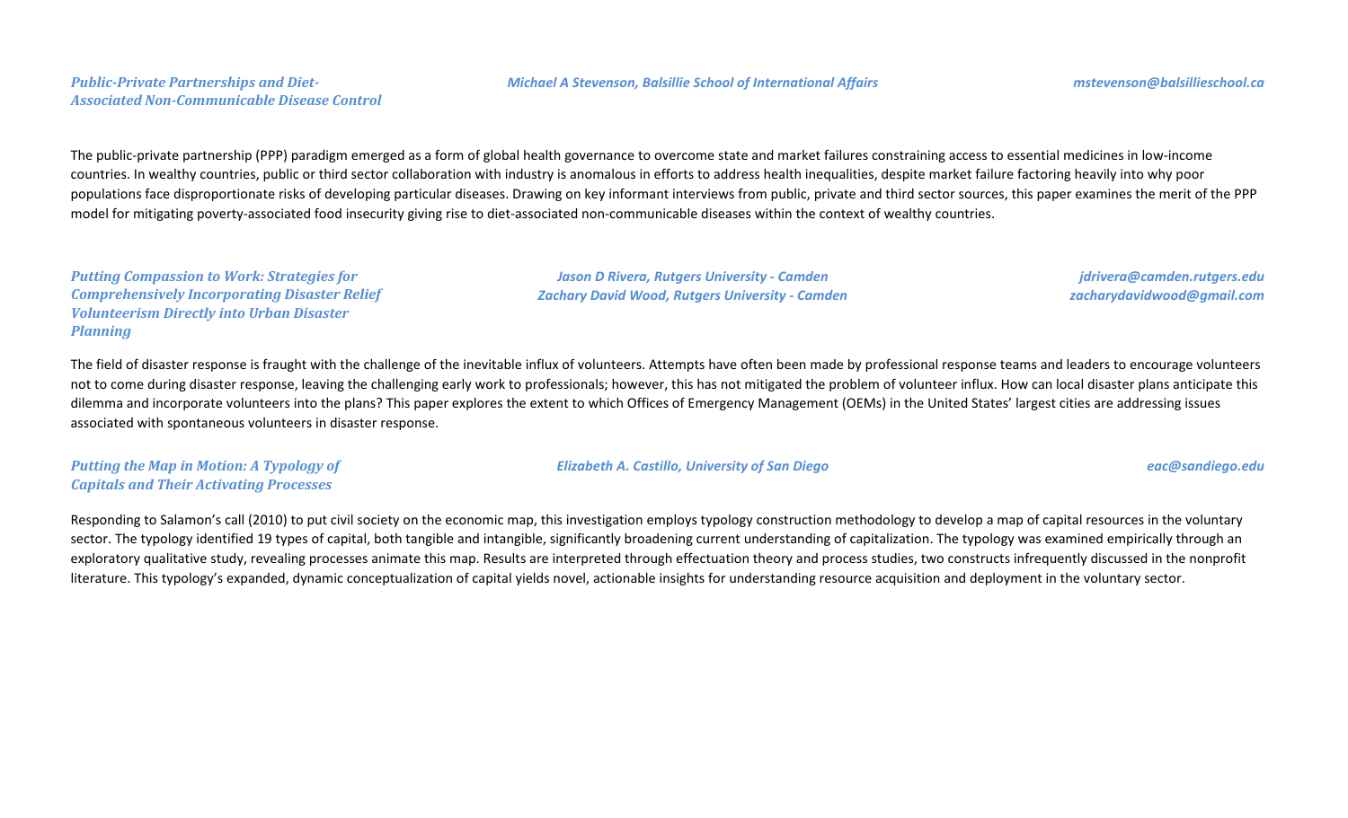***Public-Private Partnerships and Diet-Associated Non-Communicable Disease Control***

***Michael A Stevenson, Balsillie School of International Affairs*** — ***mstevenson@balsillieschool.ca***

The public-private partnership (PPP) paradigm emerged as a form of global health governance to overcome state and market failures constraining access to essential medicines in low-income countries. In wealthy countries, public or third sector collaboration with industry is anomalous in efforts to address health inequalities, despite market failure factoring heavily into why poor populations face disproportionate risks of developing particular diseases. Drawing on key informant interviews from public, private and third sector sources, this paper examines the merit of the PPP model for mitigating poverty-associated food insecurity giving rise to diet-associated non-communicable diseases within the context of wealthy countries.

***Putting Compassion to Work: Strategies for Comprehensively Incorporating Disaster Relief Volunteerism Directly into Urban Disaster Planning***

***Jason D Rivera, Rutgers University - Camden*** — ***jdrivera@camden.rutgers.edu***
***Zachary David Wood, Rutgers University - Camden*** — ***zacharydavidwood@gmail.com***

The field of disaster response is fraught with the challenge of the inevitable influx of volunteers. Attempts have often been made by professional response teams and leaders to encourage volunteers not to come during disaster response, leaving the challenging early work to professionals; however, this has not mitigated the problem of volunteer influx. How can local disaster plans anticipate this dilemma and incorporate volunteers into the plans? This paper explores the extent to which Offices of Emergency Management (OEMs) in the United States' largest cities are addressing issues associated with spontaneous volunteers in disaster response.

***Putting the Map in Motion: A Typology of Capitals and Their Activating Processes***

***Elizabeth A. Castillo, University of San Diego*** — ***eac@sandiego.edu***

Responding to Salamon's call (2010) to put civil society on the economic map, this investigation employs typology construction methodology to develop a map of capital resources in the voluntary sector. The typology identified 19 types of capital, both tangible and intangible, significantly broadening current understanding of capitalization. The typology was examined empirically through an exploratory qualitative study, revealing processes animate this map. Results are interpreted through effectuation theory and process studies, two constructs infrequently discussed in the nonprofit literature. This typology's expanded, dynamic conceptualization of capital yields novel, actionable insights for understanding resource acquisition and deployment in the voluntary sector.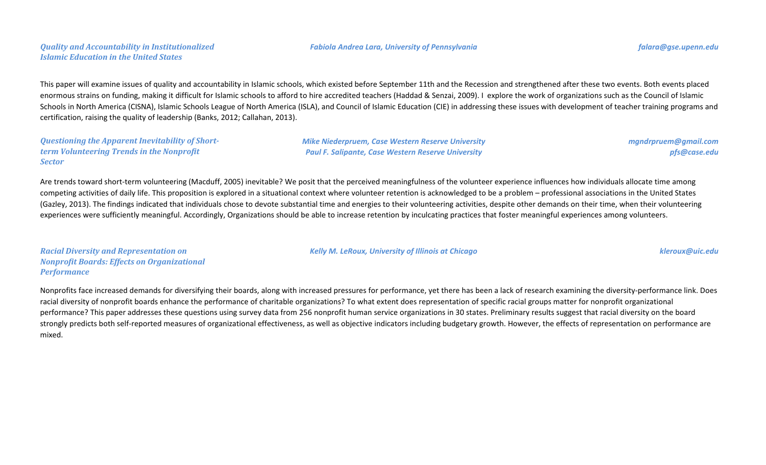### *Quality and Accountability in Institutionalized Islamic Education in the United States*

*Fabiola Andrea Lara, University of Pennsylvania* — *falara@gse.upenn.edu*

This paper will examine issues of quality and accountability in Islamic schools, which existed before September 11th and the Recession and strengthened after these two events. Both events placed enormous strains on funding, making it difficult for Islamic schools to afford to hire accredited teachers (Haddad & Senzai, 2009). I explore the work of organizations such as the Council of Islamic Schools in North America (CISNA), Islamic Schools League of North America (ISLA), and Council of Islamic Education (CIE) in addressing these issues with development of teacher training programs and certification, raising the quality of leadership (Banks, 2012; Callahan, 2013).

### *Questioning the Apparent Inevitability of Short-term Volunteering Trends in the Nonprofit Sector*

*Mike Niederpruem, Case Western Reserve University* — *mgndrpruem@gmail.com*
*Paul F. Salipante, Case Western Reserve University* — *pfs@case.edu*

Are trends toward short-term volunteering (Macduff, 2005) inevitable? We posit that the perceived meaningfulness of the volunteer experience influences how individuals allocate time among competing activities of daily life. This proposition is explored in a situational context where volunteer retention is acknowledged to be a problem – professional associations in the United States (Gazley, 2013). The findings indicated that individuals chose to devote substantial time and energies to their volunteering activities, despite other demands on their time, when their volunteering experiences were sufficiently meaningful. Accordingly, Organizations should be able to increase retention by inculcating practices that foster meaningful experiences among volunteers.

### *Racial Diversity and Representation on Nonprofit Boards: Effects on Organizational Performance*

*Kelly M. LeRoux, University of Illinois at Chicago* — *kleroux@uic.edu*

Nonprofits face increased demands for diversifying their boards, along with increased pressures for performance, yet there has been a lack of research examining the diversity-performance link. Does racial diversity of nonprofit boards enhance the performance of charitable organizations? To what extent does representation of specific racial groups matter for nonprofit organizational performance? This paper addresses these questions using survey data from 256 nonprofit human service organizations in 30 states. Preliminary results suggest that racial diversity on the board strongly predicts both self-reported measures of organizational effectiveness, as well as objective indicators including budgetary growth. However, the effects of representation on performance are mixed.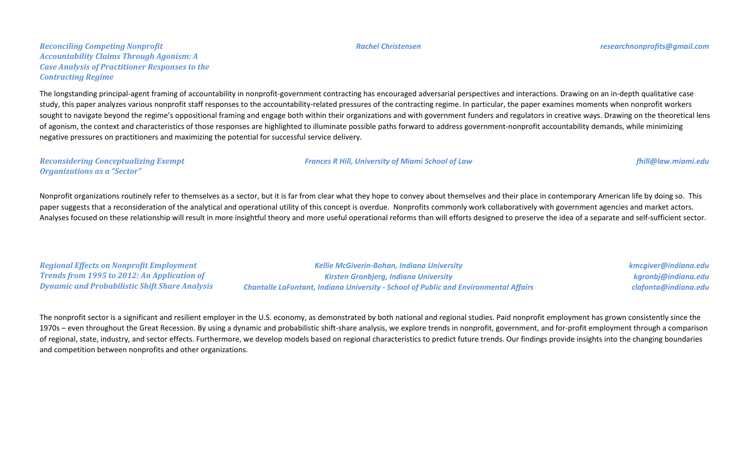### *Reconciling Competing Nonprofit Accountability Claims Through Agonism: A Case Analysis of Practitioner Responses to the Contracting Regime*

*Rachel Christensen* — *researchnonprofits@gmail.com*

The longstanding principal-agent framing of accountability in nonprofit-government contracting has encouraged adversarial perspectives and interactions. Drawing on an in-depth qualitative case study, this paper analyzes various nonprofit staff responses to the accountability-related pressures of the contracting regime. In particular, the paper examines moments when nonprofit workers sought to navigate beyond the regime's oppositional framing and engage both within their organizations and with government funders and regulators in creative ways. Drawing on the theoretical lens of agonism, the context and characteristics of those responses are highlighted to illuminate possible paths forward to address government-nonprofit accountability demands, while minimizing negative pressures on practitioners and maximizing the potential for successful service delivery.

### *Reconsidering Conceptualizing Exempt Organizations as a "Sector"*

*Frances R Hill, University of Miami School of Law* — *fhill@law.miami.edu*

Nonprofit organizations routinely refer to themselves as a sector, but it is far from clear what they hope to convey about themselves and their place in contemporary American life by doing so. This paper suggests that a reconsideration of the analytical and operational utility of this concept is overdue. Nonprofits commonly work collaboratively with government agencies and market actors. Analyses focused on these relationship will result in more insightful theory and more useful operational reforms than will efforts designed to preserve the idea of a separate and self-sufficient sector.

### *Regional Effects on Nonprofit Employment Trends from 1995 to 2012: An Application of Dynamic and Probabilistic Shift Share Analysis*

*Kellie McGiverin-Bohan, Indiana University* — *kmcgiver@indiana.edu*
*Kirsten Gronbjerg, Indiana University* — *kgronbj@indiana.edu*
*Chantalle LaFontant, Indiana University - School of Public and Environmental Affairs* — *clafonta@indiana.edu*

The nonprofit sector is a significant and resilient employer in the U.S. economy, as demonstrated by both national and regional studies. Paid nonprofit employment has grown consistently since the 1970s – even throughout the Great Recession. By using a dynamic and probabilistic shift-share analysis, we explore trends in nonprofit, government, and for-profit employment through a comparison of regional, state, industry, and sector effects. Furthermore, we develop models based on regional characteristics to predict future trends. Our findings provide insights into the changing boundaries and competition between nonprofits and other organizations.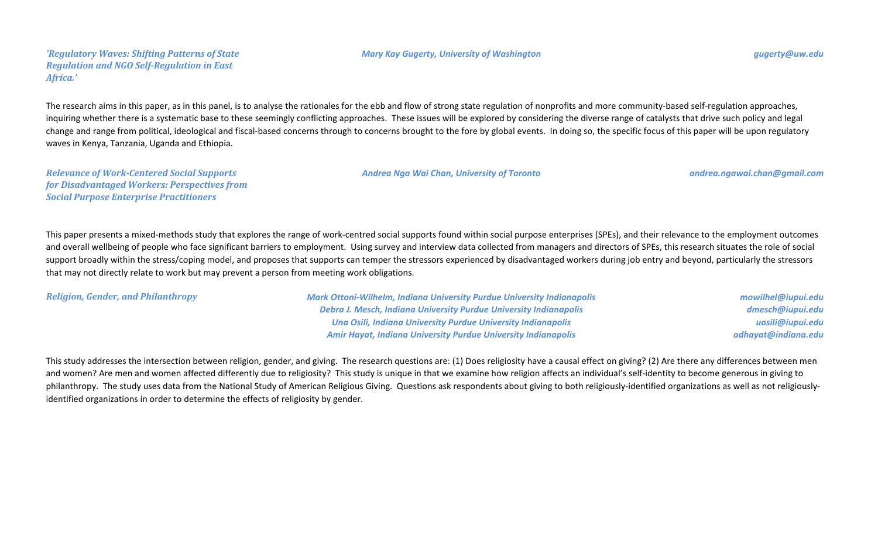*'Regulatory Waves: Shifting Patterns of State Regulation and NGO Self-Regulation in East Africa.'*

*Mary Kay Gugerty, University of Washington* — *gugerty@uw.edu*

The research aims in this paper, as in this panel, is to analyse the rationales for the ebb and flow of strong state regulation of nonprofits and more community-based self-regulation approaches, inquiring whether there is a systematic base to these seemingly conflicting approaches. These issues will be explored by considering the diverse range of catalysts that drive such policy and legal change and range from political, ideological and fiscal-based concerns through to concerns brought to the fore by global events. In doing so, the specific focus of this paper will be upon regulatory waves in Kenya, Tanzania, Uganda and Ethiopia.

*Relevance of Work-Centered Social Supports for Disadvantaged Workers: Perspectives from Social Purpose Enterprise Practitioners*

*Andrea Nga Wai Chan, University of Toronto* — *andrea.ngawai.chan@gmail.com*

This paper presents a mixed-methods study that explores the range of work-centred social supports found within social purpose enterprises (SPEs), and their relevance to the employment outcomes and overall wellbeing of people who face significant barriers to employment. Using survey and interview data collected from managers and directors of SPEs, this research situates the role of social support broadly within the stress/coping model, and proposes that supports can temper the stressors experienced by disadvantaged workers during job entry and beyond, particularly the stressors that may not directly relate to work but may prevent a person from meeting work obligations.

*Religion, Gender, and Philanthropy*

*Mark Ottoni-Wilhelm, Indiana University Purdue University Indianapolis* — *mowilhel@iupui.edu*
*Debra J. Mesch, Indiana University Purdue University Indianapolis* — *dmesch@iupui.edu*
*Una Osili, Indiana University Purdue University Indianapolis* — *uosili@iupui.edu*
*Amir Hayat, Indiana University Purdue University Indianapolis* — *adhayat@indiana.edu*

This study addresses the intersection between religion, gender, and giving. The research questions are: (1) Does religiosity have a causal effect on giving? (2) Are there any differences between men and women? Are men and women affected differently due to religiosity? This study is unique in that we examine how religion affects an individual's self-identity to become generous in giving to philanthropy. The study uses data from the National Study of American Religious Giving. Questions ask respondents about giving to both religiously-identified organizations as well as not religiously-identified organizations in order to determine the effects of religiosity by gender.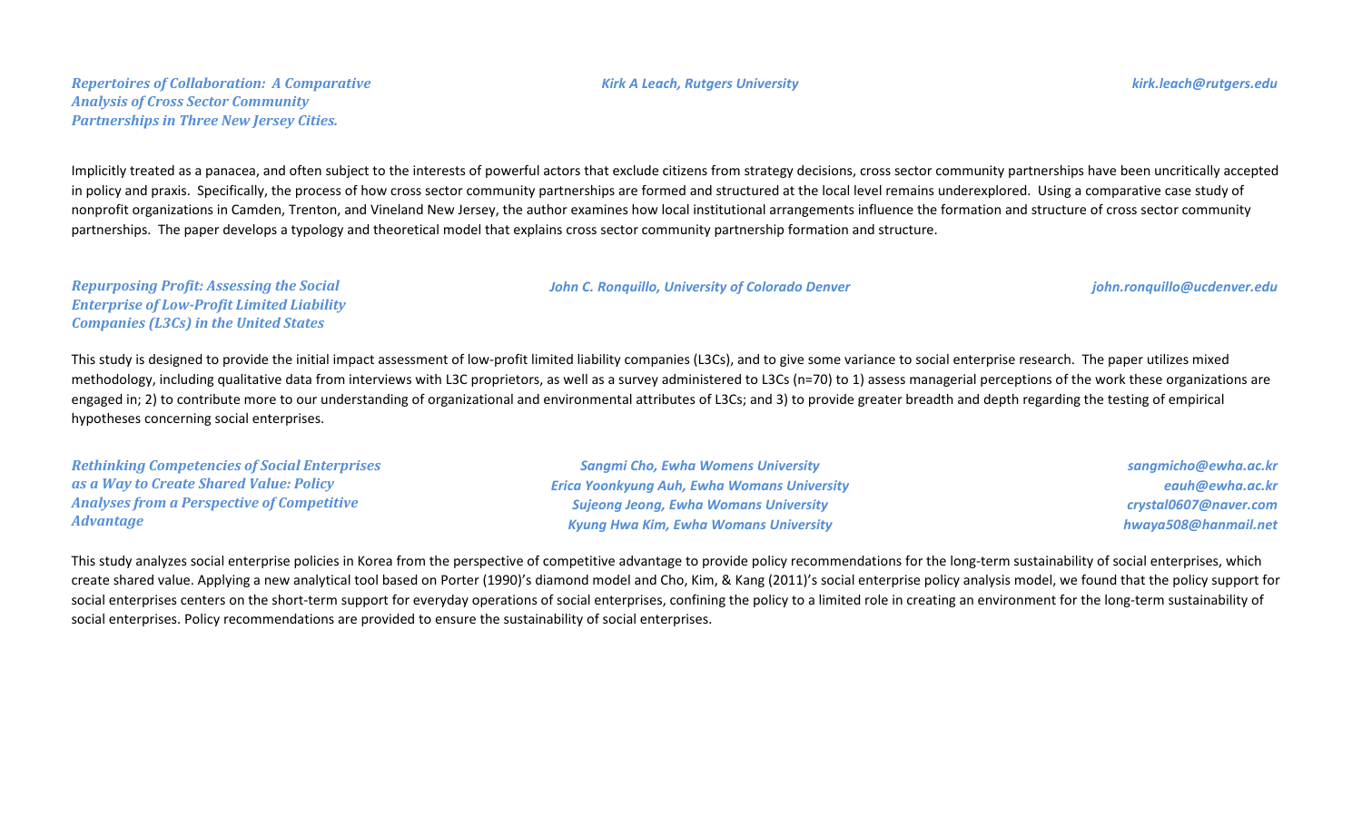***Repertoires of Collaboration: A Comparative Analysis of Cross Sector Community Partnerships in Three New Jersey Cities.***

*Kirk A Leach, Rutgers University* — *kirk.leach@rutgers.edu*

Implicitly treated as a panacea, and often subject to the interests of powerful actors that exclude citizens from strategy decisions, cross sector community partnerships have been uncritically accepted in policy and praxis. Specifically, the process of how cross sector community partnerships are formed and structured at the local level remains underexplored. Using a comparative case study of nonprofit organizations in Camden, Trenton, and Vineland New Jersey, the author examines how local institutional arrangements influence the formation and structure of cross sector community partnerships. The paper develops a typology and theoretical model that explains cross sector community partnership formation and structure.

***Repurposing Profit: Assessing the Social Enterprise of Low-Profit Limited Liability Companies (L3Cs) in the United States***

*John C. Ronquillo, University of Colorado Denver* — *john.ronquillo@ucdenver.edu*

This study is designed to provide the initial impact assessment of low-profit limited liability companies (L3Cs), and to give some variance to social enterprise research. The paper utilizes mixed methodology, including qualitative data from interviews with L3C proprietors, as well as a survey administered to L3Cs (n=70) to 1) assess managerial perceptions of the work these organizations are engaged in; 2) to contribute more to our understanding of organizational and environmental attributes of L3Cs; and 3) to provide greater breadth and depth regarding the testing of empirical hypotheses concerning social enterprises.

***Rethinking Competencies of Social Enterprises as a Way to Create Shared Value: Policy Analyses from a Perspective of Competitive Advantage***

*Sangmi Cho, Ewha Womens University* — *sangmicho@ewha.ac.kr*
*Erica Yoonkyung Auh, Ewha Womans University* — *eauh@ewha.ac.kr*
*Sujeong Jeong, Ewha Womans University* — *crystal0607@naver.com*
*Kyung Hwa Kim, Ewha Womans University* — *hwaya508@hanmail.net*

This study analyzes social enterprise policies in Korea from the perspective of competitive advantage to provide policy recommendations for the long-term sustainability of social enterprises, which create shared value. Applying a new analytical tool based on Porter (1990)'s diamond model and Cho, Kim, & Kang (2011)'s social enterprise policy analysis model, we found that the policy support for social enterprises centers on the short-term support for everyday operations of social enterprises, confining the policy to a limited role in creating an environment for the long-term sustainability of social enterprises. Policy recommendations are provided to ensure the sustainability of social enterprises.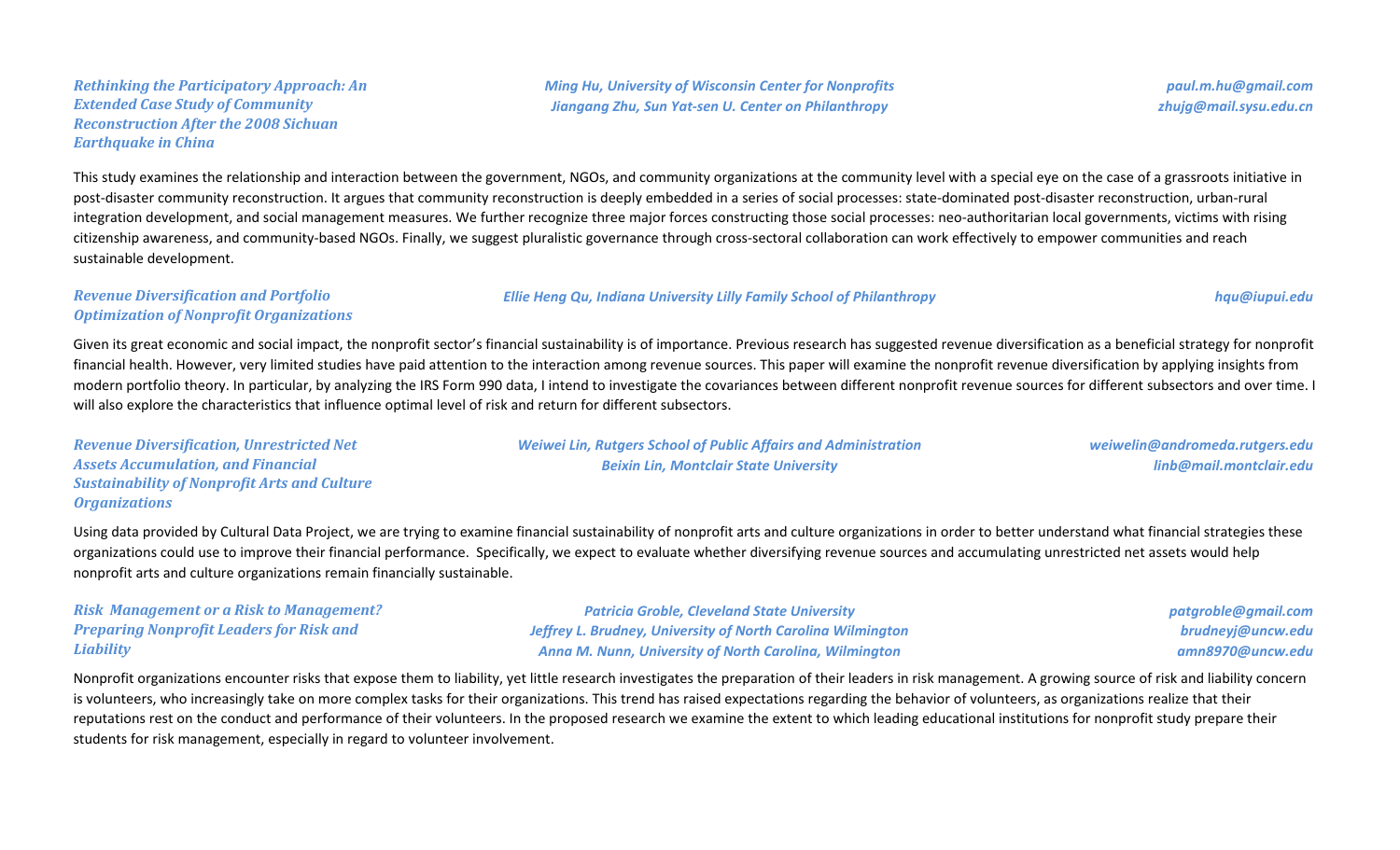### *Rethinking the Participatory Approach: An Extended Case Study of Community Reconstruction After the 2008 Sichuan Earthquake in China*

*Ming Hu, University of Wisconsin Center for Nonprofits* — *paul.m.hu@gmail.com*
*Jiangang Zhu, Sun Yat-sen U. Center on Philanthropy* — *zhujg@mail.sysu.edu.cn*

This study examines the relationship and interaction between the government, NGOs, and community organizations at the community level with a special eye on the case of a grassroots initiative in post-disaster community reconstruction. It argues that community reconstruction is deeply embedded in a series of social processes: state-dominated post-disaster reconstruction, urban-rural integration development, and social management measures. We further recognize three major forces constructing those social processes: neo-authoritarian local governments, victims with rising citizenship awareness, and community-based NGOs. Finally, we suggest pluralistic governance through cross-sectoral collaboration can work effectively to empower communities and reach sustainable development.

### *Revenue Diversification and Portfolio Optimization of Nonprofit Organizations*

*Ellie Heng Qu, Indiana University Lilly Family School of Philanthropy* — *hqu@iupui.edu*

Given its great economic and social impact, the nonprofit sector's financial sustainability is of importance. Previous research has suggested revenue diversification as a beneficial strategy for nonprofit financial health. However, very limited studies have paid attention to the interaction among revenue sources. This paper will examine the nonprofit revenue diversification by applying insights from modern portfolio theory. In particular, by analyzing the IRS Form 990 data, I intend to investigate the covariances between different nonprofit revenue sources for different subsectors and over time. I will also explore the characteristics that influence optimal level of risk and return for different subsectors.

### *Revenue Diversification, Unrestricted Net Assets Accumulation, and Financial Sustainability of Nonprofit Arts and Culture Organizations*

*Weiwei Lin, Rutgers School of Public Affairs and Administration* — *weiwelin@andromeda.rutgers.edu*
*Beixin Lin, Montclair State University* — *linb@mail.montclair.edu*

Using data provided by Cultural Data Project, we are trying to examine financial sustainability of nonprofit arts and culture organizations in order to better understand what financial strategies these organizations could use to improve their financial performance. Specifically, we expect to evaluate whether diversifying revenue sources and accumulating unrestricted net assets would help nonprofit arts and culture organizations remain financially sustainable.

### *Risk Management or a Risk to Management? Preparing Nonprofit Leaders for Risk and Liability*

*Patricia Groble, Cleveland State University* — *patgroble@gmail.com*
*Jeffrey L. Brudney, University of North Carolina Wilmington* — *brudneyj@uncw.edu*
*Anna M. Nunn, University of North Carolina, Wilmington* — *amn8970@uncw.edu*

Nonprofit organizations encounter risks that expose them to liability, yet little research investigates the preparation of their leaders in risk management. A growing source of risk and liability concern is volunteers, who increasingly take on more complex tasks for their organizations. This trend has raised expectations regarding the behavior of volunteers, as organizations realize that their reputations rest on the conduct and performance of their volunteers. In the proposed research we examine the extent to which leading educational institutions for nonprofit study prepare their students for risk management, especially in regard to volunteer involvement.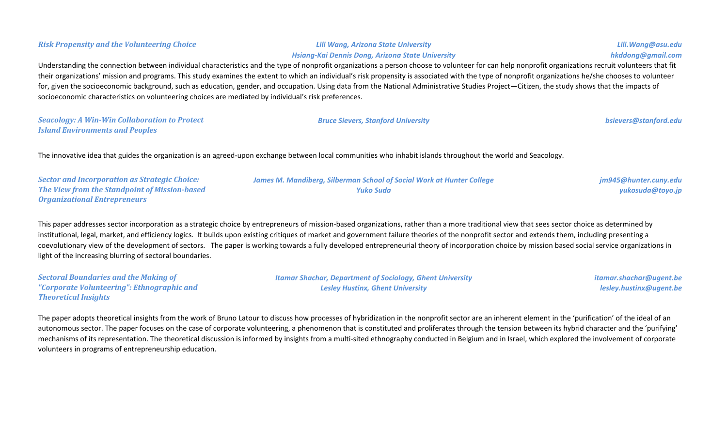### *Risk Propensity and the Volunteering Choice*

*Lili Wang, Arizona State University* — *Lili.Wang@asu.edu*
*Hsiang-Kai Dennis Dong, Arizona State University* — *hkddong@gmail.com*

Understanding the connection between individual characteristics and the type of nonprofit organizations a person choose to volunteer for can help nonprofit organizations recruit volunteers that fit their organizations' mission and programs. This study examines the extent to which an individual's risk propensity is associated with the type of nonprofit organizations he/she chooses to volunteer for, given the socioeconomic background, such as education, gender, and occupation. Using data from the National Administrative Studies Project—Citizen, the study shows that the impacts of socioeconomic characteristics on volunteering choices are mediated by individual's risk preferences.

### *Seacology: A Win-Win Collaboration to Protect Island Environments and Peoples*

*Bruce Sievers, Stanford University* — *bsievers@stanford.edu*

The innovative idea that guides the organization is an agreed-upon exchange between local communities who inhabit islands throughout the world and Seacology.

### *Sector and Incorporation as Strategic Choice: The View from the Standpoint of Mission-based Organizational Entrepreneurs*

*James M. Mandiberg, Silberman School of Social Work at Hunter College* — *jm945@hunter.cuny.edu*
*Yuko Suda* — *yukosuda@toyo.jp*

This paper addresses sector incorporation as a strategic choice by entrepreneurs of mission-based organizations, rather than a more traditional view that sees sector choice as determined by institutional, legal, market, and efficiency logics. It builds upon existing critiques of market and government failure theories of the nonprofit sector and extends them, including presenting a coevolutionary view of the development of sectors. The paper is working towards a fully developed entrepreneurial theory of incorporation choice by mission based social service organizations in light of the increasing blurring of sectoral boundaries.

### *Sectoral Boundaries and the Making of "Corporate Volunteering": Ethnographic and Theoretical Insights*

*Itamar Shachar, Department of Sociology, Ghent University* — *itamar.shachar@ugent.be*
*Lesley Hustinx, Ghent University* — *lesley.hustinx@ugent.be*

The paper adopts theoretical insights from the work of Bruno Latour to discuss how processes of hybridization in the nonprofit sector are an inherent element in the 'purification' of the ideal of an autonomous sector. The paper focuses on the case of corporate volunteering, a phenomenon that is constituted and proliferates through the tension between its hybrid character and the 'purifying' mechanisms of its representation. The theoretical discussion is informed by insights from a multi-sited ethnography conducted in Belgium and in Israel, which explored the involvement of corporate volunteers in programs of entrepreneurship education.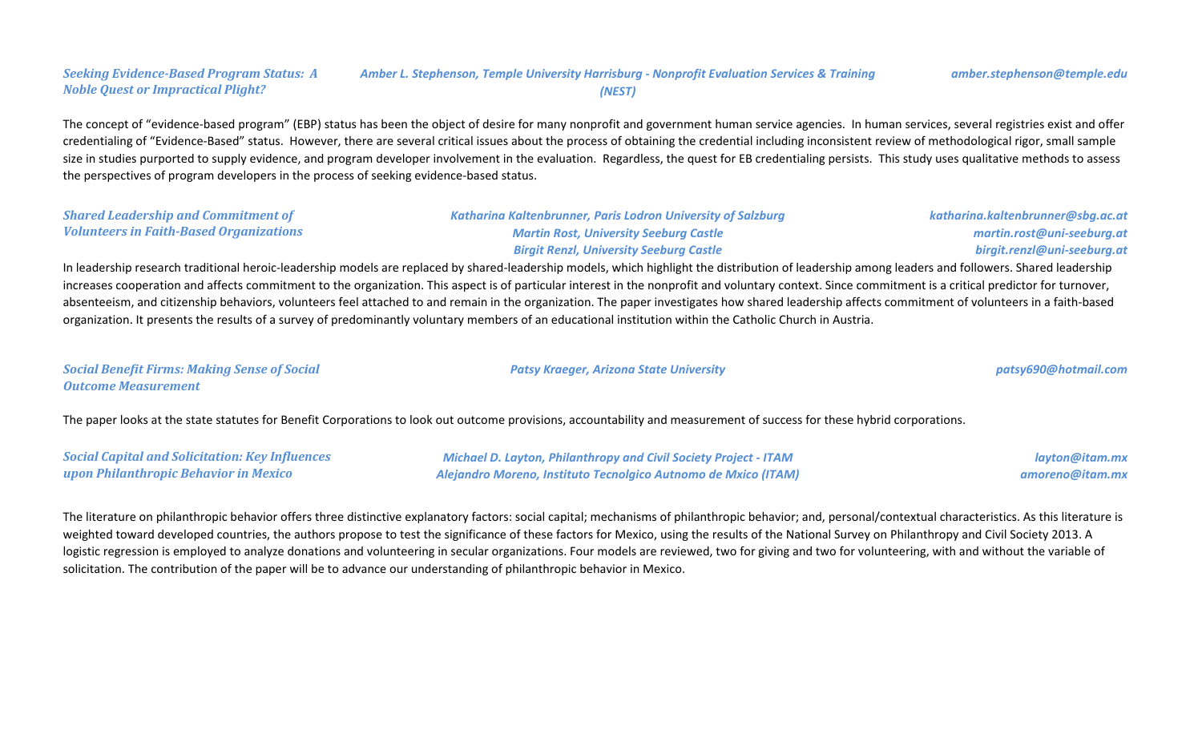### *Seeking Evidence-Based Program Status: A Noble Quest or Impractical Plight?*

*Amber L. Stephenson, Temple University Harrisburg - Nonprofit Evaluation Services & Training (NEST)* — *amber.stephenson@temple.edu*

The concept of "evidence-based program" (EBP) status has been the object of desire for many nonprofit and government human service agencies. In human services, several registries exist and offer credentialing of "Evidence-Based" status. However, there are several critical issues about the process of obtaining the credential including inconsistent review of methodological rigor, small sample size in studies purported to supply evidence, and program developer involvement in the evaluation. Regardless, the quest for EB credentialing persists. This study uses qualitative methods to assess the perspectives of program developers in the process of seeking evidence-based status.

### *Shared Leadership and Commitment of Volunteers in Faith-Based Organizations*

*Katharina Kaltenbrunner, Paris Lodron University of Salzburg* — *katharina.kaltenbrunner@sbg.ac.at*
*Martin Rost, University Seeburg Castle* — *martin.rost@uni-seeburg.at*
*Birgit Renzl, University Seeburg Castle* — *birgit.renzl@uni-seeburg.at*

In leadership research traditional heroic-leadership models are replaced by shared-leadership models, which highlight the distribution of leadership among leaders and followers. Shared leadership increases cooperation and affects commitment to the organization. This aspect is of particular interest in the nonprofit and voluntary context. Since commitment is a critical predictor for turnover, absenteeism, and citizenship behaviors, volunteers feel attached to and remain in the organization. The paper investigates how shared leadership affects commitment of volunteers in a faith-based organization. It presents the results of a survey of predominantly voluntary members of an educational institution within the Catholic Church in Austria.

### *Social Benefit Firms: Making Sense of Social Outcome Measurement*

*Patsy Kraeger, Arizona State University* — *patsy690@hotmail.com*

The paper looks at the state statutes for Benefit Corporations to look out outcome provisions, accountability and measurement of success for these hybrid corporations.

### *Social Capital and Solicitation: Key Influences upon Philanthropic Behavior in Mexico*

*Michael D. Layton, Philanthropy and Civil Society Project - ITAM* — *layton@itam.mx*
*Alejandro Moreno, Instituto Tecnolgico Autnomo de Mxico (ITAM)* — *amoreno@itam.mx*

The literature on philanthropic behavior offers three distinctive explanatory factors: social capital; mechanisms of philanthropic behavior; and, personal/contextual characteristics. As this literature is weighted toward developed countries, the authors propose to test the significance of these factors for Mexico, using the results of the National Survey on Philanthropy and Civil Society 2013. A logistic regression is employed to analyze donations and volunteering in secular organizations. Four models are reviewed, two for giving and two for volunteering, with and without the variable of solicitation. The contribution of the paper will be to advance our understanding of philanthropic behavior in Mexico.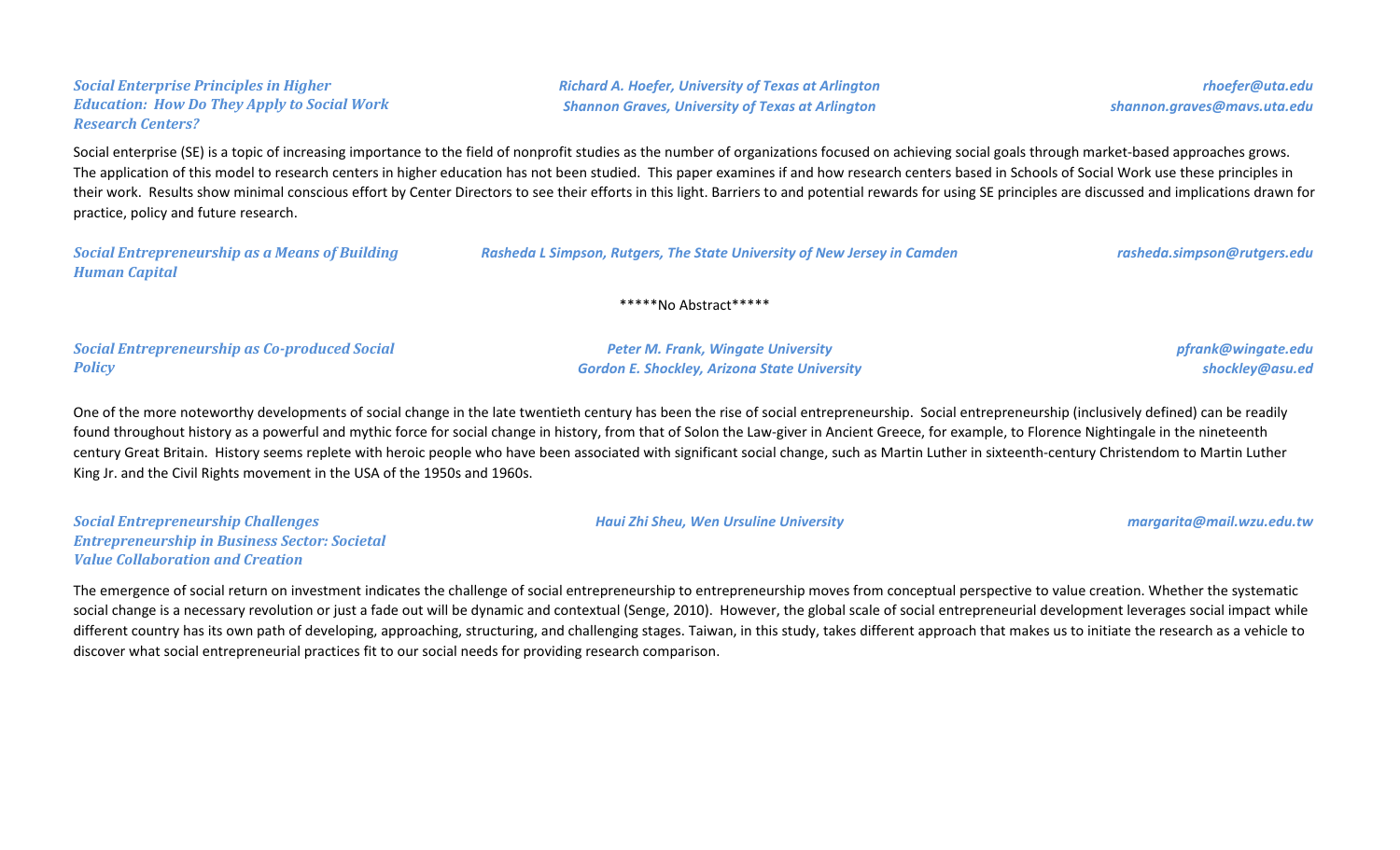***Social Enterprise Principles in Higher Education: How Do They Apply to Social Work Research Centers?***

***Richard A. Hoefer, University of Texas at Arlington*** — ***rhoefer@uta.edu***
***Shannon Graves, University of Texas at Arlington*** — ***shannon.graves@mavs.uta.edu***

Social enterprise (SE) is a topic of increasing importance to the field of nonprofit studies as the number of organizations focused on achieving social goals through market-based approaches grows. The application of this model to research centers in higher education has not been studied. This paper examines if and how research centers based in Schools of Social Work use these principles in their work. Results show minimal conscious effort by Center Directors to see their efforts in this light. Barriers to and potential rewards for using SE principles are discussed and implications drawn for practice, policy and future research.

***Social Entrepreneurship as a Means of Building Human Capital***

***Rasheda L Simpson, Rutgers, The State University of New Jersey in Camden*** — ***rasheda.simpson@rutgers.edu***

*****No Abstract*****

***Social Entrepreneurship as Co-produced Social Policy***

***Peter M. Frank, Wingate University*** — ***pfrank@wingate.edu***
***Gordon E. Shockley, Arizona State University*** — ***shockley@asu.ed***

One of the more noteworthy developments of social change in the late twentieth century has been the rise of social entrepreneurship. Social entrepreneurship (inclusively defined) can be readily found throughout history as a powerful and mythic force for social change in history, from that of Solon the Law-giver in Ancient Greece, for example, to Florence Nightingale in the nineteenth century Great Britain. History seems replete with heroic people who have been associated with significant social change, such as Martin Luther in sixteenth-century Christendom to Martin Luther King Jr. and the Civil Rights movement in the USA of the 1950s and 1960s.

***Social Entrepreneurship Challenges Entrepreneurship in Business Sector: Societal Value Collaboration and Creation***

***Haui Zhi Sheu, Wen Ursuline University*** — ***margarita@mail.wzu.edu.tw***

The emergence of social return on investment indicates the challenge of social entrepreneurship to entrepreneurship moves from conceptual perspective to value creation. Whether the systematic social change is a necessary revolution or just a fade out will be dynamic and contextual (Senge, 2010). However, the global scale of social entrepreneurial development leverages social impact while different country has its own path of developing, approaching, structuring, and challenging stages. Taiwan, in this study, takes different approach that makes us to initiate the research as a vehicle to discover what social entrepreneurial practices fit to our social needs for providing research comparison.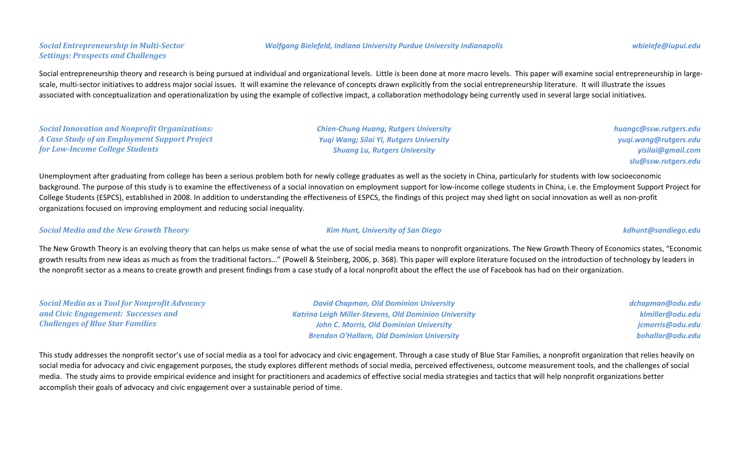### *Social Entrepreneurship in Multi-Sector Settings: Prospects and Challenges*

***Wolfgang Bielefeld, Indiana University Purdue University Indianapolis*** — ***wbielefe@iupui.edu***

Social entrepreneurship theory and research is being pursued at individual and organizational levels. Little is been done at more macro levels. This paper will examine social entrepreneurship in large-scale, multi-sector initiatives to address major social issues. It will examine the relevance of concepts drawn explicitly from the social entrepreneurship literature. It will illustrate the issues associated with conceptualization and operationalization by using the example of collective impact, a collaboration methodology being currently used in several large social initiatives.

### *Social Innovation and Nonprofit Organizations: A Case Study of an Employment Support Project for Low-Income College Students*

***Chien-Chung Huang, Rutgers University*** — ***huangc@ssw.rutgers.edu***
***Yuqi Wang; Silai Yi, Rutgers University*** — ***yuqi.wang@rutgers.edu***; ***yisilai@gmail.com***
***Shuang Lu, Rutgers University*** — ***slu@ssw.rutgers.edu***

Unemployment after graduating from college has been a serious problem both for newly college graduates as well as the society in China, particularly for students with low socioeconomic background. The purpose of this study is to examine the effectiveness of a social innovation on employment support for low-income college students in China, i.e. the Employment Support Project for College Students (ESPCS), established in 2008. In addition to understanding the effectiveness of ESPCS, the findings of this project may shed light on social innovation as well as non-profit organizations focused on improving employment and reducing social inequality.

### *Social Media and the New Growth Theory*

***Kim Hunt, University of San Diego*** — ***kdhunt@sandiego.edu***

The New Growth Theory is an evolving theory that can helps us make sense of what the use of social media means to nonprofit organizations. The New Growth Theory of Economics states, "Economic growth results from new ideas as much as from the traditional factors…" (Powell & Steinberg, 2006, p. 368). This paper will explore literature focused on the introduction of technology by leaders in the nonprofit sector as a means to create growth and present findings from a case study of a local nonprofit about the effect the use of Facebook has had on their organization.

### *Social Media as a Tool for Nonprofit Advocacy and Civic Engagement: Successes and Challenges of Blue Star Families*

***David Chapman, Old Dominion University*** — ***dchapman@odu.edu***
***Katrina Leigh Miller-Stevens, Old Dominion University*** — ***klmiller@odu.edu***
***John C. Morris, Old Dominion University*** — ***jcmorris@odu.edu***
***Brendan O'Hallarn, Old Dominion University*** — ***bohallar@odu.edu***

This study addresses the nonprofit sector's use of social media as a tool for advocacy and civic engagement. Through a case study of Blue Star Families, a nonprofit organization that relies heavily on social media for advocacy and civic engagement purposes, the study explores different methods of social media, perceived effectiveness, outcome measurement tools, and the challenges of social media. The study aims to provide empirical evidence and insight for practitioners and academics of effective social media strategies and tactics that will help nonprofit organizations better accomplish their goals of advocacy and civic engagement over a sustainable period of time.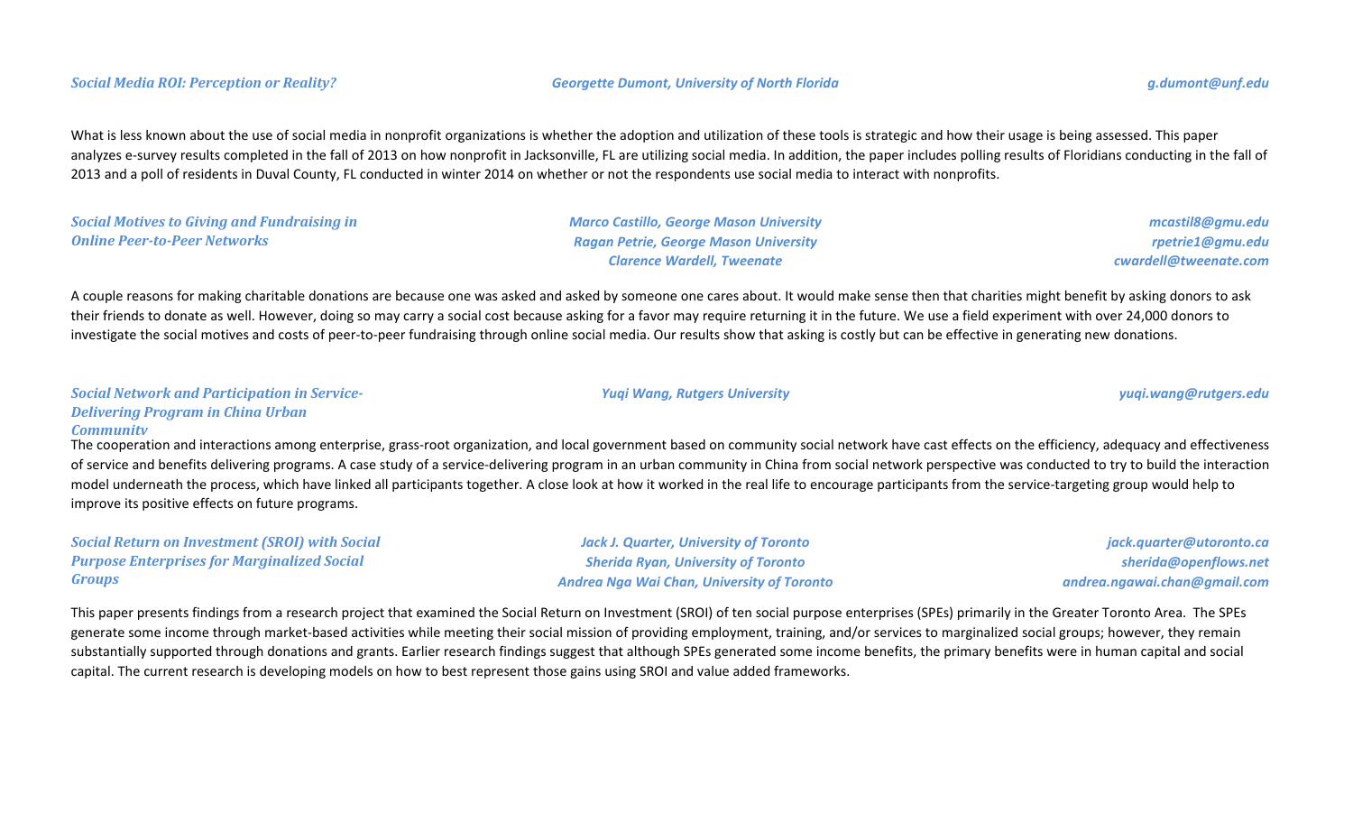### *Social Media ROI: Perception or Reality?*

*Georgette Dumont, University of North Florida* — *g.dumont@unf.edu*

What is less known about the use of social media in nonprofit organizations is whether the adoption and utilization of these tools is strategic and how their usage is being assessed. This paper analyzes e-survey results completed in the fall of 2013 on how nonprofit in Jacksonville, FL are utilizing social media. In addition, the paper includes polling results of Floridians conducting in the fall of 2013 and a poll of residents in Duval County, FL conducted in winter 2014 on whether or not the respondents use social media to interact with nonprofits.

### *Social Motives to Giving and Fundraising in Online Peer-to-Peer Networks*

*Marco Castillo, George Mason University* — *mcastil8@gmu.edu*
*Ragan Petrie, George Mason University* — *rpetrie1@gmu.edu*
*Clarence Wardell, Tweenate* — *cwardell@tweenate.com*

A couple reasons for making charitable donations are because one was asked and asked by someone one cares about. It would make sense then that charities might benefit by asking donors to ask their friends to donate as well. However, doing so may carry a social cost because asking for a favor may require returning it in the future. We use a field experiment with over 24,000 donors to investigate the social motives and costs of peer-to-peer fundraising through online social media. Our results show that asking is costly but can be effective in generating new donations.

### *Social Network and Participation in Service-Delivering Program in China Urban Community*

*Yuqi Wang, Rutgers University* — *yuqi.wang@rutgers.edu*

The cooperation and interactions among enterprise, grass-root organization, and local government based on community social network have cast effects on the efficiency, adequacy and effectiveness of service and benefits delivering programs. A case study of a service-delivering program in an urban community in China from social network perspective was conducted to try to build the interaction model underneath the process, which have linked all participants together. A close look at how it worked in the real life to encourage participants from the service-targeting group would help to improve its positive effects on future programs.

### *Social Return on Investment (SROI) with Social Purpose Enterprises for Marginalized Social Groups*

*Jack J. Quarter, University of Toronto* — *jack.quarter@utoronto.ca*
*Sherida Ryan, University of Toronto* — *sherida@openflows.net*
*Andrea Nga Wai Chan, University of Toronto* — *andrea.ngawai.chan@gmail.com*

This paper presents findings from a research project that examined the Social Return on Investment (SROI) of ten social purpose enterprises (SPEs) primarily in the Greater Toronto Area. The SPEs generate some income through market-based activities while meeting their social mission of providing employment, training, and/or services to marginalized social groups; however, they remain substantially supported through donations and grants. Earlier research findings suggest that although SPEs generated some income benefits, the primary benefits were in human capital and social capital. The current research is developing models on how to best represent those gains using SROI and value added frameworks.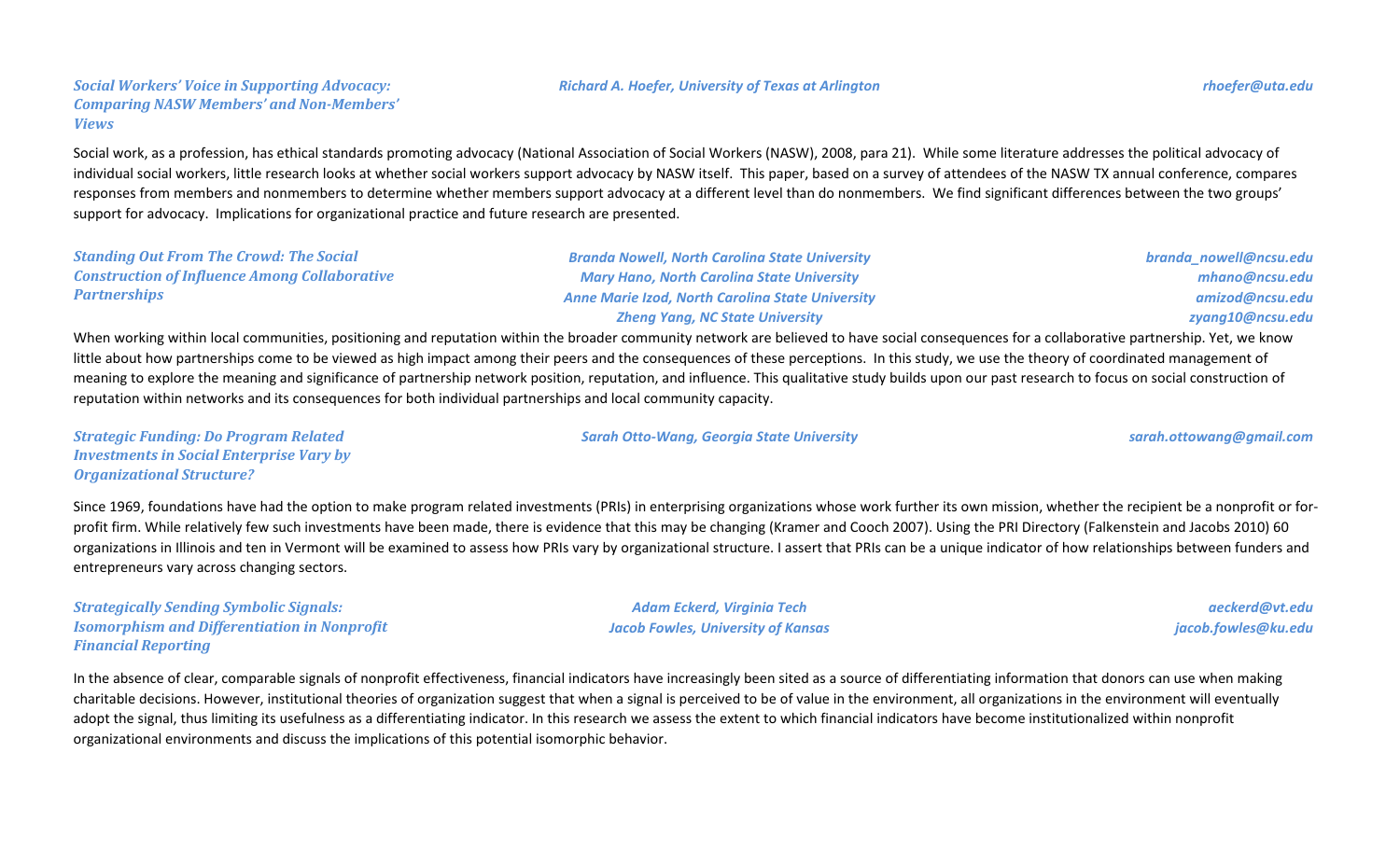### *Social Workers' Voice in Supporting Advocacy: Comparing NASW Members' and Non-Members' Views*

***Richard A. Hoefer, University of Texas at Arlington*** — ***rhoefer@uta.edu***

Social work, as a profession, has ethical standards promoting advocacy (National Association of Social Workers (NASW), 2008, para 21). While some literature addresses the political advocacy of individual social workers, little research looks at whether social workers support advocacy by NASW itself. This paper, based on a survey of attendees of the NASW TX annual conference, compares responses from members and nonmembers to determine whether members support advocacy at a different level than do nonmembers. We find significant differences between the two groups' support for advocacy. Implications for organizational practice and future research are presented.

### *Standing Out From The Crowd: The Social Construction of Influence Among Collaborative Partnerships*

***Branda Nowell, North Carolina State University*** — ***branda_nowell@ncsu.edu***
***Mary Hano, North Carolina State University*** — ***mhano@ncsu.edu***
***Anne Marie Izod, North Carolina State University*** — ***amizod@ncsu.edu***
***Zheng Yang, NC State University*** — ***zyang10@ncsu.edu***

When working within local communities, positioning and reputation within the broader community network are believed to have social consequences for a collaborative partnership. Yet, we know little about how partnerships come to be viewed as high impact among their peers and the consequences of these perceptions. In this study, we use the theory of coordinated management of meaning to explore the meaning and significance of partnership network position, reputation, and influence. This qualitative study builds upon our past research to focus on social construction of reputation within networks and its consequences for both individual partnerships and local community capacity.

### *Strategic Funding: Do Program Related Investments in Social Enterprise Vary by Organizational Structure?*

***Sarah Otto-Wang, Georgia State University*** — ***sarah.ottowang@gmail.com***

Since 1969, foundations have had the option to make program related investments (PRIs) in enterprising organizations whose work further its own mission, whether the recipient be a nonprofit or for-profit firm. While relatively few such investments have been made, there is evidence that this may be changing (Kramer and Cooch 2007). Using the PRI Directory (Falkenstein and Jacobs 2010) 60 organizations in Illinois and ten in Vermont will be examined to assess how PRIs vary by organizational structure. I assert that PRIs can be a unique indicator of how relationships between funders and entrepreneurs vary across changing sectors.

### *Strategically Sending Symbolic Signals: Isomorphism and Differentiation in Nonprofit Financial Reporting*

***Adam Eckerd, Virginia Tech*** — ***aeckerd@vt.edu***
***Jacob Fowles, University of Kansas*** — ***jacob.fowles@ku.edu***

In the absence of clear, comparable signals of nonprofit effectiveness, financial indicators have increasingly been sited as a source of differentiating information that donors can use when making charitable decisions. However, institutional theories of organization suggest that when a signal is perceived to be of value in the environment, all organizations in the environment will eventually adopt the signal, thus limiting its usefulness as a differentiating indicator. In this research we assess the extent to which financial indicators have become institutionalized within nonprofit organizational environments and discuss the implications of this potential isomorphic behavior.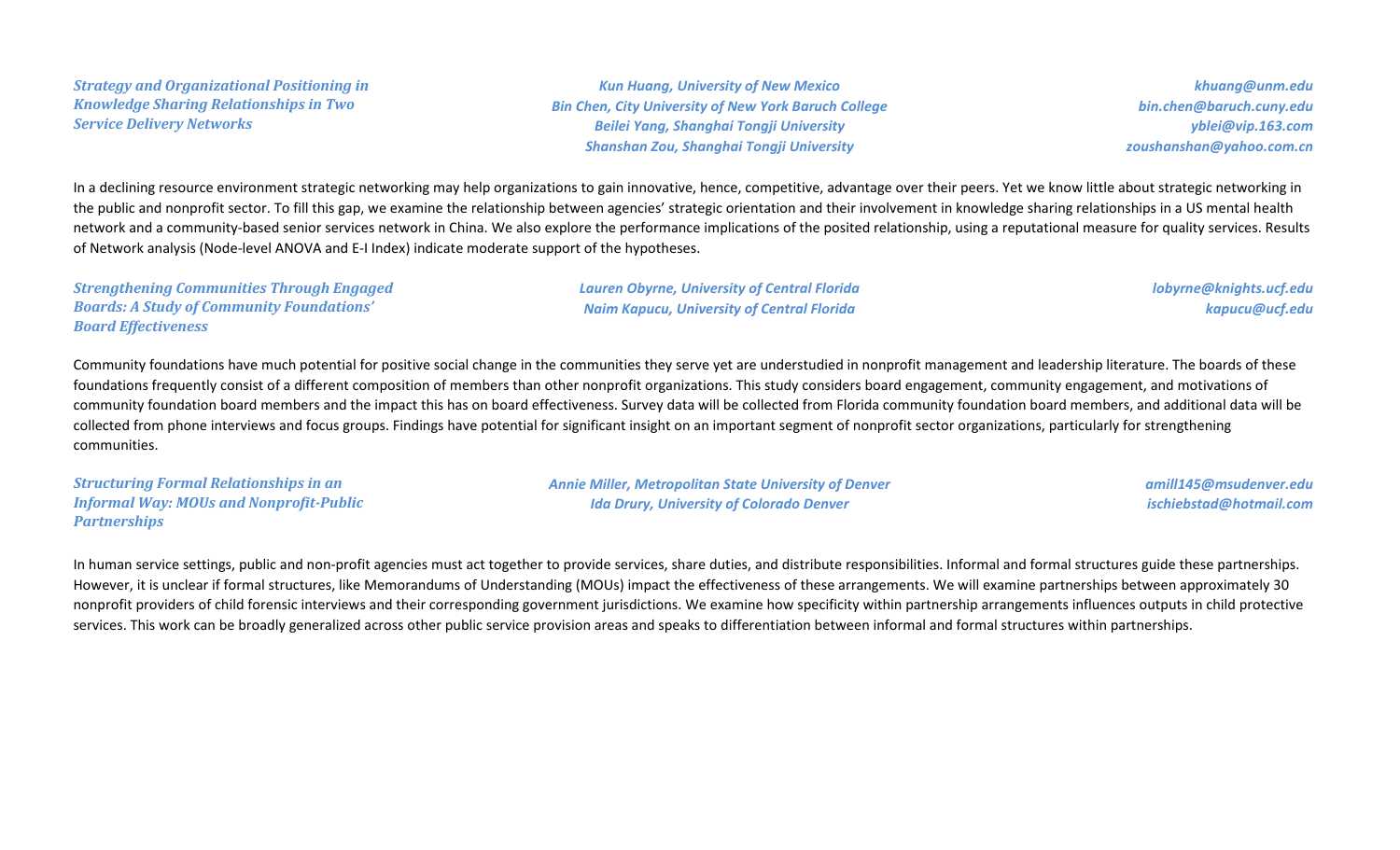***Strategy and Organizational Positioning in Knowledge Sharing Relationships in Two Service Delivery Networks***

***Kun Huang, University of New Mexico*** — ***khuang@unm.edu***
***Bin Chen, City University of New York Baruch College*** — ***bin.chen@baruch.cuny.edu***
***Beilei Yang, Shanghai Tongji University*** — ***yblei@vip.163.com***
***Shanshan Zou, Shanghai Tongji University*** — ***zoushanshan@yahoo.com.cn***

In a declining resource environment strategic networking may help organizations to gain innovative, hence, competitive, advantage over their peers. Yet we know little about strategic networking in the public and nonprofit sector. To fill this gap, we examine the relationship between agencies' strategic orientation and their involvement in knowledge sharing relationships in a US mental health network and a community-based senior services network in China. We also explore the performance implications of the posited relationship, using a reputational measure for quality services. Results of Network analysis (Node-level ANOVA and E-I Index) indicate moderate support of the hypotheses.

***Strengthening Communities Through Engaged Boards: A Study of Community Foundations' Board Effectiveness***

***Lauren Obyrne, University of Central Florida*** — ***lobyrne@knights.ucf.edu***
***Naim Kapucu, University of Central Florida*** — ***kapucu@ucf.edu***

Community foundations have much potential for positive social change in the communities they serve yet are understudied in nonprofit management and leadership literature. The boards of these foundations frequently consist of a different composition of members than other nonprofit organizations. This study considers board engagement, community engagement, and motivations of community foundation board members and the impact this has on board effectiveness. Survey data will be collected from Florida community foundation board members, and additional data will be collected from phone interviews and focus groups. Findings have potential for significant insight on an important segment of nonprofit sector organizations, particularly for strengthening communities.

***Structuring Formal Relationships in an Informal Way: MOUs and Nonprofit-Public Partnerships***

***Annie Miller, Metropolitan State University of Denver*** — ***amill145@msudenver.edu***
***Ida Drury, University of Colorado Denver*** — ***ischiebstad@hotmail.com***

In human service settings, public and non-profit agencies must act together to provide services, share duties, and distribute responsibilities. Informal and formal structures guide these partnerships. However, it is unclear if formal structures, like Memorandums of Understanding (MOUs) impact the effectiveness of these arrangements. We will examine partnerships between approximately 30 nonprofit providers of child forensic interviews and their corresponding government jurisdictions. We examine how specificity within partnership arrangements influences outputs in child protective services. This work can be broadly generalized across other public service provision areas and speaks to differentiation between informal and formal structures within partnerships.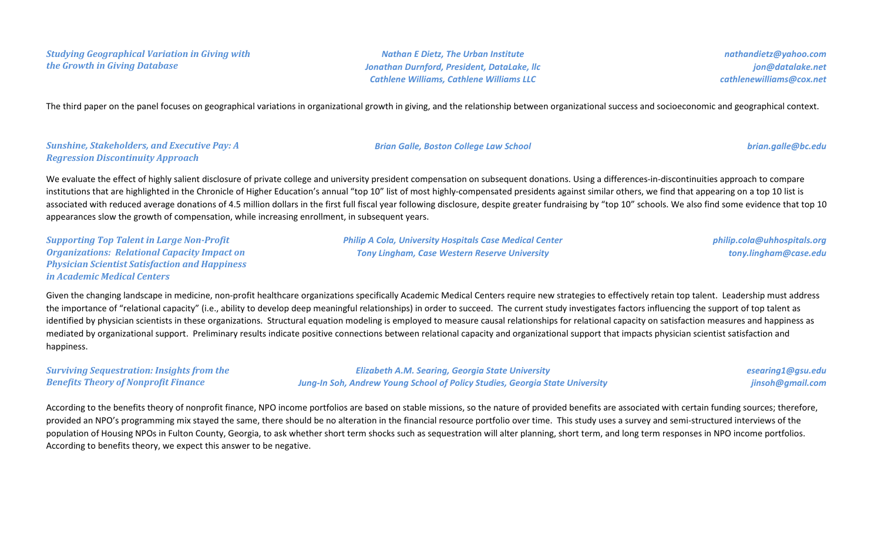***Studying Geographical Variation in Giving with the Growth in Giving Database***

***Nathan E Dietz, The Urban Institute*** — ***nathandietz@yahoo.com***
***Jonathan Durnford, President, DataLake, llc*** — ***jon@datalake.net***
***Cathlene Williams, Cathlene Williams LLC*** — ***cathlenewilliams@cox.net***

The third paper on the panel focuses on geographical variations in organizational growth in giving, and the relationship between organizational success and socioeconomic and geographical context.

***Sunshine, Stakeholders, and Executive Pay: A Regression Discontinuity Approach***

***Brian Galle, Boston College Law School*** — ***brian.galle@bc.edu***

We evaluate the effect of highly salient disclosure of private college and university president compensation on subsequent donations. Using a differences-in-discontinuities approach to compare institutions that are highlighted in the Chronicle of Higher Education's annual "top 10" list of most highly-compensated presidents against similar others, we find that appearing on a top 10 list is associated with reduced average donations of 4.5 million dollars in the first full fiscal year following disclosure, despite greater fundraising by "top 10" schools. We also find some evidence that top 10 appearances slow the growth of compensation, while increasing enrollment, in subsequent years.

***Supporting Top Talent in Large Non-Profit Organizations: Relational Capacity Impact on Physician Scientist Satisfaction and Happiness in Academic Medical Centers***

***Philip A Cola, University Hospitals Case Medical Center*** — ***philip.cola@uhhospitals.org***
***Tony Lingham, Case Western Reserve University*** — ***tony.lingham@case.edu***

Given the changing landscape in medicine, non-profit healthcare organizations specifically Academic Medical Centers require new strategies to effectively retain top talent. Leadership must address the importance of "relational capacity" (i.e., ability to develop deep meaningful relationships) in order to succeed. The current study investigates factors influencing the support of top talent as identified by physician scientists in these organizations. Structural equation modeling is employed to measure causal relationships for relational capacity on satisfaction measures and happiness as mediated by organizational support. Preliminary results indicate positive connections between relational capacity and organizational support that impacts physician scientist satisfaction and happiness.

***Surviving Sequestration: Insights from the Benefits Theory of Nonprofit Finance***

***Elizabeth A.M. Searing, Georgia State University*** — ***esearing1@gsu.edu***
***Jung-In Soh, Andrew Young School of Policy Studies, Georgia State University*** — ***jinsoh@gmail.com***

According to the benefits theory of nonprofit finance, NPO income portfolios are based on stable missions, so the nature of provided benefits are associated with certain funding sources; therefore, provided an NPO's programming mix stayed the same, there should be no alteration in the financial resource portfolio over time. This study uses a survey and semi-structured interviews of the population of Housing NPOs in Fulton County, Georgia, to ask whether short term shocks such as sequestration will alter planning, short term, and long term responses in NPO income portfolios. According to benefits theory, we expect this answer to be negative.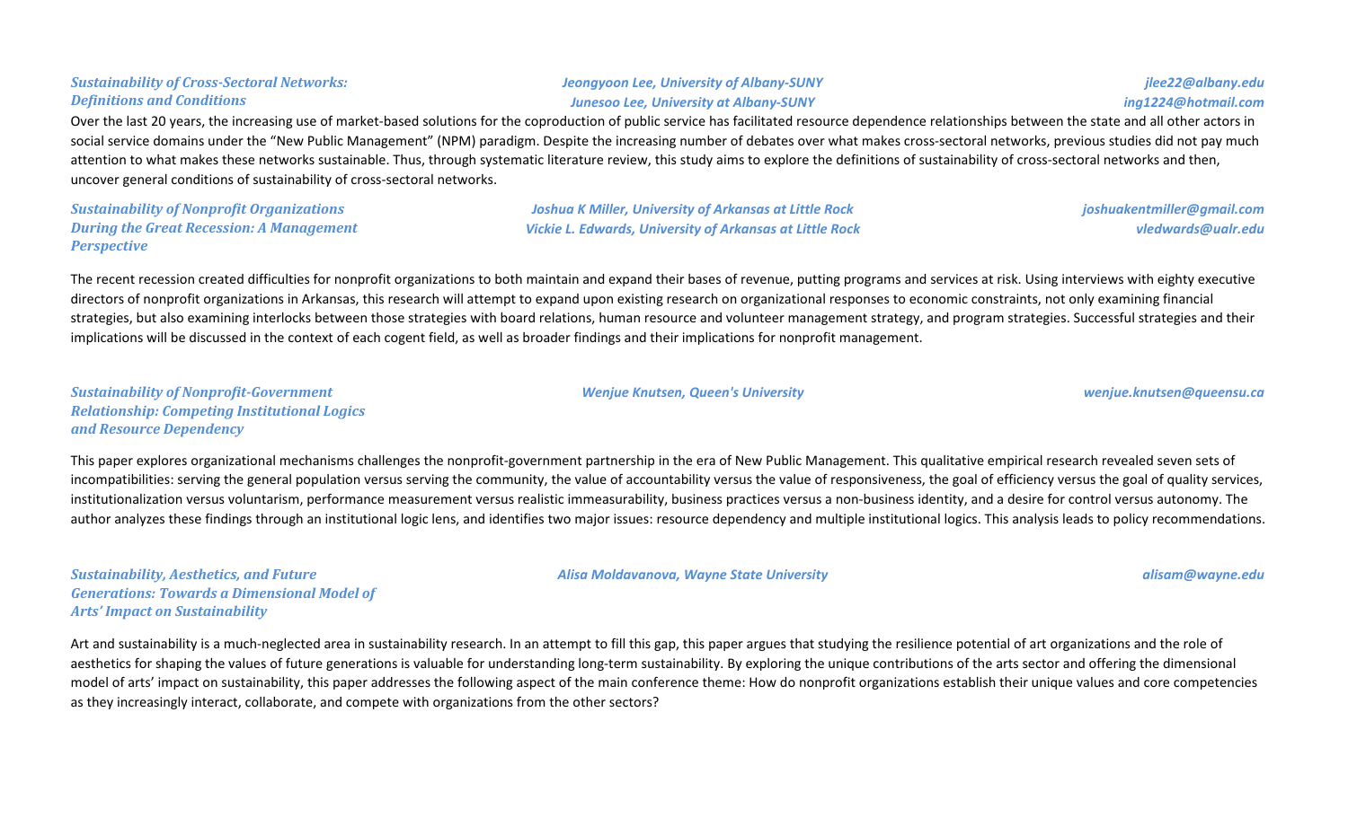### *Sustainability of Cross-Sectoral Networks: Definitions and Conditions*

*Jeongyoon Lee, University of Albany-SUNY* — *jlee22@albany.edu*
*Junesoo Lee, University at Albany-SUNY* — *ing1224@hotmail.com*

Over the last 20 years, the increasing use of market-based solutions for the coproduction of public service has facilitated resource dependence relationships between the state and all other actors in social service domains under the "New Public Management" (NPM) paradigm. Despite the increasing number of debates over what makes cross-sectoral networks, previous studies did not pay much attention to what makes these networks sustainable. Thus, through systematic literature review, this study aims to explore the definitions of sustainability of cross-sectoral networks and then, uncover general conditions of sustainability of cross-sectoral networks.

### *Sustainability of Nonprofit Organizations During the Great Recession: A Management Perspective*

*Joshua K Miller, University of Arkansas at Little Rock* — *joshuakentmiller@gmail.com*
*Vickie L. Edwards, University of Arkansas at Little Rock* — *vledwards@ualr.edu*

The recent recession created difficulties for nonprofit organizations to both maintain and expand their bases of revenue, putting programs and services at risk. Using interviews with eighty executive directors of nonprofit organizations in Arkansas, this research will attempt to expand upon existing research on organizational responses to economic constraints, not only examining financial strategies, but also examining interlocks between those strategies with board relations, human resource and volunteer management strategy, and program strategies. Successful strategies and their implications will be discussed in the context of each cogent field, as well as broader findings and their implications for nonprofit management.

### *Sustainability of Nonprofit-Government Relationship: Competing Institutional Logics and Resource Dependency*

*Wenjue Knutsen, Queen's University* — *wenjue.knutsen@queensu.ca*

This paper explores organizational mechanisms challenges the nonprofit-government partnership in the era of New Public Management. This qualitative empirical research revealed seven sets of incompatibilities: serving the general population versus serving the community, the value of accountability versus the value of responsiveness, the goal of efficiency versus the goal of quality services, institutionalization versus voluntarism, performance measurement versus realistic immeasurability, business practices versus a non-business identity, and a desire for control versus autonomy. The author analyzes these findings through an institutional logic lens, and identifies two major issues: resource dependency and multiple institutional logics. This analysis leads to policy recommendations.

### *Sustainability, Aesthetics, and Future Generations: Towards a Dimensional Model of Arts' Impact on Sustainability*

*Alisa Moldavanova, Wayne State University* — *alisam@wayne.edu*

Art and sustainability is a much-neglected area in sustainability research. In an attempt to fill this gap, this paper argues that studying the resilience potential of art organizations and the role of aesthetics for shaping the values of future generations is valuable for understanding long-term sustainability. By exploring the unique contributions of the arts sector and offering the dimensional model of arts' impact on sustainability, this paper addresses the following aspect of the main conference theme: How do nonprofit organizations establish their unique values and core competencies as they increasingly interact, collaborate, and compete with organizations from the other sectors?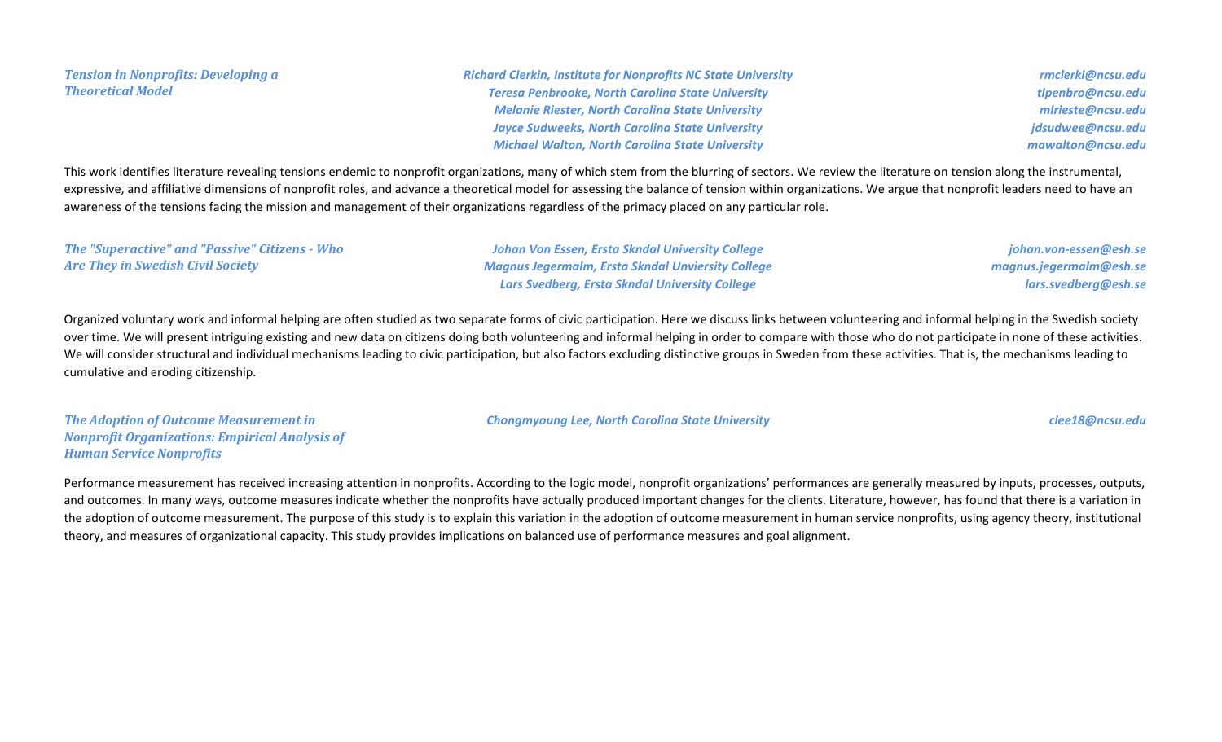### *Tension in Nonprofits: Developing a Theoretical Model*

*Richard Clerkin, Institute for Nonprofits NC State University* — *rmclerki@ncsu.edu*
*Teresa Penbrooke, North Carolina State University* — *tlpenbro@ncsu.edu*
*Melanie Riester, North Carolina State University* — *mlrieste@ncsu.edu*
*Jayce Sudweeks, North Carolina State University* — *jdsudwee@ncsu.edu*
*Michael Walton, North Carolina State University* — *mawalton@ncsu.edu*

This work identifies literature revealing tensions endemic to nonprofit organizations, many of which stem from the blurring of sectors. We review the literature on tension along the instrumental, expressive, and affiliative dimensions of nonprofit roles, and advance a theoretical model for assessing the balance of tension within organizations. We argue that nonprofit leaders need to have an awareness of the tensions facing the mission and management of their organizations regardless of the primacy placed on any particular role.

### *The "Superactive" and "Passive" Citizens - Who Are They in Swedish Civil Society*

*Johan Von Essen, Ersta Skndal University College* — *johan.von-essen@esh.se*
*Magnus Jegermalm, Ersta Skndal Unviersity College* — *magnus.jegermalm@esh.se*
*Lars Svedberg, Ersta Skndal University College* — *lars.svedberg@esh.se*

Organized voluntary work and informal helping are often studied as two separate forms of civic participation. Here we discuss links between volunteering and informal helping in the Swedish society over time. We will present intriguing existing and new data on citizens doing both volunteering and informal helping in order to compare with those who do not participate in none of these activities. We will consider structural and individual mechanisms leading to civic participation, but also factors excluding distinctive groups in Sweden from these activities. That is, the mechanisms leading to cumulative and eroding citizenship.

### *The Adoption of Outcome Measurement in Nonprofit Organizations: Empirical Analysis of Human Service Nonprofits*

*Chongmyoung Lee, North Carolina State University* — *clee18@ncsu.edu*

Performance measurement has received increasing attention in nonprofits. According to the logic model, nonprofit organizations' performances are generally measured by inputs, processes, outputs, and outcomes. In many ways, outcome measures indicate whether the nonprofits have actually produced important changes for the clients. Literature, however, has found that there is a variation in the adoption of outcome measurement. The purpose of this study is to explain this variation in the adoption of outcome measurement in human service nonprofits, using agency theory, institutional theory, and measures of organizational capacity. This study provides implications on balanced use of performance measures and goal alignment.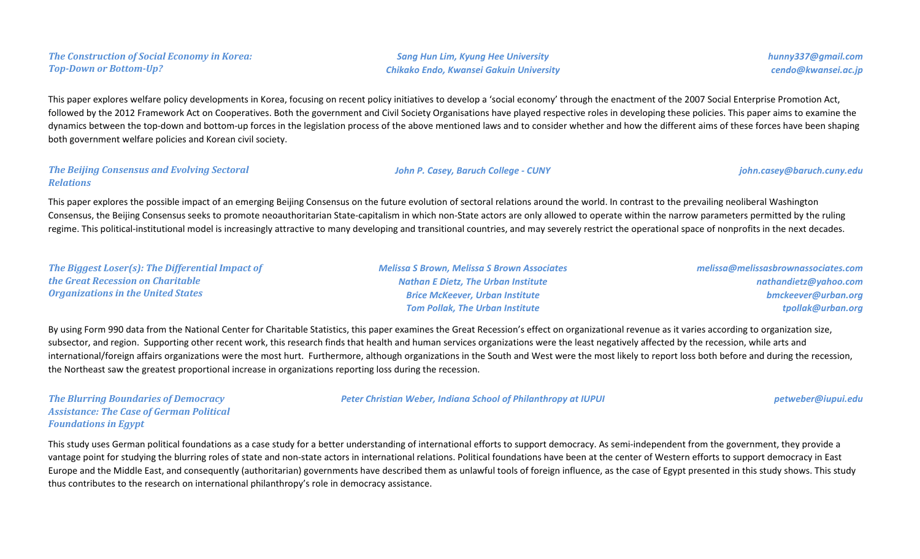### *The Construction of Social Economy in Korea: Top-Down or Bottom-Up?*

*Sang Hun Lim, Kyung Hee University* — *hunny337@gmail.com*
*Chikako Endo, Kwansei Gakuin University* — *cendo@kwansei.ac.jp*

This paper explores welfare policy developments in Korea, focusing on recent policy initiatives to develop a 'social economy' through the enactment of the 2007 Social Enterprise Promotion Act, followed by the 2012 Framework Act on Cooperatives. Both the government and Civil Society Organisations have played respective roles in developing these policies. This paper aims to examine the dynamics between the top-down and bottom-up forces in the legislation process of the above mentioned laws and to consider whether and how the different aims of these forces have been shaping both government welfare policies and Korean civil society.

### *The Beijing Consensus and Evolving Sectoral Relations*

*John P. Casey, Baruch College - CUNY* — *john.casey@baruch.cuny.edu*

This paper explores the possible impact of an emerging Beijing Consensus on the future evolution of sectoral relations around the world. In contrast to the prevailing neoliberal Washington Consensus, the Beijing Consensus seeks to promote neoauthoritarian State-capitalism in which non-State actors are only allowed to operate within the narrow parameters permitted by the ruling regime. This political-institutional model is increasingly attractive to many developing and transitional countries, and may severely restrict the operational space of nonprofits in the next decades.

### *The Biggest Loser(s): The Differential Impact of the Great Recession on Charitable Organizations in the United States*

*Melissa S Brown, Melissa S Brown Associates* — *melissa@melissasbrownassociates.com*
*Nathan E Dietz, The Urban Institute* — *nathandietz@yahoo.com*
*Brice McKeever, Urban Institute* — *bmckeever@urban.org*
*Tom Pollak, The Urban Institute* — *tpollak@urban.org*

By using Form 990 data from the National Center for Charitable Statistics, this paper examines the Great Recession's effect on organizational revenue as it varies according to organization size, subsector, and region. Supporting other recent work, this research finds that health and human services organizations were the least negatively affected by the recession, while arts and international/foreign affairs organizations were the most hurt. Furthermore, although organizations in the South and West were the most likely to report loss both before and during the recession, the Northeast saw the greatest proportional increase in organizations reporting loss during the recession.

### *The Blurring Boundaries of Democracy Assistance: The Case of German Political Foundations in Egypt*

*Peter Christian Weber, Indiana School of Philanthropy at IUPUI* — *petweber@iupui.edu*

This study uses German political foundations as a case study for a better understanding of international efforts to support democracy. As semi-independent from the government, they provide a vantage point for studying the blurring roles of state and non-state actors in international relations. Political foundations have been at the center of Western efforts to support democracy in East Europe and the Middle East, and consequently (authoritarian) governments have described them as unlawful tools of foreign influence, as the case of Egypt presented in this study shows. This study thus contributes to the research on international philanthropy's role in democracy assistance.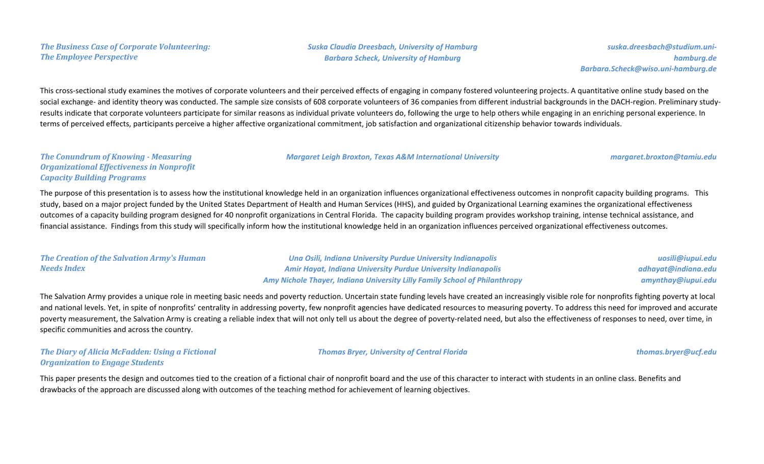### *The Business Case of Corporate Volunteering: The Employee Perspective*

*Suska Claudia Dreesbach, University of Hamburg* — *suska.dreesbach@studium.uni-hamburg.de*
*Barbara Scheck, University of Hamburg* — *Barbara.Scheck@wiso.uni-hamburg.de*

This cross-sectional study examines the motives of corporate volunteers and their perceived effects of engaging in company fostered volunteering projects. A quantitative online study based on the social exchange- and identity theory was conducted. The sample size consists of 608 corporate volunteers of 36 companies from different industrial backgrounds in the DACH-region. Preliminary study-results indicate that corporate volunteers participate for similar reasons as individual private volunteers do, following the urge to help others while engaging in an enriching personal experience. In terms of perceived effects, participants perceive a higher affective organizational commitment, job satisfaction and organizational citizenship behavior towards individuals.

### *The Conundrum of Knowing - Measuring Organizational Effectiveness in Nonprofit Capacity Building Programs*

*Margaret Leigh Broxton, Texas A&M International University* — *margaret.broxton@tamiu.edu*

The purpose of this presentation is to assess how the institutional knowledge held in an organization influences organizational effectiveness outcomes in nonprofit capacity building programs. This study, based on a major project funded by the United States Department of Health and Human Services (HHS), and guided by Organizational Learning examines the organizational effectiveness outcomes of a capacity building program designed for 40 nonprofit organizations in Central Florida. The capacity building program provides workshop training, intense technical assistance, and financial assistance. Findings from this study will specifically inform how the institutional knowledge held in an organization influences perceived organizational effectiveness outcomes.

### *The Creation of the Salvation Army's Human Needs Index*

*Una Osili, Indiana University Purdue University Indianapolis* — *uosili@iupui.edu*
*Amir Hayat, Indiana University Purdue University Indianapolis* — *adhayat@indiana.edu*
*Amy Nichole Thayer, Indiana University Lilly Family School of Philanthropy* — *amynthay@iupui.edu*

The Salvation Army provides a unique role in meeting basic needs and poverty reduction. Uncertain state funding levels have created an increasingly visible role for nonprofits fighting poverty at local and national levels. Yet, in spite of nonprofits' centrality in addressing poverty, few nonprofit agencies have dedicated resources to measuring poverty. To address this need for improved and accurate poverty measurement, the Salvation Army is creating a reliable index that will not only tell us about the degree of poverty-related need, but also the effectiveness of responses to need, over time, in specific communities and across the country.

### *The Diary of Alicia McFadden: Using a Fictional Organization to Engage Students*

*Thomas Bryer, University of Central Florida* — *thomas.bryer@ucf.edu*

This paper presents the design and outcomes tied to the creation of a fictional chair of nonprofit board and the use of this character to interact with students in an online class. Benefits and drawbacks of the approach are discussed along with outcomes of the teaching method for achievement of learning objectives.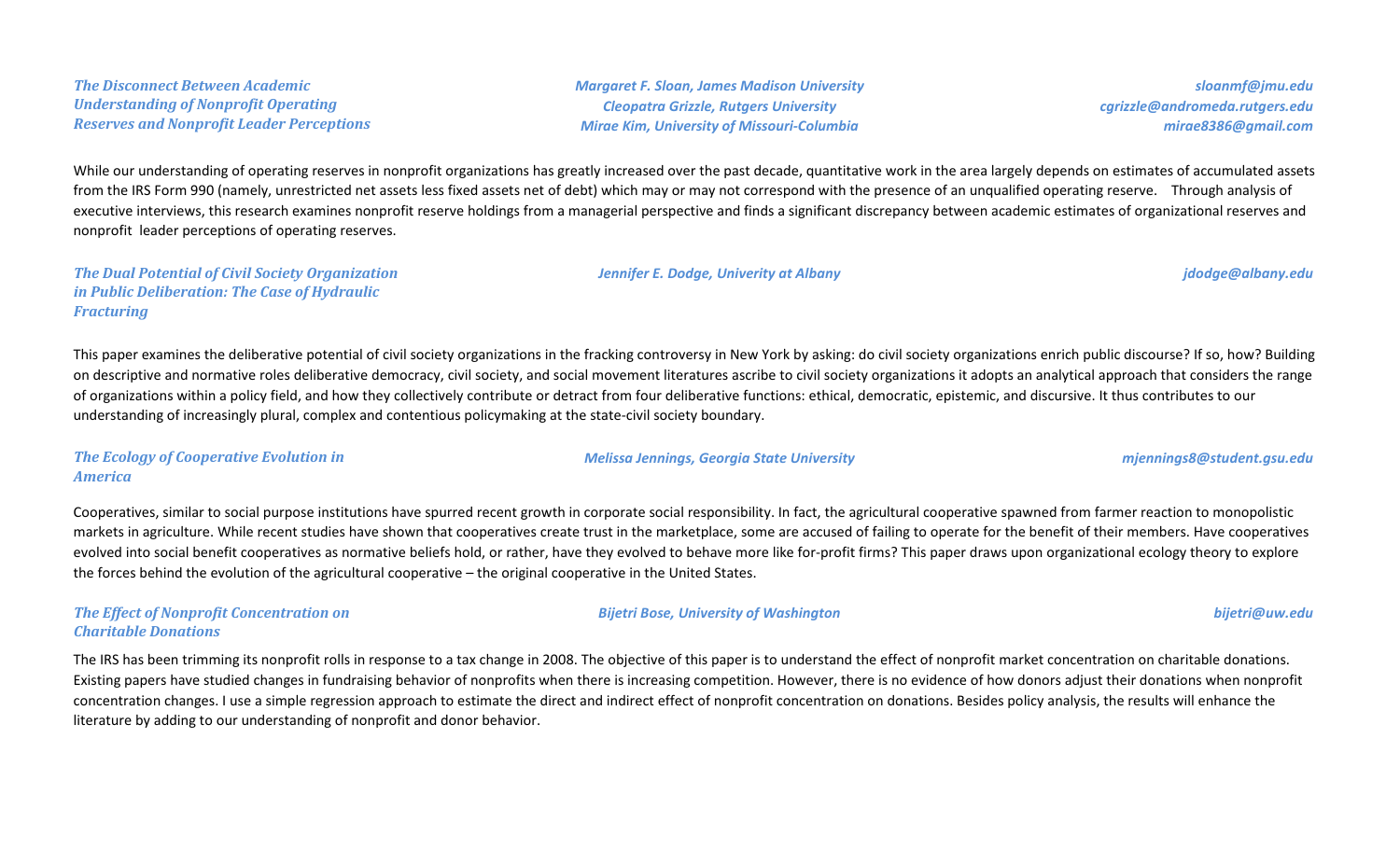***The Disconnect Between Academic Understanding of Nonprofit Operating Reserves and Nonprofit Leader Perceptions***

***Margaret F. Sloan, James Madison University*** — ***sloanmf@jmu.edu***
***Cleopatra Grizzle, Rutgers University*** — ***cgrizzle@andromeda.rutgers.edu***
***Mirae Kim, University of Missouri-Columbia*** — ***mirae8386@gmail.com***

While our understanding of operating reserves in nonprofit organizations has greatly increased over the past decade, quantitative work in the area largely depends on estimates of accumulated assets from the IRS Form 990 (namely, unrestricted net assets less fixed assets net of debt) which may or may not correspond with the presence of an unqualified operating reserve. Through analysis of executive interviews, this research examines nonprofit reserve holdings from a managerial perspective and finds a significant discrepancy between academic estimates of organizational reserves and nonprofit leader perceptions of operating reserves.

***The Dual Potential of Civil Society Organization in Public Deliberation: The Case of Hydraulic Fracturing***

***Jennifer E. Dodge, Univerity at Albany*** — ***jdodge@albany.edu***

This paper examines the deliberative potential of civil society organizations in the fracking controversy in New York by asking: do civil society organizations enrich public discourse? If so, how? Building on descriptive and normative roles deliberative democracy, civil society, and social movement literatures ascribe to civil society organizations it adopts an analytical approach that considers the range of organizations within a policy field, and how they collectively contribute or detract from four deliberative functions: ethical, democratic, epistemic, and discursive. It thus contributes to our understanding of increasingly plural, complex and contentious policymaking at the state-civil society boundary.

***The Ecology of Cooperative Evolution in America***

***Melissa Jennings, Georgia State University*** — ***mjennings8@student.gsu.edu***

Cooperatives, similar to social purpose institutions have spurred recent growth in corporate social responsibility. In fact, the agricultural cooperative spawned from farmer reaction to monopolistic markets in agriculture. While recent studies have shown that cooperatives create trust in the marketplace, some are accused of failing to operate for the benefit of their members. Have cooperatives evolved into social benefit cooperatives as normative beliefs hold, or rather, have they evolved to behave more like for-profit firms? This paper draws upon organizational ecology theory to explore the forces behind the evolution of the agricultural cooperative – the original cooperative in the United States.

***The Effect of Nonprofit Concentration on Charitable Donations***

***Bijetri Bose, University of Washington*** — ***bijetri@uw.edu***

The IRS has been trimming its nonprofit rolls in response to a tax change in 2008. The objective of this paper is to understand the effect of nonprofit market concentration on charitable donations. Existing papers have studied changes in fundraising behavior of nonprofits when there is increasing competition. However, there is no evidence of how donors adjust their donations when nonprofit concentration changes. I use a simple regression approach to estimate the direct and indirect effect of nonprofit concentration on donations. Besides policy analysis, the results will enhance the literature by adding to our understanding of nonprofit and donor behavior.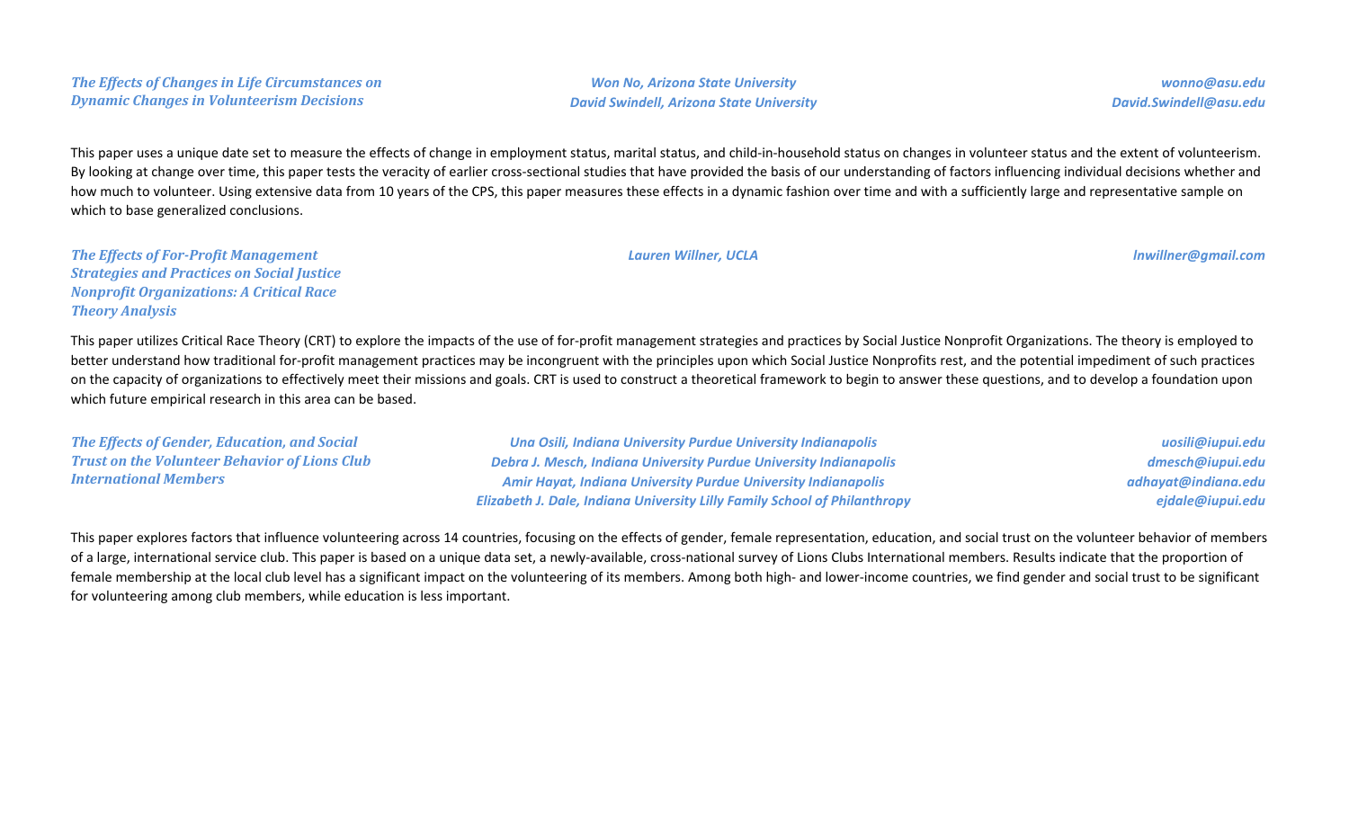### *The Effects of Changes in Life Circumstances on Dynamic Changes in Volunteerism Decisions*

*Won No, Arizona State University* — *wonno@asu.edu*
*David Swindell, Arizona State University* — *David.Swindell@asu.edu*

This paper uses a unique date set to measure the effects of change in employment status, marital status, and child-in-household status on changes in volunteer status and the extent of volunteerism. By looking at change over time, this paper tests the veracity of earlier cross-sectional studies that have provided the basis of our understanding of factors influencing individual decisions whether and how much to volunteer. Using extensive data from 10 years of the CPS, this paper measures these effects in a dynamic fashion over time and with a sufficiently large and representative sample on which to base generalized conclusions.

### *The Effects of For-Profit Management Strategies and Practices on Social Justice Nonprofit Organizations: A Critical Race Theory Analysis*

*Lauren Willner, UCLA* — *lnwillner@gmail.com*

This paper utilizes Critical Race Theory (CRT) to explore the impacts of the use of for-profit management strategies and practices by Social Justice Nonprofit Organizations. The theory is employed to better understand how traditional for-profit management practices may be incongruent with the principles upon which Social Justice Nonprofits rest, and the potential impediment of such practices on the capacity of organizations to effectively meet their missions and goals. CRT is used to construct a theoretical framework to begin to answer these questions, and to develop a foundation upon which future empirical research in this area can be based.

### *The Effects of Gender, Education, and Social Trust on the Volunteer Behavior of Lions Club International Members*

*Una Osili, Indiana University Purdue University Indianapolis* — *uosili@iupui.edu*
*Debra J. Mesch, Indiana University Purdue University Indianapolis* — *dmesch@iupui.edu*
*Amir Hayat, Indiana University Purdue University Indianapolis* — *adhayat@indiana.edu*
*Elizabeth J. Dale, Indiana University Lilly Family School of Philanthropy* — *ejdale@iupui.edu*

This paper explores factors that influence volunteering across 14 countries, focusing on the effects of gender, female representation, education, and social trust on the volunteer behavior of members of a large, international service club. This paper is based on a unique data set, a newly-available, cross-national survey of Lions Clubs International members. Results indicate that the proportion of female membership at the local club level has a significant impact on the volunteering of its members. Among both high- and lower-income countries, we find gender and social trust to be significant for volunteering among club members, while education is less important.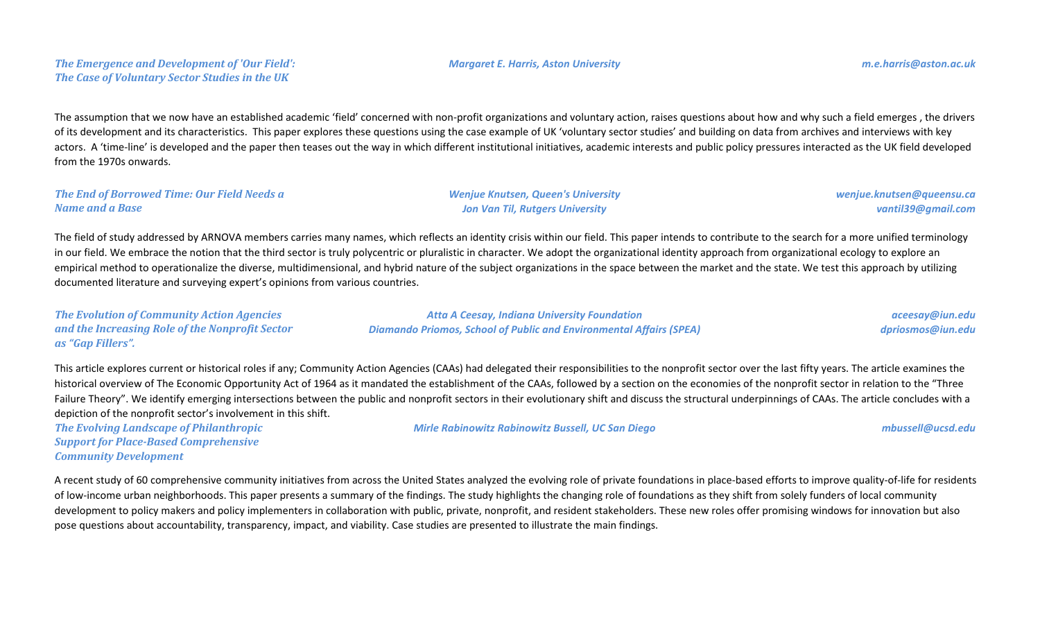***The Emergence and Development of 'Our Field': The Case of Voluntary Sector Studies in the UK***

***Margaret E. Harris, Aston University***

***m.e.harris@aston.ac.uk***

The assumption that we now have an established academic 'field' concerned with non-profit organizations and voluntary action, raises questions about how and why such a field emerges , the drivers of its development and its characteristics. This paper explores these questions using the case example of UK 'voluntary sector studies' and building on data from archives and interviews with key actors. A 'time-line' is developed and the paper then teases out the way in which different institutional initiatives, academic interests and public policy pressures interacted as the UK field developed from the 1970s onwards.

***The End of Borrowed Time: Our Field Needs a Name and a Base***

***Wenjue Knutsen, Queen's University***
***Jon Van Til, Rutgers University***

***wenjue.knutsen@queensu.ca***
***vantil39@gmail.com***

The field of study addressed by ARNOVA members carries many names, which reflects an identity crisis within our field. This paper intends to contribute to the search for a more unified terminology in our field. We embrace the notion that the third sector is truly polycentric or pluralistic in character. We adopt the organizational identity approach from organizational ecology to explore an empirical method to operationalize the diverse, multidimensional, and hybrid nature of the subject organizations in the space between the market and the state. We test this approach by utilizing documented literature and surveying expert's opinions from various countries.

***The Evolution of Community Action Agencies and the Increasing Role of the Nonprofit Sector as "Gap Fillers".***

***Atta A Ceesay, Indiana University Foundation***
***Diamando Priomos, School of Public and Environmental Affairs (SPEA)***

***aceesay@iun.edu***
***dpriosmos@iun.edu***

This article explores current or historical roles if any; Community Action Agencies (CAAs) had delegated their responsibilities to the nonprofit sector over the last fifty years. The article examines the historical overview of The Economic Opportunity Act of 1964 as it mandated the establishment of the CAAs, followed by a section on the economies of the nonprofit sector in relation to the "Three Failure Theory". We identify emerging intersections between the public and nonprofit sectors in their evolutionary shift and discuss the structural underpinnings of CAAs. The article concludes with a depiction of the nonprofit sector's involvement in this shift.

***The Evolving Landscape of Philanthropic Support for Place-Based Comprehensive Community Development***

***Mirle Rabinowitz Rabinowitz Bussell, UC San Diego***

***mbussell@ucsd.edu***

A recent study of 60 comprehensive community initiatives from across the United States analyzed the evolving role of private foundations in place-based efforts to improve quality-of-life for residents of low-income urban neighborhoods. This paper presents a summary of the findings. The study highlights the changing role of foundations as they shift from solely funders of local community development to policy makers and policy implementers in collaboration with public, private, nonprofit, and resident stakeholders. These new roles offer promising windows for innovation but also pose questions about accountability, transparency, impact, and viability. Case studies are presented to illustrate the main findings.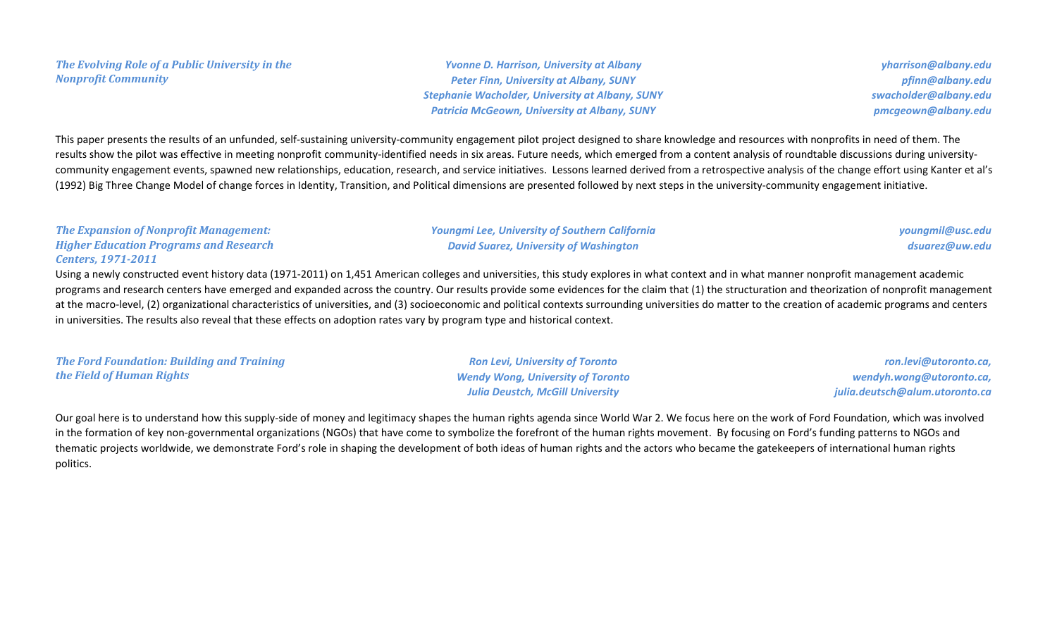### *The Evolving Role of a Public University in the Nonprofit Community*

*Yvonne D. Harrison, University at Albany* — *yharrison@albany.edu*
*Peter Finn, University at Albany, SUNY* — *pfinn@albany.edu*
*Stephanie Wacholder, University at Albany, SUNY* — *swacholder@albany.edu*
*Patricia McGeown, University at Albany, SUNY* — *pmcgeown@albany.edu*

This paper presents the results of an unfunded, self-sustaining university-community engagement pilot project designed to share knowledge and resources with nonprofits in need of them. The results show the pilot was effective in meeting nonprofit community-identified needs in six areas. Future needs, which emerged from a content analysis of roundtable discussions during university-community engagement events, spawned new relationships, education, research, and service initiatives. Lessons learned derived from a retrospective analysis of the change effort using Kanter et al's (1992) Big Three Change Model of change forces in Identity, Transition, and Political dimensions are presented followed by next steps in the university-community engagement initiative.

### *The Expansion of Nonprofit Management: Higher Education Programs and Research Centers, 1971-2011*

*Youngmi Lee, University of Southern California* — *youngmil@usc.edu*
*David Suarez, University of Washington* — *dsuarez@uw.edu*

Using a newly constructed event history data (1971-2011) on 1,451 American colleges and universities, this study explores in what context and in what manner nonprofit management academic programs and research centers have emerged and expanded across the country. Our results provide some evidences for the claim that (1) the structuration and theorization of nonprofit management at the macro-level, (2) organizational characteristics of universities, and (3) socioeconomic and political contexts surrounding universities do matter to the creation of academic programs and centers in universities. The results also reveal that these effects on adoption rates vary by program type and historical context.

### *The Ford Foundation: Building and Training the Field of Human Rights*

*Ron Levi, University of Toronto* — *ron.levi@utoronto.ca,*
*Wendy Wong, University of Toronto* — *wendyh.wong@utoronto.ca,*
*Julia Deustch, McGill University* — *julia.deutsch@alum.utoronto.ca*

Our goal here is to understand how this supply-side of money and legitimacy shapes the human rights agenda since World War 2. We focus here on the work of Ford Foundation, which was involved in the formation of key non-governmental organizations (NGOs) that have come to symbolize the forefront of the human rights movement. By focusing on Ford's funding patterns to NGOs and thematic projects worldwide, we demonstrate Ford's role in shaping the development of both ideas of human rights and the actors who became the gatekeepers of international human rights politics.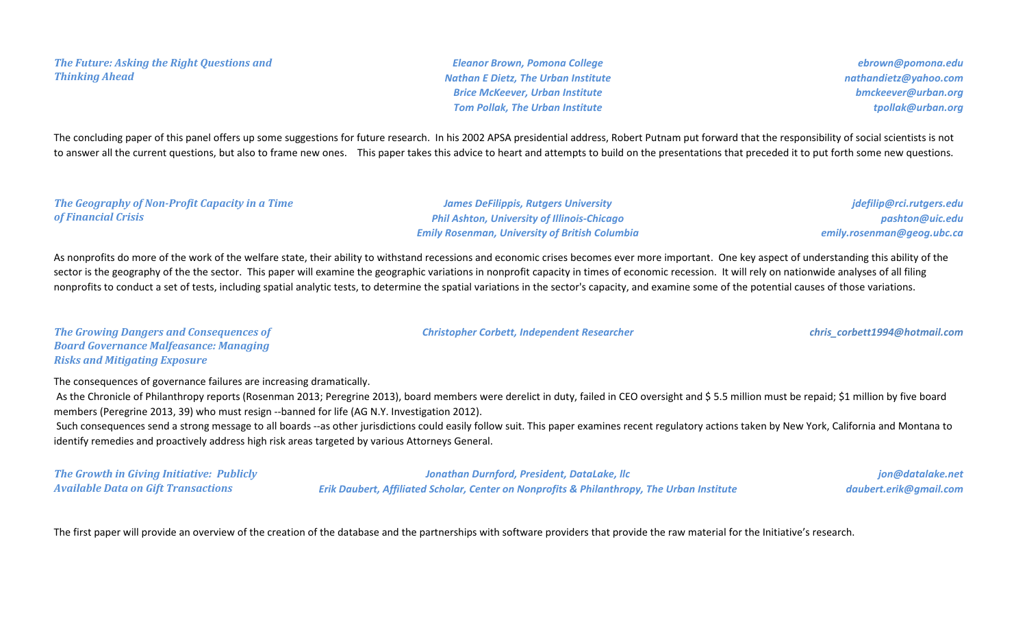### *The Future: Asking the Right Questions and Thinking Ahead*

*Eleanor Brown, Pomona College* — *ebrown@pomona.edu*
*Nathan E Dietz, The Urban Institute* — *nathandietz@yahoo.com*
*Brice McKeever, Urban Institute* — *bmckeever@urban.org*
*Tom Pollak, The Urban Institute* — *tpollak@urban.org*

The concluding paper of this panel offers up some suggestions for future research. In his 2002 APSA presidential address, Robert Putnam put forward that the responsibility of social scientists is not to answer all the current questions, but also to frame new ones. This paper takes this advice to heart and attempts to build on the presentations that preceded it to put forth some new questions.

### *The Geography of Non-Profit Capacity in a Time of Financial Crisis*

*James DeFilippis, Rutgers University* — *jdefilip@rci.rutgers.edu*
*Phil Ashton, University of Illinois-Chicago* — *pashton@uic.edu*
*Emily Rosenman, University of British Columbia* — *emily.rosenman@geog.ubc.ca*

As nonprofits do more of the work of the welfare state, their ability to withstand recessions and economic crises becomes ever more important. One key aspect of understanding this ability of the sector is the geography of the the sector. This paper will examine the geographic variations in nonprofit capacity in times of economic recession. It will rely on nationwide analyses of all filing nonprofits to conduct a set of tests, including spatial analytic tests, to determine the spatial variations in the sector's capacity, and examine some of the potential causes of those variations.

### *The Growing Dangers and Consequences of Board Governance Malfeasance: Managing Risks and Mitigating Exposure*

*Christopher Corbett, Independent Researcher* — *chris_corbett1994@hotmail.com*

The consequences of governance failures are increasing dramatically.

As the Chronicle of Philanthropy reports (Rosenman 2013; Peregrine 2013), board members were derelict in duty, failed in CEO oversight and $ 5.5 million must be repaid; $1 million by five board members (Peregrine 2013, 39) who must resign --banned for life (AG N.Y. Investigation 2012).

Such consequences send a strong message to all boards --as other jurisdictions could easily follow suit. This paper examines recent regulatory actions taken by New York, California and Montana to identify remedies and proactively address high risk areas targeted by various Attorneys General.

### *The Growth in Giving Initiative: Publicly Available Data on Gift Transactions*

*Jonathan Durnford, President, DataLake, llc* — *jon@datalake.net*
*Erik Daubert, Affiliated Scholar, Center on Nonprofits & Philanthropy, The Urban Institute* — *daubert.erik@gmail.com*

The first paper will provide an overview of the creation of the database and the partnerships with software providers that provide the raw material for the Initiative's research.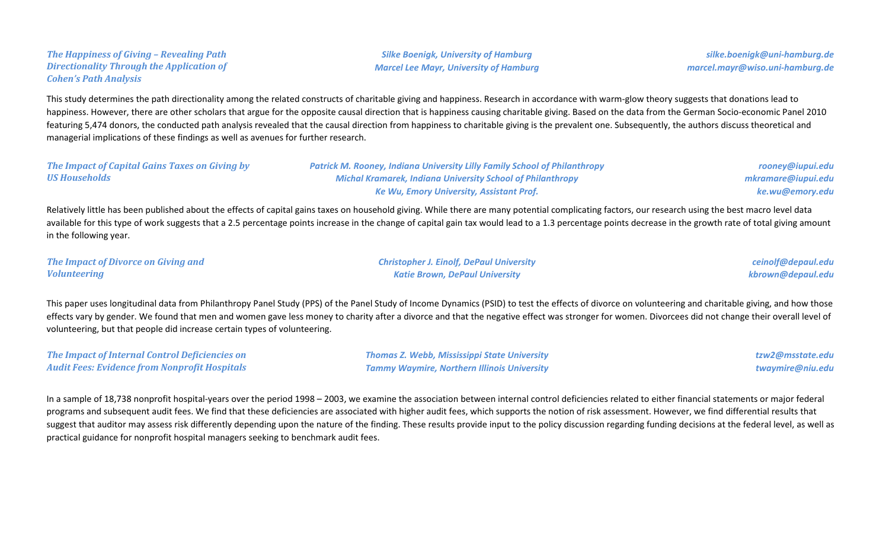***The Happiness of Giving – Revealing Path Directionality Through the Application of Cohen's Path Analysis***

*Silke Boenigk, University of Hamburg*
*Marcel Lee Mayr, University of Hamburg*

*silke.boenigk@uni-hamburg.de*
*marcel.mayr@wiso.uni-hamburg.de*

This study determines the path directionality among the related constructs of charitable giving and happiness. Research in accordance with warm-glow theory suggests that donations lead to happiness. However, there are other scholars that argue for the opposite causal direction that is happiness causing charitable giving. Based on the data from the German Socio-economic Panel 2010 featuring 5,474 donors, the conducted path analysis revealed that the causal direction from happiness to charitable giving is the prevalent one. Subsequently, the authors discuss theoretical and managerial implications of these findings as well as avenues for further research.

***The Impact of Capital Gains Taxes on Giving by US Households***

*Patrick M. Rooney, Indiana University Lilly Family School of Philanthropy*
*Michal Kramarek, Indiana University School of Philanthropy*
*Ke Wu, Emory University, Assistant Prof.*

*rooney@iupui.edu*
*mkramare@iupui.edu*
*ke.wu@emory.edu*

Relatively little has been published about the effects of capital gains taxes on household giving. While there are many potential complicating factors, our research using the best macro level data available for this type of work suggests that a 2.5 percentage points increase in the change of capital gain tax would lead to a 1.3 percentage points decrease in the growth rate of total giving amount in the following year.

***The Impact of Divorce on Giving and Volunteering***

*Christopher J. Einolf, DePaul University*
*Katie Brown, DePaul University*

*ceinolf@depaul.edu*
*kbrown@depaul.edu*

This paper uses longitudinal data from Philanthropy Panel Study (PPS) of the Panel Study of Income Dynamics (PSID) to test the effects of divorce on volunteering and charitable giving, and how those effects vary by gender. We found that men and women gave less money to charity after a divorce and that the negative effect was stronger for women. Divorcees did not change their overall level of volunteering, but that people did increase certain types of volunteering.

***The Impact of Internal Control Deficiencies on Audit Fees: Evidence from Nonprofit Hospitals***

*Thomas Z. Webb, Mississippi State University*
*Tammy Waymire, Northern Illinois University*

*tzw2@msstate.edu*
*twaymire@niu.edu*

In a sample of 18,738 nonprofit hospital-years over the period 1998 – 2003, we examine the association between internal control deficiencies related to either financial statements or major federal programs and subsequent audit fees. We find that these deficiencies are associated with higher audit fees, which supports the notion of risk assessment. However, we find differential results that suggest that auditor may assess risk differently depending upon the nature of the finding. These results provide input to the policy discussion regarding funding decisions at the federal level, as well as practical guidance for nonprofit hospital managers seeking to benchmark audit fees.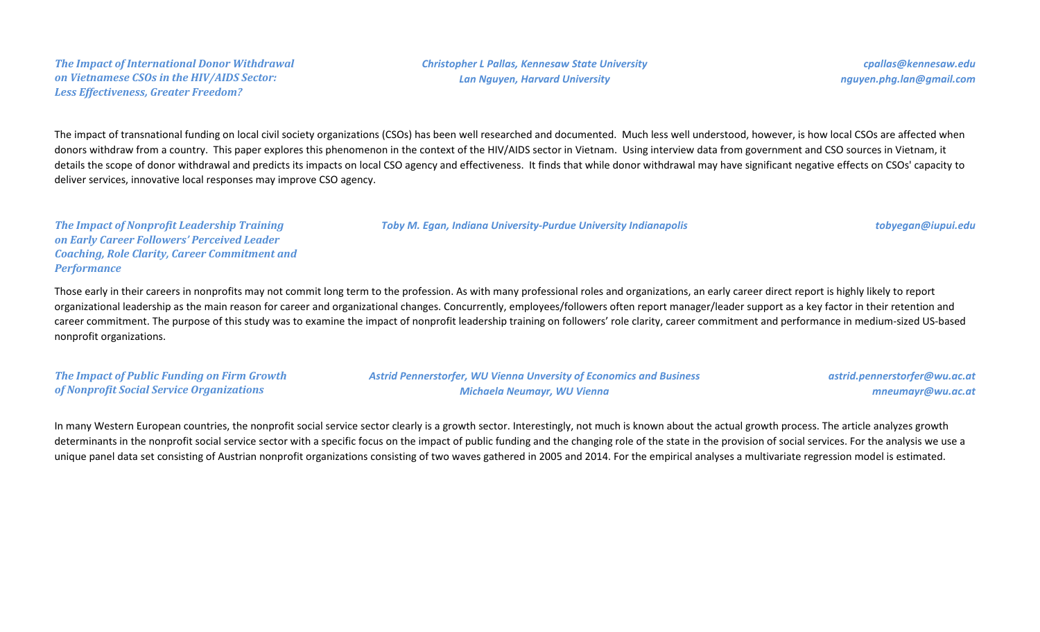### *The Impact of International Donor Withdrawal on Vietnamese CSOs in the HIV/AIDS Sector: Less Effectiveness, Greater Freedom?*

***Christopher L Pallas, Kennesaw State University*** — ***cpallas@kennesaw.edu***
***Lan Nguyen, Harvard University*** — ***nguyen.phg.lan@gmail.com***

The impact of transnational funding on local civil society organizations (CSOs) has been well researched and documented. Much less well understood, however, is how local CSOs are affected when donors withdraw from a country. This paper explores this phenomenon in the context of the HIV/AIDS sector in Vietnam. Using interview data from government and CSO sources in Vietnam, it details the scope of donor withdrawal and predicts its impacts on local CSO agency and effectiveness. It finds that while donor withdrawal may have significant negative effects on CSOs' capacity to deliver services, innovative local responses may improve CSO agency.

### *The Impact of Nonprofit Leadership Training on Early Career Followers' Perceived Leader Coaching, Role Clarity, Career Commitment and Performance*

***Toby M. Egan, Indiana University-Purdue University Indianapolis*** — ***tobyegan@iupui.edu***

Those early in their careers in nonprofits may not commit long term to the profession. As with many professional roles and organizations, an early career direct report is highly likely to report organizational leadership as the main reason for career and organizational changes. Concurrently, employees/followers often report manager/leader support as a key factor in their retention and career commitment. The purpose of this study was to examine the impact of nonprofit leadership training on followers' role clarity, career commitment and performance in medium-sized US-based nonprofit organizations.

### *The Impact of Public Funding on Firm Growth of Nonprofit Social Service Organizations*

***Astrid Pennerstorfer, WU Vienna Unversity of Economics and Business*** — ***astrid.pennerstorfer@wu.ac.at***
***Michaela Neumayr, WU Vienna*** — ***mneumayr@wu.ac.at***

In many Western European countries, the nonprofit social service sector clearly is a growth sector. Interestingly, not much is known about the actual growth process. The article analyzes growth determinants in the nonprofit social service sector with a specific focus on the impact of public funding and the changing role of the state in the provision of social services. For the analysis we use a unique panel data set consisting of Austrian nonprofit organizations consisting of two waves gathered in 2005 and 2014. For the empirical analyses a multivariate regression model is estimated.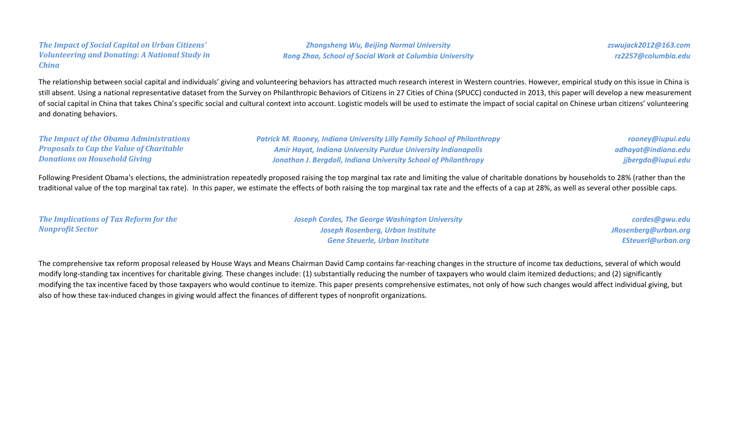### *The Impact of Social Capital on Urban Citizens' Volunteering and Donating: A National Study in China*

*Zhongsheng Wu, Beijing Normal University* — *zswujack2012@163.com*
*Rong Zhao, School of Social Work at Columbia University* — *rz2257@columbia.edu*

The relationship between social capital and individuals' giving and volunteering behaviors has attracted much research interest in Western countries. However, empirical study on this issue in China is still absent. Using a national representative dataset from the Survey on Philanthropic Behaviors of Citizens in 27 Cities of China (SPUCC) conducted in 2013, this paper will develop a new measurement of social capital in China that takes China's specific social and cultural context into account. Logistic models will be used to estimate the impact of social capital on Chinese urban citizens' volunteering and donating behaviors.

### *The Impact of the Obama Administrations Proposals to Cap the Value of Charitable Donations on Household Giving*

*Patrick M. Rooney, Indiana University Lilly Family School of Philanthropy* — *rooney@iupui.edu*
*Amir Hayat, Indiana University Purdue University Indianapolis* — *adhayat@indiana.edu*
*Jonathon J. Bergdoll, Indiana University School of Philanthropy* — *jjbergdo@iupui.edu*

Following President Obama's elections, the administration repeatedly proposed raising the top marginal tax rate and limiting the value of charitable donations by households to 28% (rather than the traditional value of the top marginal tax rate). In this paper, we estimate the effects of both raising the top marginal tax rate and the effects of a cap at 28%, as well as several other possible caps.

### *The Implications of Tax Reform for the Nonprofit Sector*

*Joseph Cordes, The George Washington University* — *cordes@gwu.edu*
*Joseph Rosenberg, Urban Institute* — *JRosenberg@urban.org*
*Gene Steuerle, Urban Institute* — *ESteuerl@urban.org*

The comprehensive tax reform proposal released by House Ways and Means Chairman David Camp contains far-reaching changes in the structure of income tax deductions, several of which would modify long-standing tax incentives for charitable giving. These changes include: (1) substantially reducing the number of taxpayers who would claim itemized deductions; and (2) significantly modifying the tax incentive faced by those taxpayers who would continue to itemize. This paper presents comprehensive estimates, not only of how such changes would affect individual giving, but also of how these tax-induced changes in giving would affect the finances of different types of nonprofit organizations.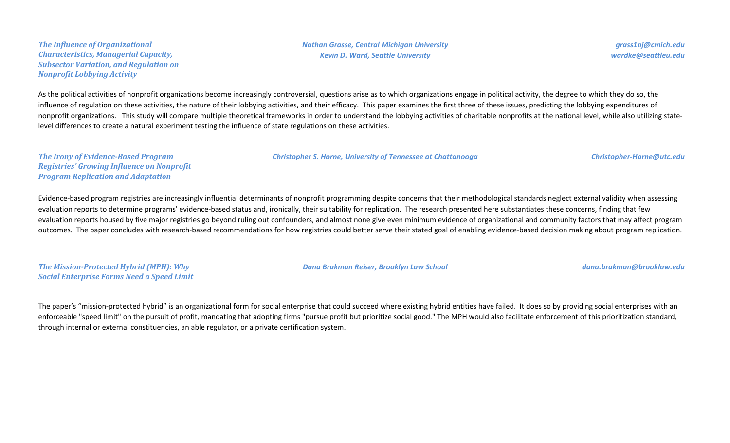***The Influence of Organizational Characteristics, Managerial Capacity, Subsector Variation, and Regulation on Nonprofit Lobbying Activity***

***Nathan Grasse, Central Michigan University***
***Kevin D. Ward, Seattle University***

***grass1nj@cmich.edu***
***wardke@seattleu.edu***

As the political activities of nonprofit organizations become increasingly controversial, questions arise as to which organizations engage in political activity, the degree to which they do so, the influence of regulation on these activities, the nature of their lobbying activities, and their efficacy. This paper examines the first three of these issues, predicting the lobbying expenditures of nonprofit organizations. This study will compare multiple theoretical frameworks in order to understand the lobbying activities of charitable nonprofits at the national level, while also utilizing state-level differences to create a natural experiment testing the influence of state regulations on these activities.

***The Irony of Evidence-Based Program Registries' Growing Influence on Nonprofit Program Replication and Adaptation***

***Christopher S. Horne, University of Tennessee at Chattanooga***

***Christopher-Horne@utc.edu***

Evidence-based program registries are increasingly influential determinants of nonprofit programming despite concerns that their methodological standards neglect external validity when assessing evaluation reports to determine programs' evidence-based status and, ironically, their suitability for replication. The research presented here substantiates these concerns, finding that few evaluation reports housed by five major registries go beyond ruling out confounders, and almost none give even minimum evidence of organizational and community factors that may affect program outcomes. The paper concludes with research-based recommendations for how registries could better serve their stated goal of enabling evidence-based decision making about program replication.

***The Mission-Protected Hybrid (MPH): Why Social Enterprise Forms Need a Speed Limit***

***Dana Brakman Reiser, Brooklyn Law School***

***dana.brakman@brooklaw.edu***

The paper's "mission-protected hybrid" is an organizational form for social enterprise that could succeed where existing hybrid entities have failed. It does so by providing social enterprises with an enforceable "speed limit" on the pursuit of profit, mandating that adopting firms "pursue profit but prioritize social good." The MPH would also facilitate enforcement of this prioritization standard, through internal or external constituencies, an able regulator, or a private certification system.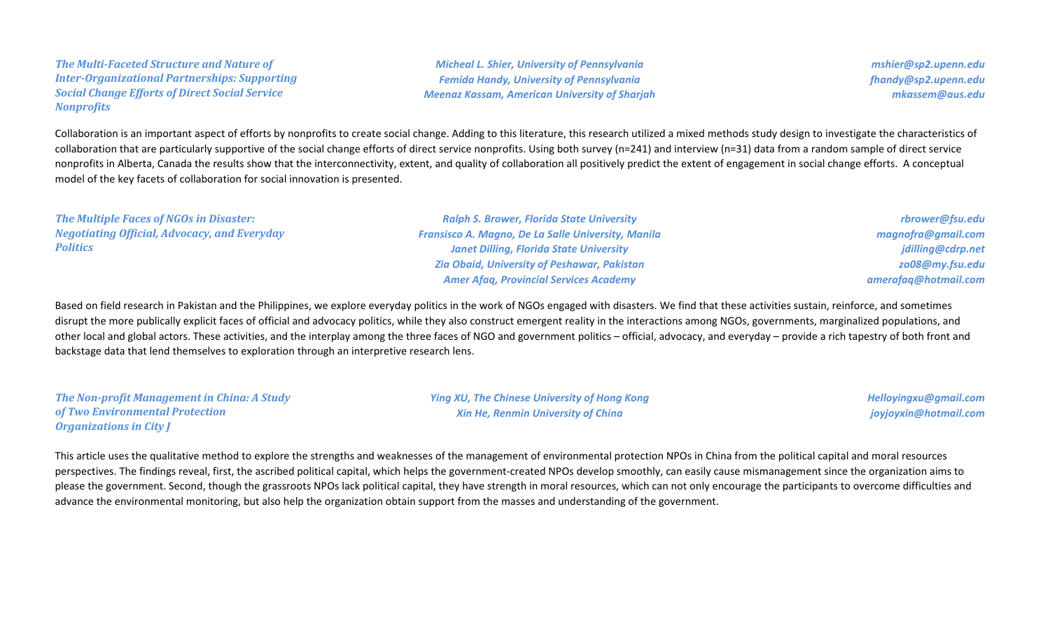***The Multi-Faceted Structure and Nature of Inter-Organizational Partnerships: Supporting Social Change Efforts of Direct Social Service Nonprofits***

*Micheal L. Shier, University of Pennsylvania* — *mshier@sp2.upenn.edu*
*Femida Handy, University of Pennsylvania* — *fhandy@sp2.upenn.edu*
*Meenaz Kassam, American University of Sharjah* — *mkassem@aus.edu*

Collaboration is an important aspect of efforts by nonprofits to create social change. Adding to this literature, this research utilized a mixed methods study design to investigate the characteristics of collaboration that are particularly supportive of the social change efforts of direct service nonprofits. Using both survey (n=241) and interview (n=31) data from a random sample of direct service nonprofits in Alberta, Canada the results show that the interconnectivity, extent, and quality of collaboration all positively predict the extent of engagement in social change efforts. A conceptual model of the key facets of collaboration for social innovation is presented.

***The Multiple Faces of NGOs in Disaster: Negotiating Official, Advocacy, and Everyday Politics***

*Ralph S. Brower, Florida State University* — *rbrower@fsu.edu*
*Fransisco A. Magno, De La Salle University, Manila* — *magnofra@gmail.com*
*Janet Dilling, Florida State University* — *jdilling@cdrp.net*
*Zia Obaid, University of Peshawar, Pakistan* — *zo08@my.fsu.edu*
*Amer Afaq, Provincial Services Academy* — *amerafaq@hotmail.com*

Based on field research in Pakistan and the Philippines, we explore everyday politics in the work of NGOs engaged with disasters. We find that these activities sustain, reinforce, and sometimes disrupt the more publically explicit faces of official and advocacy politics, while they also construct emergent reality in the interactions among NGOs, governments, marginalized populations, and other local and global actors. These activities, and the interplay among the three faces of NGO and government politics – official, advocacy, and everyday – provide a rich tapestry of both front and backstage data that lend themselves to exploration through an interpretive research lens.

***The Non-profit Management in China: A Study of Two Environmental Protection Organizations in City J***

*Ying XU, The Chinese University of Hong Kong* — *Helloyingxu@gmail.com*
*Xin He, Renmin University of China* — *joyjoyxin@hotmail.com*

This article uses the qualitative method to explore the strengths and weaknesses of the management of environmental protection NPOs in China from the political capital and moral resources perspectives. The findings reveal, first, the ascribed political capital, which helps the government-created NPOs develop smoothly, can easily cause mismanagement since the organization aims to please the government. Second, though the grassroots NPOs lack political capital, they have strength in moral resources, which can not only encourage the participants to overcome difficulties and advance the environmental monitoring, but also help the organization obtain support from the masses and understanding of the government.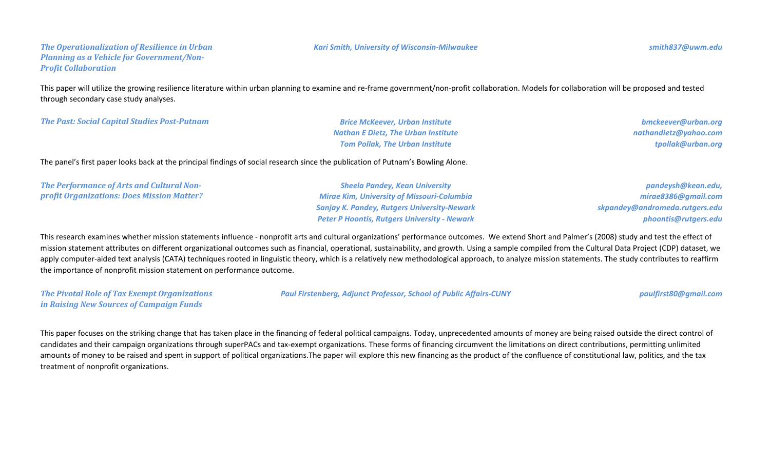***The Operationalization of Resilience in Urban Planning as a Vehicle for Government/Non-Profit Collaboration***

*Kari Smith, University of Wisconsin-Milwaukee* — *smith837@uwm.edu*

This paper will utilize the growing resilience literature within urban planning to examine and re-frame government/non-profit collaboration. Models for collaboration will be proposed and tested through secondary case study analyses.

***The Past: Social Capital Studies Post-Putnam***

*Brice McKeever, Urban Institute* — *bmckeever@urban.org*
*Nathan E Dietz, The Urban Institute* — *nathandietz@yahoo.com*
*Tom Pollak, The Urban Institute* — *tpollak@urban.org*

The panel's first paper looks back at the principal findings of social research since the publication of Putnam's Bowling Alone.

***The Performance of Arts and Cultural Non-profit Organizations: Does Mission Matter?***

*Sheela Pandey, Kean University* — *pandeysh@kean.edu,*
*Mirae Kim, University of Missouri-Columbia* — *mirae8386@gmail.com*
*Sanjay K. Pandey, Rutgers University-Newark* — *skpandey@andromeda.rutgers.edu*
*Peter P Hoontis, Rutgers University - Newark* — *phoontis@rutgers.edu*

This research examines whether mission statements influence - nonprofit arts and cultural organizations' performance outcomes. We extend Short and Palmer's (2008) study and test the effect of mission statement attributes on different organizational outcomes such as financial, operational, sustainability, and growth. Using a sample compiled from the Cultural Data Project (CDP) dataset, we apply computer-aided text analysis (CATA) techniques rooted in linguistic theory, which is a relatively new methodological approach, to analyze mission statements. The study contributes to reaffirm the importance of nonprofit mission statement on performance outcome.

***The Pivotal Role of Tax Exempt Organizations in Raising New Sources of Campaign Funds***

*Paul Firstenberg, Adjunct Professor, School of Public Affairs-CUNY* — *paulfirst80@gmail.com*

This paper focuses on the striking change that has taken place in the financing of federal political campaigns. Today, unprecedented amounts of money are being raised outside the direct control of candidates and their campaign organizations through superPACs and tax-exempt organizations. These forms of financing circumvent the limitations on direct contributions, permitting unlimited amounts of money to be raised and spent in support of political organizations.The paper will explore this new financing as the product of the confluence of constitutional law, politics, and the tax treatment of nonprofit organizations.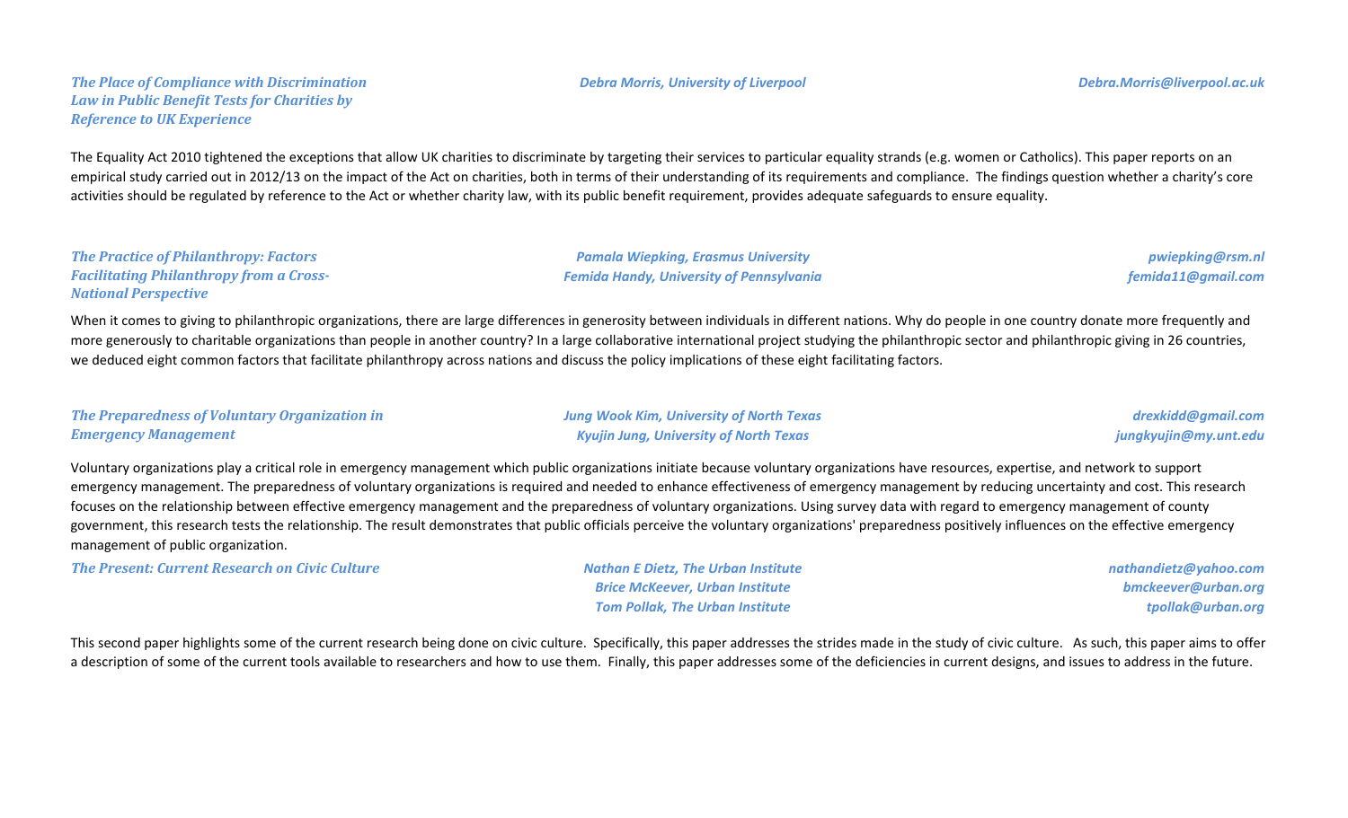### *The Place of Compliance with Discrimination Law in Public Benefit Tests for Charities by Reference to UK Experience*

*Debra Morris, University of Liverpool*

*Debra.Morris@liverpool.ac.uk*

The Equality Act 2010 tightened the exceptions that allow UK charities to discriminate by targeting their services to particular equality strands (e.g. women or Catholics). This paper reports on an empirical study carried out in 2012/13 on the impact of the Act on charities, both in terms of their understanding of its requirements and compliance. The findings question whether a charity's core activities should be regulated by reference to the Act or whether charity law, with its public benefit requirement, provides adequate safeguards to ensure equality.

### *The Practice of Philanthropy: Factors Facilitating Philanthropy from a Cross-National Perspective*

*Pamala Wiepking, Erasmus University* — *pwiepking@rsm.nl*
*Femida Handy, University of Pennsylvania* — *femida11@gmail.com*

When it comes to giving to philanthropic organizations, there are large differences in generosity between individuals in different nations. Why do people in one country donate more frequently and more generously to charitable organizations than people in another country? In a large collaborative international project studying the philanthropic sector and philanthropic giving in 26 countries, we deduced eight common factors that facilitate philanthropy across nations and discuss the policy implications of these eight facilitating factors.

### *The Preparedness of Voluntary Organization in Emergency Management*

*Jung Wook Kim, University of North Texas* — *drexkidd@gmail.com*
*Kyujin Jung, University of North Texas* — *jungkyujin@my.unt.edu*

Voluntary organizations play a critical role in emergency management which public organizations initiate because voluntary organizations have resources, expertise, and network to support emergency management. The preparedness of voluntary organizations is required and needed to enhance effectiveness of emergency management by reducing uncertainty and cost. This research focuses on the relationship between effective emergency management and the preparedness of voluntary organizations. Using survey data with regard to emergency management of county government, this research tests the relationship. The result demonstrates that public officials perceive the voluntary organizations' preparedness positively influences on the effective emergency management of public organization.

### *The Present: Current Research on Civic Culture*

*Nathan E Dietz, The Urban Institute* — *nathandietz@yahoo.com*
*Brice McKeever, Urban Institute* — *bmckeever@urban.org*
*Tom Pollak, The Urban Institute* — *tpollak@urban.org*

This second paper highlights some of the current research being done on civic culture. Specifically, this paper addresses the strides made in the study of civic culture. As such, this paper aims to offer a description of some of the current tools available to researchers and how to use them. Finally, this paper addresses some of the deficiencies in current designs, and issues to address in the future.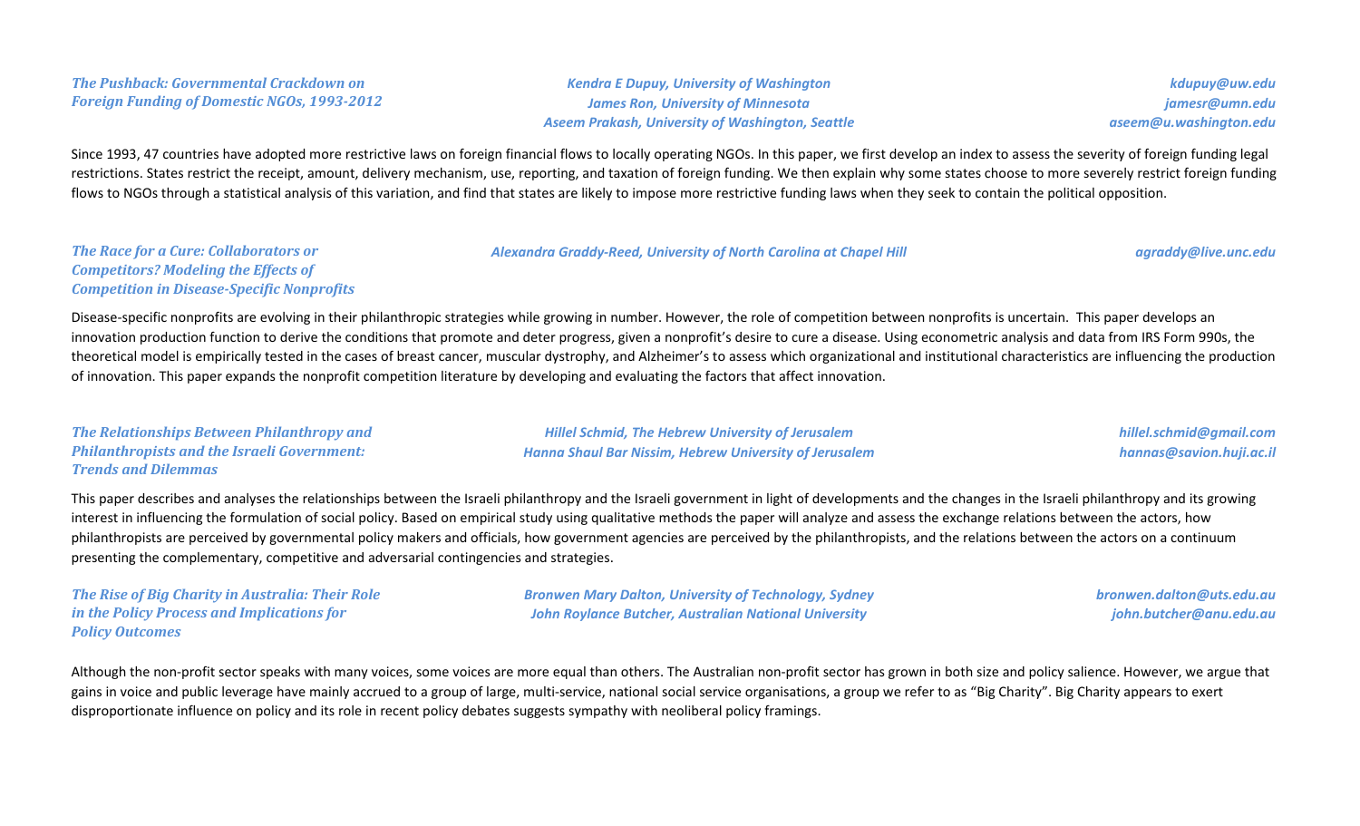### *The Pushback: Governmental Crackdown on Foreign Funding of Domestic NGOs, 1993-2012*

*Kendra E Dupuy, University of Washington* — *kdupuy@uw.edu*
*James Ron, University of Minnesota* — *jamesr@umn.edu*
*Aseem Prakash, University of Washington, Seattle* — *aseem@u.washington.edu*

Since 1993, 47 countries have adopted more restrictive laws on foreign financial flows to locally operating NGOs. In this paper, we first develop an index to assess the severity of foreign funding legal restrictions. States restrict the receipt, amount, delivery mechanism, use, reporting, and taxation of foreign funding. We then explain why some states choose to more severely restrict foreign funding flows to NGOs through a statistical analysis of this variation, and find that states are likely to impose more restrictive funding laws when they seek to contain the political opposition.

### *The Race for a Cure: Collaborators or Competitors? Modeling the Effects of Competition in Disease-Specific Nonprofits*

*Alexandra Graddy-Reed, University of North Carolina at Chapel Hill* — *agraddy@live.unc.edu*

Disease-specific nonprofits are evolving in their philanthropic strategies while growing in number. However, the role of competition between nonprofits is uncertain. This paper develops an innovation production function to derive the conditions that promote and deter progress, given a nonprofit's desire to cure a disease. Using econometric analysis and data from IRS Form 990s, the theoretical model is empirically tested in the cases of breast cancer, muscular dystrophy, and Alzheimer's to assess which organizational and institutional characteristics are influencing the production of innovation. This paper expands the nonprofit competition literature by developing and evaluating the factors that affect innovation.

### *The Relationships Between Philanthropy and Philanthropists and the Israeli Government: Trends and Dilemmas*

*Hillel Schmid, The Hebrew University of Jerusalem* — *hillel.schmid@gmail.com*
*Hanna Shaul Bar Nissim, Hebrew University of Jerusalem* — *hannas@savion.huji.ac.il*

This paper describes and analyses the relationships between the Israeli philanthropy and the Israeli government in light of developments and the changes in the Israeli philanthropy and its growing interest in influencing the formulation of social policy. Based on empirical study using qualitative methods the paper will analyze and assess the exchange relations between the actors, how philanthropists are perceived by governmental policy makers and officials, how government agencies are perceived by the philanthropists, and the relations between the actors on a continuum presenting the complementary, competitive and adversarial contingencies and strategies.

### *The Rise of Big Charity in Australia: Their Role in the Policy Process and Implications for Policy Outcomes*

*Bronwen Mary Dalton, University of Technology, Sydney* — *bronwen.dalton@uts.edu.au*
*John Roylance Butcher, Australian National University* — *john.butcher@anu.edu.au*

Although the non-profit sector speaks with many voices, some voices are more equal than others. The Australian non-profit sector has grown in both size and policy salience. However, we argue that gains in voice and public leverage have mainly accrued to a group of large, multi-service, national social service organisations, a group we refer to as "Big Charity". Big Charity appears to exert disproportionate influence on policy and its role in recent policy debates suggests sympathy with neoliberal policy framings.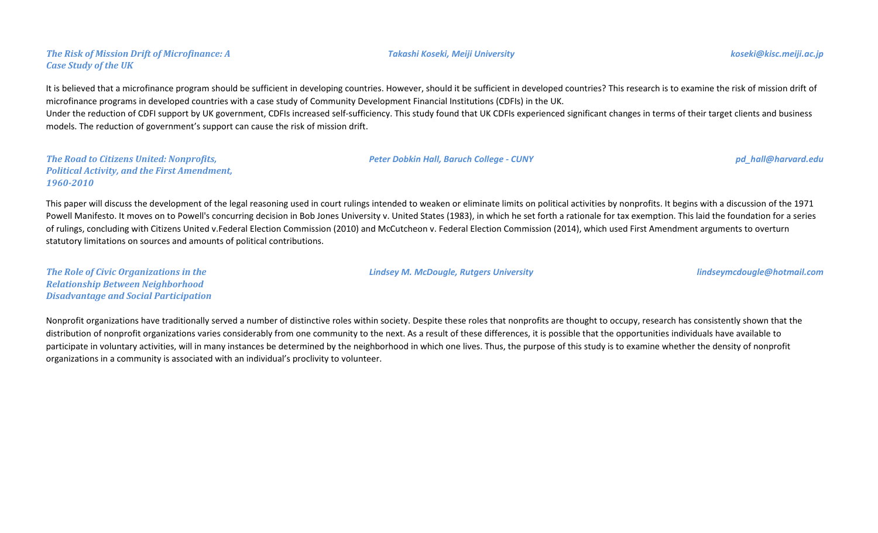### *The Risk of Mission Drift of Microfinance: A Case Study of the UK*

***Takashi Koseki, Meiji University*** — ***koseki@kisc.meiji.ac.jp***

It is believed that a microfinance program should be sufficient in developing countries. However, should it be sufficient in developed countries? This research is to examine the risk of mission drift of microfinance programs in developed countries with a case study of Community Development Financial Institutions (CDFIs) in the UK.
Under the reduction of CDFI support by UK government, CDFIs increased self-sufficiency. This study found that UK CDFIs experienced significant changes in terms of their target clients and business models. The reduction of government's support can cause the risk of mission drift.

### *The Road to Citizens United: Nonprofits, Political Activity, and the First Amendment, 1960-2010*

***Peter Dobkin Hall, Baruch College - CUNY*** — ***pd_hall@harvard.edu***

This paper will discuss the development of the legal reasoning used in court rulings intended to weaken or eliminate limits on political activities by nonprofits. It begins with a discussion of the 1971 Powell Manifesto. It moves on to Powell's concurring decision in Bob Jones University v. United States (1983), in which he set forth a rationale for tax exemption. This laid the foundation for a series of rulings, concluding with Citizens United v.Federal Election Commission (2010) and McCutcheon v. Federal Election Commission (2014), which used First Amendment arguments to overturn statutory limitations on sources and amounts of political contributions.

### *The Role of Civic Organizations in the Relationship Between Neighborhood Disadvantage and Social Participation*

***Lindsey M. McDougle, Rutgers University*** — ***lindseymcdougle@hotmail.com***

Nonprofit organizations have traditionally served a number of distinctive roles within society. Despite these roles that nonprofits are thought to occupy, research has consistently shown that the distribution of nonprofit organizations varies considerably from one community to the next. As a result of these differences, it is possible that the opportunities individuals have available to participate in voluntary activities, will in many instances be determined by the neighborhood in which one lives. Thus, the purpose of this study is to examine whether the density of nonprofit organizations in a community is associated with an individual's proclivity to volunteer.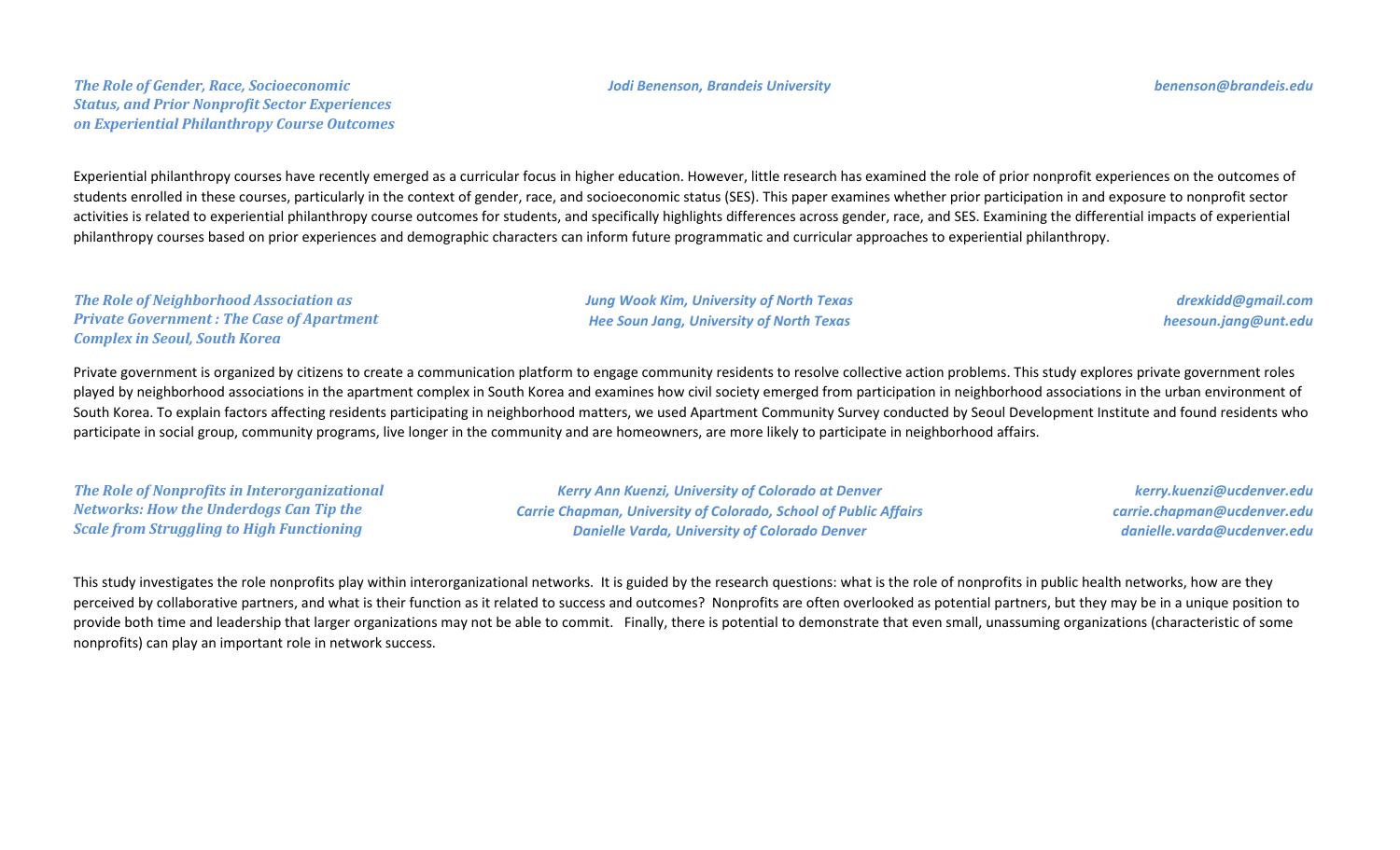### *The Role of Gender, Race, Socioeconomic Status, and Prior Nonprofit Sector Experiences on Experiential Philanthropy Course Outcomes*

*Jodi Benenson, Brandeis University* — *benenson@brandeis.edu*

Experiential philanthropy courses have recently emerged as a curricular focus in higher education. However, little research has examined the role of prior nonprofit experiences on the outcomes of students enrolled in these courses, particularly in the context of gender, race, and socioeconomic status (SES). This paper examines whether prior participation in and exposure to nonprofit sector activities is related to experiential philanthropy course outcomes for students, and specifically highlights differences across gender, race, and SES. Examining the differential impacts of experiential philanthropy courses based on prior experiences and demographic characters can inform future programmatic and curricular approaches to experiential philanthropy.

### *The Role of Neighborhood Association as Private Government : The Case of Apartment Complex in Seoul, South Korea*

*Jung Wook Kim, University of North Texas* — *drexkidd@gmail.com*
*Hee Soun Jang, University of North Texas* — *heesoun.jang@unt.edu*

Private government is organized by citizens to create a communication platform to engage community residents to resolve collective action problems. This study explores private government roles played by neighborhood associations in the apartment complex in South Korea and examines how civil society emerged from participation in neighborhood associations in the urban environment of South Korea. To explain factors affecting residents participating in neighborhood matters, we used Apartment Community Survey conducted by Seoul Development Institute and found residents who participate in social group, community programs, live longer in the community and are homeowners, are more likely to participate in neighborhood affairs.

### *The Role of Nonprofits in Interorganizational Networks: How the Underdogs Can Tip the Scale from Struggling to High Functioning*

*Kerry Ann Kuenzi, University of Colorado at Denver* — *kerry.kuenzi@ucdenver.edu*
*Carrie Chapman, University of Colorado, School of Public Affairs* — *carrie.chapman@ucdenver.edu*
*Danielle Varda, University of Colorado Denver* — *danielle.varda@ucdenver.edu*

This study investigates the role nonprofits play within interorganizational networks. It is guided by the research questions: what is the role of nonprofits in public health networks, how are they perceived by collaborative partners, and what is their function as it related to success and outcomes? Nonprofits are often overlooked as potential partners, but they may be in a unique position to provide both time and leadership that larger organizations may not be able to commit. Finally, there is potential to demonstrate that even small, unassuming organizations (characteristic of some nonprofits) can play an important role in network success.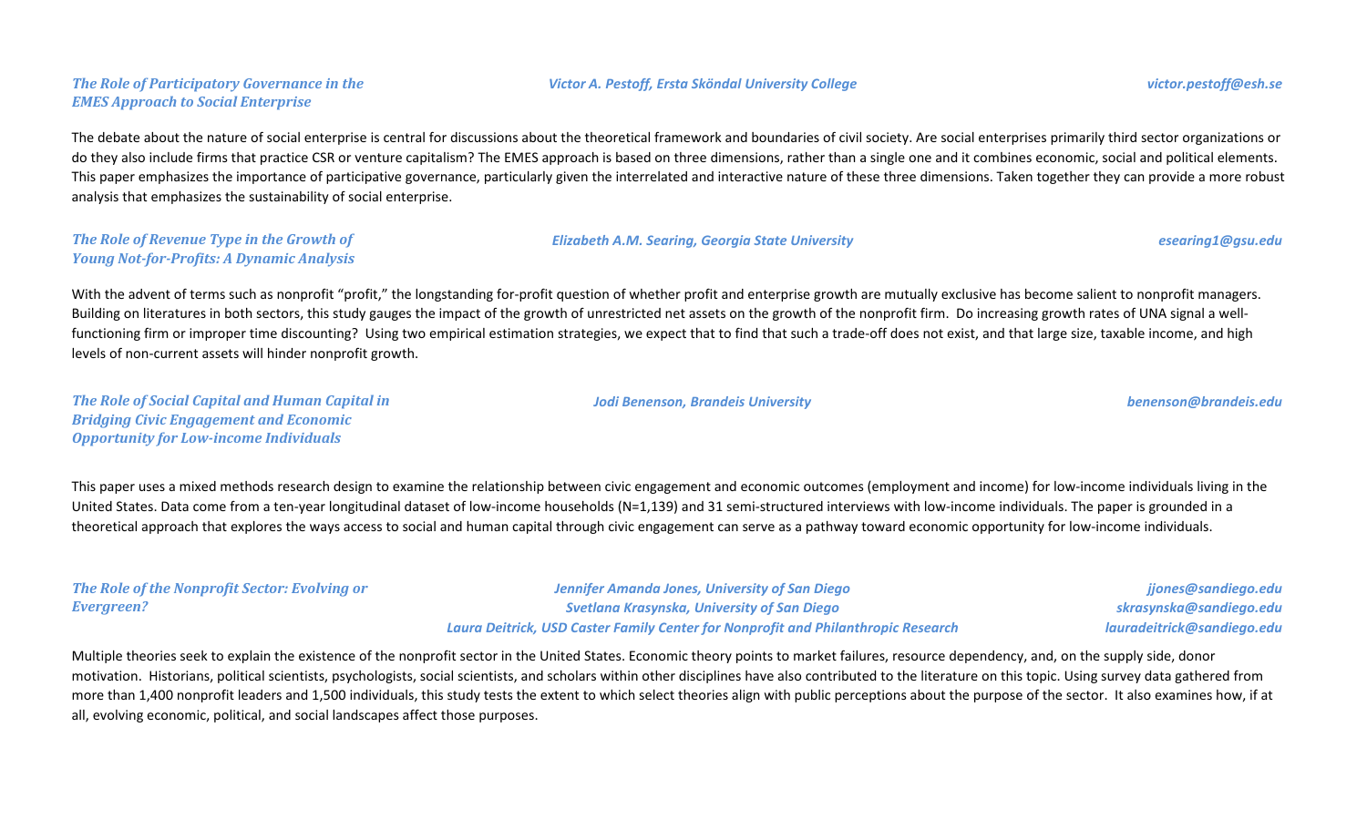***The Role of Participatory Governance in the EMES Approach to Social Enterprise***

*Victor A. Pestoff, Ersta Sköndal University College* — *victor.pestoff@esh.se*

The debate about the nature of social enterprise is central for discussions about the theoretical framework and boundaries of civil society. Are social enterprises primarily third sector organizations or do they also include firms that practice CSR or venture capitalism? The EMES approach is based on three dimensions, rather than a single one and it combines economic, social and political elements. This paper emphasizes the importance of participative governance, particularly given the interrelated and interactive nature of these three dimensions. Taken together they can provide a more robust analysis that emphasizes the sustainability of social enterprise.

***The Role of Revenue Type in the Growth of Young Not-for-Profits: A Dynamic Analysis***

*Elizabeth A.M. Searing, Georgia State University* — *esearing1@gsu.edu*

With the advent of terms such as nonprofit "profit," the longstanding for-profit question of whether profit and enterprise growth are mutually exclusive has become salient to nonprofit managers. Building on literatures in both sectors, this study gauges the impact of the growth of unrestricted net assets on the growth of the nonprofit firm. Do increasing growth rates of UNA signal a well-functioning firm or improper time discounting? Using two empirical estimation strategies, we expect that to find that such a trade-off does not exist, and that large size, taxable income, and high levels of non-current assets will hinder nonprofit growth.

***The Role of Social Capital and Human Capital in Bridging Civic Engagement and Economic Opportunity for Low-income Individuals***

*Jodi Benenson, Brandeis University* — *benenson@brandeis.edu*

This paper uses a mixed methods research design to examine the relationship between civic engagement and economic outcomes (employment and income) for low-income individuals living in the United States. Data come from a ten-year longitudinal dataset of low-income households (N=1,139) and 31 semi-structured interviews with low-income individuals. The paper is grounded in a theoretical approach that explores the ways access to social and human capital through civic engagement can serve as a pathway toward economic opportunity for low-income individuals.

***The Role of the Nonprofit Sector: Evolving or Evergreen?***

*Jennifer Amanda Jones, University of San Diego* — *jjones@sandiego.edu*
*Svetlana Krasynska, University of San Diego* — *skrasynska@sandiego.edu*
*Laura Deitrick, USD Caster Family Center for Nonprofit and Philanthropic Research* — *lauradeitrick@sandiego.edu*

Multiple theories seek to explain the existence of the nonprofit sector in the United States. Economic theory points to market failures, resource dependency, and, on the supply side, donor motivation. Historians, political scientists, psychologists, social scientists, and scholars within other disciplines have also contributed to the literature on this topic. Using survey data gathered from more than 1,400 nonprofit leaders and 1,500 individuals, this study tests the extent to which select theories align with public perceptions about the purpose of the sector. It also examines how, if at all, evolving economic, political, and social landscapes affect those purposes.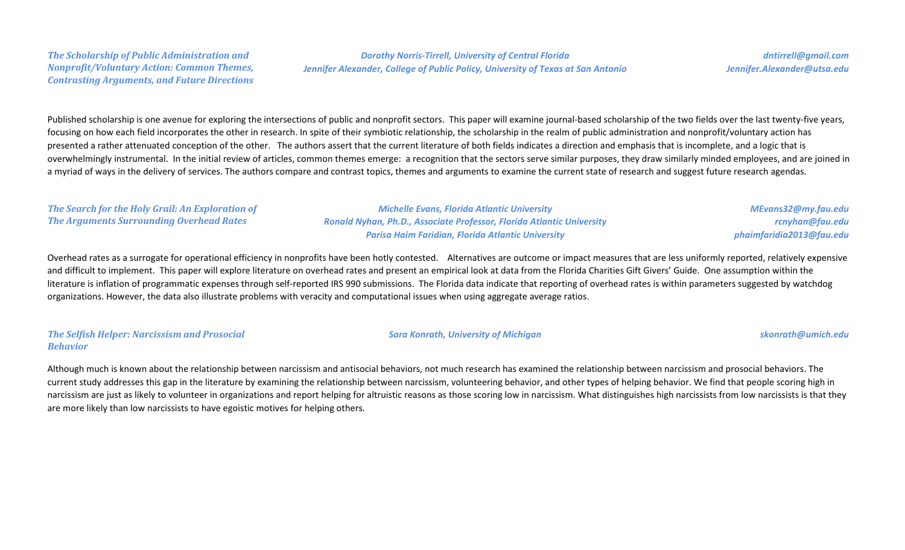### *The Scholarship of Public Administration and Nonprofit/Voluntary Action: Common Themes, Contrasting Arguments, and Future Directions*

*Dorothy Norris-Tirrell, University of Central Florida* — *dntirrell@gmail.com*
*Jennifer Alexander, College of Public Policy, University of Texas at San Antonio* — *Jennifer.Alexander@utsa.edu*

Published scholarship is one avenue for exploring the intersections of public and nonprofit sectors. This paper will examine journal-based scholarship of the two fields over the last twenty-five years, focusing on how each field incorporates the other in research. In spite of their symbiotic relationship, the scholarship in the realm of public administration and nonprofit/voluntary action has presented a rather attenuated conception of the other. The authors assert that the current literature of both fields indicates a direction and emphasis that is incomplete, and a logic that is overwhelmingly instrumental. In the initial review of articles, common themes emerge: a recognition that the sectors serve similar purposes, they draw similarly minded employees, and are joined in a myriad of ways in the delivery of services. The authors compare and contrast topics, themes and arguments to examine the current state of research and suggest future research agendas.

### *The Search for the Holy Grail: An Exploration of The Arguments Surrounding Overhead Rates*

*Michelle Evans, Florida Atlantic University* — *MEvans32@my.fau.edu*
*Ronald Nyhan, Ph.D., Associate Professor, Florida Atlantic University* — *rcnyhan@fau.edu*
*Parisa Haim Faridian, Florida Atlantic University* — *phaimfaridia2013@fau.edu*

Overhead rates as a surrogate for operational efficiency in nonprofits have been hotly contested. Alternatives are outcome or impact measures that are less uniformly reported, relatively expensive and difficult to implement. This paper will explore literature on overhead rates and present an empirical look at data from the Florida Charities Gift Givers' Guide. One assumption within the literature is inflation of programmatic expenses through self-reported IRS 990 submissions. The Florida data indicate that reporting of overhead rates is within parameters suggested by watchdog organizations. However, the data also illustrate problems with veracity and computational issues when using aggregate average ratios.

### *The Selfish Helper: Narcissism and Prosocial Behavior*

*Sara Konrath, University of Michigan* — *skonrath@umich.edu*

Although much is known about the relationship between narcissism and antisocial behaviors, not much research has examined the relationship between narcissism and prosocial behaviors. The current study addresses this gap in the literature by examining the relationship between narcissism, volunteering behavior, and other types of helping behavior. We find that people scoring high in narcissism are just as likely to volunteer in organizations and report helping for altruistic reasons as those scoring low in narcissism. What distinguishes high narcissists from low narcissists is that they are more likely than low narcissists to have egoistic motives for helping others.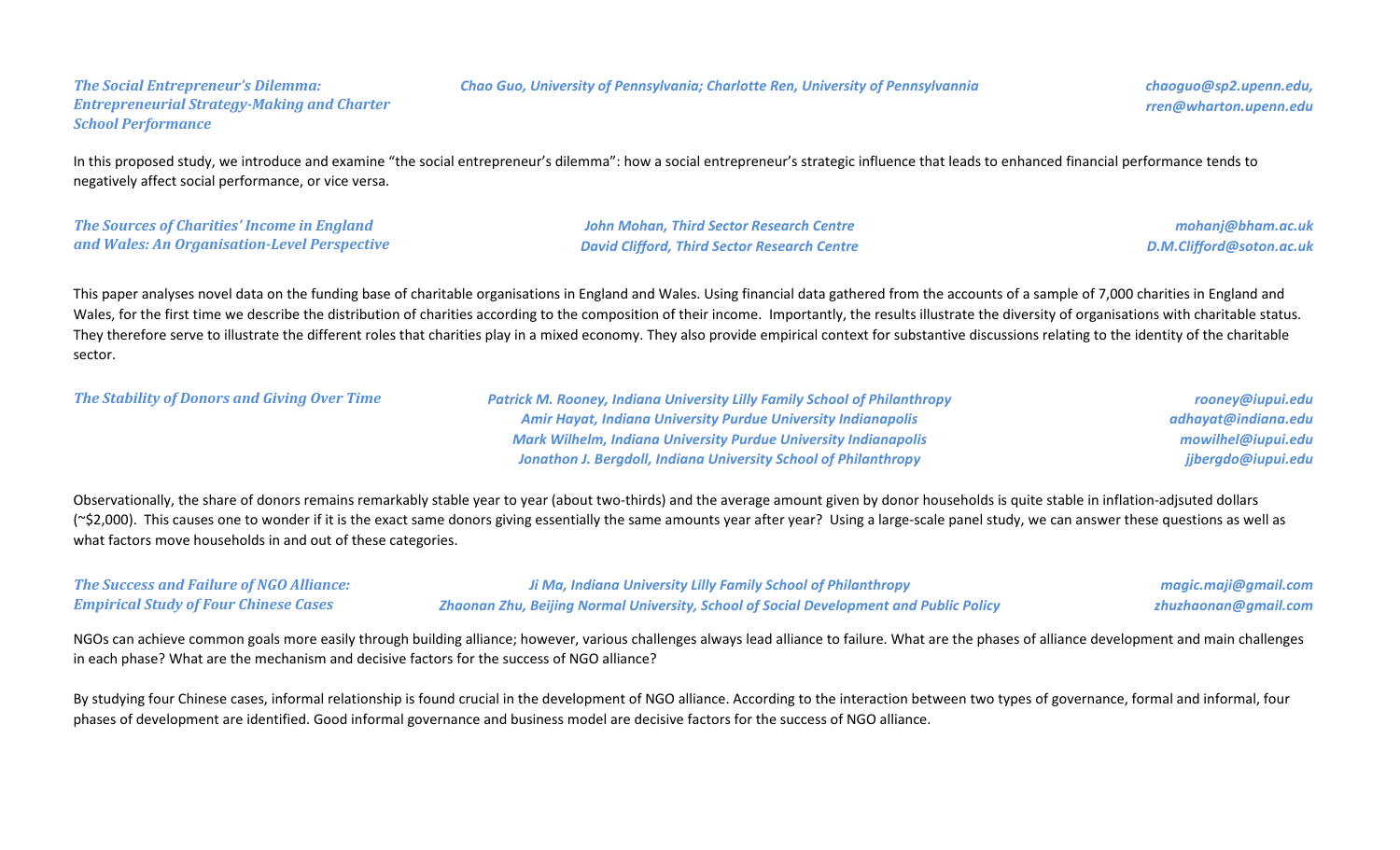### *The Social Entrepreneur's Dilemma: Entrepreneurial Strategy-Making and Charter School Performance*

*Chao Guo, University of Pennsylvania; Charlotte Ren, University of Pennsylvannia*

*chaoguo@sp2.upenn.edu, rren@wharton.upenn.edu*

In this proposed study, we introduce and examine "the social entrepreneur's dilemma": how a social entrepreneur's strategic influence that leads to enhanced financial performance tends to negatively affect social performance, or vice versa.

### *The Sources of Charities' Income in England and Wales: An Organisation-Level Perspective*

*John Mohan, Third Sector Research Centre* — *mohanj@bham.ac.uk*
*David Clifford, Third Sector Research Centre* — *D.M.Clifford@soton.ac.uk*

This paper analyses novel data on the funding base of charitable organisations in England and Wales. Using financial data gathered from the accounts of a sample of 7,000 charities in England and Wales, for the first time we describe the distribution of charities according to the composition of their income. Importantly, the results illustrate the diversity of organisations with charitable status. They therefore serve to illustrate the different roles that charities play in a mixed economy. They also provide empirical context for substantive discussions relating to the identity of the charitable sector.

### *The Stability of Donors and Giving Over Time*

*Patrick M. Rooney, Indiana University Lilly Family School of Philanthropy* — *rooney@iupui.edu*
*Amir Hayat, Indiana University Purdue University Indianapolis* — *adhayat@indiana.edu*
*Mark Wilhelm, Indiana University Purdue University Indianapolis* — *mowilhel@iupui.edu*
*Jonathon J. Bergdoll, Indiana University School of Philanthropy* — *jjbergdo@iupui.edu*

Observationally, the share of donors remains remarkably stable year to year (about two-thirds) and the average amount given by donor households is quite stable in inflation-adjsuted dollars (~$2,000). This causes one to wonder if it is the exact same donors giving essentially the same amounts year after year? Using a large-scale panel study, we can answer these questions as well as what factors move households in and out of these categories.

### *The Success and Failure of NGO Alliance: Empirical Study of Four Chinese Cases*

*Ji Ma, Indiana University Lilly Family School of Philanthropy* — *magic.maji@gmail.com*
*Zhaonan Zhu, Beijing Normal University, School of Social Development and Public Policy* — *zhuzhaonan@gmail.com*

NGOs can achieve common goals more easily through building alliance; however, various challenges always lead alliance to failure. What are the phases of alliance development and main challenges in each phase? What are the mechanism and decisive factors for the success of NGO alliance?

By studying four Chinese cases, informal relationship is found crucial in the development of NGO alliance. According to the interaction between two types of governance, formal and informal, four phases of development are identified. Good informal governance and business model are decisive factors for the success of NGO alliance.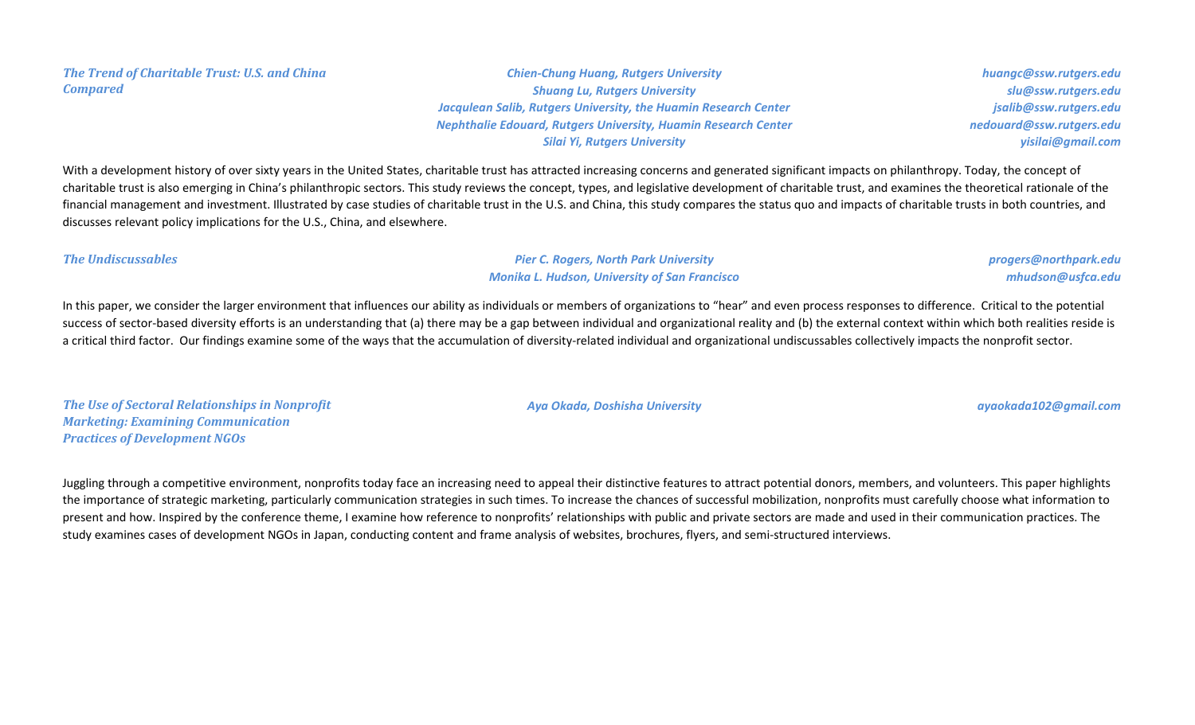### *The Trend of Charitable Trust: U.S. and China Compared*

*Chien-Chung Huang, Rutgers University* — *huangc@ssw.rutgers.edu*
*Shuang Lu, Rutgers University* — *slu@ssw.rutgers.edu*
*Jacqulean Salib, Rutgers University, the Huamin Research Center* — *jsalib@ssw.rutgers.edu*
*Nephthalie Edouard, Rutgers University, Huamin Research Center* — *nedouard@ssw.rutgers.edu*
*Silai Yi, Rutgers University* — *yisilai@gmail.com*

With a development history of over sixty years in the United States, charitable trust has attracted increasing concerns and generated significant impacts on philanthropy. Today, the concept of charitable trust is also emerging in China's philanthropic sectors. This study reviews the concept, types, and legislative development of charitable trust, and examines the theoretical rationale of the financial management and investment. Illustrated by case studies of charitable trust in the U.S. and China, this study compares the status quo and impacts of charitable trusts in both countries, and discusses relevant policy implications for the U.S., China, and elsewhere.

### *The Undiscussables*

*Pier C. Rogers, North Park University* — *progers@northpark.edu*
*Monika L. Hudson, University of San Francisco* — *mhudson@usfca.edu*

In this paper, we consider the larger environment that influences our ability as individuals or members of organizations to "hear" and even process responses to difference. Critical to the potential success of sector-based diversity efforts is an understanding that (a) there may be a gap between individual and organizational reality and (b) the external context within which both realities reside is a critical third factor. Our findings examine some of the ways that the accumulation of diversity-related individual and organizational undiscussables collectively impacts the nonprofit sector.

### *The Use of Sectoral Relationships in Nonprofit Marketing: Examining Communication Practices of Development NGOs*

*Aya Okada, Doshisha University* — *ayaokada102@gmail.com*

Juggling through a competitive environment, nonprofits today face an increasing need to appeal their distinctive features to attract potential donors, members, and volunteers. This paper highlights the importance of strategic marketing, particularly communication strategies in such times. To increase the chances of successful mobilization, nonprofits must carefully choose what information to present and how. Inspired by the conference theme, I examine how reference to nonprofits' relationships with public and private sectors are made and used in their communication practices. The study examines cases of development NGOs in Japan, conducting content and frame analysis of websites, brochures, flyers, and semi-structured interviews.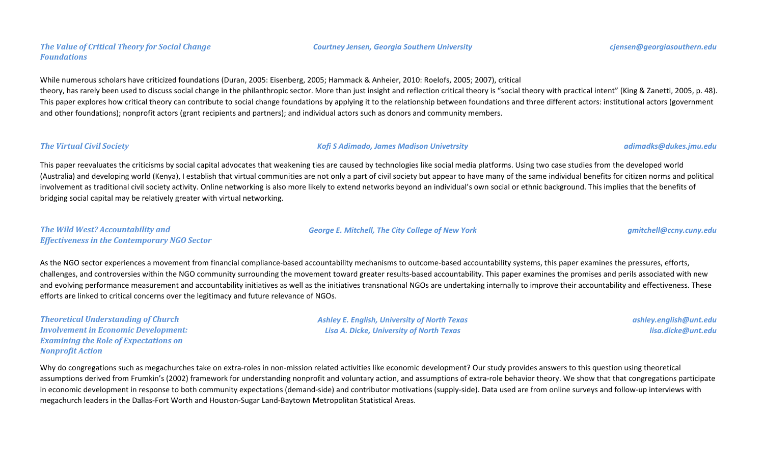### *The Value of Critical Theory for Social Change Foundations*

*Courtney Jensen, Georgia Southern University* — *cjensen@georgiasouthern.edu*

While numerous scholars have criticized foundations (Duran, 2005: Eisenberg, 2005; Hammack & Anheier, 2010: Roelofs, 2005; 2007), critical theory, has rarely been used to discuss social change in the philanthropic sector. More than just insight and reflection critical theory is "social theory with practical intent" (King & Zanetti, 2005, p. 48). This paper explores how critical theory can contribute to social change foundations by applying it to the relationship between foundations and three different actors: institutional actors (government and other foundations); nonprofit actors (grant recipients and partners); and individual actors such as donors and community members.

### *The Virtual Civil Society*

*Kofi S Adimado, James Madison Univetrsity* — *adimadks@dukes.jmu.edu*

This paper reevaluates the criticisms by social capital advocates that weakening ties are caused by technologies like social media platforms. Using two case studies from the developed world (Australia) and developing world (Kenya), I establish that virtual communities are not only a part of civil society but appear to have many of the same individual benefits for citizen norms and political involvement as traditional civil society activity. Online networking is also more likely to extend networks beyond an individual's own social or ethnic background. This implies that the benefits of bridging social capital may be relatively greater with virtual networking.

### *The Wild West? Accountability and Effectiveness in the Contemporary NGO Sector*

*George E. Mitchell, The City College of New York* — *gmitchell@ccny.cuny.edu*

As the NGO sector experiences a movement from financial compliance-based accountability mechanisms to outcome-based accountability systems, this paper examines the pressures, efforts, challenges, and controversies within the NGO community surrounding the movement toward greater results-based accountability. This paper examines the promises and perils associated with new and evolving performance measurement and accountability initiatives as well as the initiatives transnational NGOs are undertaking internally to improve their accountability and effectiveness. These efforts are linked to critical concerns over the legitimacy and future relevance of NGOs.

### *Theoretical Understanding of Church Involvement in Economic Development: Examining the Role of Expectations on Nonprofit Action*

*Ashley E. English, University of North Texas* — *ashley.english@unt.edu*
*Lisa A. Dicke, University of North Texas* — *lisa.dicke@unt.edu*

Why do congregations such as megachurches take on extra-roles in non-mission related activities like economic development? Our study provides answers to this question using theoretical assumptions derived from Frumkin's (2002) framework for understanding nonprofit and voluntary action, and assumptions of extra-role behavior theory. We show that that congregations participate in economic development in response to both community expectations (demand-side) and contributor motivations (supply-side). Data used are from online surveys and follow-up interviews with megachurch leaders in the Dallas-Fort Worth and Houston-Sugar Land-Baytown Metropolitan Statistical Areas.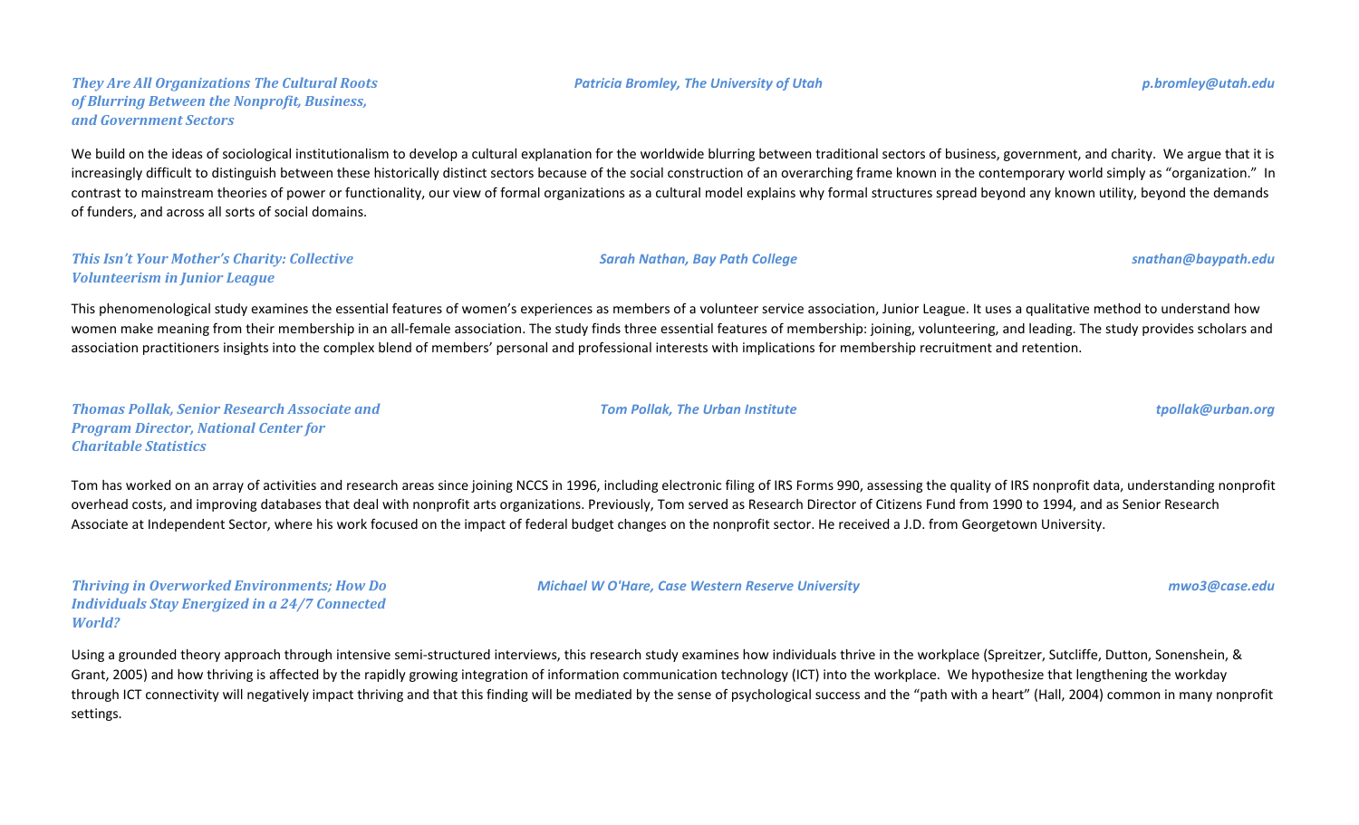***They Are All Organizations The Cultural Roots of Blurring Between the Nonprofit, Business, and Government Sectors***

*Patricia Bromley, The University of Utah* — *p.bromley@utah.edu*

We build on the ideas of sociological institutionalism to develop a cultural explanation for the worldwide blurring between traditional sectors of business, government, and charity. We argue that it is increasingly difficult to distinguish between these historically distinct sectors because of the social construction of an overarching frame known in the contemporary world simply as "organization." In contrast to mainstream theories of power or functionality, our view of formal organizations as a cultural model explains why formal structures spread beyond any known utility, beyond the demands of funders, and across all sorts of social domains.

***This Isn't Your Mother's Charity: Collective Volunteerism in Junior League***

*Sarah Nathan, Bay Path College* — *snathan@baypath.edu*

This phenomenological study examines the essential features of women's experiences as members of a volunteer service association, Junior League. It uses a qualitative method to understand how women make meaning from their membership in an all-female association. The study finds three essential features of membership: joining, volunteering, and leading. The study provides scholars and association practitioners insights into the complex blend of members' personal and professional interests with implications for membership recruitment and retention.

***Thomas Pollak, Senior Research Associate and Program Director, National Center for Charitable Statistics***

*Tom Pollak, The Urban Institute* — *tpollak@urban.org*

Tom has worked on an array of activities and research areas since joining NCCS in 1996, including electronic filing of IRS Forms 990, assessing the quality of IRS nonprofit data, understanding nonprofit overhead costs, and improving databases that deal with nonprofit arts organizations. Previously, Tom served as Research Director of Citizens Fund from 1990 to 1994, and as Senior Research Associate at Independent Sector, where his work focused on the impact of federal budget changes on the nonprofit sector. He received a J.D. from Georgetown University.

***Thriving in Overworked Environments; How Do Individuals Stay Energized in a 24/7 Connected World?***

*Michael W O'Hare, Case Western Reserve University* — *mwo3@case.edu*

Using a grounded theory approach through intensive semi-structured interviews, this research study examines how individuals thrive in the workplace (Spreitzer, Sutcliffe, Dutton, Sonenshein, & Grant, 2005) and how thriving is affected by the rapidly growing integration of information communication technology (ICT) into the workplace. We hypothesize that lengthening the workday through ICT connectivity will negatively impact thriving and that this finding will be mediated by the sense of psychological success and the "path with a heart" (Hall, 2004) common in many nonprofit settings.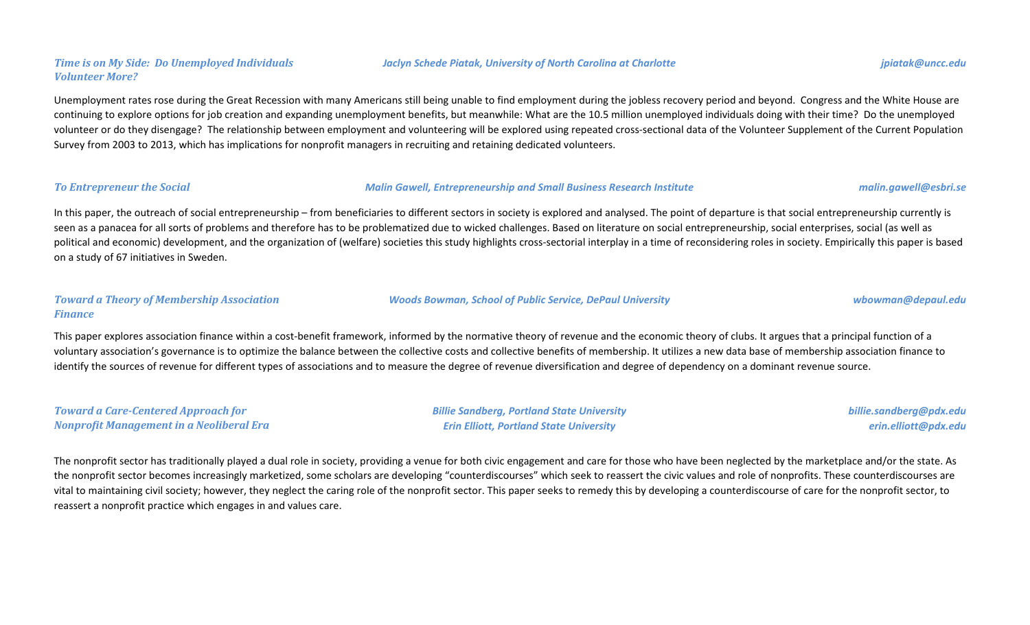### *Time is on My Side: Do Unemployed Individuals Volunteer More?*

***Jaclyn Schede Piatak, University of North Carolina at Charlotte*** — *jpiatak@uncc.edu*

Unemployment rates rose during the Great Recession with many Americans still being unable to find employment during the jobless recovery period and beyond. Congress and the White House are continuing to explore options for job creation and expanding unemployment benefits, but meanwhile: What are the 10.5 million unemployed individuals doing with their time? Do the unemployed volunteer or do they disengage? The relationship between employment and volunteering will be explored using repeated cross-sectional data of the Volunteer Supplement of the Current Population Survey from 2003 to 2013, which has implications for nonprofit managers in recruiting and retaining dedicated volunteers.

### *To Entrepreneur the Social*

***Malin Gawell, Entrepreneurship and Small Business Research Institute*** — *malin.gawell@esbri.se*

In this paper, the outreach of social entrepreneurship – from beneficiaries to different sectors in society is explored and analysed. The point of departure is that social entrepreneurship currently is seen as a panacea for all sorts of problems and therefore has to be problematized due to wicked challenges. Based on literature on social entrepreneurship, social enterprises, social (as well as political and economic) development, and the organization of (welfare) societies this study highlights cross-sectorial interplay in a time of reconsidering roles in society. Empirically this paper is based on a study of 67 initiatives in Sweden.

### *Toward a Theory of Membership Association Finance*

***Woods Bowman, School of Public Service, DePaul University*** — *wbowman@depaul.edu*

This paper explores association finance within a cost-benefit framework, informed by the normative theory of revenue and the economic theory of clubs. It argues that a principal function of a voluntary association's governance is to optimize the balance between the collective costs and collective benefits of membership. It utilizes a new data base of membership association finance to identify the sources of revenue for different types of associations and to measure the degree of revenue diversification and degree of dependency on a dominant revenue source.

### *Toward a Care-Centered Approach for Nonprofit Management in a Neoliberal Era*

***Billie Sandberg, Portland State University*** — *billie.sandberg@pdx.edu*
***Erin Elliott, Portland State University*** — *erin.elliott@pdx.edu*

The nonprofit sector has traditionally played a dual role in society, providing a venue for both civic engagement and care for those who have been neglected by the marketplace and/or the state. As the nonprofit sector becomes increasingly marketized, some scholars are developing "counterdiscourses" which seek to reassert the civic values and role of nonprofits. These counterdiscourses are vital to maintaining civil society; however, they neglect the caring role of the nonprofit sector. This paper seeks to remedy this by developing a counterdiscourse of care for the nonprofit sector, to reassert a nonprofit practice which engages in and values care.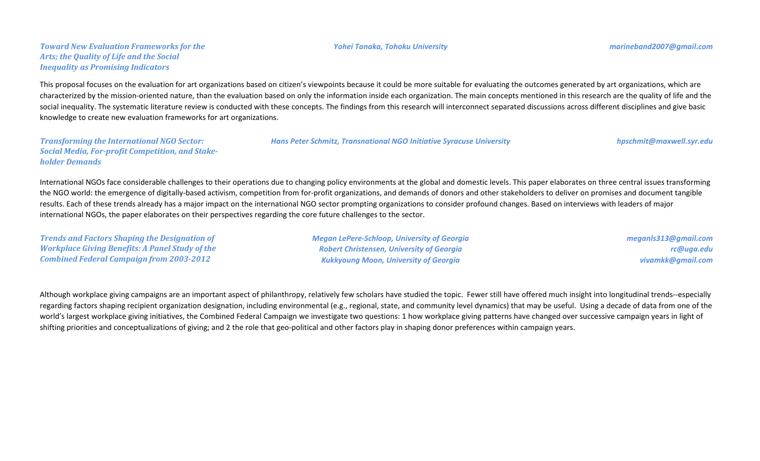***Toward New Evaluation Frameworks for the Arts; the Quality of Life and the Social Inequality as Promising Indicators***

*Yohei Tanaka, Tohoku University*

*marineband2007@gmail.com*

This proposal focuses on the evaluation for art organizations based on citizen's viewpoints because it could be more suitable for evaluating the outcomes generated by art organizations, which are characterized by the mission-oriented nature, than the evaluation based on only the information inside each organization. The main concepts mentioned in this research are the quality of life and the social inequality. The systematic literature review is conducted with these concepts. The findings from this research will interconnect separated discussions across different disciplines and give basic knowledge to create new evaluation frameworks for art organizations.

***Transforming the International NGO Sector: Social Media, For-profit Competition, and Stake-holder Demands***

*Hans Peter Schmitz, Transnational NGO Initiative Syracuse University*

*hpschmit@maxwell.syr.edu*

International NGOs face considerable challenges to their operations due to changing policy environments at the global and domestic levels. This paper elaborates on three central issues transforming the NGO world: the emergence of digitally-based activism, competition from for-profit organizations, and demands of donors and other stakeholders to deliver on promises and document tangible results. Each of these trends already has a major impact on the international NGO sector prompting organizations to consider profound changes. Based on interviews with leaders of major international NGOs, the paper elaborates on their perspectives regarding the core future challenges to the sector.

***Trends and Factors Shaping the Designation of Workplace Giving Benefits: A Panel Study of the Combined Federal Campaign from 2003-2012***

*Megan LePere-Schloop, University of Georgia* — *meganls313@gmail.com*
*Robert Christensen, University of Georgia* — *rc@uga.edu*
*Kukkyoung Moon, University of Georgia* — *vivamkk@gmail.com*

Although workplace giving campaigns are an important aspect of philanthropy, relatively few scholars have studied the topic. Fewer still have offered much insight into longitudinal trends--especially regarding factors shaping recipient organization designation, including environmental (e.g., regional, state, and community level dynamics) that may be useful. Using a decade of data from one of the world's largest workplace giving initiatives, the Combined Federal Campaign we investigate two questions: 1 how workplace giving patterns have changed over successive campaign years in light of shifting priorities and conceptualizations of giving; and 2 the role that geo-political and other factors play in shaping donor preferences within campaign years.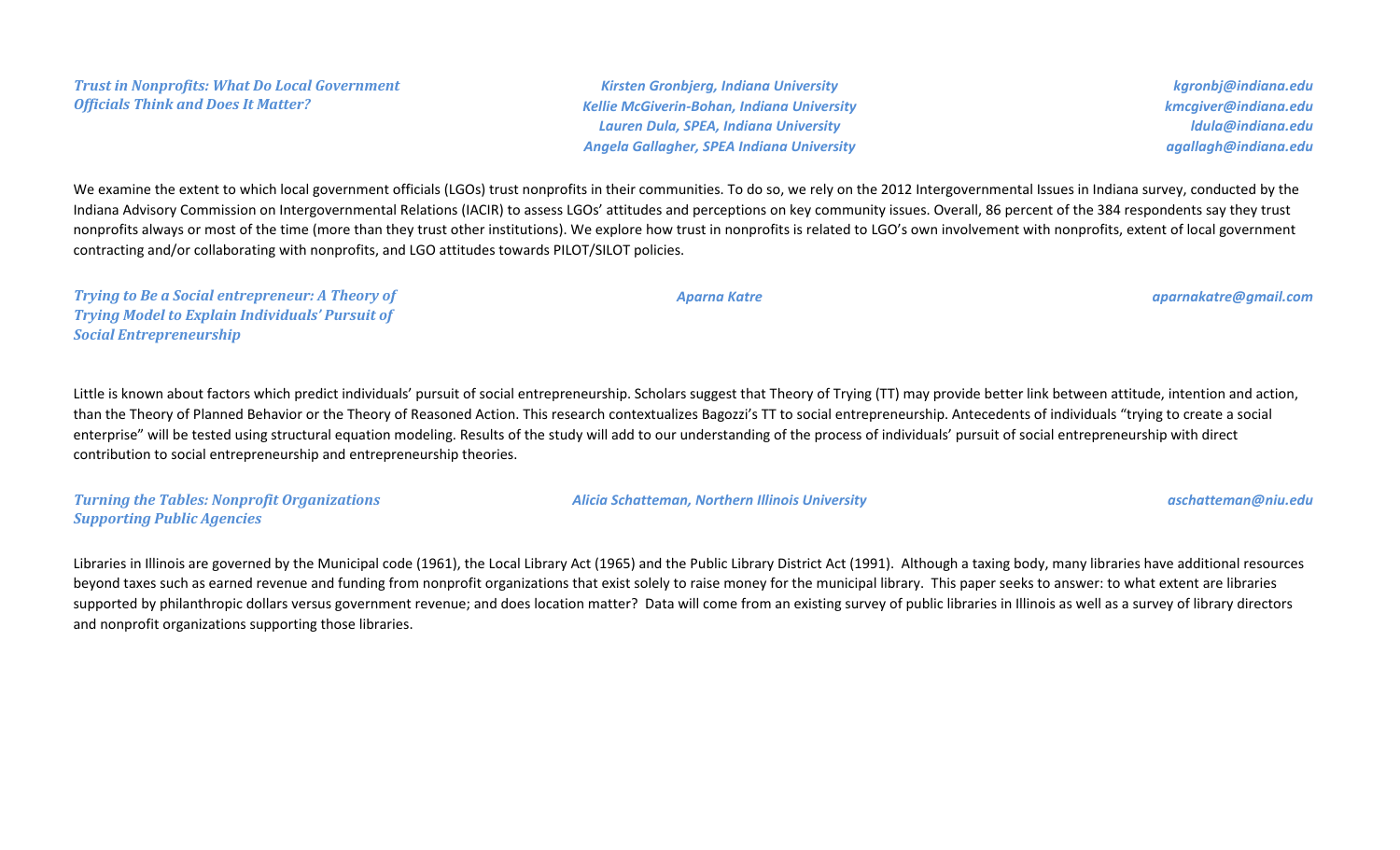***Trust in Nonprofits: What Do Local Government Officials Think and Does It Matter?***

*Kirsten Gronbjerg, Indiana University* — *kgronbj@indiana.edu*
*Kellie McGiverin-Bohan, Indiana University* — *kmcgiver@indiana.edu*
*Lauren Dula, SPEA, Indiana University* — *ldula@indiana.edu*
*Angela Gallagher, SPEA Indiana University* — *agallagh@indiana.edu*

We examine the extent to which local government officials (LGOs) trust nonprofits in their communities. To do so, we rely on the 2012 Intergovernmental Issues in Indiana survey, conducted by the Indiana Advisory Commission on Intergovernmental Relations (IACIR) to assess LGOs' attitudes and perceptions on key community issues. Overall, 86 percent of the 384 respondents say they trust nonprofits always or most of the time (more than they trust other institutions). We explore how trust in nonprofits is related to LGO's own involvement with nonprofits, extent of local government contracting and/or collaborating with nonprofits, and LGO attitudes towards PILOT/SILOT policies.

***Trying to Be a Social entrepreneur: A Theory of Trying Model to Explain Individuals' Pursuit of Social Entrepreneurship***

*Aparna Katre* — *aparnakatre@gmail.com*

Little is known about factors which predict individuals' pursuit of social entrepreneurship. Scholars suggest that Theory of Trying (TT) may provide better link between attitude, intention and action, than the Theory of Planned Behavior or the Theory of Reasoned Action. This research contextualizes Bagozzi's TT to social entrepreneurship. Antecedents of individuals "trying to create a social enterprise" will be tested using structural equation modeling. Results of the study will add to our understanding of the process of individuals' pursuit of social entrepreneurship with direct contribution to social entrepreneurship and entrepreneurship theories.

***Turning the Tables: Nonprofit Organizations Supporting Public Agencies***

*Alicia Schatteman, Northern Illinois University* — *aschatteman@niu.edu*

Libraries in Illinois are governed by the Municipal code (1961), the Local Library Act (1965) and the Public Library District Act (1991). Although a taxing body, many libraries have additional resources beyond taxes such as earned revenue and funding from nonprofit organizations that exist solely to raise money for the municipal library. This paper seeks to answer: to what extent are libraries supported by philanthropic dollars versus government revenue; and does location matter? Data will come from an existing survey of public libraries in Illinois as well as a survey of library directors and nonprofit organizations supporting those libraries.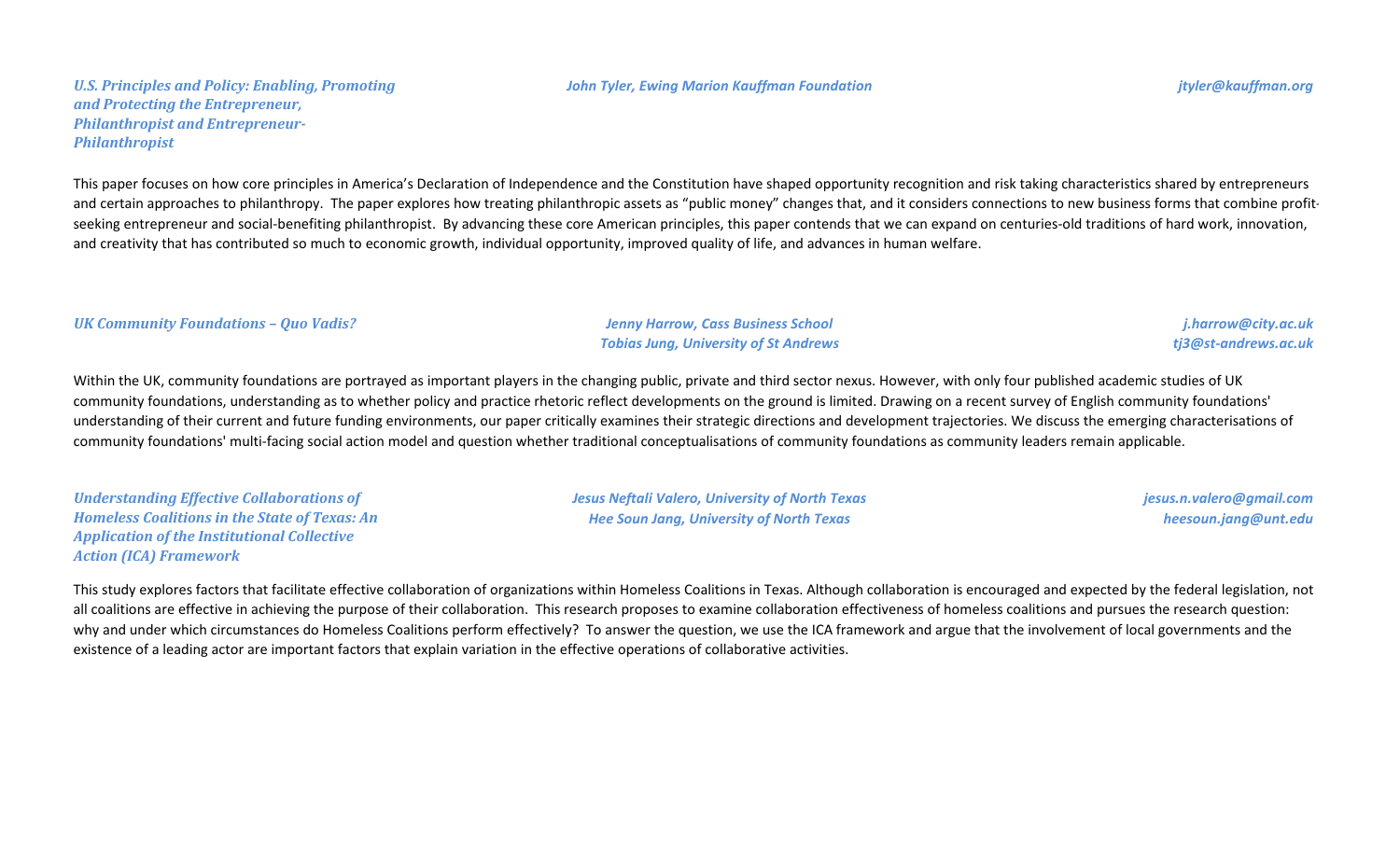***U.S. Principles and Policy: Enabling, Promoting and Protecting the Entrepreneur, Philanthropist and Entrepreneur-Philanthropist***

***John Tyler, Ewing Marion Kauffman Foundation*** — ***jtyler@kauffman.org***

This paper focuses on how core principles in America's Declaration of Independence and the Constitution have shaped opportunity recognition and risk taking characteristics shared by entrepreneurs and certain approaches to philanthropy. The paper explores how treating philanthropic assets as "public money" changes that, and it considers connections to new business forms that combine profit-seeking entrepreneur and social-benefiting philanthropist. By advancing these core American principles, this paper contends that we can expand on centuries-old traditions of hard work, innovation, and creativity that has contributed so much to economic growth, individual opportunity, improved quality of life, and advances in human welfare.

***UK Community Foundations – Quo Vadis?***

***Jenny Harrow, Cass Business School*** — ***j.harrow@city.ac.uk***
***Tobias Jung, University of St Andrews*** — ***tj3@st-andrews.ac.uk***

Within the UK, community foundations are portrayed as important players in the changing public, private and third sector nexus. However, with only four published academic studies of UK community foundations, understanding as to whether policy and practice rhetoric reflect developments on the ground is limited. Drawing on a recent survey of English community foundations' understanding of their current and future funding environments, our paper critically examines their strategic directions and development trajectories. We discuss the emerging characterisations of community foundations' multi-facing social action model and question whether traditional conceptualisations of community foundations as community leaders remain applicable.

***Understanding Effective Collaborations of Homeless Coalitions in the State of Texas: An Application of the Institutional Collective Action (ICA) Framework***

***Jesus Neftali Valero, University of North Texas*** — ***jesus.n.valero@gmail.com***
***Hee Soun Jang, University of North Texas*** — ***heesoun.jang@unt.edu***

This study explores factors that facilitate effective collaboration of organizations within Homeless Coalitions in Texas. Although collaboration is encouraged and expected by the federal legislation, not all coalitions are effective in achieving the purpose of their collaboration. This research proposes to examine collaboration effectiveness of homeless coalitions and pursues the research question: why and under which circumstances do Homeless Coalitions perform effectively? To answer the question, we use the ICA framework and argue that the involvement of local governments and the existence of a leading actor are important factors that explain variation in the effective operations of collaborative activities.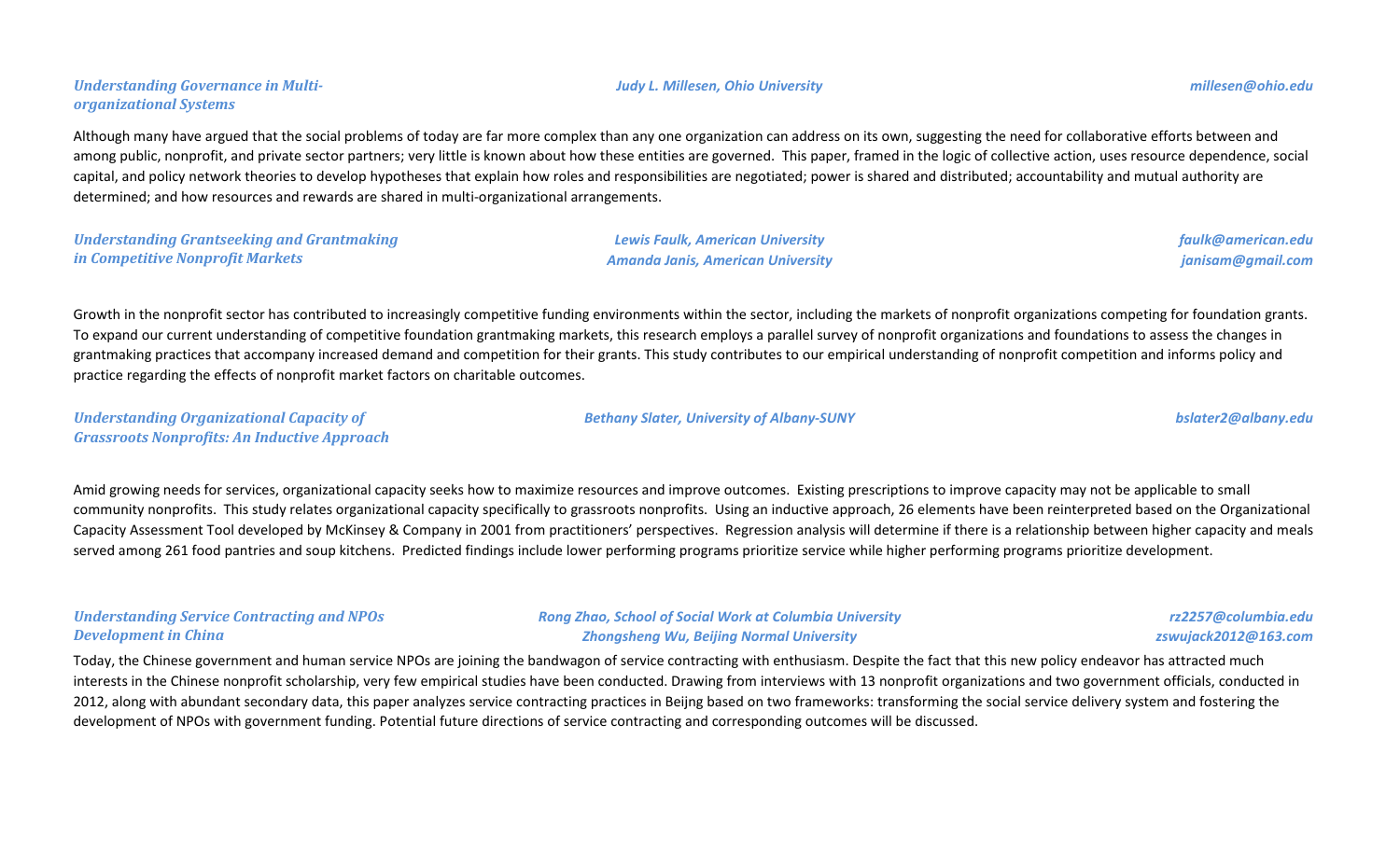***Understanding Governance in Multi-organizational Systems***

***Judy L. Millesen, Ohio University*** — ***millesen@ohio.edu***

Although many have argued that the social problems of today are far more complex than any one organization can address on its own, suggesting the need for collaborative efforts between and among public, nonprofit, and private sector partners; very little is known about how these entities are governed. This paper, framed in the logic of collective action, uses resource dependence, social capital, and policy network theories to develop hypotheses that explain how roles and responsibilities are negotiated; power is shared and distributed; accountability and mutual authority are determined; and how resources and rewards are shared in multi-organizational arrangements.

***Understanding Grantseeking and Grantmaking in Competitive Nonprofit Markets***

***Lewis Faulk, American University*** — ***faulk@american.edu***
***Amanda Janis, American University*** — ***janisam@gmail.com***

Growth in the nonprofit sector has contributed to increasingly competitive funding environments within the sector, including the markets of nonprofit organizations competing for foundation grants. To expand our current understanding of competitive foundation grantmaking markets, this research employs a parallel survey of nonprofit organizations and foundations to assess the changes in grantmaking practices that accompany increased demand and competition for their grants. This study contributes to our empirical understanding of nonprofit competition and informs policy and practice regarding the effects of nonprofit market factors on charitable outcomes.

***Understanding Organizational Capacity of Grassroots Nonprofits: An Inductive Approach***

***Bethany Slater, University of Albany-SUNY*** — ***bslater2@albany.edu***

Amid growing needs for services, organizational capacity seeks how to maximize resources and improve outcomes. Existing prescriptions to improve capacity may not be applicable to small community nonprofits. This study relates organizational capacity specifically to grassroots nonprofits. Using an inductive approach, 26 elements have been reinterpreted based on the Organizational Capacity Assessment Tool developed by McKinsey & Company in 2001 from practitioners' perspectives. Regression analysis will determine if there is a relationship between higher capacity and meals served among 261 food pantries and soup kitchens. Predicted findings include lower performing programs prioritize service while higher performing programs prioritize development.

***Understanding Service Contracting and NPOs Development in China***

***Rong Zhao, School of Social Work at Columbia University*** — ***rz2257@columbia.edu***
***Zhongsheng Wu, Beijing Normal University*** — ***zswujack2012@163.com***

Today, the Chinese government and human service NPOs are joining the bandwagon of service contracting with enthusiasm. Despite the fact that this new policy endeavor has attracted much interests in the Chinese nonprofit scholarship, very few empirical studies have been conducted. Drawing from interviews with 13 nonprofit organizations and two government officials, conducted in 2012, along with abundant secondary data, this paper analyzes service contracting practices in Beijng based on two frameworks: transforming the social service delivery system and fostering the development of NPOs with government funding. Potential future directions of service contracting and corresponding outcomes will be discussed.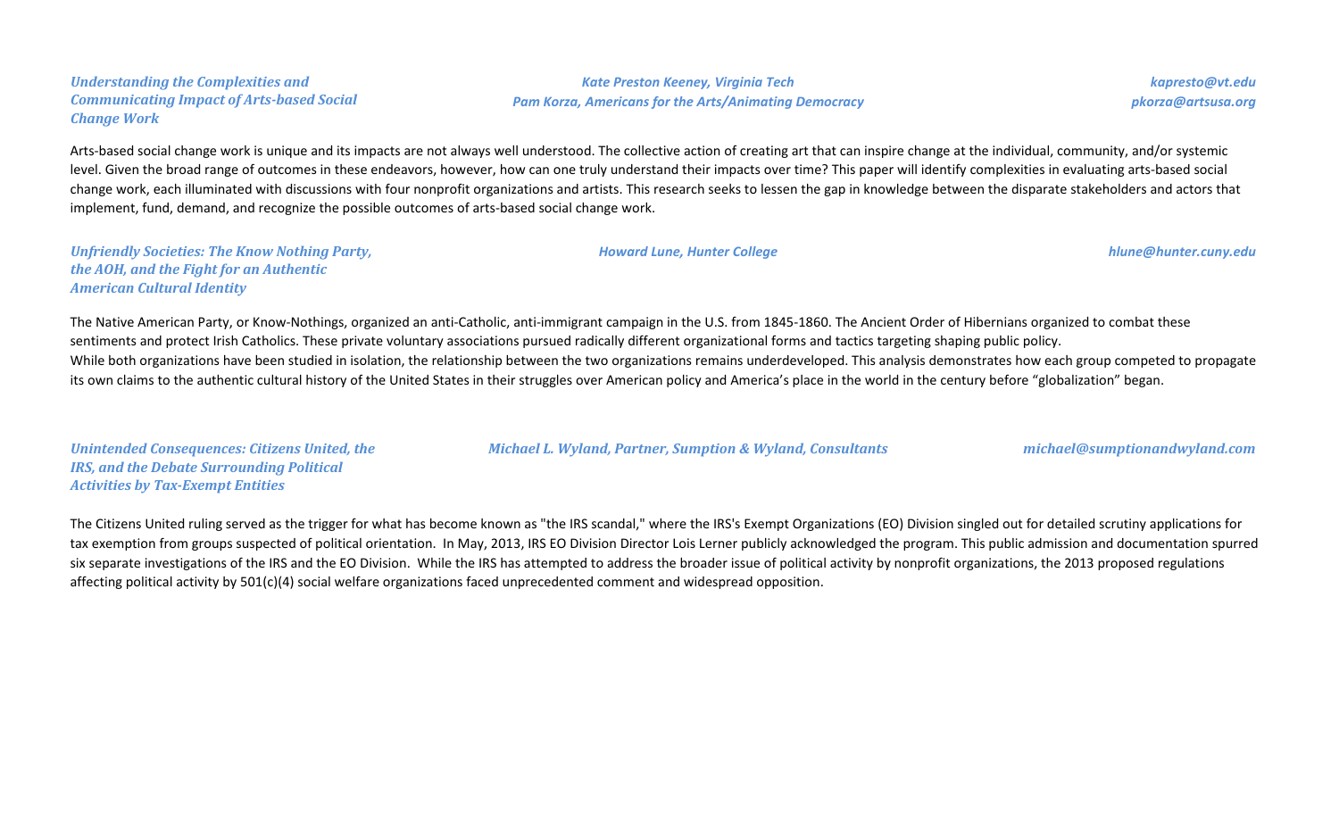***Understanding the Complexities and Communicating Impact of Arts-based Social Change Work***

***Kate Preston Keeney, Virginia Tech***
***Pam Korza, Americans for the Arts/Animating Democracy***

***kapresto@vt.edu***
***pkorza@artsusa.org***

Arts-based social change work is unique and its impacts are not always well understood. The collective action of creating art that can inspire change at the individual, community, and/or systemic level. Given the broad range of outcomes in these endeavors, however, how can one truly understand their impacts over time? This paper will identify complexities in evaluating arts-based social change work, each illuminated with discussions with four nonprofit organizations and artists. This research seeks to lessen the gap in knowledge between the disparate stakeholders and actors that implement, fund, demand, and recognize the possible outcomes of arts-based social change work.

***Unfriendly Societies: The Know Nothing Party, the AOH, and the Fight for an Authentic American Cultural Identity***

***Howard Lune, Hunter College***

***hlune@hunter.cuny.edu***

The Native American Party, or Know-Nothings, organized an anti-Catholic, anti-immigrant campaign in the U.S. from 1845-1860. The Ancient Order of Hibernians organized to combat these sentiments and protect Irish Catholics. These private voluntary associations pursued radically different organizational forms and tactics targeting shaping public policy.
While both organizations have been studied in isolation, the relationship between the two organizations remains underdeveloped. This analysis demonstrates how each group competed to propagate its own claims to the authentic cultural history of the United States in their struggles over American policy and America's place in the world in the century before "globalization" began.

***Unintended Consequences: Citizens United, the IRS, and the Debate Surrounding Political Activities by Tax-Exempt Entities***

***Michael L. Wyland, Partner, Sumption & Wyland, Consultants***

***michael@sumptionandwyland.com***

The Citizens United ruling served as the trigger for what has become known as "the IRS scandal," where the IRS's Exempt Organizations (EO) Division singled out for detailed scrutiny applications for tax exemption from groups suspected of political orientation. In May, 2013, IRS EO Division Director Lois Lerner publicly acknowledged the program. This public admission and documentation spurred six separate investigations of the IRS and the EO Division. While the IRS has attempted to address the broader issue of political activity by nonprofit organizations, the 2013 proposed regulations affecting political activity by 501(c)(4) social welfare organizations faced unprecedented comment and widespread opposition.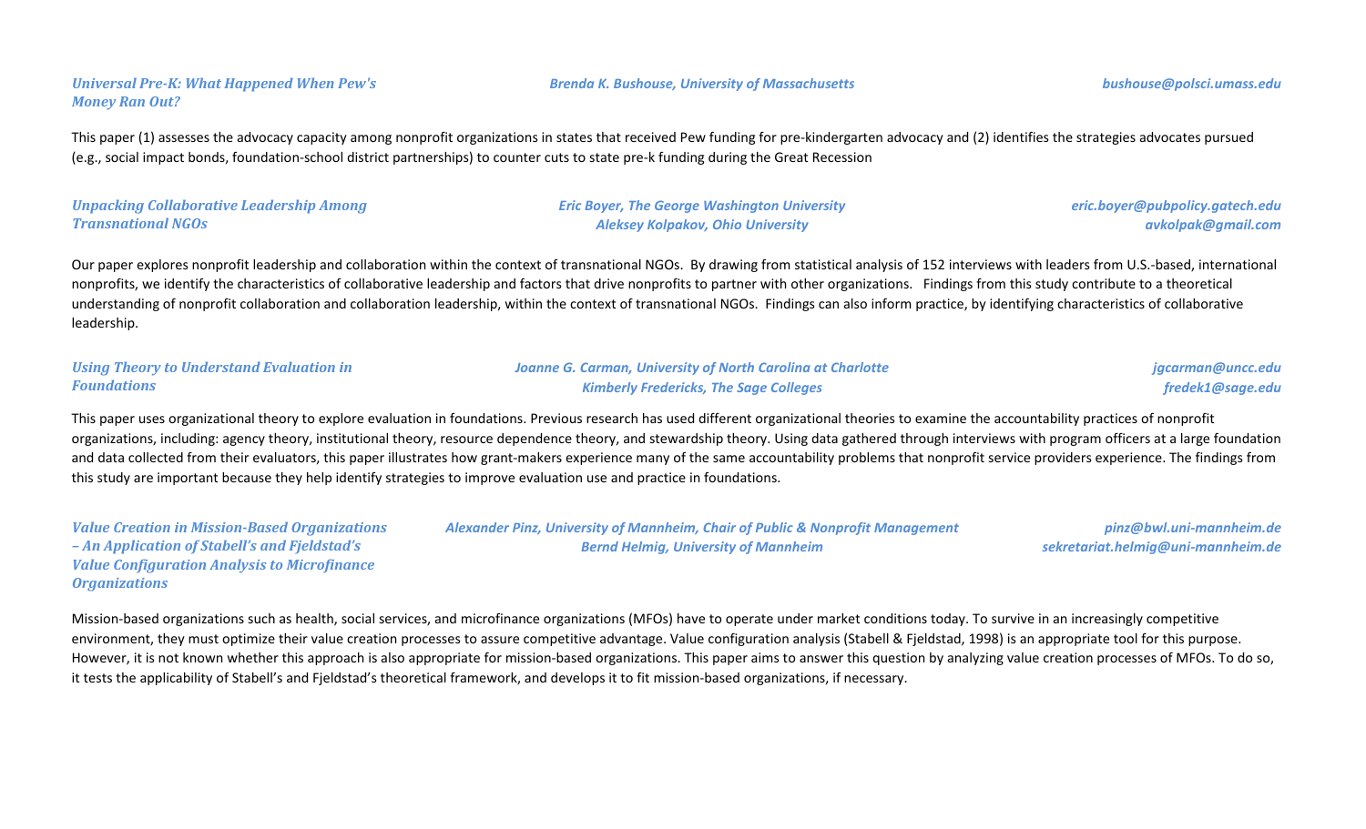*Universal Pre-K: What Happened When Pew's Money Ran Out?*

*Brenda K. Bushouse, University of Massachusetts*

*bushouse@polsci.umass.edu*

This paper (1) assesses the advocacy capacity among nonprofit organizations in states that received Pew funding for pre-kindergarten advocacy and (2) identifies the strategies advocates pursued (e.g., social impact bonds, foundation-school district partnerships) to counter cuts to state pre-k funding during the Great Recession

*Unpacking Collaborative Leadership Among Transnational NGOs*

*Eric Boyer, The George Washington University*
*Aleksey Kolpakov, Ohio University*

*eric.boyer@pubpolicy.gatech.edu*
*avkolpak@gmail.com*

Our paper explores nonprofit leadership and collaboration within the context of transnational NGOs. By drawing from statistical analysis of 152 interviews with leaders from U.S.-based, international nonprofits, we identify the characteristics of collaborative leadership and factors that drive nonprofits to partner with other organizations. Findings from this study contribute to a theoretical understanding of nonprofit collaboration and collaboration leadership, within the context of transnational NGOs. Findings can also inform practice, by identifying characteristics of collaborative leadership.

*Using Theory to Understand Evaluation in Foundations*

*Joanne G. Carman, University of North Carolina at Charlotte*
*Kimberly Fredericks, The Sage Colleges*

*jgcarman@uncc.edu*
*fredek1@sage.edu*

This paper uses organizational theory to explore evaluation in foundations. Previous research has used different organizational theories to examine the accountability practices of nonprofit organizations, including: agency theory, institutional theory, resource dependence theory, and stewardship theory. Using data gathered through interviews with program officers at a large foundation and data collected from their evaluators, this paper illustrates how grant-makers experience many of the same accountability problems that nonprofit service providers experience. The findings from this study are important because they help identify strategies to improve evaluation use and practice in foundations.

*Value Creation in Mission-Based Organizations – An Application of Stabell's and Fjeldstad's Value Configuration Analysis to Microfinance Organizations*

*Alexander Pinz, University of Mannheim, Chair of Public & Nonprofit Management*
*Bernd Helmig, University of Mannheim*

*pinz@bwl.uni-mannheim.de*
*sekretariat.helmig@uni-mannheim.de*

Mission-based organizations such as health, social services, and microfinance organizations (MFOs) have to operate under market conditions today. To survive in an increasingly competitive environment, they must optimize their value creation processes to assure competitive advantage. Value configuration analysis (Stabell & Fjeldstad, 1998) is an appropriate tool for this purpose. However, it is not known whether this approach is also appropriate for mission-based organizations. This paper aims to answer this question by analyzing value creation processes of MFOs. To do so, it tests the applicability of Stabell's and Fjeldstad's theoretical framework, and develops it to fit mission-based organizations, if necessary.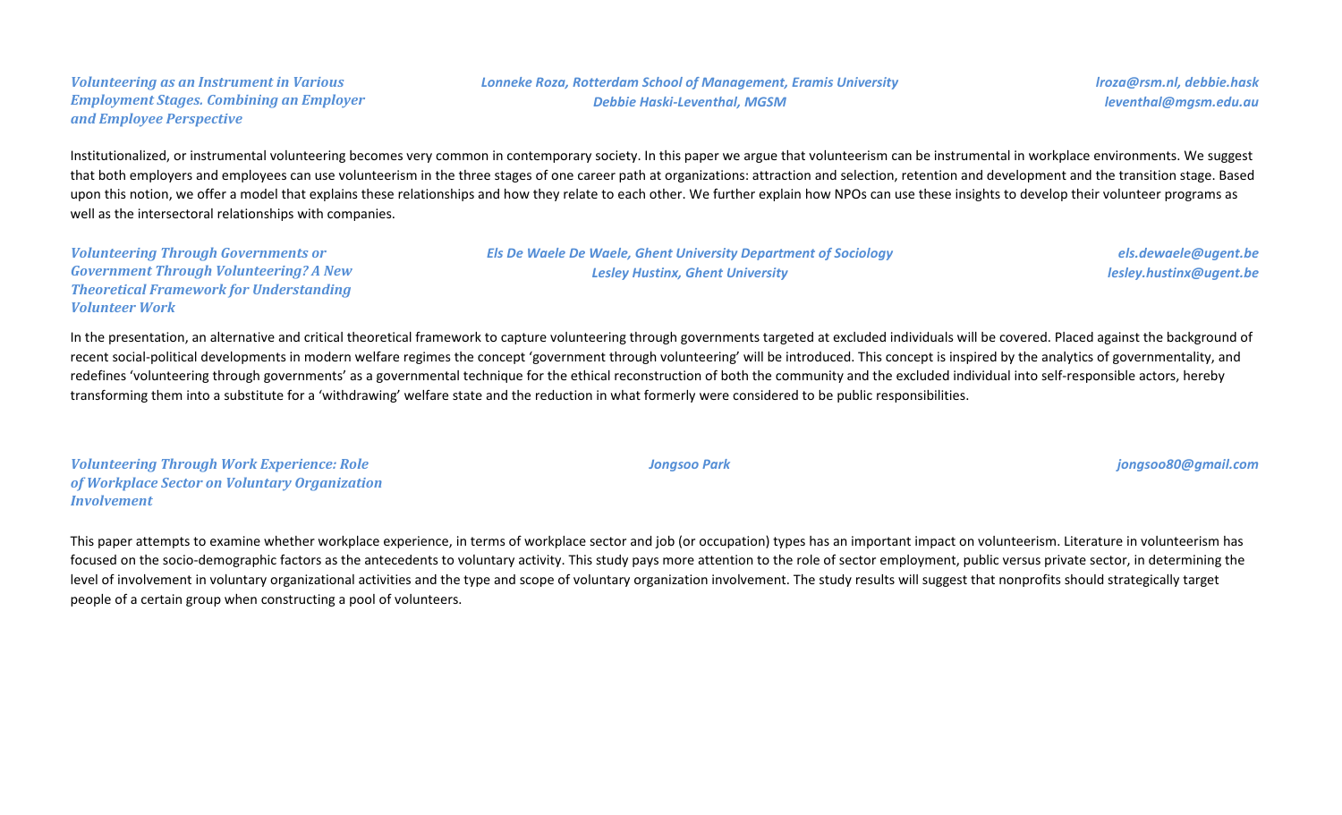***Volunteering as an Instrument in Various Employment Stages. Combining an Employer and Employee Perspective***

***Lonneke Roza, Rotterdam School of Management, Eramis University***
***Debbie Haski-Leventhal, MGSM***

***lroza@rsm.nl, debbie.hask leventhal@mgsm.edu.au***

Institutionalized, or instrumental volunteering becomes very common in contemporary society. In this paper we argue that volunteerism can be instrumental in workplace environments. We suggest that both employers and employees can use volunteerism in the three stages of one career path at organizations: attraction and selection, retention and development and the transition stage. Based upon this notion, we offer a model that explains these relationships and how they relate to each other. We further explain how NPOs can use these insights to develop their volunteer programs as well as the intersectoral relationships with companies.

***Volunteering Through Governments or Government Through Volunteering? A New Theoretical Framework for Understanding Volunteer Work***

***Els De Waele De Waele, Ghent University Department of Sociology***
***Lesley Hustinx, Ghent University***

***els.dewaele@ugent.be***
***lesley.hustinx@ugent.be***

In the presentation, an alternative and critical theoretical framework to capture volunteering through governments targeted at excluded individuals will be covered. Placed against the background of recent social-political developments in modern welfare regimes the concept 'government through volunteering' will be introduced. This concept is inspired by the analytics of governmentality, and redefines 'volunteering through governments' as a governmental technique for the ethical reconstruction of both the community and the excluded individual into self-responsible actors, hereby transforming them into a substitute for a 'withdrawing' welfare state and the reduction in what formerly were considered to be public responsibilities.

***Volunteering Through Work Experience: Role of Workplace Sector on Voluntary Organization Involvement***

***Jongsoo Park***

***jongsoo80@gmail.com***

This paper attempts to examine whether workplace experience, in terms of workplace sector and job (or occupation) types has an important impact on volunteerism. Literature in volunteerism has focused on the socio-demographic factors as the antecedents to voluntary activity. This study pays more attention to the role of sector employment, public versus private sector, in determining the level of involvement in voluntary organizational activities and the type and scope of voluntary organization involvement. The study results will suggest that nonprofits should strategically target people of a certain group when constructing a pool of volunteers.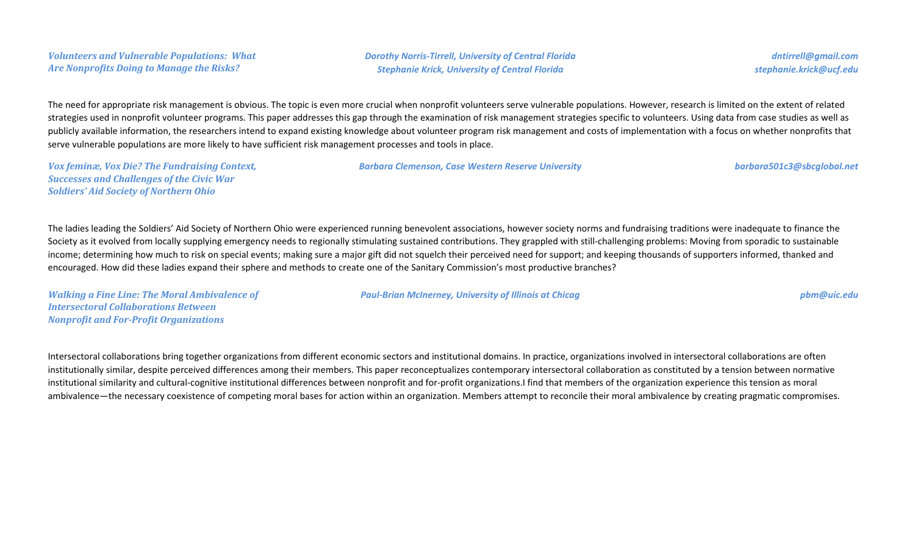***Volunteers and Vulnerable Populations: What Are Nonprofits Doing to Manage the Risks?***

***Dorothy Norris-Tirrell, University of Central Florida***
***Stephanie Krick, University of Central Florida***

***dntirrell@gmail.com***
***stephanie.krick@ucf.edu***

The need for appropriate risk management is obvious. The topic is even more crucial when nonprofit volunteers serve vulnerable populations. However, research is limited on the extent of related strategies used in nonprofit volunteer programs. This paper addresses this gap through the examination of risk management strategies specific to volunteers. Using data from case studies as well as publicly available information, the researchers intend to expand existing knowledge about volunteer program risk management and costs of implementation with a focus on whether nonprofits that serve vulnerable populations are more likely to have sufficient risk management processes and tools in place.

***Vox feminæ, Vox Die? The Fundraising Context, Successes and Challenges of the Civic War Soldiers' Aid Society of Northern Ohio***

***Barbara Clemenson, Case Western Reserve University***

***barbara501c3@sbcglobal.net***

The ladies leading the Soldiers' Aid Society of Northern Ohio were experienced running benevolent associations, however society norms and fundraising traditions were inadequate to finance the Society as it evolved from locally supplying emergency needs to regionally stimulating sustained contributions. They grappled with still-challenging problems: Moving from sporadic to sustainable income; determining how much to risk on special events; making sure a major gift did not squelch their perceived need for support; and keeping thousands of supporters informed, thanked and encouraged. How did these ladies expand their sphere and methods to create one of the Sanitary Commission's most productive branches?

***Walking a Fine Line: The Moral Ambivalence of Intersectoral Collaborations Between Nonprofit and For-Profit Organizations***

***Paul-Brian McInerney, University of Illinois at Chicag***

***pbm@uic.edu***

Intersectoral collaborations bring together organizations from different economic sectors and institutional domains. In practice, organizations involved in intersectoral collaborations are often institutionally similar, despite perceived differences among their members. This paper reconceptualizes contemporary intersectoral collaboration as constituted by a tension between normative institutional similarity and cultural-cognitive institutional differences between nonprofit and for-profit organizations.I find that members of the organization experience this tension as moral ambivalence—the necessary coexistence of competing moral bases for action within an organization. Members attempt to reconcile their moral ambivalence by creating pragmatic compromises.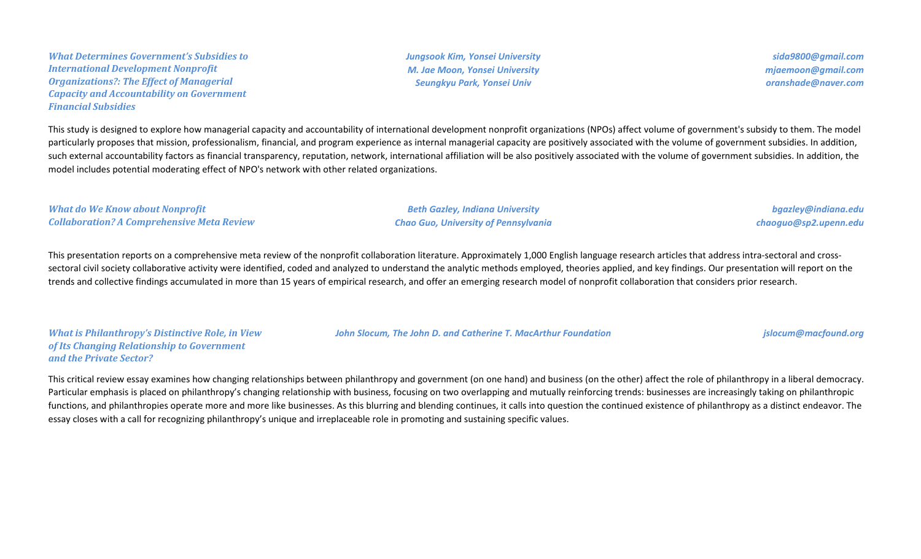***What Determines Government's Subsidies to International Development Nonprofit Organizations?: The Effect of Managerial Capacity and Accountability on Government Financial Subsidies***

***Jungsook Kim, Yonsei University***
***M. Jae Moon, Yonsei University***
***Seungkyu Park, Yonsei Univ***

***sida9800@gmail.com***
***mjaemoon@gmail.com***
***oranshade@naver.com***

This study is designed to explore how managerial capacity and accountability of international development nonprofit organizations (NPOs) affect volume of government's subsidy to them. The model particularly proposes that mission, professionalism, financial, and program experience as internal managerial capacity are positively associated with the volume of government subsidies. In addition, such external accountability factors as financial transparency, reputation, network, international affiliation will be also positively associated with the volume of government subsidies. In addition, the model includes potential moderating effect of NPO's network with other related organizations.

***What do We Know about Nonprofit Collaboration? A Comprehensive Meta Review***

***Beth Gazley, Indiana University***
***Chao Guo, University of Pennsylvania***

***bgazley@indiana.edu***
***chaoguo@sp2.upenn.edu***

This presentation reports on a comprehensive meta review of the nonprofit collaboration literature. Approximately 1,000 English language research articles that address intra-sectoral and cross-sectoral civil society collaborative activity were identified, coded and analyzed to understand the analytic methods employed, theories applied, and key findings. Our presentation will report on the trends and collective findings accumulated in more than 15 years of empirical research, and offer an emerging research model of nonprofit collaboration that considers prior research.

***What is Philanthropy's Distinctive Role, in View of Its Changing Relationship to Government and the Private Sector?***

***John Slocum, The John D. and Catherine T. MacArthur Foundation***

***jslocum@macfound.org***

This critical review essay examines how changing relationships between philanthropy and government (on one hand) and business (on the other) affect the role of philanthropy in a liberal democracy. Particular emphasis is placed on philanthropy's changing relationship with business, focusing on two overlapping and mutually reinforcing trends: businesses are increasingly taking on philanthropic functions, and philanthropies operate more and more like businesses. As this blurring and blending continues, it calls into question the continued existence of philanthropy as a distinct endeavor. The essay closes with a call for recognizing philanthropy's unique and irreplaceable role in promoting and sustaining specific values.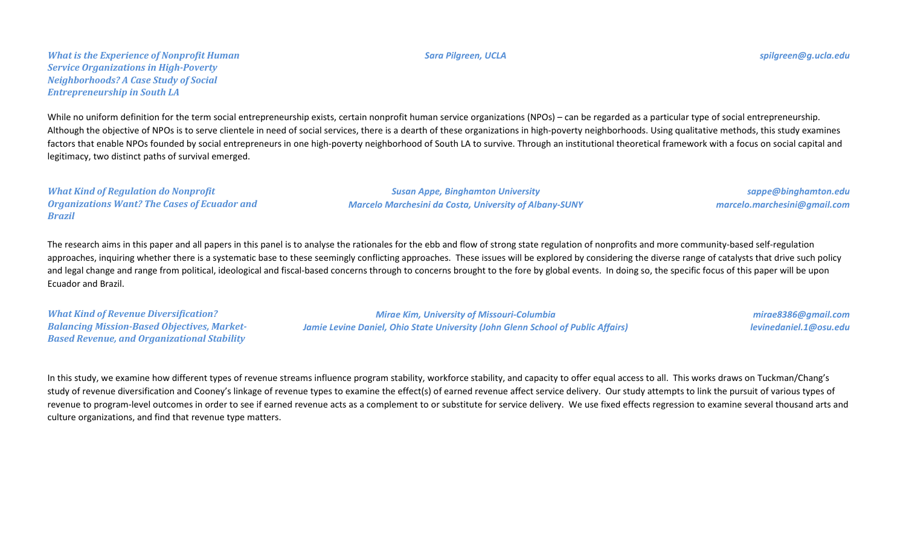***What is the Experience of Nonprofit Human Service Organizations in High-Poverty Neighborhoods? A Case Study of Social Entrepreneurship in South LA***

***Sara Pilgreen, UCLA*** — ***spilgreen@g.ucla.edu***

While no uniform definition for the term social entrepreneurship exists, certain nonprofit human service organizations (NPOs) – can be regarded as a particular type of social entrepreneurship. Although the objective of NPOs is to serve clientele in need of social services, there is a dearth of these organizations in high-poverty neighborhoods. Using qualitative methods, this study examines factors that enable NPOs founded by social entrepreneurs in one high-poverty neighborhood of South LA to survive. Through an institutional theoretical framework with a focus on social capital and legitimacy, two distinct paths of survival emerged.

***What Kind of Regulation do Nonprofit Organizations Want? The Cases of Ecuador and Brazil***

***Susan Appe, Binghamton University*** — ***sappe@binghamton.edu***
***Marcelo Marchesini da Costa, University of Albany-SUNY*** — ***marcelo.marchesini@gmail.com***

The research aims in this paper and all papers in this panel is to analyse the rationales for the ebb and flow of strong state regulation of nonprofits and more community-based self-regulation approaches, inquiring whether there is a systematic base to these seemingly conflicting approaches. These issues will be explored by considering the diverse range of catalysts that drive such policy and legal change and range from political, ideological and fiscal-based concerns through to concerns brought to the fore by global events. In doing so, the specific focus of this paper will be upon Ecuador and Brazil.

***What Kind of Revenue Diversification? Balancing Mission-Based Objectives, Market-Based Revenue, and Organizational Stability***

***Mirae Kim, University of Missouri-Columbia*** — ***mirae8386@gmail.com***
***Jamie Levine Daniel, Ohio State University (John Glenn School of Public Affairs)*** — ***levinedaniel.1@osu.edu***

In this study, we examine how different types of revenue streams influence program stability, workforce stability, and capacity to offer equal access to all. This works draws on Tuckman/Chang's study of revenue diversification and Cooney's linkage of revenue types to examine the effect(s) of earned revenue affect service delivery. Our study attempts to link the pursuit of various types of revenue to program-level outcomes in order to see if earned revenue acts as a complement to or substitute for service delivery. We use fixed effects regression to examine several thousand arts and culture organizations, and find that revenue type matters.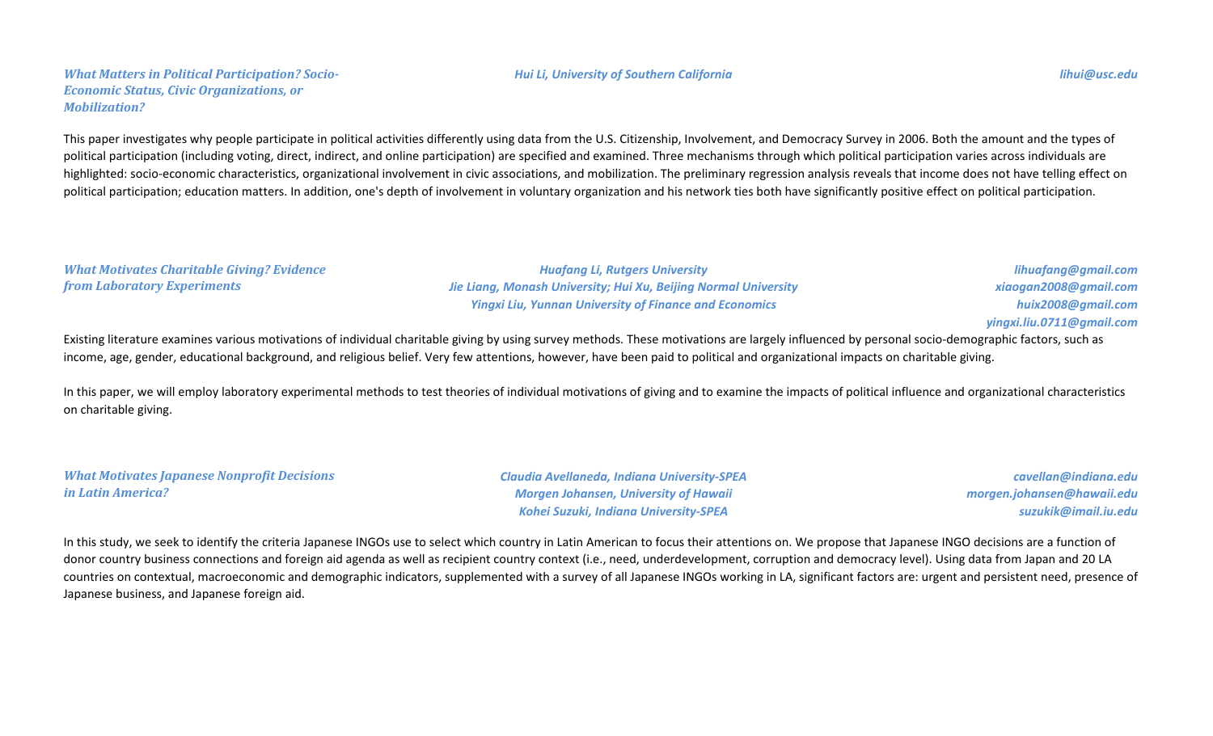### *What Matters in Political Participation? Socio-Economic Status, Civic Organizations, or Mobilization?*

*Hui Li, University of Southern California*

*lihui@usc.edu*

This paper investigates why people participate in political activities differently using data from the U.S. Citizenship, Involvement, and Democracy Survey in 2006. Both the amount and the types of political participation (including voting, direct, indirect, and online participation) are specified and examined. Three mechanisms through which political participation varies across individuals are highlighted: socio-economic characteristics, organizational involvement in civic associations, and mobilization. The preliminary regression analysis reveals that income does not have telling effect on political participation; education matters. In addition, one's depth of involvement in voluntary organization and his network ties both have significantly positive effect on political participation.

### *What Motivates Charitable Giving? Evidence from Laboratory Experiments*

*Huafang Li, Rutgers University*
*Jie Liang, Monash University; Hui Xu, Beijing Normal University*
*Yingxi Liu, Yunnan University of Finance and Economics*

*lihuafang@gmail.com*
*xiaogan2008@gmail.com*
*huix2008@gmail.com*
*yingxi.liu.0711@gmail.com*

Existing literature examines various motivations of individual charitable giving by using survey methods. These motivations are largely influenced by personal socio-demographic factors, such as income, age, gender, educational background, and religious belief. Very few attentions, however, have been paid to political and organizational impacts on charitable giving.

In this paper, we will employ laboratory experimental methods to test theories of individual motivations of giving and to examine the impacts of political influence and organizational characteristics on charitable giving.

### *What Motivates Japanese Nonprofit Decisions in Latin America?*

*Claudia Avellaneda, Indiana University-SPEA*
*Morgen Johansen, University of Hawaii*
*Kohei Suzuki, Indiana University-SPEA*

*cavellan@indiana.edu*
*morgen.johansen@hawaii.edu*
*suzukik@imail.iu.edu*

In this study, we seek to identify the criteria Japanese INGOs use to select which country in Latin American to focus their attentions on. We propose that Japanese INGO decisions are a function of donor country business connections and foreign aid agenda as well as recipient country context (i.e., need, underdevelopment, corruption and democracy level). Using data from Japan and 20 LA countries on contextual, macroeconomic and demographic indicators, supplemented with a survey of all Japanese INGOs working in LA, significant factors are: urgent and persistent need, presence of Japanese business, and Japanese foreign aid.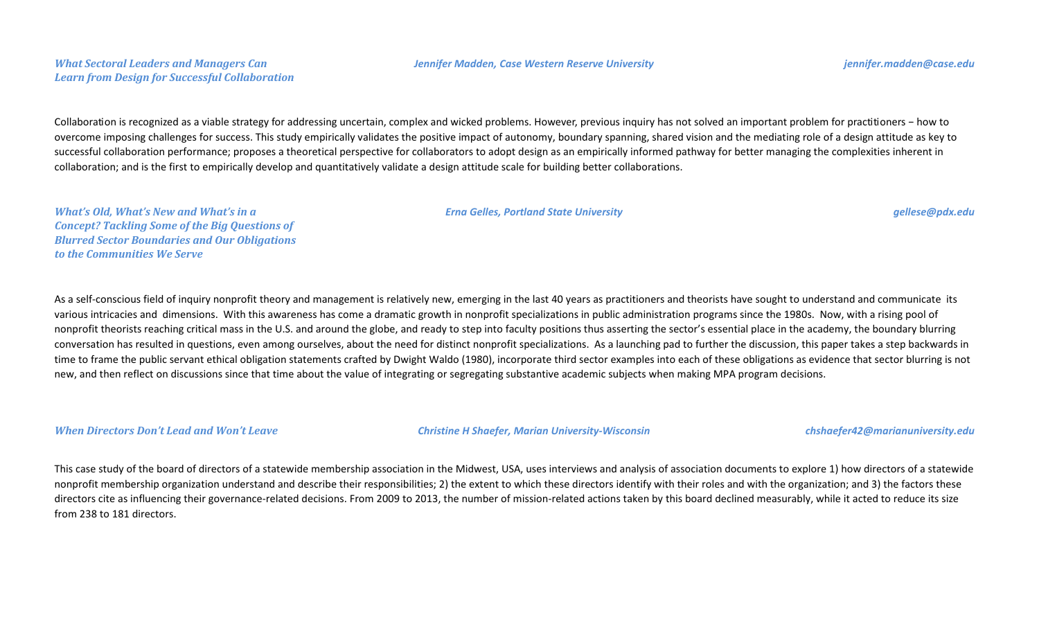***What Sectoral Leaders and Managers Can Learn from Design for Successful Collaboration*** — ***Jennifer Madden, Case Western Reserve University*** — ***jennifer.madden@case.edu***

Collaboration is recognized as a viable strategy for addressing uncertain, complex and wicked problems. However, previous inquiry has not solved an important problem for practitioners – how to overcome imposing challenges for success. This study empirically validates the positive impact of autonomy, boundary spanning, shared vision and the mediating role of a design attitude as key to successful collaboration performance; proposes a theoretical perspective for collaborators to adopt design as an empirically informed pathway for better managing the complexities inherent in collaboration; and is the first to empirically develop and quantitatively validate a design attitude scale for building better collaborations.

***What's Old, What's New and What's in a Concept? Tackling Some of the Big Questions of Blurred Sector Boundaries and Our Obligations to the Communities We Serve*** — ***Erna Gelles, Portland State University*** — ***gellese@pdx.edu***

As a self-conscious field of inquiry nonprofit theory and management is relatively new, emerging in the last 40 years as practitioners and theorists have sought to understand and communicate its various intricacies and dimensions. With this awareness has come a dramatic growth in nonprofit specializations in public administration programs since the 1980s. Now, with a rising pool of nonprofit theorists reaching critical mass in the U.S. and around the globe, and ready to step into faculty positions thus asserting the sector's essential place in the academy, the boundary blurring conversation has resulted in questions, even among ourselves, about the need for distinct nonprofit specializations. As a launching pad to further the discussion, this paper takes a step backwards in time to frame the public servant ethical obligation statements crafted by Dwight Waldo (1980), incorporate third sector examples into each of these obligations as evidence that sector blurring is not new, and then reflect on discussions since that time about the value of integrating or segregating substantive academic subjects when making MPA program decisions.

***When Directors Don't Lead and Won't Leave*** — ***Christine H Shaefer, Marian University-Wisconsin*** — ***chshaefer42@marianuniversity.edu***

This case study of the board of directors of a statewide membership association in the Midwest, USA, uses interviews and analysis of association documents to explore 1) how directors of a statewide nonprofit membership organization understand and describe their responsibilities; 2) the extent to which these directors identify with their roles and with the organization; and 3) the factors these directors cite as influencing their governance-related decisions. From 2009 to 2013, the number of mission-related actions taken by this board declined measurably, while it acted to reduce its size from 238 to 181 directors.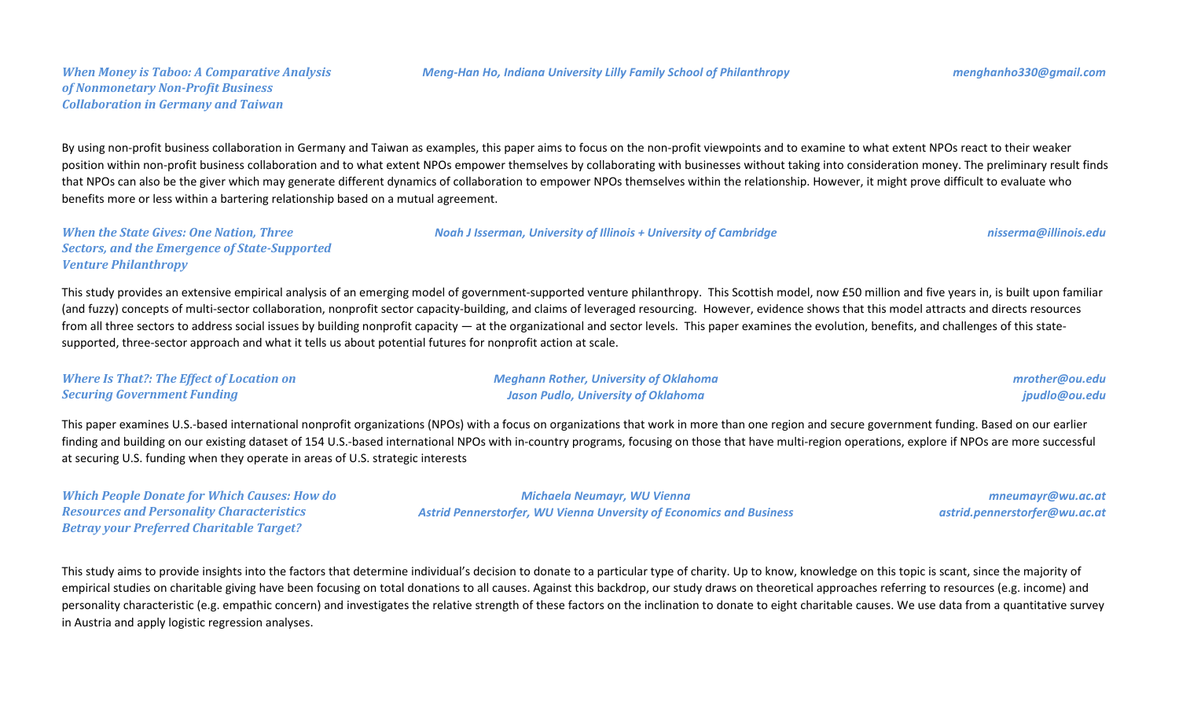***When Money is Taboo: A Comparative Analysis of Nonmonetary Non-Profit Business Collaboration in Germany and Taiwan***

***Meng-Han Ho, Indiana University Lilly Family School of Philanthropy***

***menghanho330@gmail.com***

By using non-profit business collaboration in Germany and Taiwan as examples, this paper aims to focus on the non-profit viewpoints and to examine to what extent NPOs react to their weaker position within non-profit business collaboration and to what extent NPOs empower themselves by collaborating with businesses without taking into consideration money. The preliminary result finds that NPOs can also be the giver which may generate different dynamics of collaboration to empower NPOs themselves within the relationship. However, it might prove difficult to evaluate who benefits more or less within a bartering relationship based on a mutual agreement.

***When the State Gives: One Nation, Three Sectors, and the Emergence of State-Supported Venture Philanthropy***

***Noah J Isserman, University of Illinois + University of Cambridge***

***nisserma@illinois.edu***

This study provides an extensive empirical analysis of an emerging model of government-supported venture philanthropy. This Scottish model, now £50 million and five years in, is built upon familiar (and fuzzy) concepts of multi-sector collaboration, nonprofit sector capacity-building, and claims of leveraged resourcing. However, evidence shows that this model attracts and directs resources from all three sectors to address social issues by building nonprofit capacity — at the organizational and sector levels. This paper examines the evolution, benefits, and challenges of this state-supported, three-sector approach and what it tells us about potential futures for nonprofit action at scale.

***Where Is That?: The Effect of Location on Securing Government Funding***

***Meghann Rother, University of Oklahoma***
***Jason Pudlo, University of Oklahoma***

***mrother@ou.edu***
***jpudlo@ou.edu***

This paper examines U.S.-based international nonprofit organizations (NPOs) with a focus on organizations that work in more than one region and secure government funding. Based on our earlier finding and building on our existing dataset of 154 U.S.-based international NPOs with in-country programs, focusing on those that have multi-region operations, explore if NPOs are more successful at securing U.S. funding when they operate in areas of U.S. strategic interests

***Which People Donate for Which Causes: How do Resources and Personality Characteristics Betray your Preferred Charitable Target?***

***Michaela Neumayr, WU Vienna***
***Astrid Pennerstorfer, WU Vienna Unversity of Economics and Business***

***mneumayr@wu.ac.at***
***astrid.pennerstorfer@wu.ac.at***

This study aims to provide insights into the factors that determine individual's decision to donate to a particular type of charity. Up to know, knowledge on this topic is scant, since the majority of empirical studies on charitable giving have been focusing on total donations to all causes. Against this backdrop, our study draws on theoretical approaches referring to resources (e.g. income) and personality characteristic (e.g. empathic concern) and investigates the relative strength of these factors on the inclination to donate to eight charitable causes. We use data from a quantitative survey in Austria and apply logistic regression analyses.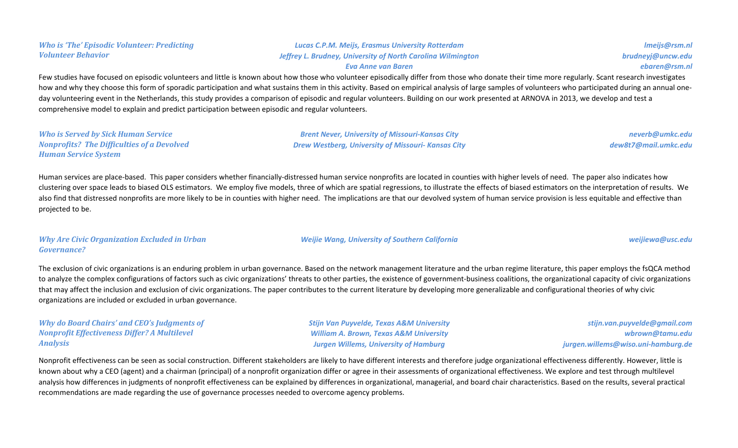### *Who is 'The' Episodic Volunteer: Predicting Volunteer Behavior*

***Lucas C.P.M. Meijs, Erasmus University Rotterdam*** — ***lmeijs@rsm.nl***
***Jeffrey L. Brudney, University of North Carolina Wilmington*** — ***brudneyj@uncw.edu***
***Eva Anne van Baren*** — ***ebaren@rsm.nl***

Few studies have focused on episodic volunteers and little is known about how those who volunteer episodically differ from those who donate their time more regularly. Scant research investigates how and why they choose this form of sporadic participation and what sustains them in this activity. Based on empirical analysis of large samples of volunteers who participated during an annual one-day volunteering event in the Netherlands, this study provides a comparison of episodic and regular volunteers. Building on our work presented at ARNOVA in 2013, we develop and test a comprehensive model to explain and predict participation between episodic and regular volunteers.

### *Who is Served by Sick Human Service Nonprofits? The Difficulties of a Devolved Human Service System*

***Brent Never, University of Missouri-Kansas City*** — ***neverb@umkc.edu***
***Drew Westberg, University of Missouri- Kansas City*** — ***dew8t7@mail.umkc.edu***

Human services are place-based. This paper considers whether financially-distressed human service nonprofits are located in counties with higher levels of need. The paper also indicates how clustering over space leads to biased OLS estimators. We employ five models, three of which are spatial regressions, to illustrate the effects of biased estimators on the interpretation of results. We also find that distressed nonprofits are more likely to be in counties with higher need. The implications are that our devolved system of human service provision is less equitable and effective than projected to be.

### *Why Are Civic Organization Excluded in Urban Governance?*

***Weijie Wang, University of Southern California*** — ***weijiewa@usc.edu***

The exclusion of civic organizations is an enduring problem in urban governance. Based on the network management literature and the urban regime literature, this paper employs the fsQCA method to analyze the complex configurations of factors such as civic organizations' threats to other parties, the existence of government-business coalitions, the organizational capacity of civic organizations that may affect the inclusion and exclusion of civic organizations. The paper contributes to the current literature by developing more generalizable and configurational theories of why civic organizations are included or excluded in urban governance.

### *Why do Board Chairs' and CEO's Judgments of Nonprofit Effectiveness Differ? A Multilevel Analysis*

***Stijn Van Puyvelde, Texas A&M University*** — ***stijn.van.puyvelde@gmail.com***
***William A. Brown, Texas A&M University*** — ***wbrown@tamu.edu***
***Jurgen Willems, University of Hamburg*** — ***jurgen.willems@wiso.uni-hamburg.de***

Nonprofit effectiveness can be seen as social construction. Different stakeholders are likely to have different interests and therefore judge organizational effectiveness differently. However, little is known about why a CEO (agent) and a chairman (principal) of a nonprofit organization differ or agree in their assessments of organizational effectiveness. We explore and test through multilevel analysis how differences in judgments of nonprofit effectiveness can be explained by differences in organizational, managerial, and board chair characteristics. Based on the results, several practical recommendations are made regarding the use of governance processes needed to overcome agency problems.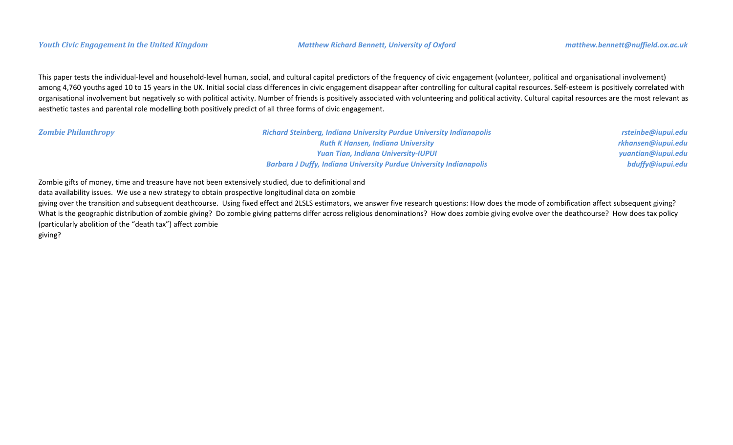### *Youth Civic Engagement in the United Kingdom*

*Matthew Richard Bennett, University of Oxford* — *matthew.bennett@nuffield.ox.ac.uk*

This paper tests the individual-level and household-level human, social, and cultural capital predictors of the frequency of civic engagement (volunteer, political and organisational involvement) among 4,760 youths aged 10 to 15 years in the UK. Initial social class differences in civic engagement disappear after controlling for cultural capital resources. Self-esteem is positively correlated with organisational involvement but negatively so with political activity. Number of friends is positively associated with volunteering and political activity. Cultural capital resources are the most relevant as aesthetic tastes and parental role modelling both positively predict of all three forms of civic engagement.

### *Zombie Philanthropy*

*Richard Steinberg, Indiana University Purdue University Indianapolis* — *rsteinbe@iupui.edu*
*Ruth K Hansen, Indiana University* — *rkhansen@iupui.edu*
*Yuan Tian, Indiana University-IUPUI* — *yuantian@iupui.edu*
*Barbara J Duffy, Indiana University Purdue University Indianapolis* — *bduffy@iupui.edu*

Zombie gifts of money, time and treasure have not been extensively studied, due to definitional and data availability issues. We use a new strategy to obtain prospective longitudinal data on zombie giving over the transition and subsequent deathcourse. Using fixed effect and 2LSLS estimators, we answer five research questions: How does the mode of zombification affect subsequent giving? What is the geographic distribution of zombie giving? Do zombie giving patterns differ across religious denominations? How does zombie giving evolve over the deathcourse? How does tax policy (particularly abolition of the "death tax") affect zombie giving?